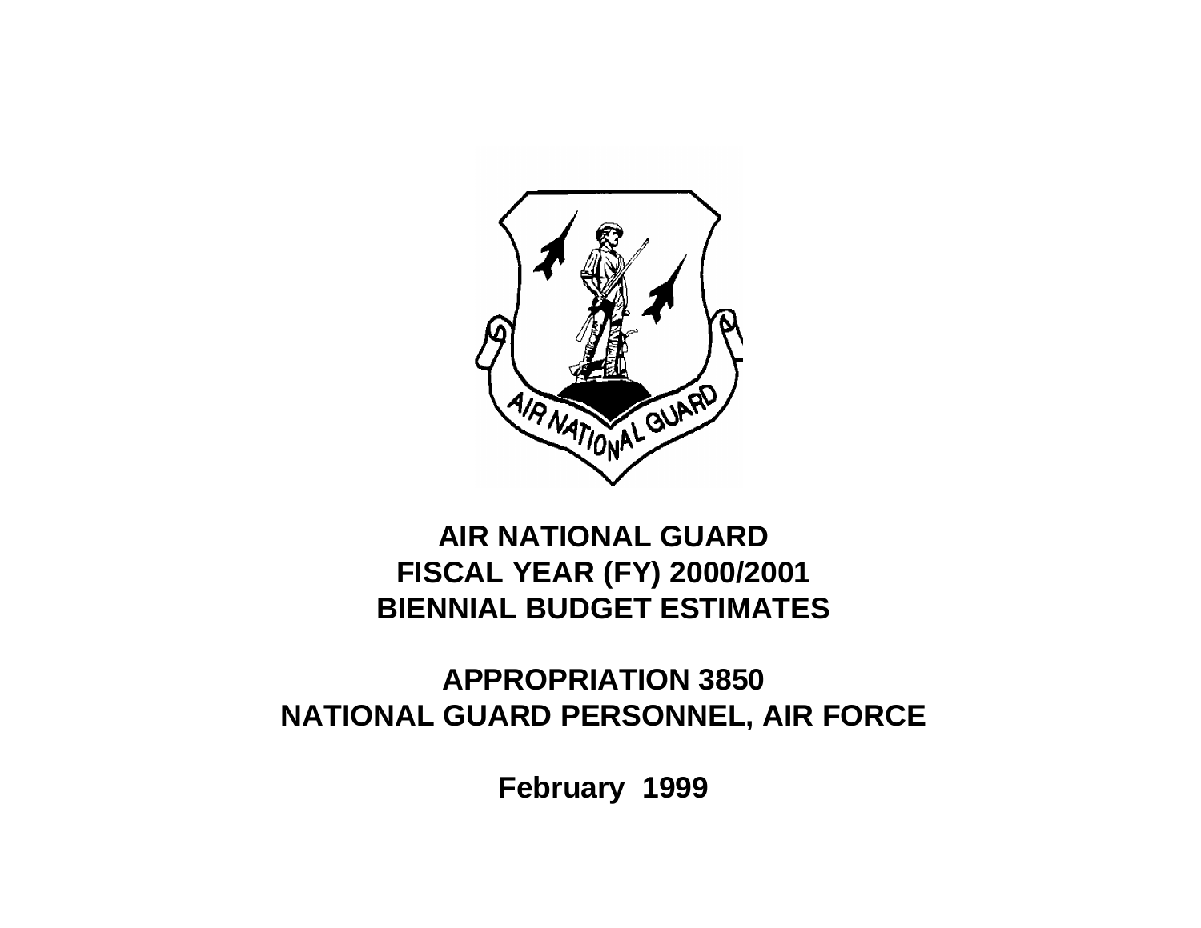# AIR NATIONAL GUARD
# FISCAL YEAR (FY) 2000/2001
# BIENNIAL BUDGET ESTIMATES

## APPROPRIATION 3850
## NATIONAL GUARD PERSONNEL, AIR FORCE

**February 1999**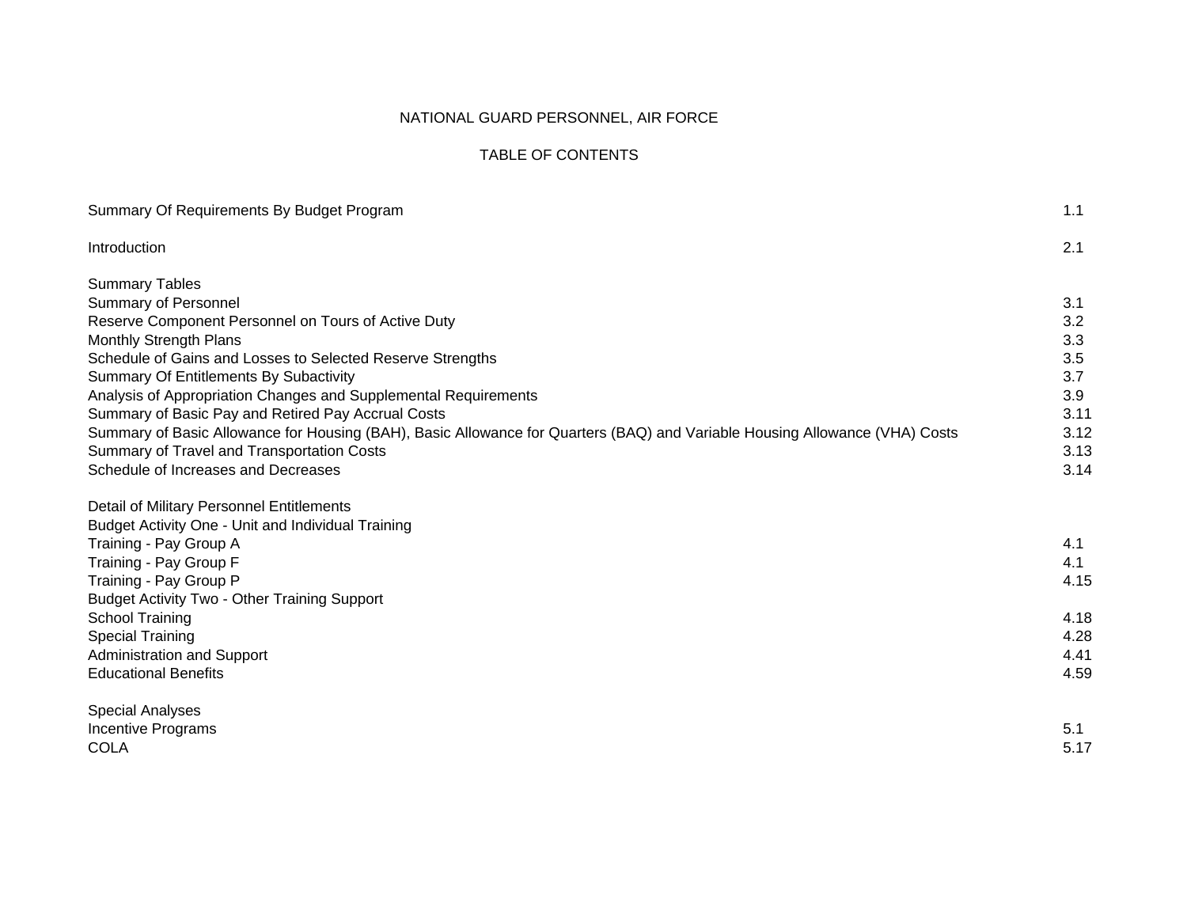# NATIONAL GUARD PERSONNEL, AIR FORCE

## TABLE OF CONTENTS

| | |
|---|---|
| Summary Of Requirements By Budget Program | 1.1 |
| Introduction | 2.1 |
| **Summary Tables** | |
| Summary of Personnel | 3.1 |
| Reserve Component Personnel on Tours of Active Duty | 3.2 |
| Monthly Strength Plans | 3.3 |
| Schedule of Gains and Losses to Selected Reserve Strengths | 3.5 |
| Summary Of Entitlements By Subactivity | 3.7 |
| Analysis of Appropriation Changes and Supplemental Requirements | 3.9 |
| Summary of Basic Pay and Retired Pay Accrual Costs | 3.11 |
| Summary of Basic Allowance for Housing (BAH), Basic Allowance for Quarters (BAQ) and Variable Housing Allowance (VHA) Costs | 3.12 |
| Summary of Travel and Transportation Costs | 3.13 |
| Schedule of Increases and Decreases | 3.14 |
| **Detail of Military Personnel Entitlements** | |
| Budget Activity One - Unit and Individual Training | |
| Training - Pay Group A | 4.1 |
| Training - Pay Group F | 4.1 |
| Training - Pay Group P | 4.15 |
| Budget Activity Two - Other Training Support | |
| School Training | 4.18 |
| Special Training | 4.28 |
| Administration and Support | 4.41 |
| Educational Benefits | 4.59 |
| **Special Analyses** | |
| Incentive Programs | 5.1 |
| COLA | 5.17 |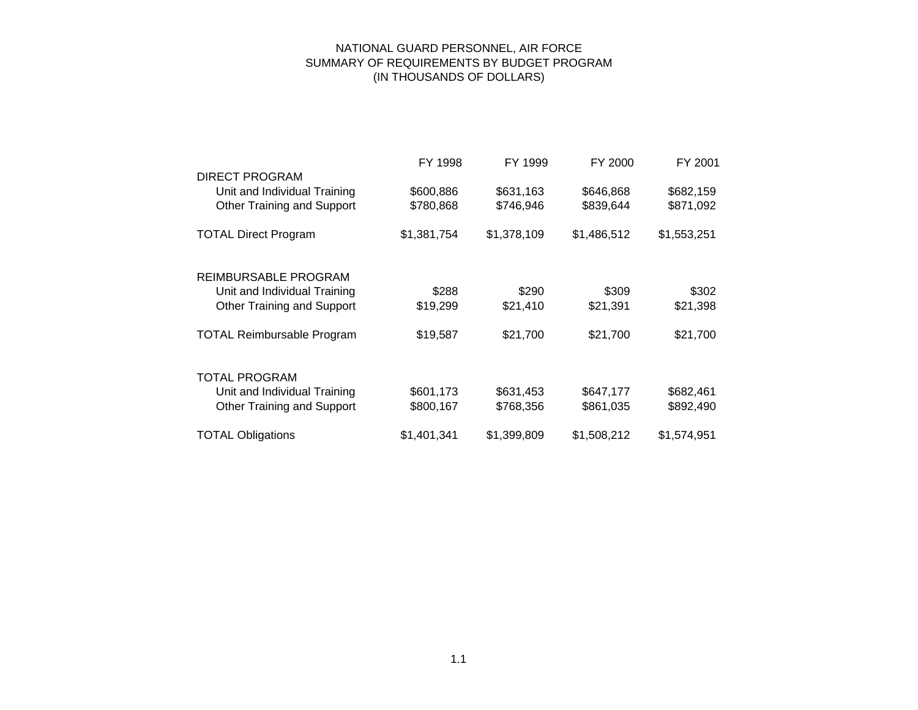# NATIONAL GUARD PERSONNEL, AIR FORCE
## SUMMARY OF REQUIREMENTS BY BUDGET PROGRAM
### (IN THOUSANDS OF DOLLARS)

| | FY 1998 | FY 1999 | FY 2000 | FY 2001 |
|---|---|---|---|---|
| DIRECT PROGRAM | | | | |
| Unit and Individual Training | $600,886 | $631,163 | $646,868 | $682,159 |
| Other Training and Support | $780,868 | $746,946 | $839,644 | $871,092 |
| TOTAL Direct Program | $1,381,754 | $1,378,109 | $1,486,512 | $1,553,251 |
| REIMBURSABLE PROGRAM | | | | |
| Unit and Individual Training | $288 | $290 | $309 | $302 |
| Other Training and Support | $19,299 | $21,410 | $21,391 | $21,398 |
| TOTAL Reimbursable Program | $19,587 | $21,700 | $21,700 | $21,700 |
| TOTAL PROGRAM | | | | |
| Unit and Individual Training | $601,173 | $631,453 | $647,177 | $682,461 |
| Other Training and Support | $800,167 | $768,356 | $861,035 | $892,490 |
| TOTAL Obligations | $1,401,341 | $1,399,809 | $1,508,212 | $1,574,951 |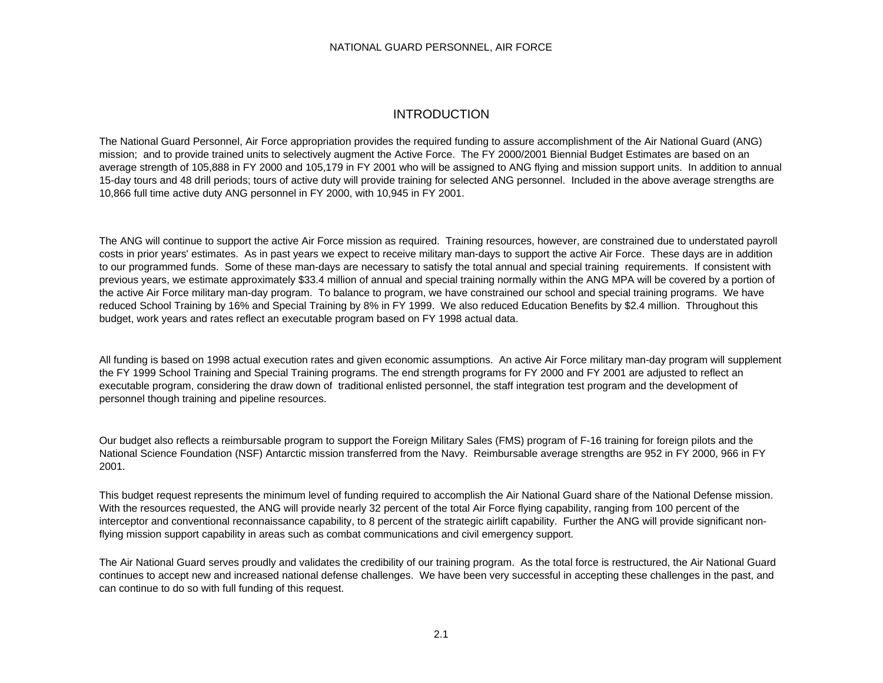# NATIONAL GUARD PERSONNEL, AIR FORCE

## INTRODUCTION

The National Guard Personnel, Air Force appropriation provides the required funding to assure accomplishment of the Air National Guard (ANG) mission; and to provide trained units to selectively augment the Active Force. The FY 2000/2001 Biennial Budget Estimates are based on an average strength of 105,888 in FY 2000 and 105,179 in FY 2001 who will be assigned to ANG flying and mission support units. In addition to annual 15-day tours and 48 drill periods; tours of active duty will provide training for selected ANG personnel. Included in the above average strengths are 10,866 full time active duty ANG personnel in FY 2000, with 10,945 in FY 2001.

The ANG will continue to support the active Air Force mission as required. Training resources, however, are constrained due to understated payroll costs in prior years' estimates. As in past years we expect to receive military man-days to support the active Air Force. These days are in addition to our programmed funds. Some of these man-days are necessary to satisfy the total annual and special training requirements. If consistent with previous years, we estimate approximately $33.4 million of annual and special training normally within the ANG MPA will be covered by a portion of the active Air Force military man-day program. To balance to program, we have constrained our school and special training programs. We have reduced School Training by 16% and Special Training by 8% in FY 1999. We also reduced Education Benefits by $2.4 million. Throughout this budget, work years and rates reflect an executable program based on FY 1998 actual data.

All funding is based on 1998 actual execution rates and given economic assumptions. An active Air Force military man-day program will supplement the FY 1999 School Training and Special Training programs. The end strength programs for FY 2000 and FY 2001 are adjusted to reflect an executable program, considering the draw down of traditional enlisted personnel, the staff integration test program and the development of personnel though training and pipeline resources.

Our budget also reflects a reimbursable program to support the Foreign Military Sales (FMS) program of F-16 training for foreign pilots and the National Science Foundation (NSF) Antarctic mission transferred from the Navy. Reimbursable average strengths are 952 in FY 2000, 966 in FY 2001.

This budget request represents the minimum level of funding required to accomplish the Air National Guard share of the National Defense mission. With the resources requested, the ANG will provide nearly 32 percent of the total Air Force flying capability, ranging from 100 percent of the interceptor and conventional reconnaissance capability, to 8 percent of the strategic airlift capability. Further the ANG will provide significant non-flying mission support capability in areas such as combat communications and civil emergency support.

The Air National Guard serves proudly and validates the credibility of our training program. As the total force is restructured, the Air National Guard continues to accept new and increased national defense challenges. We have been very successful in accepting these challenges in the past, and can continue to do so with full funding of this request.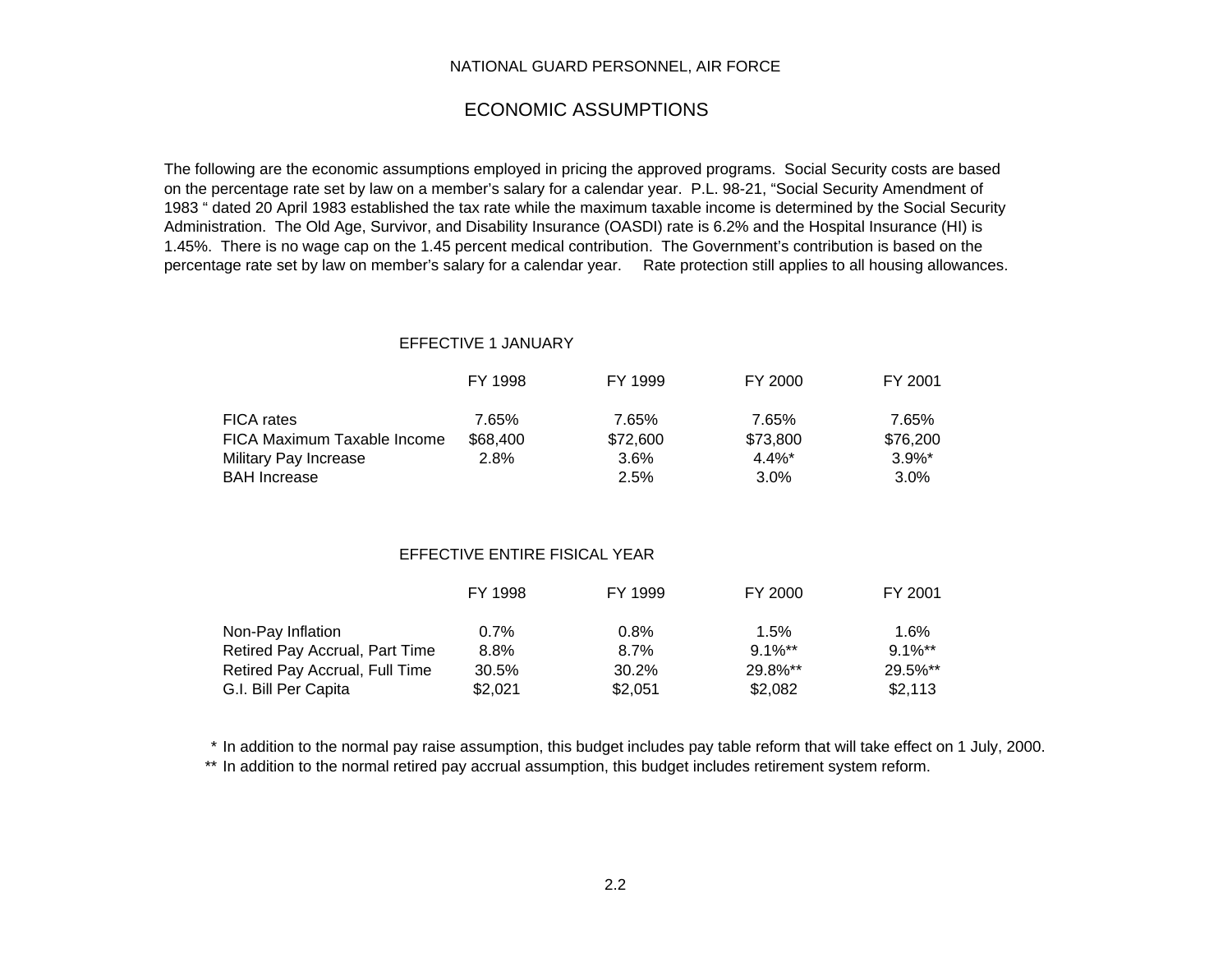# NATIONAL GUARD PERSONNEL, AIR FORCE

## ECONOMIC ASSUMPTIONS

The following are the economic assumptions employed in pricing the approved programs. Social Security costs are based on the percentage rate set by law on a member's salary for a calendar year. P.L. 98-21, "Social Security Amendment of 1983 " dated 20 April 1983 established the tax rate while the maximum taxable income is determined by the Social Security Administration. The Old Age, Survivor, and Disability Insurance (OASDI) rate is 6.2% and the Hospital Insurance (HI) is 1.45%. There is no wage cap on the 1.45 percent medical contribution. The Government's contribution is based on the percentage rate set by law on member's salary for a calendar year. Rate protection still applies to all housing allowances.

EFFECTIVE 1 JANUARY

| | FY 1998 | FY 1999 | FY 2000 | FY 2001 |
|---|---|---|---|---|
| FICA rates | 7.65% | 7.65% | 7.65% | 7.65% |
| FICA Maximum Taxable Income | $68,400 | $72,600 | $73,800 | $76,200 |
| Military Pay Increase | 2.8% | 3.6% | 4.4%* | 3.9%* |
| BAH Increase | | 2.5% | 3.0% | 3.0% |

EFFECTIVE ENTIRE FISICAL YEAR

| | FY 1998 | FY 1999 | FY 2000 | FY 2001 |
|---|---|---|---|---|
| Non-Pay Inflation | 0.7% | 0.8% | 1.5% | 1.6% |
| Retired Pay Accrual, Part Time | 8.8% | 8.7% | 9.1%** | 9.1%** |
| Retired Pay Accrual, Full Time | 30.5% | 30.2% | 29.8%** | 29.5%** |
| G.I. Bill Per Capita | $2,021 | $2,051 | $2,082 | $2,113 |

\* In addition to the normal pay raise assumption, this budget includes pay table reform that will take effect on 1 July, 2000.

\*\* In addition to the normal retired pay accrual assumption, this budget includes retirement system reform.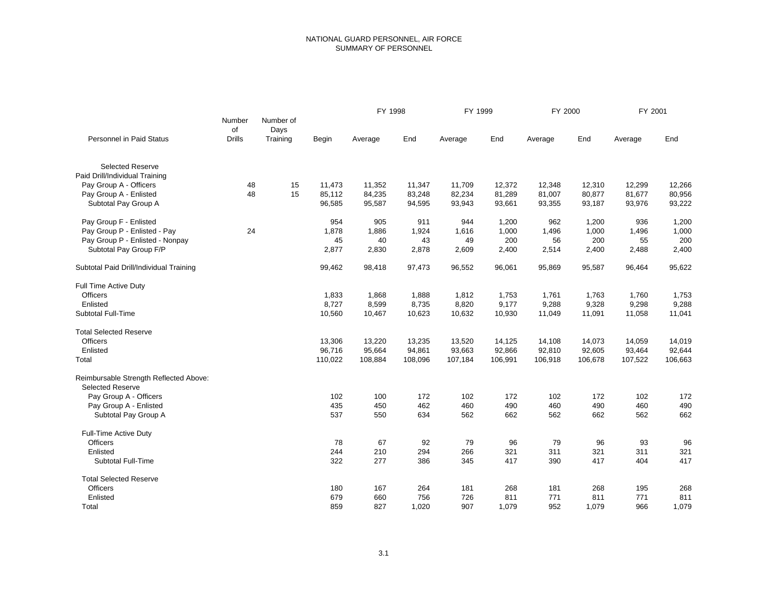# NATIONAL GUARD PERSONNEL, AIR FORCE
## SUMMARY OF PERSONNEL

| Personnel in Paid Status | Number of Drills | Number of Days Training | Begin | FY 1998 Average | FY 1998 End | FY 1999 Average | FY 1999 End | FY 2000 Average | FY 2000 End | FY 2001 Average | FY 2001 End |
|---|---|---|---|---|---|---|---|---|---|---|---|
| Selected Reserve | | | | | | | | | | | |
| Paid Drill/Individual Training | | | | | | | | | | | |
| Pay Group A - Officers | 48 | 15 | 11,473 | 11,352 | 11,347 | 11,709 | 12,372 | 12,348 | 12,310 | 12,299 | 12,266 |
| Pay Group A - Enlisted | 48 | 15 | 85,112 | 84,235 | 83,248 | 82,234 | 81,289 | 81,007 | 80,877 | 81,677 | 80,956 |
| Subtotal Pay Group A | | | 96,585 | 95,587 | 94,595 | 93,943 | 93,661 | 93,355 | 93,187 | 93,976 | 93,222 |
| Pay Group F - Enlisted | | | 954 | 905 | 911 | 944 | 1,200 | 962 | 1,200 | 936 | 1,200 |
| Pay Group P - Enlisted - Pay | 24 | | 1,878 | 1,886 | 1,924 | 1,616 | 1,000 | 1,496 | 1,000 | 1,496 | 1,000 |
| Pay Group P - Enlisted - Nonpay | | | 45 | 40 | 43 | 49 | 200 | 56 | 200 | 55 | 200 |
| Subtotal Pay Group F/P | | | 2,877 | 2,830 | 2,878 | 2,609 | 2,400 | 2,514 | 2,400 | 2,488 | 2,400 |
| Subtotal Paid Drill/Individual Training | | | 99,462 | 98,418 | 97,473 | 96,552 | 96,061 | 95,869 | 95,587 | 96,464 | 95,622 |
| Full Time Active Duty | | | | | | | | | | | |
| Officers | | | 1,833 | 1,868 | 1,888 | 1,812 | 1,753 | 1,761 | 1,763 | 1,760 | 1,753 |
| Enlisted | | | 8,727 | 8,599 | 8,735 | 8,820 | 9,177 | 9,288 | 9,328 | 9,298 | 9,288 |
| Subtotal Full-Time | | | 10,560 | 10,467 | 10,623 | 10,632 | 10,930 | 11,049 | 11,091 | 11,058 | 11,041 |
| Total Selected Reserve | | | | | | | | | | | |
| Officers | | | 13,306 | 13,220 | 13,235 | 13,520 | 14,125 | 14,108 | 14,073 | 14,059 | 14,019 |
| Enlisted | | | 96,716 | 95,664 | 94,861 | 93,663 | 92,866 | 92,810 | 92,605 | 93,464 | 92,644 |
| Total | | | 110,022 | 108,884 | 108,096 | 107,184 | 106,991 | 106,918 | 106,678 | 107,522 | 106,663 |
| Reimbursable Strength Reflected Above: | | | | | | | | | | | |
| Selected Reserve | | | | | | | | | | | |
| Pay Group A - Officers | | | 102 | 100 | 172 | 102 | 172 | 102 | 172 | 102 | 172 |
| Pay Group A - Enlisted | | | 435 | 450 | 462 | 460 | 490 | 460 | 490 | 460 | 490 |
| Subtotal Pay Group A | | | 537 | 550 | 634 | 562 | 662 | 562 | 662 | 562 | 662 |
| Full-Time Active Duty | | | | | | | | | | | |
| Officers | | | 78 | 67 | 92 | 79 | 96 | 79 | 96 | 93 | 96 |
| Enlisted | | | 244 | 210 | 294 | 266 | 321 | 311 | 321 | 311 | 321 |
| Subtotal Full-Time | | | 322 | 277 | 386 | 345 | 417 | 390 | 417 | 404 | 417 |
| Total Selected Reserve | | | | | | | | | | | |
| Officers | | | 180 | 167 | 264 | 181 | 268 | 181 | 268 | 195 | 268 |
| Enlisted | | | 679 | 660 | 756 | 726 | 811 | 771 | 811 | 771 | 811 |
| Total | | | 859 | 827 | 1,020 | 907 | 1,079 | 952 | 1,079 | 966 | 1,079 |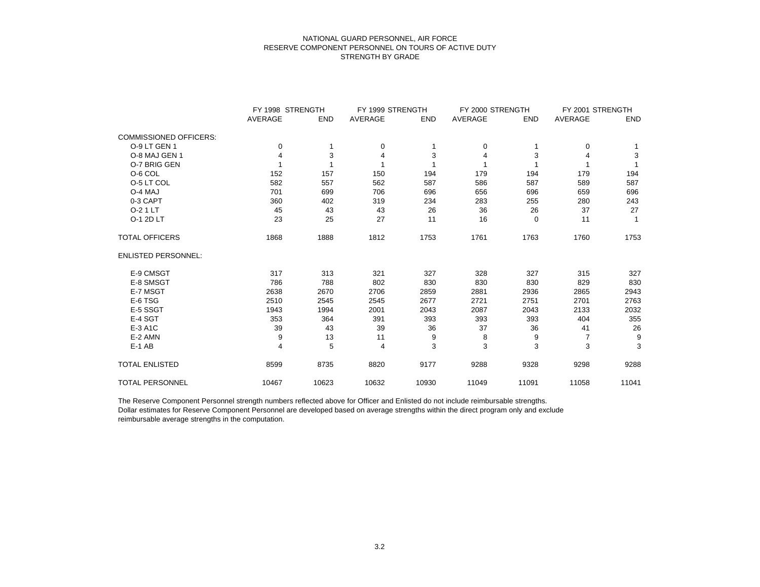NATIONAL GUARD PERSONNEL, AIR FORCE
RESERVE COMPONENT PERSONNEL ON TOURS OF ACTIVE DUTY
STRENGTH BY GRADE

| | FY 1998 STRENGTH | | FY 1999 STRENGTH | | FY 2000 STRENGTH | | FY 2001 STRENGTH | |
|---|---|---|---|---|---|---|---|---|
| | AVERAGE | END | AVERAGE | END | AVERAGE | END | AVERAGE | END |
| COMMISSIONED OFFICERS: | | | | | | | | |
| O-9 LT GEN 1 | 0 | 1 | 0 | 1 | 0 | 1 | 0 | 1 |
| O-8 MAJ GEN 1 | 4 | 3 | 4 | 3 | 4 | 3 | 4 | 3 |
| O-7 BRIG GEN | 1 | 1 | 1 | 1 | 1 | 1 | 1 | 1 |
| O-6 COL | 152 | 157 | 150 | 194 | 179 | 194 | 179 | 194 |
| O-5 LT COL | 582 | 557 | 562 | 587 | 586 | 587 | 589 | 587 |
| O-4 MAJ | 701 | 699 | 706 | 696 | 656 | 696 | 659 | 696 |
| 0-3 CAPT | 360 | 402 | 319 | 234 | 283 | 255 | 280 | 243 |
| O-2 1 LT | 45 | 43 | 43 | 26 | 36 | 26 | 37 | 27 |
| O-1 2D LT | 23 | 25 | 27 | 11 | 16 | 0 | 11 | 1 |
| TOTAL OFFICERS | 1868 | 1888 | 1812 | 1753 | 1761 | 1763 | 1760 | 1753 |
| ENLISTED PERSONNEL: | | | | | | | | |
| E-9 CMSGT | 317 | 313 | 321 | 327 | 328 | 327 | 315 | 327 |
| E-8 SMSGT | 786 | 788 | 802 | 830 | 830 | 830 | 829 | 830 |
| E-7 MSGT | 2638 | 2670 | 2706 | 2859 | 2881 | 2936 | 2865 | 2943 |
| E-6 TSG | 2510 | 2545 | 2545 | 2677 | 2721 | 2751 | 2701 | 2763 |
| E-5 SSGT | 1943 | 1994 | 2001 | 2043 | 2087 | 2043 | 2133 | 2032 |
| E-4 SGT | 353 | 364 | 391 | 393 | 393 | 393 | 404 | 355 |
| E-3 A1C | 39 | 43 | 39 | 36 | 37 | 36 | 41 | 26 |
| E-2 AMN | 9 | 13 | 11 | 9 | 8 | 9 | 7 | 9 |
| E-1 AB | 4 | 5 | 4 | 3 | 3 | 3 | 3 | 3 |
| TOTAL ENLISTED | 8599 | 8735 | 8820 | 9177 | 9288 | 9328 | 9298 | 9288 |
| TOTAL PERSONNEL | 10467 | 10623 | 10632 | 10930 | 11049 | 11091 | 11058 | 11041 |

The Reserve Component Personnel strength numbers reflected above for Officer and Enlisted do not include reimbursable strengths.
Dollar estimates for Reserve Component Personnel are developed based on average strengths within the direct program only and exclude reimbursable average strengths in the computation.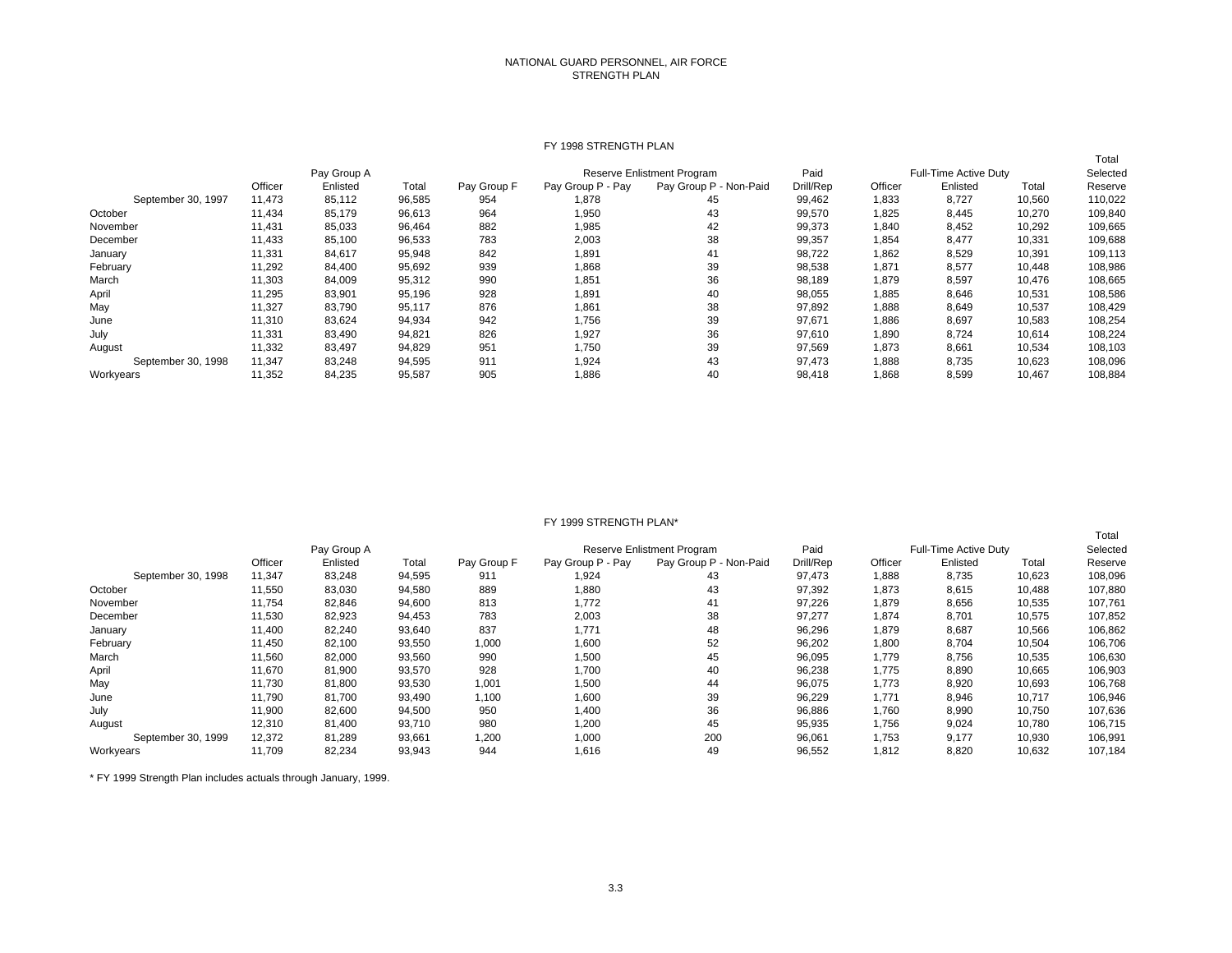NATIONAL GUARD PERSONNEL, AIR FORCE
STRENGTH PLAN

FY 1998 STRENGTH PLAN

| | Pay Group A | | | | Reserve Enlistment Program | | Paid | Full-Time Active Duty | | | Total Selected |
|---|---|---|---|---|---|---|---|---|---|---|---|
| | Officer | Enlisted | Total | Pay Group F | Pay Group P - Pay | Pay Group P - Non-Paid | Drill/Rep | Officer | Enlisted | Total | Reserve |
| September 30, 1997 | 11,473 | 85,112 | 96,585 | 954 | 1,878 | 45 | 99,462 | 1,833 | 8,727 | 10,560 | 110,022 |
| October | 11,434 | 85,179 | 96,613 | 964 | 1,950 | 43 | 99,570 | 1,825 | 8,445 | 10,270 | 109,840 |
| November | 11,431 | 85,033 | 96,464 | 882 | 1,985 | 42 | 99,373 | 1,840 | 8,452 | 10,292 | 109,665 |
| December | 11,433 | 85,100 | 96,533 | 783 | 2,003 | 38 | 99,357 | 1,854 | 8,477 | 10,331 | 109,688 |
| January | 11,331 | 84,617 | 95,948 | 842 | 1,891 | 41 | 98,722 | 1,862 | 8,529 | 10,391 | 109,113 |
| February | 11,292 | 84,400 | 95,692 | 939 | 1,868 | 39 | 98,538 | 1,871 | 8,577 | 10,448 | 108,986 |
| March | 11,303 | 84,009 | 95,312 | 990 | 1,851 | 36 | 98,189 | 1,879 | 8,597 | 10,476 | 108,665 |
| April | 11,295 | 83,901 | 95,196 | 928 | 1,891 | 40 | 98,055 | 1,885 | 8,646 | 10,531 | 108,586 |
| May | 11,327 | 83,790 | 95,117 | 876 | 1,861 | 38 | 97,892 | 1,888 | 8,649 | 10,537 | 108,429 |
| June | 11,310 | 83,624 | 94,934 | 942 | 1,756 | 39 | 97,671 | 1,886 | 8,697 | 10,583 | 108,254 |
| July | 11,331 | 83,490 | 94,821 | 826 | 1,927 | 36 | 97,610 | 1,890 | 8,724 | 10,614 | 108,224 |
| August | 11,332 | 83,497 | 94,829 | 951 | 1,750 | 39 | 97,569 | 1,873 | 8,661 | 10,534 | 108,103 |
| September 30, 1998 | 11,347 | 83,248 | 94,595 | 911 | 1,924 | 43 | 97,473 | 1,888 | 8,735 | 10,623 | 108,096 |
| Workyears | 11,352 | 84,235 | 95,587 | 905 | 1,886 | 40 | 98,418 | 1,868 | 8,599 | 10,467 | 108,884 |

FY 1999 STRENGTH PLAN*

| | Pay Group A | | | | Reserve Enlistment Program | | Paid | Full-Time Active Duty | | | Total Selected |
|---|---|---|---|---|---|---|---|---|---|---|---|
| | Officer | Enlisted | Total | Pay Group F | Pay Group P - Pay | Pay Group P - Non-Paid | Drill/Rep | Officer | Enlisted | Total | Reserve |
| September 30, 1998 | 11,347 | 83,248 | 94,595 | 911 | 1,924 | 43 | 97,473 | 1,888 | 8,735 | 10,623 | 108,096 |
| October | 11,550 | 83,030 | 94,580 | 889 | 1,880 | 43 | 97,392 | 1,873 | 8,615 | 10,488 | 107,880 |
| November | 11,754 | 82,846 | 94,600 | 813 | 1,772 | 41 | 97,226 | 1,879 | 8,656 | 10,535 | 107,761 |
| December | 11,530 | 82,923 | 94,453 | 783 | 2,003 | 38 | 97,277 | 1,874 | 8,701 | 10,575 | 107,852 |
| January | 11,400 | 82,240 | 93,640 | 837 | 1,771 | 48 | 96,296 | 1,879 | 8,687 | 10,566 | 106,862 |
| February | 11,450 | 82,100 | 93,550 | 1,000 | 1,600 | 52 | 96,202 | 1,800 | 8,704 | 10,504 | 106,706 |
| March | 11,560 | 82,000 | 93,560 | 990 | 1,500 | 45 | 96,095 | 1,779 | 8,756 | 10,535 | 106,630 |
| April | 11,670 | 81,900 | 93,570 | 928 | 1,700 | 40 | 96,238 | 1,775 | 8,890 | 10,665 | 106,903 |
| May | 11,730 | 81,800 | 93,530 | 1,001 | 1,500 | 44 | 96,075 | 1,773 | 8,920 | 10,693 | 106,768 |
| June | 11,790 | 81,700 | 93,490 | 1,100 | 1,600 | 39 | 96,229 | 1,771 | 8,946 | 10,717 | 106,946 |
| July | 11,900 | 82,600 | 94,500 | 950 | 1,400 | 36 | 96,886 | 1,760 | 8,990 | 10,750 | 107,636 |
| August | 12,310 | 81,400 | 93,710 | 980 | 1,200 | 45 | 95,935 | 1,756 | 9,024 | 10,780 | 106,715 |
| September 30, 1999 | 12,372 | 81,289 | 93,661 | 1,200 | 1,000 | 200 | 96,061 | 1,753 | 9,177 | 10,930 | 106,991 |
| Workyears | 11,709 | 82,234 | 93,943 | 944 | 1,616 | 49 | 96,552 | 1,812 | 8,820 | 10,632 | 107,184 |

* FY 1999 Strength Plan includes actuals through January, 1999.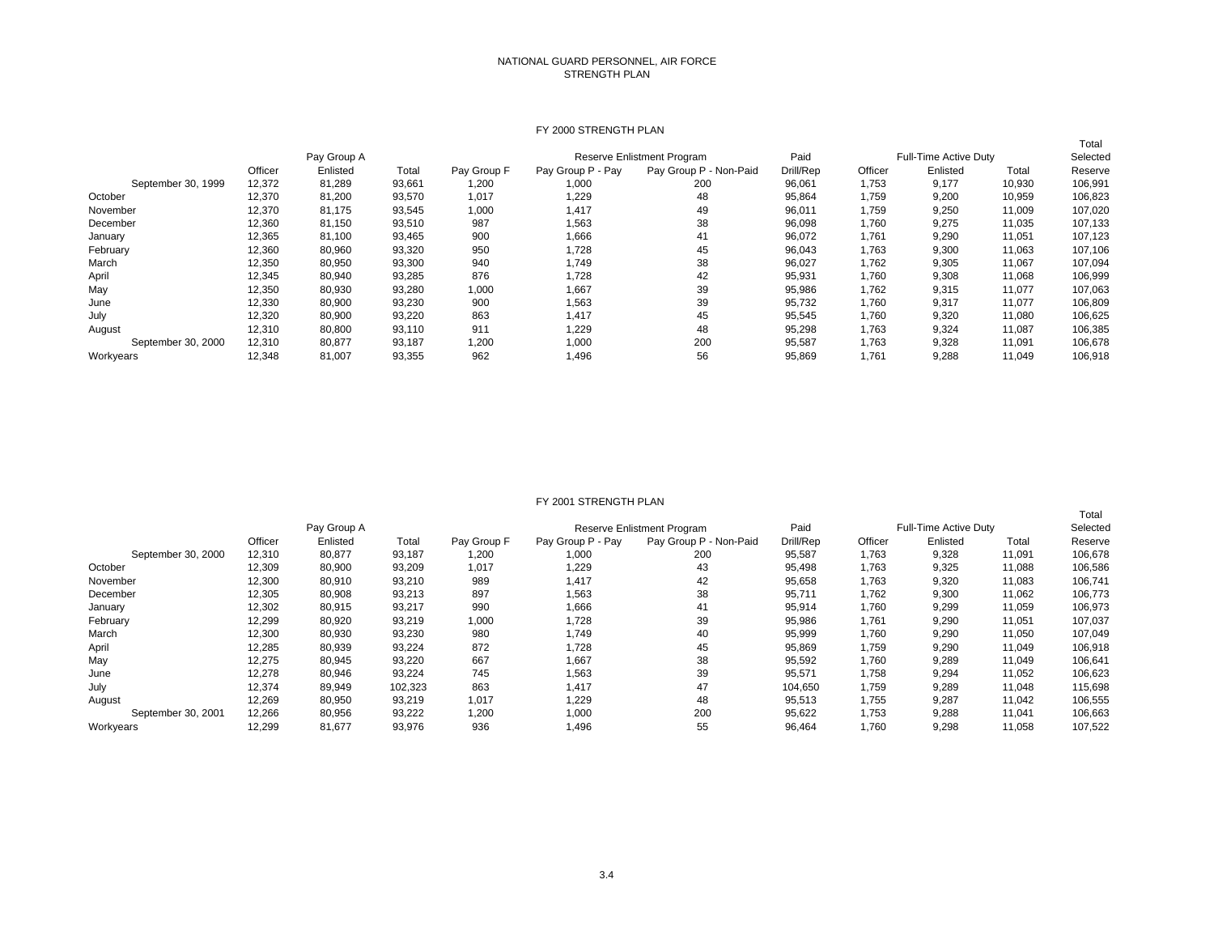NATIONAL GUARD PERSONNEL, AIR FORCE
STRENGTH PLAN

FY 2000 STRENGTH PLAN

| | Pay Group A | | | | Reserve Enlistment Program | | Paid | Full-Time Active Duty | | | Total Selected |
|---|---|---|---|---|---|---|---|---|---|---|---|
| | Officer | Enlisted | Total | Pay Group F | Pay Group P - Pay | Pay Group P - Non-Paid | Drill/Rep | Officer | Enlisted | Total | Reserve |
| September 30, 1999 | 12,372 | 81,289 | 93,661 | 1,200 | 1,000 | 200 | 96,061 | 1,753 | 9,177 | 10,930 | 106,991 |
| October | 12,370 | 81,200 | 93,570 | 1,017 | 1,229 | 48 | 95,864 | 1,759 | 9,200 | 10,959 | 106,823 |
| November | 12,370 | 81,175 | 93,545 | 1,000 | 1,417 | 49 | 96,011 | 1,759 | 9,250 | 11,009 | 107,020 |
| December | 12,360 | 81,150 | 93,510 | 987 | 1,563 | 38 | 96,098 | 1,760 | 9,275 | 11,035 | 107,133 |
| January | 12,365 | 81,100 | 93,465 | 900 | 1,666 | 41 | 96,072 | 1,761 | 9,290 | 11,051 | 107,123 |
| February | 12,360 | 80,960 | 93,320 | 950 | 1,728 | 45 | 96,043 | 1,763 | 9,300 | 11,063 | 107,106 |
| March | 12,350 | 80,950 | 93,300 | 940 | 1,749 | 38 | 96,027 | 1,762 | 9,305 | 11,067 | 107,094 |
| April | 12,345 | 80,940 | 93,285 | 876 | 1,728 | 42 | 95,931 | 1,760 | 9,308 | 11,068 | 106,999 |
| May | 12,350 | 80,930 | 93,280 | 1,000 | 1,667 | 39 | 95,986 | 1,762 | 9,315 | 11,077 | 107,063 |
| June | 12,330 | 80,900 | 93,230 | 900 | 1,563 | 39 | 95,732 | 1,760 | 9,317 | 11,077 | 106,809 |
| July | 12,320 | 80,900 | 93,220 | 863 | 1,417 | 45 | 95,545 | 1,760 | 9,320 | 11,080 | 106,625 |
| August | 12,310 | 80,800 | 93,110 | 911 | 1,229 | 48 | 95,298 | 1,763 | 9,324 | 11,087 | 106,385 |
| September 30, 2000 | 12,310 | 80,877 | 93,187 | 1,200 | 1,000 | 200 | 95,587 | 1,763 | 9,328 | 11,091 | 106,678 |
| Workyears | 12,348 | 81,007 | 93,355 | 962 | 1,496 | 56 | 95,869 | 1,761 | 9,288 | 11,049 | 106,918 |

FY 2001 STRENGTH PLAN

| | Pay Group A | | | | Reserve Enlistment Program | | Paid | Full-Time Active Duty | | | Total Selected |
|---|---|---|---|---|---|---|---|---|---|---|---|
| | Officer | Enlisted | Total | Pay Group F | Pay Group P - Pay | Pay Group P - Non-Paid | Drill/Rep | Officer | Enlisted | Total | Reserve |
| September 30, 2000 | 12,310 | 80,877 | 93,187 | 1,200 | 1,000 | 200 | 95,587 | 1,763 | 9,328 | 11,091 | 106,678 |
| October | 12,309 | 80,900 | 93,209 | 1,017 | 1,229 | 43 | 95,498 | 1,763 | 9,325 | 11,088 | 106,586 |
| November | 12,300 | 80,910 | 93,210 | 989 | 1,417 | 42 | 95,658 | 1,763 | 9,320 | 11,083 | 106,741 |
| December | 12,305 | 80,908 | 93,213 | 897 | 1,563 | 38 | 95,711 | 1,762 | 9,300 | 11,062 | 106,773 |
| January | 12,302 | 80,915 | 93,217 | 990 | 1,666 | 41 | 95,914 | 1,760 | 9,299 | 11,059 | 106,973 |
| February | 12,299 | 80,920 | 93,219 | 1,000 | 1,728 | 39 | 95,986 | 1,761 | 9,290 | 11,051 | 107,037 |
| March | 12,300 | 80,930 | 93,230 | 980 | 1,749 | 40 | 95,999 | 1,760 | 9,290 | 11,050 | 107,049 |
| April | 12,285 | 80,939 | 93,224 | 872 | 1,728 | 45 | 95,869 | 1,759 | 9,290 | 11,049 | 106,918 |
| May | 12,275 | 80,945 | 93,220 | 667 | 1,667 | 38 | 95,592 | 1,760 | 9,289 | 11,049 | 106,641 |
| June | 12,278 | 80,946 | 93,224 | 745 | 1,563 | 39 | 95,571 | 1,758 | 9,294 | 11,052 | 106,623 |
| July | 12,374 | 89,949 | 102,323 | 863 | 1,417 | 47 | 104,650 | 1,759 | 9,289 | 11,048 | 115,698 |
| August | 12,269 | 80,950 | 93,219 | 1,017 | 1,229 | 48 | 95,513 | 1,755 | 9,287 | 11,042 | 106,555 |
| September 30, 2001 | 12,266 | 80,956 | 93,222 | 1,200 | 1,000 | 200 | 95,622 | 1,753 | 9,288 | 11,041 | 106,663 |
| Workyears | 12,299 | 81,677 | 93,976 | 936 | 1,496 | 55 | 96,464 | 1,760 | 9,298 | 11,058 | 107,522 |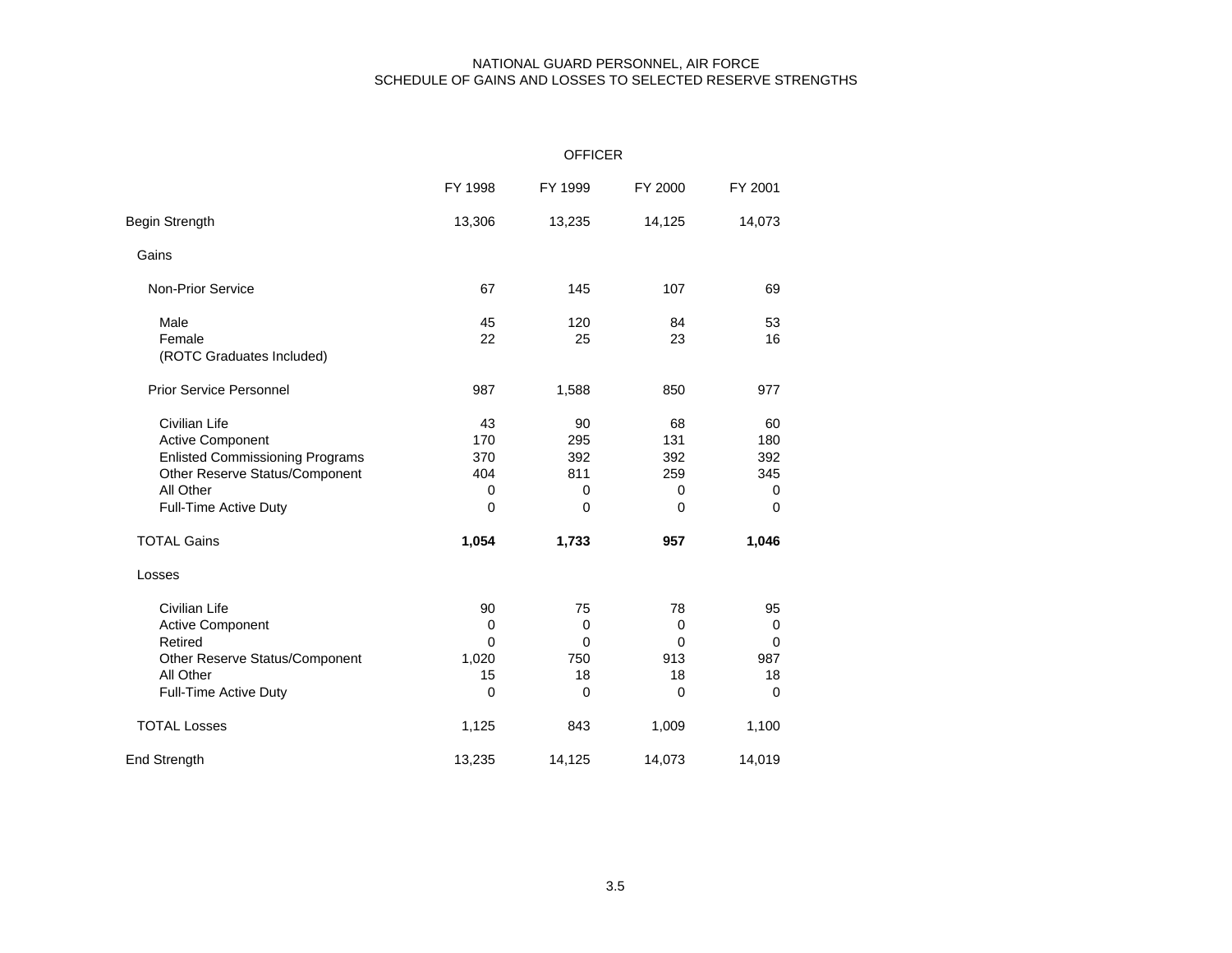# NATIONAL GUARD PERSONNEL, AIR FORCE
## SCHEDULE OF GAINS AND LOSSES TO SELECTED RESERVE STRENGTHS

### OFFICER

| | FY 1998 | FY 1999 | FY 2000 | FY 2001 |
|---|---|---|---|---|
| Begin Strength | 13,306 | 13,235 | 14,125 | 14,073 |
| Gains | | | | |
| Non-Prior Service | 67 | 145 | 107 | 69 |
| Male | 45 | 120 | 84 | 53 |
| Female | 22 | 25 | 23 | 16 |
| (ROTC Graduates Included) | | | | |
| Prior Service Personnel | 987 | 1,588 | 850 | 977 |
| Civilian Life | 43 | 90 | 68 | 60 |
| Active Component | 170 | 295 | 131 | 180 |
| Enlisted Commissioning Programs | 370 | 392 | 392 | 392 |
| Other Reserve Status/Component | 404 | 811 | 259 | 345 |
| All Other | 0 | 0 | 0 | 0 |
| Full-Time Active Duty | 0 | 0 | 0 | 0 |
| TOTAL Gains | **1,054** | **1,733** | **957** | **1,046** |
| Losses | | | | |
| Civilian Life | 90 | 75 | 78 | 95 |
| Active Component | 0 | 0 | 0 | 0 |
| Retired | 0 | 0 | 0 | 0 |
| Other Reserve Status/Component | 1,020 | 750 | 913 | 987 |
| All Other | 15 | 18 | 18 | 18 |
| Full-Time Active Duty | 0 | 0 | 0 | 0 |
| TOTAL Losses | 1,125 | 843 | 1,009 | 1,100 |
| End Strength | 13,235 | 14,125 | 14,073 | 14,019 |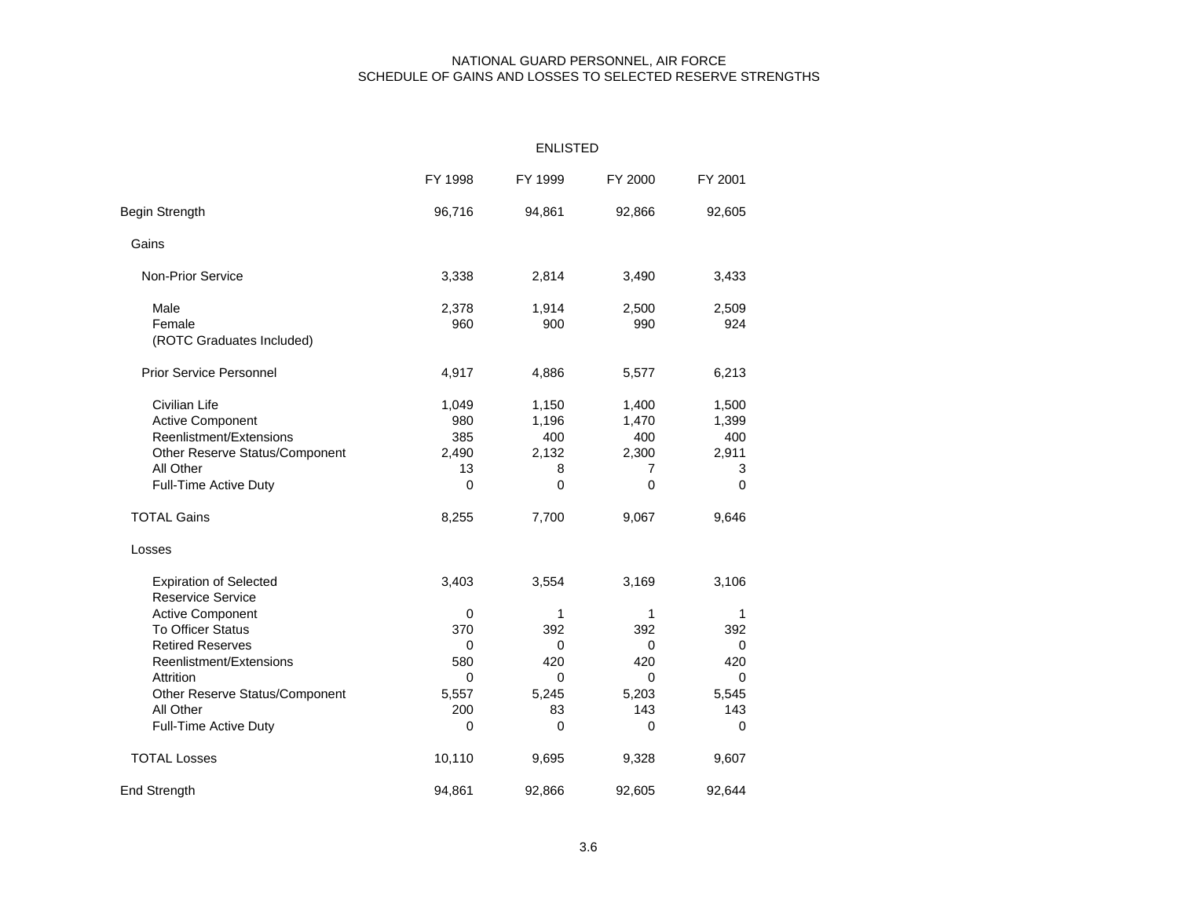# NATIONAL GUARD PERSONNEL, AIR FORCE
## SCHEDULE OF GAINS AND LOSSES TO SELECTED RESERVE STRENGTHS

### ENLISTED

| | FY 1998 | FY 1999 | FY 2000 | FY 2001 |
|---|---|---|---|---|
| Begin Strength | 96,716 | 94,861 | 92,866 | 92,605 |
| Gains | | | | |
| Non-Prior Service | 3,338 | 2,814 | 3,490 | 3,433 |
| Male | 2,378 | 1,914 | 2,500 | 2,509 |
| Female | 960 | 900 | 990 | 924 |
| (ROTC Graduates Included) | | | | |
| Prior Service Personnel | 4,917 | 4,886 | 5,577 | 6,213 |
| Civilian Life | 1,049 | 1,150 | 1,400 | 1,500 |
| Active Component | 980 | 1,196 | 1,470 | 1,399 |
| Reenlistment/Extensions | 385 | 400 | 400 | 400 |
| Other Reserve Status/Component | 2,490 | 2,132 | 2,300 | 2,911 |
| All Other | 13 | 8 | 7 | 3 |
| Full-Time Active Duty | 0 | 0 | 0 | 0 |
| TOTAL Gains | 8,255 | 7,700 | 9,067 | 9,646 |
| Losses | | | | |
| Expiration of Selected Reservice Service | 3,403 | 3,554 | 3,169 | 3,106 |
| Active Component | 0 | 1 | 1 | 1 |
| To Officer Status | 370 | 392 | 392 | 392 |
| Retired Reserves | 0 | 0 | 0 | 0 |
| Reenlistment/Extensions | 580 | 420 | 420 | 420 |
| Attrition | 0 | 0 | 0 | 0 |
| Other Reserve Status/Component | 5,557 | 5,245 | 5,203 | 5,545 |
| All Other | 200 | 83 | 143 | 143 |
| Full-Time Active Duty | 0 | 0 | 0 | 0 |
| TOTAL Losses | 10,110 | 9,695 | 9,328 | 9,607 |
| End Strength | 94,861 | 92,866 | 92,605 | 92,644 |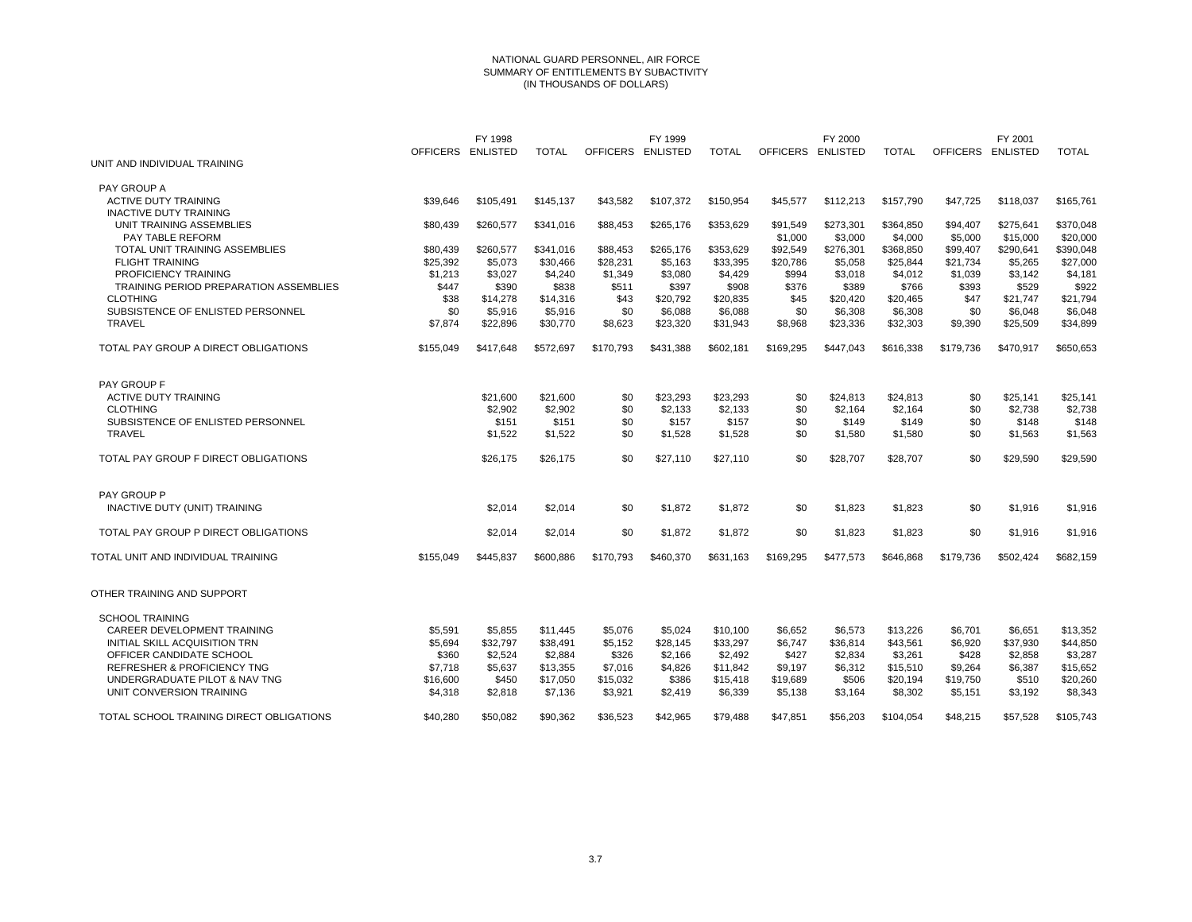NATIONAL GUARD PERSONNEL, AIR FORCE
SUMMARY OF ENTITLEMENTS BY SUBACTIVITY
(IN THOUSANDS OF DOLLARS)

| | FY 1998 | | | FY 1999 | | | FY 2000 | | | FY 2001 | | |
|---|---|---|---|---|---|---|---|---|---|---|---|---|
| | OFFICERS | ENLISTED | TOTAL | OFFICERS | ENLISTED | TOTAL | OFFICERS | ENLISTED | TOTAL | OFFICERS | ENLISTED | TOTAL |
| UNIT AND INDIVIDUAL TRAINING | | | | | | | | | | | | |
| PAY GROUP A | | | | | | | | | | | | |
| ACTIVE DUTY TRAINING | $39,646 | $105,491 | $145,137 | $43,582 | $107,372 | $150,954 | $45,577 | $112,213 | $157,790 | $47,725 | $118,037 | $165,761 |
| INACTIVE DUTY TRAINING | | | | | | | | | | | | |
| UNIT TRAINING ASSEMBLIES | $80,439 | $260,577 | $341,016 | $88,453 | $265,176 | $353,629 | $91,549 | $273,301 | $364,850 | $94,407 | $275,641 | $370,048 |
| PAY TABLE REFORM | | | | | | | $1,000 | $3,000 | $4,000 | $5,000 | $15,000 | $20,000 |
| TOTAL UNIT TRAINING ASSEMBLIES | $80,439 | $260,577 | $341,016 | $88,453 | $265,176 | $353,629 | $92,549 | $276,301 | $368,850 | $99,407 | $290,641 | $390,048 |
| FLIGHT TRAINING | $25,392 | $5,073 | $30,466 | $28,231 | $5,163 | $33,395 | $20,786 | $5,058 | $25,844 | $21,734 | $5,265 | $27,000 |
| PROFICIENCY TRAINING | $1,213 | $3,027 | $4,240 | $1,349 | $3,080 | $4,429 | $994 | $3,018 | $4,012 | $1,039 | $3,142 | $4,181 |
| TRAINING PERIOD PREPARATION ASSEMBLIES | $447 | $390 | $838 | $511 | $397 | $908 | $376 | $389 | $766 | $393 | $529 | $922 |
| CLOTHING | $38 | $14,278 | $14,316 | $43 | $20,792 | $20,835 | $45 | $20,420 | $20,465 | $47 | $21,747 | $21,794 |
| SUBSISTENCE OF ENLISTED PERSONNEL | $0 | $5,916 | $5,916 | $0 | $6,088 | $6,088 | $0 | $6,308 | $6,308 | $0 | $6,048 | $6,048 |
| TRAVEL | $7,874 | $22,896 | $30,770 | $8,623 | $23,320 | $31,943 | $8,968 | $23,336 | $32,303 | $9,390 | $25,509 | $34,899 |
| TOTAL PAY GROUP A DIRECT OBLIGATIONS | $155,049 | $417,648 | $572,697 | $170,793 | $431,388 | $602,181 | $169,295 | $447,043 | $616,338 | $179,736 | $470,917 | $650,653 |
| PAY GROUP F | | | | | | | | | | | | |
| ACTIVE DUTY TRAINING | | $21,600 | $21,600 | $0 | $23,293 | $23,293 | $0 | $24,813 | $24,813 | $0 | $25,141 | $25,141 |
| CLOTHING | | $2,902 | $2,902 | $0 | $2,133 | $2,133 | $0 | $2,164 | $2,164 | $0 | $2,738 | $2,738 |
| SUBSISTENCE OF ENLISTED PERSONNEL | | $151 | $151 | $0 | $157 | $157 | $0 | $149 | $149 | $0 | $148 | $148 |
| TRAVEL | | $1,522 | $1,522 | $0 | $1,528 | $1,528 | $0 | $1,580 | $1,580 | $0 | $1,563 | $1,563 |
| TOTAL PAY GROUP F DIRECT OBLIGATIONS | | $26,175 | $26,175 | $0 | $27,110 | $27,110 | $0 | $28,707 | $28,707 | $0 | $29,590 | $29,590 |
| PAY GROUP P | | | | | | | | | | | | |
| INACTIVE DUTY (UNIT) TRAINING | | $2,014 | $2,014 | $0 | $1,872 | $1,872 | $0 | $1,823 | $1,823 | $0 | $1,916 | $1,916 |
| TOTAL PAY GROUP P DIRECT OBLIGATIONS | | $2,014 | $2,014 | $0 | $1,872 | $1,872 | $0 | $1,823 | $1,823 | $0 | $1,916 | $1,916 |
| TOTAL UNIT AND INDIVIDUAL TRAINING | $155,049 | $445,837 | $600,886 | $170,793 | $460,370 | $631,163 | $169,295 | $477,573 | $646,868 | $179,736 | $502,424 | $682,159 |
| OTHER TRAINING AND SUPPORT | | | | | | | | | | | | |
| SCHOOL TRAINING | | | | | | | | | | | | |
| CAREER DEVELOPMENT TRAINING | $5,591 | $5,855 | $11,445 | $5,076 | $5,024 | $10,100 | $6,652 | $6,573 | $13,226 | $6,701 | $6,651 | $13,352 |
| INITIAL SKILL ACQUISITION TRN | $5,694 | $32,797 | $38,491 | $5,152 | $28,145 | $33,297 | $6,747 | $36,814 | $43,561 | $6,920 | $37,930 | $44,850 |
| OFFICER CANDIDATE SCHOOL | $360 | $2,524 | $2,884 | $326 | $2,166 | $2,492 | $427 | $2,834 | $3,261 | $428 | $2,858 | $3,287 |
| REFRESHER & PROFICIENCY TNG | $7,718 | $5,637 | $13,355 | $7,016 | $4,826 | $11,842 | $9,197 | $6,312 | $15,510 | $9,264 | $6,387 | $15,652 |
| UNDERGRADUATE PILOT & NAV TNG | $16,600 | $450 | $17,050 | $15,032 | $386 | $15,418 | $19,689 | $506 | $20,194 | $19,750 | $510 | $20,260 |
| UNIT CONVERSION TRAINING | $4,318 | $2,818 | $7,136 | $3,921 | $2,419 | $6,339 | $5,138 | $3,164 | $8,302 | $5,151 | $3,192 | $8,343 |
| TOTAL SCHOOL TRAINING DIRECT OBLIGATIONS | $40,280 | $50,082 | $90,362 | $36,523 | $42,965 | $79,488 | $47,851 | $56,203 | $104,054 | $48,215 | $57,528 | $105,743 |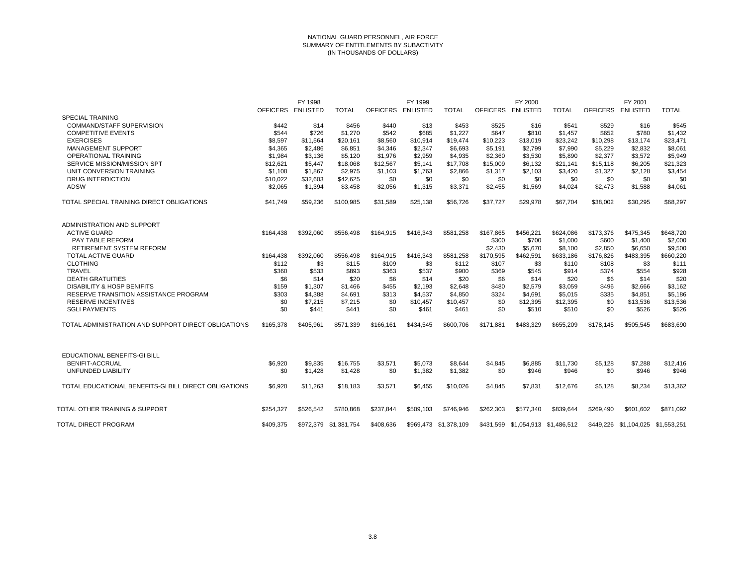NATIONAL GUARD PERSONNEL, AIR FORCE
SUMMARY OF ENTITLEMENTS BY SUBACTIVITY
(IN THOUSANDS OF DOLLARS)

| | FY 1998 | | | FY 1999 | | | FY 2000 | | | FY 2001 | | |
|---|---|---|---|---|---|---|---|---|---|---|---|---|
| | OFFICERS | ENLISTED | TOTAL | OFFICERS | ENLISTED | TOTAL | OFFICERS | ENLISTED | TOTAL | OFFICERS | ENLISTED | TOTAL |
| SPECIAL TRAINING | | | | | | | | | | | | |
| COMMAND/STAFF SUPERVISION | $442 | $14 | $456 | $440 | $13 | $453 | $525 | $16 | $541 | $529 | $16 | $545 |
| COMPETITIVE EVENTS | $544 | $726 | $1,270 | $542 | $685 | $1,227 | $647 | $810 | $1,457 | $652 | $780 | $1,432 |
| EXERCISES | $8,597 | $11,564 | $20,161 | $8,560 | $10,914 | $19,474 | $10,223 | $13,019 | $23,242 | $10,298 | $13,174 | $23,471 |
| MANAGEMENT SUPPORT | $4,365 | $2,486 | $6,851 | $4,346 | $2,347 | $6,693 | $5,191 | $2,799 | $7,990 | $5,229 | $2,832 | $8,061 |
| OPERATIONAL TRAINING | $1,984 | $3,136 | $5,120 | $1,976 | $2,959 | $4,935 | $2,360 | $3,530 | $5,890 | $2,377 | $3,572 | $5,949 |
| SERVICE MISSION/MISSION SPT | $12,621 | $5,447 | $18,068 | $12,567 | $5,141 | $17,708 | $15,009 | $6,132 | $21,141 | $15,118 | $6,205 | $21,323 |
| UNIT CONVERSION TRAINING | $1,108 | $1,867 | $2,975 | $1,103 | $1,763 | $2,866 | $1,317 | $2,103 | $3,420 | $1,327 | $2,128 | $3,454 |
| DRUG INTERDICTION | $10,022 | $32,603 | $42,625 | $0 | $0 | $0 | $0 | $0 | $0 | $0 | $0 | $0 |
| ADSW | $2,065 | $1,394 | $3,458 | $2,056 | $1,315 | $3,371 | $2,455 | $1,569 | $4,024 | $2,473 | $1,588 | $4,061 |
| TOTAL SPECIAL TRAINING DIRECT OBLIGATIONS | $41,749 | $59,236 | $100,985 | $31,589 | $25,138 | $56,726 | $37,727 | $29,978 | $67,704 | $38,002 | $30,295 | $68,297 |
| ADMINISTRATION AND SUPPORT | | | | | | | | | | | | |
| ACTIVE GUARD | $164,438 | $392,060 | $556,498 | $164,915 | $416,343 | $581,258 | $167,865 | $456,221 | $624,086 | $173,376 | $475,345 | $648,720 |
| PAY TABLE REFORM | | | | | | | $300 | $700 | $1,000 | $600 | $1,400 | $2,000 |
| RETIREMENT SYSTEM REFORM | | | | | | | $2,430 | $5,670 | $8,100 | $2,850 | $6,650 | $9,500 |
| TOTAL ACTIVE GUARD | $164,438 | $392,060 | $556,498 | $164,915 | $416,343 | $581,258 | $170,595 | $462,591 | $633,186 | $176,826 | $483,395 | $660,220 |
| CLOTHING | $112 | $3 | $115 | $109 | $3 | $112 | $107 | $3 | $110 | $108 | $3 | $111 |
| TRAVEL | $360 | $533 | $893 | $363 | $537 | $900 | $369 | $545 | $914 | $374 | $554 | $928 |
| DEATH GRATUITIES | $6 | $14 | $20 | $6 | $14 | $20 | $6 | $14 | $20 | $6 | $14 | $20 |
| DISABILITY & HOSP BENIFITS | $159 | $1,307 | $1,466 | $455 | $2,193 | $2,648 | $480 | $2,579 | $3,059 | $496 | $2,666 | $3,162 |
| RESERVE TRANSITION ASSISTANCE PROGRAM | $303 | $4,388 | $4,691 | $313 | $4,537 | $4,850 | $324 | $4,691 | $5,015 | $335 | $4,851 | $5,186 |
| RESERVE INCENTIVES | $0 | $7,215 | $7,215 | $0 | $10,457 | $10,457 | $0 | $12,395 | $12,395 | $0 | $13,536 | $13,536 |
| SGLI PAYMENTS | $0 | $441 | $441 | $0 | $461 | $461 | $0 | $510 | $510 | $0 | $526 | $526 |
| TOTAL ADMINISTRATION AND SUPPORT DIRECT OBLIGATIONS | $165,378 | $405,961 | $571,339 | $166,161 | $434,545 | $600,706 | $171,881 | $483,329 | $655,209 | $178,145 | $505,545 | $683,690 |
| EDUCATIONAL BENEFITS-GI BILL | | | | | | | | | | | | |
| BENIFIT-ACCRUAL | $6,920 | $9,835 | $16,755 | $3,571 | $5,073 | $8,644 | $4,845 | $6,885 | $11,730 | $5,128 | $7,288 | $12,416 |
| UNFUNDED LIABILITY | $0 | $1,428 | $1,428 | $0 | $1,382 | $1,382 | $0 | $946 | $946 | $0 | $946 | $946 |
| TOTAL EDUCATIONAL BENEFITS-GI BILL DIRECT OBLIGATIONS | $6,920 | $11,263 | $18,183 | $3,571 | $6,455 | $10,026 | $4,845 | $7,831 | $12,676 | $5,128 | $8,234 | $13,362 |
| TOTAL OTHER TRAINING & SUPPORT | $254,327 | $526,542 | $780,868 | $237,844 | $509,103 | $746,946 | $262,303 | $577,340 | $839,644 | $269,490 | $601,602 | $871,092 |
| TOTAL DIRECT PROGRAM | $409,375 | $972,379 | $1,381,754 | $408,636 | $969,473 | $1,378,109 | $431,599 | $1,054,913 | $1,486,512 | $449,226 | $1,104,025 | $1,553,251 |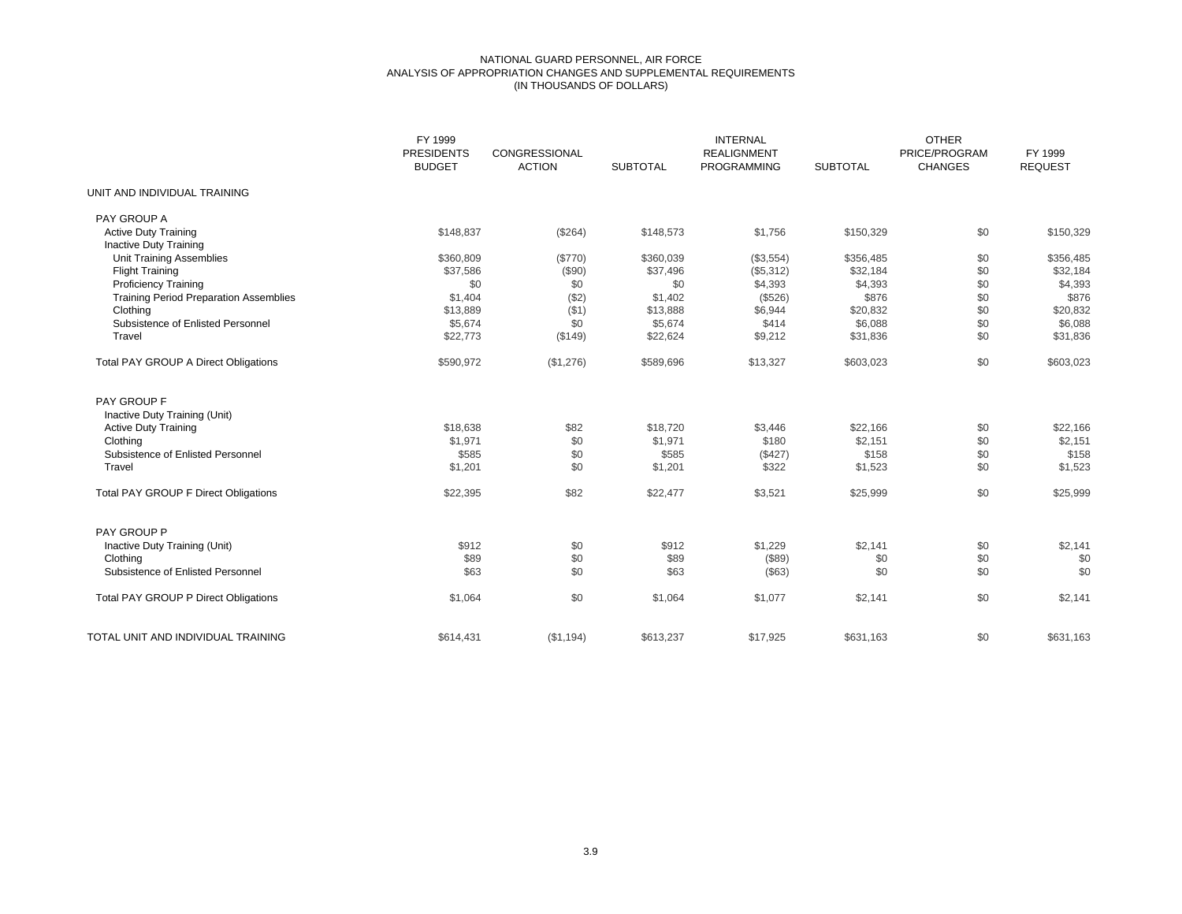NATIONAL GUARD PERSONNEL, AIR FORCE
ANALYSIS OF APPROPRIATION CHANGES AND SUPPLEMENTAL REQUIREMENTS
(IN THOUSANDS OF DOLLARS)

| | FY 1999 PRESIDENTS BUDGET | CONGRESSIONAL ACTION | SUBTOTAL | INTERNAL REALIGNMENT PROGRAMMING | SUBTOTAL | OTHER PRICE/PROGRAM CHANGES | FY 1999 REQUEST |
|---|---|---|---|---|---|---|---|
| UNIT AND INDIVIDUAL TRAINING | | | | | | | |
| PAY GROUP A | | | | | | | |
| Active Duty Training | $148,837 | ($264) | $148,573 | $1,756 | $150,329 | $0 | $150,329 |
| Inactive Duty Training | | | | | | | |
| Unit Training Assemblies | $360,809 | ($770) | $360,039 | ($3,554) | $356,485 | $0 | $356,485 |
| Flight Training | $37,586 | ($90) | $37,496 | ($5,312) | $32,184 | $0 | $32,184 |
| Proficiency Training | $0 | $0 | $0 | $4,393 | $4,393 | $0 | $4,393 |
| Training Period Preparation Assemblies | $1,404 | ($2) | $1,402 | ($526) | $876 | $0 | $876 |
| Clothing | $13,889 | ($1) | $13,888 | $6,944 | $20,832 | $0 | $20,832 |
| Subsistence of Enlisted Personnel | $5,674 | $0 | $5,674 | $414 | $6,088 | $0 | $6,088 |
| Travel | $22,773 | ($149) | $22,624 | $9,212 | $31,836 | $0 | $31,836 |
| Total PAY GROUP A Direct Obligations | $590,972 | ($1,276) | $589,696 | $13,327 | $603,023 | $0 | $603,023 |
| PAY GROUP F | | | | | | | |
| Inactive Duty Training (Unit) | | | | | | | |
| Active Duty Training | $18,638 | $82 | $18,720 | $3,446 | $22,166 | $0 | $22,166 |
| Clothing | $1,971 | $0 | $1,971 | $180 | $2,151 | $0 | $2,151 |
| Subsistence of Enlisted Personnel | $585 | $0 | $585 | ($427) | $158 | $0 | $158 |
| Travel | $1,201 | $0 | $1,201 | $322 | $1,523 | $0 | $1,523 |
| Total PAY GROUP F Direct Obligations | $22,395 | $82 | $22,477 | $3,521 | $25,999 | $0 | $25,999 |
| PAY GROUP P | | | | | | | |
| Inactive Duty Training (Unit) | $912 | $0 | $912 | $1,229 | $2,141 | $0 | $2,141 |
| Clothing | $89 | $0 | $89 | ($89) | $0 | $0 | $0 |
| Subsistence of Enlisted Personnel | $63 | $0 | $63 | ($63) | $0 | $0 | $0 |
| Total PAY GROUP P Direct Obligations | $1,064 | $0 | $1,064 | $1,077 | $2,141 | $0 | $2,141 |
| TOTAL UNIT AND INDIVIDUAL TRAINING | $614,431 | ($1,194) | $613,237 | $17,925 | $631,163 | $0 | $631,163 |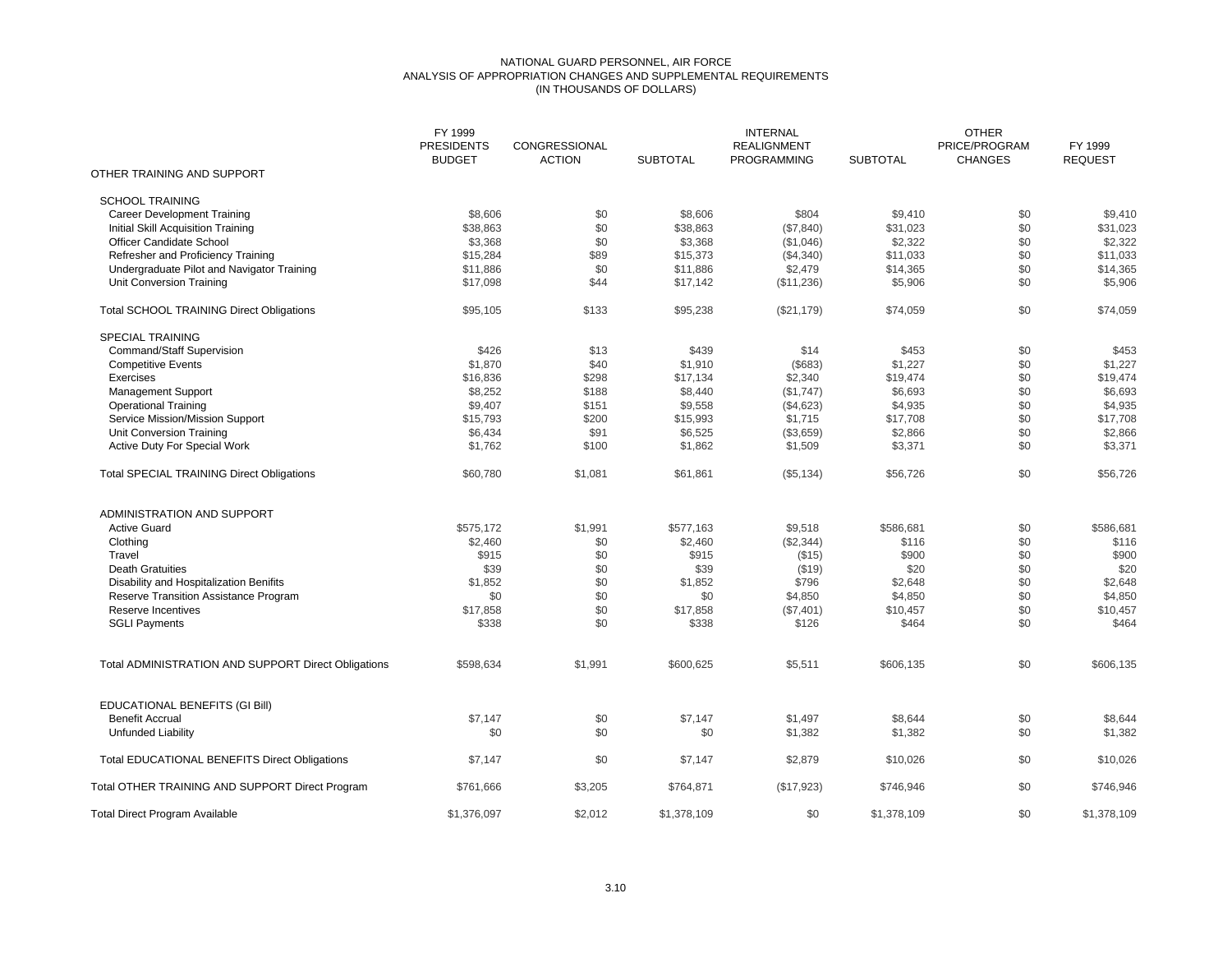NATIONAL GUARD PERSONNEL, AIR FORCE
ANALYSIS OF APPROPRIATION CHANGES AND SUPPLEMENTAL REQUIREMENTS
(IN THOUSANDS OF DOLLARS)

| | FY 1999 PRESIDENTS BUDGET | CONGRESSIONAL ACTION | SUBTOTAL | INTERNAL REALIGNMENT PROGRAMMING | SUBTOTAL | OTHER PRICE/PROGRAM CHANGES | FY 1999 REQUEST |
|---|---|---|---|---|---|---|---|
| OTHER TRAINING AND SUPPORT | | | | | | | |
| SCHOOL TRAINING | | | | | | | |
| Career Development Training | $8,606 | $0 | $8,606 | $804 | $9,410 | $0 | $9,410 |
| Initial Skill Acquisition Training | $38,863 | $0 | $38,863 | ($7,840) | $31,023 | $0 | $31,023 |
| Officer Candidate School | $3,368 | $0 | $3,368 | ($1,046) | $2,322 | $0 | $2,322 |
| Refresher and Proficiency Training | $15,284 | $89 | $15,373 | ($4,340) | $11,033 | $0 | $11,033 |
| Undergraduate Pilot and Navigator Training | $11,886 | $0 | $11,886 | $2,479 | $14,365 | $0 | $14,365 |
| Unit Conversion Training | $17,098 | $44 | $17,142 | ($11,236) | $5,906 | $0 | $5,906 |
| Total SCHOOL TRAINING Direct Obligations | $95,105 | $133 | $95,238 | ($21,179) | $74,059 | $0 | $74,059 |
| SPECIAL TRAINING | | | | | | | |
| Command/Staff Supervision | $426 | $13 | $439 | $14 | $453 | $0 | $453 |
| Competitive Events | $1,870 | $40 | $1,910 | ($683) | $1,227 | $0 | $1,227 |
| Exercises | $16,836 | $298 | $17,134 | $2,340 | $19,474 | $0 | $19,474 |
| Management Support | $8,252 | $188 | $8,440 | ($1,747) | $6,693 | $0 | $6,693 |
| Operational Training | $9,407 | $151 | $9,558 | ($4,623) | $4,935 | $0 | $4,935 |
| Service Mission/Mission Support | $15,793 | $200 | $15,993 | $1,715 | $17,708 | $0 | $17,708 |
| Unit Conversion Training | $6,434 | $91 | $6,525 | ($3,659) | $2,866 | $0 | $2,866 |
| Active Duty For Special Work | $1,762 | $100 | $1,862 | $1,509 | $3,371 | $0 | $3,371 |
| Total SPECIAL TRAINING Direct Obligations | $60,780 | $1,081 | $61,861 | ($5,134) | $56,726 | $0 | $56,726 |
| ADMINISTRATION AND SUPPORT | | | | | | | |
| Active Guard | $575,172 | $1,991 | $577,163 | $9,518 | $586,681 | $0 | $586,681 |
| Clothing | $2,460 | $0 | $2,460 | ($2,344) | $116 | $0 | $116 |
| Travel | $915 | $0 | $915 | ($15) | $900 | $0 | $900 |
| Death Gratuities | $39 | $0 | $39 | ($19) | $20 | $0 | $20 |
| Disability and Hospitalization Benifits | $1,852 | $0 | $1,852 | $796 | $2,648 | $0 | $2,648 |
| Reserve Transition Assistance Program | $0 | $0 | $0 | $4,850 | $4,850 | $0 | $4,850 |
| Reserve Incentives | $17,858 | $0 | $17,858 | ($7,401) | $10,457 | $0 | $10,457 |
| SGLI Payments | $338 | $0 | $338 | $126 | $464 | $0 | $464 |
| Total ADMINISTRATION AND SUPPORT Direct Obligations | $598,634 | $1,991 | $600,625 | $5,511 | $606,135 | $0 | $606,135 |
| EDUCATIONAL BENEFITS (GI Bill) | | | | | | | |
| Benefit Accrual | $7,147 | $0 | $7,147 | $1,497 | $8,644 | $0 | $8,644 |
| Unfunded Liability | $0 | $0 | $0 | $1,382 | $1,382 | $0 | $1,382 |
| Total EDUCATIONAL BENEFITS Direct Obligations | $7,147 | $0 | $7,147 | $2,879 | $10,026 | $0 | $10,026 |
| Total OTHER TRAINING AND SUPPORT Direct Program | $761,666 | $3,205 | $764,871 | ($17,923) | $746,946 | $0 | $746,946 |
| Total Direct Program Available | $1,376,097 | $2,012 | $1,378,109 | $0 | $1,378,109 | $0 | $1,378,109 |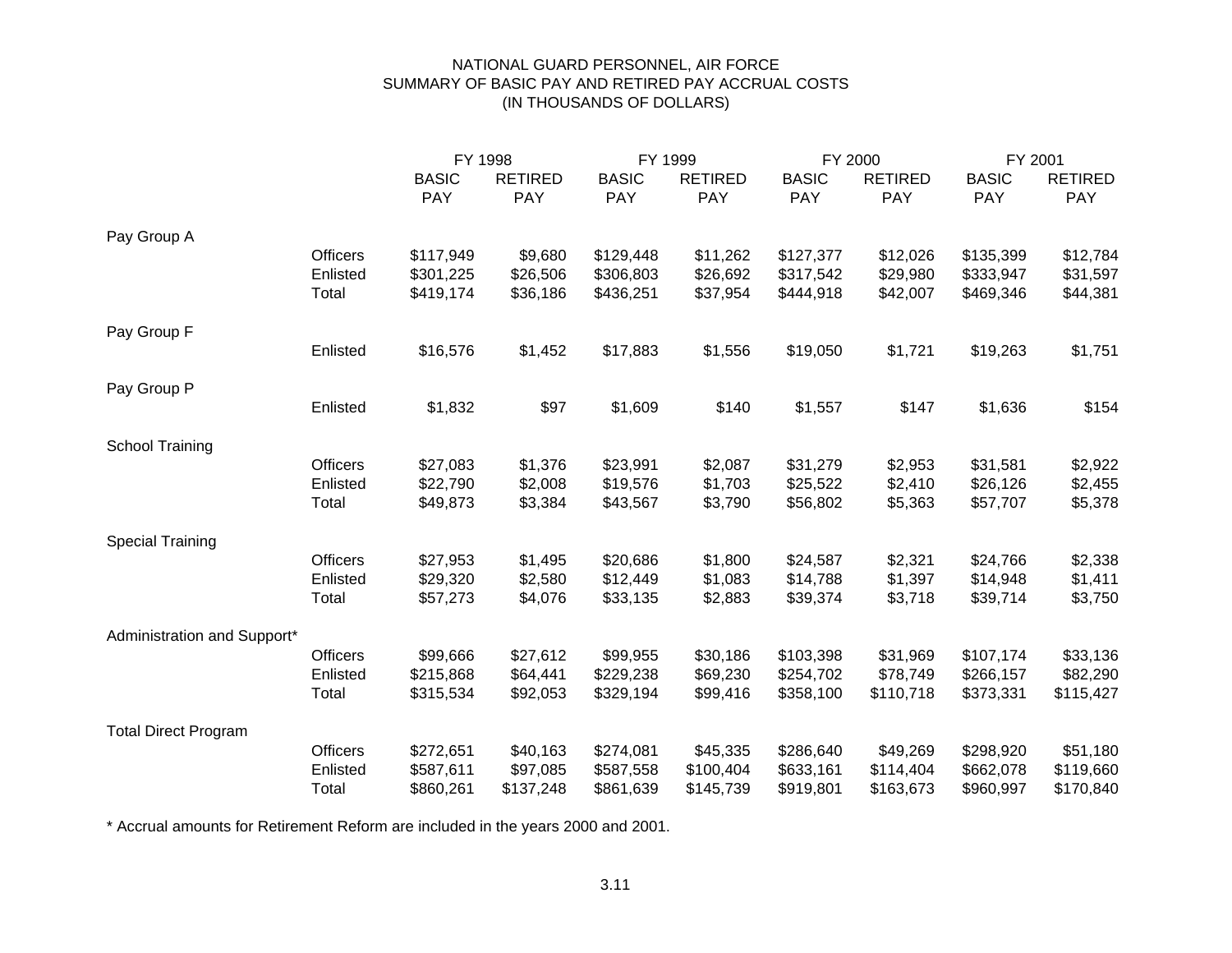# NATIONAL GUARD PERSONNEL, AIR FORCE
## SUMMARY OF BASIC PAY AND RETIRED PAY ACCRUAL COSTS
### (IN THOUSANDS OF DOLLARS)

| | | FY 1998 | | FY 1999 | | FY 2000 | | FY 2001 | |
|---|---|---|---|---|---|---|---|---|---|
| | | BASIC PAY | RETIRED PAY | BASIC PAY | RETIRED PAY | BASIC PAY | RETIRED PAY | BASIC PAY | RETIRED PAY |
| Pay Group A | | | | | | | | | |
| | Officers | $117,949 | $9,680 | $129,448 | $11,262 | $127,377 | $12,026 | $135,399 | $12,784 |
| | Enlisted | $301,225 | $26,506 | $306,803 | $26,692 | $317,542 | $29,980 | $333,947 | $31,597 |
| | Total | $419,174 | $36,186 | $436,251 | $37,954 | $444,918 | $42,007 | $469,346 | $44,381 |
| Pay Group F | | | | | | | | | |
| | Enlisted | $16,576 | $1,452 | $17,883 | $1,556 | $19,050 | $1,721 | $19,263 | $1,751 |
| Pay Group P | | | | | | | | | |
| | Enlisted | $1,832 | $97 | $1,609 | $140 | $1,557 | $147 | $1,636 | $154 |
| School Training | | | | | | | | | |
| | Officers | $27,083 | $1,376 | $23,991 | $2,087 | $31,279 | $2,953 | $31,581 | $2,922 |
| | Enlisted | $22,790 | $2,008 | $19,576 | $1,703 | $25,522 | $2,410 | $26,126 | $2,455 |
| | Total | $49,873 | $3,384 | $43,567 | $3,790 | $56,802 | $5,363 | $57,707 | $5,378 |
| Special Training | | | | | | | | | |
| | Officers | $27,953 | $1,495 | $20,686 | $1,800 | $24,587 | $2,321 | $24,766 | $2,338 |
| | Enlisted | $29,320 | $2,580 | $12,449 | $1,083 | $14,788 | $1,397 | $14,948 | $1,411 |
| | Total | $57,273 | $4,076 | $33,135 | $2,883 | $39,374 | $3,718 | $39,714 | $3,750 |
| Administration and Support* | | | | | | | | | |
| | Officers | $99,666 | $27,612 | $99,955 | $30,186 | $103,398 | $31,969 | $107,174 | $33,136 |
| | Enlisted | $215,868 | $64,441 | $229,238 | $69,230 | $254,702 | $78,749 | $266,157 | $82,290 |
| | Total | $315,534 | $92,053 | $329,194 | $99,416 | $358,100 | $110,718 | $373,331 | $115,427 |
| Total Direct Program | | | | | | | | | |
| | Officers | $272,651 | $40,163 | $274,081 | $45,335 | $286,640 | $49,269 | $298,920 | $51,180 |
| | Enlisted | $587,611 | $97,085 | $587,558 | $100,404 | $633,161 | $114,404 | $662,078 | $119,660 |
| | Total | $860,261 | $137,248 | $861,639 | $145,739 | $919,801 | $163,673 | $960,997 | $170,840 |

* Accrual amounts for Retirement Reform are included in the years 2000 and 2001.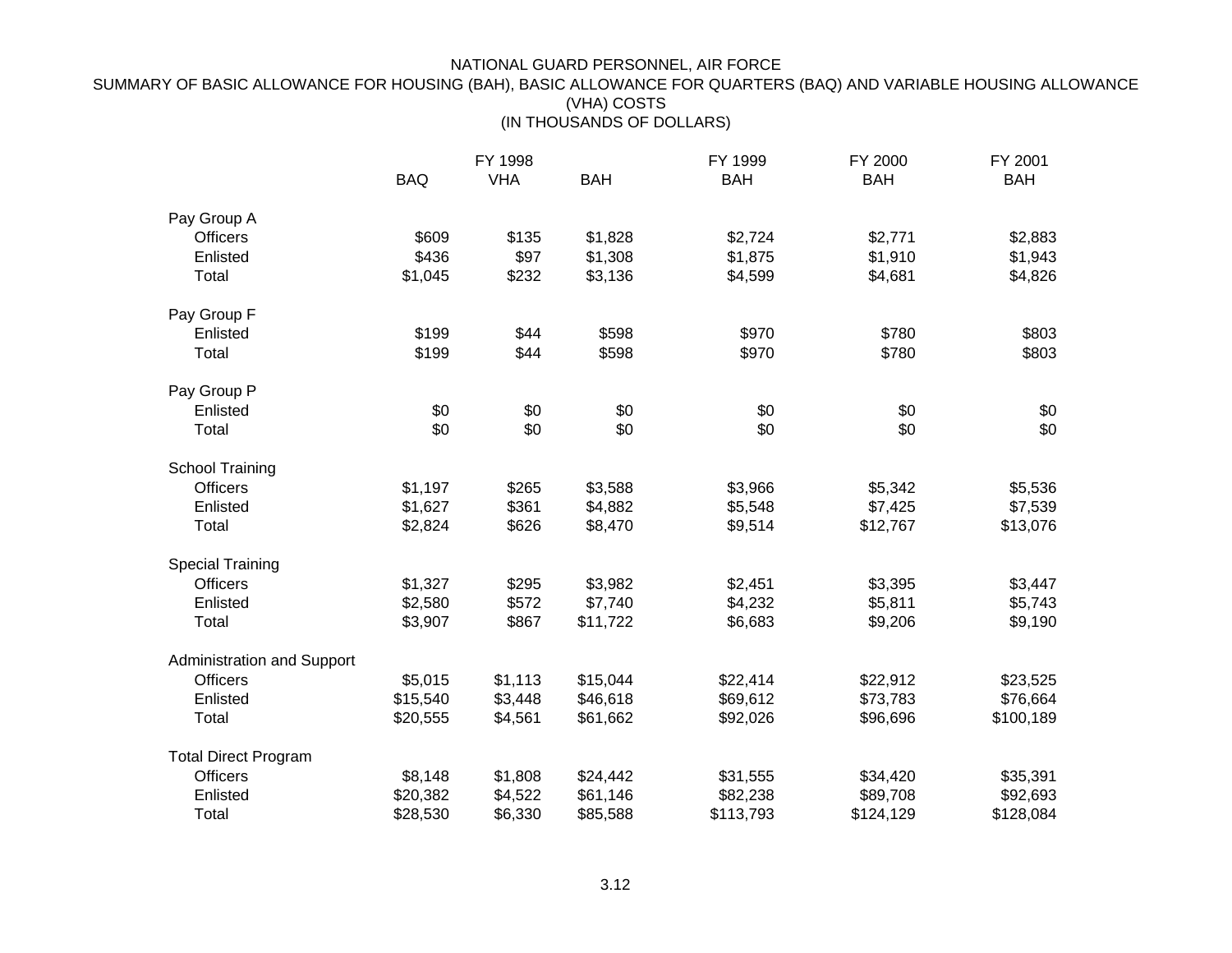NATIONAL GUARD PERSONNEL, AIR FORCE

SUMMARY OF BASIC ALLOWANCE FOR HOUSING (BAH), BASIC ALLOWANCE FOR QUARTERS (BAQ) AND VARIABLE HOUSING ALLOWANCE (VHA) COSTS

(IN THOUSANDS OF DOLLARS)

| | FY 1998 | | | FY 1999 | FY 2000 | FY 2001 |
|---|---|---|---|---|---|---|
| | BAQ | VHA | BAH | BAH | BAH | BAH |
| Pay Group A | | | | | | |
| Officers | $609 | $135 | $1,828 | $2,724 | $2,771 | $2,883 |
| Enlisted | $436 | $97 | $1,308 | $1,875 | $1,910 | $1,943 |
| Total | $1,045 | $232 | $3,136 | $4,599 | $4,681 | $4,826 |
| Pay Group F | | | | | | |
| Enlisted | $199 | $44 | $598 | $970 | $780 | $803 |
| Total | $199 | $44 | $598 | $970 | $780 | $803 |
| Pay Group P | | | | | | |
| Enlisted | $0 | $0 | $0 | $0 | $0 | $0 |
| Total | $0 | $0 | $0 | $0 | $0 | $0 |
| School Training | | | | | | |
| Officers | $1,197 | $265 | $3,588 | $3,966 | $5,342 | $5,536 |
| Enlisted | $1,627 | $361 | $4,882 | $5,548 | $7,425 | $7,539 |
| Total | $2,824 | $626 | $8,470 | $9,514 | $12,767 | $13,076 |
| Special Training | | | | | | |
| Officers | $1,327 | $295 | $3,982 | $2,451 | $3,395 | $3,447 |
| Enlisted | $2,580 | $572 | $7,740 | $4,232 | $5,811 | $5,743 |
| Total | $3,907 | $867 | $11,722 | $6,683 | $9,206 | $9,190 |
| Administration and Support | | | | | | |
| Officers | $5,015 | $1,113 | $15,044 | $22,414 | $22,912 | $23,525 |
| Enlisted | $15,540 | $3,448 | $46,618 | $69,612 | $73,783 | $76,664 |
| Total | $20,555 | $4,561 | $61,662 | $92,026 | $96,696 | $100,189 |
| Total Direct Program | | | | | | |
| Officers | $8,148 | $1,808 | $24,442 | $31,555 | $34,420 | $35,391 |
| Enlisted | $20,382 | $4,522 | $61,146 | $82,238 | $89,708 | $92,693 |
| Total | $28,530 | $6,330 | $85,588 | $113,793 | $124,129 | $128,084 |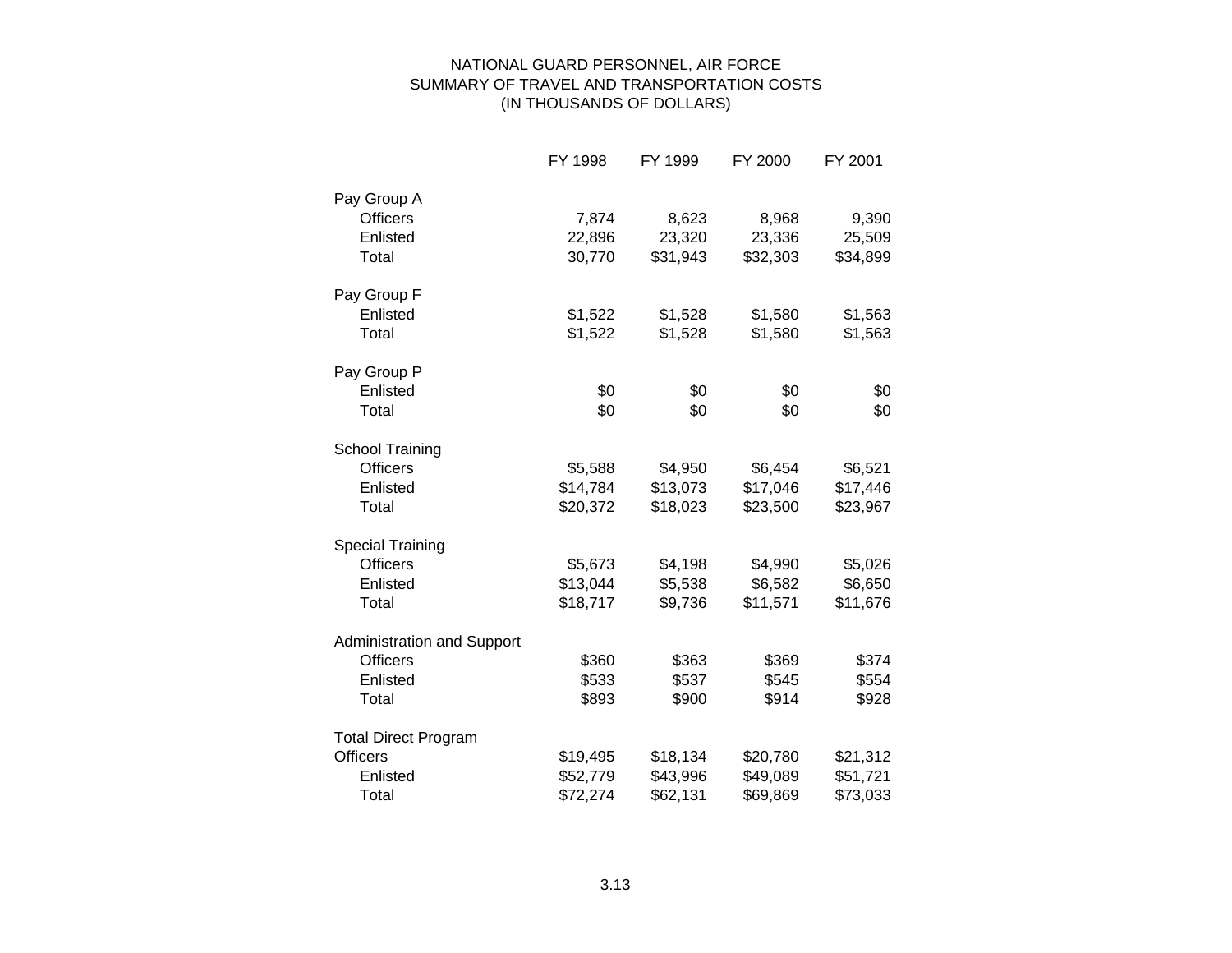NATIONAL GUARD PERSONNEL, AIR FORCE
SUMMARY OF TRAVEL AND TRANSPORTATION COSTS
(IN THOUSANDS OF DOLLARS)

| | FY 1998 | FY 1999 | FY 2000 | FY 2001 |
|---|---|---|---|---|
| Pay Group A | | | | |
| Officers | 7,874 | 8,623 | 8,968 | 9,390 |
| Enlisted | 22,896 | 23,320 | 23,336 | 25,509 |
| Total | 30,770 | $31,943 | $32,303 | $34,899 |
| Pay Group F | | | | |
| Enlisted | $1,522 | $1,528 | $1,580 | $1,563 |
| Total | $1,522 | $1,528 | $1,580 | $1,563 |
| Pay Group P | | | | |
| Enlisted | $0 | $0 | $0 | $0 |
| Total | $0 | $0 | $0 | $0 |
| School Training | | | | |
| Officers | $5,588 | $4,950 | $6,454 | $6,521 |
| Enlisted | $14,784 | $13,073 | $17,046 | $17,446 |
| Total | $20,372 | $18,023 | $23,500 | $23,967 |
| Special Training | | | | |
| Officers | $5,673 | $4,198 | $4,990 | $5,026 |
| Enlisted | $13,044 | $5,538 | $6,582 | $6,650 |
| Total | $18,717 | $9,736 | $11,571 | $11,676 |
| Administration and Support | | | | |
| Officers | $360 | $363 | $369 | $374 |
| Enlisted | $533 | $537 | $545 | $554 |
| Total | $893 | $900 | $914 | $928 |
| Total Direct Program | | | | |
| Officers | $19,495 | $18,134 | $20,780 | $21,312 |
| Enlisted | $52,779 | $43,996 | $49,089 | $51,721 |
| Total | $72,274 | $62,131 | $69,869 | $73,033 |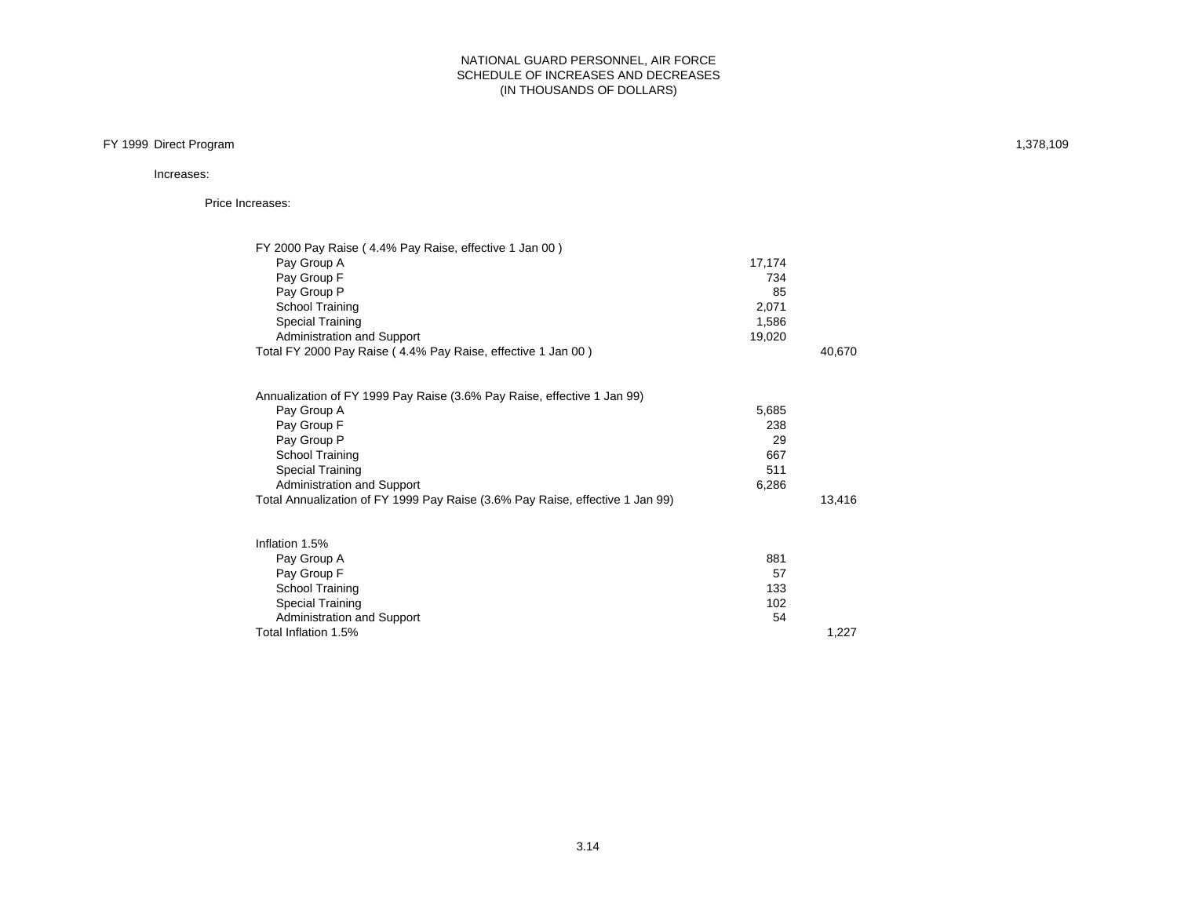NATIONAL GUARD PERSONNEL, AIR FORCE
SCHEDULE OF INCREASES AND DECREASES
(IN THOUSANDS OF DOLLARS)

| | | | |
|---|---|---|---|
| FY 1999 Direct Program | | | 1,378,109 |
| Increases: | | | |
| Price Increases: | | | |
| FY 2000 Pay Raise ( 4.4% Pay Raise, effective 1 Jan 00 ) | | | |
| Pay Group A | 17,174 | | |
| Pay Group F | 734 | | |
| Pay Group P | 85 | | |
| School Training | 2,071 | | |
| Special Training | 1,586 | | |
| Administration and Support | 19,020 | | |
| Total FY 2000 Pay Raise ( 4.4% Pay Raise, effective 1 Jan 00 ) | | 40,670 | |
| Annualization of FY 1999 Pay Raise (3.6% Pay Raise, effective 1 Jan 99) | | | |
| Pay Group A | 5,685 | | |
| Pay Group F | 238 | | |
| Pay Group P | 29 | | |
| School Training | 667 | | |
| Special Training | 511 | | |
| Administration and Support | 6,286 | | |
| Total Annualization of FY 1999 Pay Raise (3.6% Pay Raise, effective 1 Jan 99) | | 13,416 | |
| Inflation 1.5% | | | |
| Pay Group A | 881 | | |
| Pay Group F | 57 | | |
| School Training | 133 | | |
| Special Training | 102 | | |
| Administration and Support | 54 | | |
| Total Inflation 1.5% | | 1,227 | |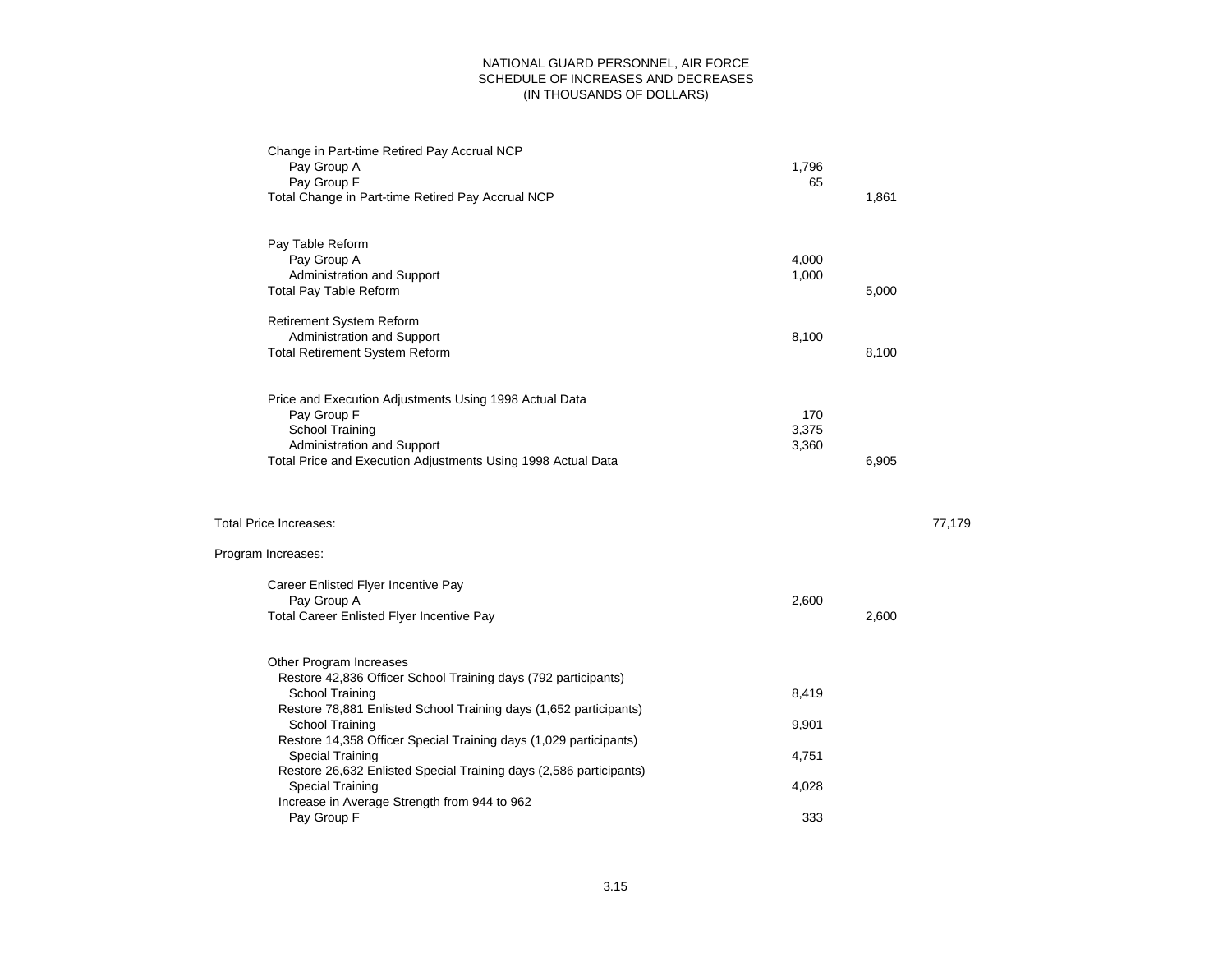NATIONAL GUARD PERSONNEL, AIR FORCE
SCHEDULE OF INCREASES AND DECREASES
(IN THOUSANDS OF DOLLARS)

| | | | |
|---|---|---|---|
| Change in Part-time Retired Pay Accrual NCP | | | |
| Pay Group A | 1,796 | | |
| Pay Group F | 65 | | |
| Total Change in Part-time Retired Pay Accrual NCP | | 1,861 | |
| | | | |
| Pay Table Reform | | | |
| Pay Group A | 4,000 | | |
| Administration and Support | 1,000 | | |
| Total Pay Table Reform | | 5,000 | |
| | | | |
| Retirement System Reform | | | |
| Administration and Support | 8,100 | | |
| Total Retirement System Reform | | 8,100 | |
| | | | |
| Price and Execution Adjustments Using 1998 Actual Data | | | |
| Pay Group F | 170 | | |
| School Training | 3,375 | | |
| Administration and Support | 3,360 | | |
| Total Price and Execution Adjustments Using 1998 Actual Data | | 6,905 | |
| | | | |
| Total Price Increases: | | | 77,179 |
| | | | |
| Program Increases: | | | |
| | | | |
| Career Enlisted Flyer Incentive Pay | | | |
| Pay Group A | 2,600 | | |
| Total Career Enlisted Flyer Incentive Pay | | 2,600 | |
| | | | |
| Other Program Increases | | | |
| Restore 42,836 Officer School Training days (792 participants) | | | |
| School Training | 8,419 | | |
| Restore 78,881 Enlisted School Training days (1,652 participants) | | | |
| School Training | 9,901 | | |
| Restore 14,358 Officer Special Training days (1,029 participants) | | | |
| Special Training | 4,751 | | |
| Restore 26,632 Enlisted Special Training days (2,586 participants) | | | |
| Special Training | 4,028 | | |
| Increase in Average Strength from 944 to 962 | | | |
| Pay Group F | 333 | | |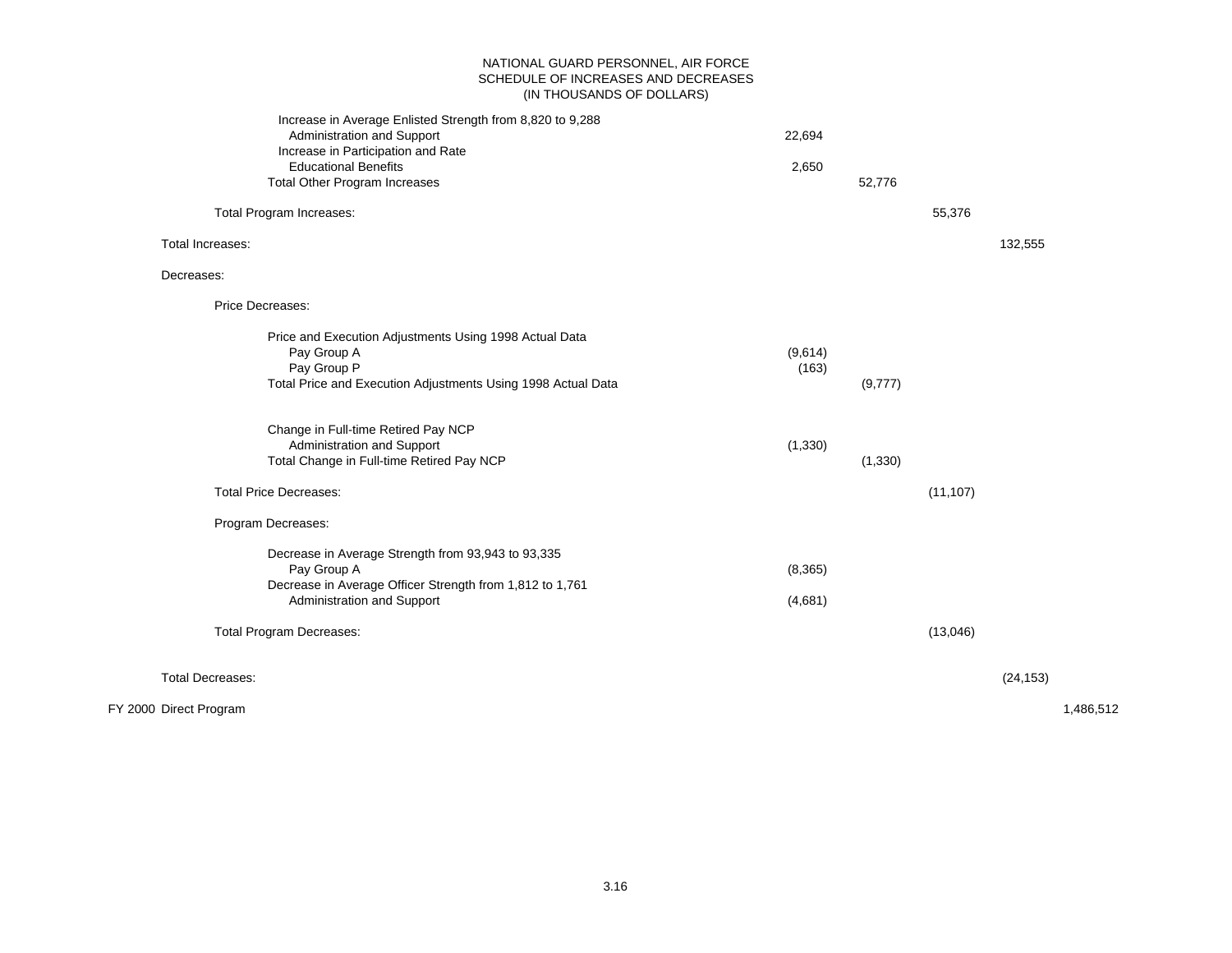NATIONAL GUARD PERSONNEL, AIR FORCE
SCHEDULE OF INCREASES AND DECREASES
(IN THOUSANDS OF DOLLARS)

| | | | | | |
|---|---|---|---|---|---|
| Increase in Average Enlisted Strength from 8,820 to 9,288 | | | | | |
| Administration and Support | 22,694 | | | | |
| Increase in Participation and Rate | | | | | |
| Educational Benefits | 2,650 | | | | |
| Total Other Program Increases | | 52,776 | | | |
| Total Program Increases: | | | 55,376 | | |
| Total Increases: | | | | 132,555 | |
| Decreases: | | | | | |
| Price Decreases: | | | | | |
| Price and Execution Adjustments Using 1998 Actual Data | | | | | |
| Pay Group A | (9,614) | | | | |
| Pay Group P | (163) | | | | |
| Total Price and Execution Adjustments Using 1998 Actual Data | | (9,777) | | | |
| Change in Full-time Retired Pay NCP | | | | | |
| Administration and Support | (1,330) | | | | |
| Total Change in Full-time Retired Pay NCP | | (1,330) | | | |
| Total Price Decreases: | | | (11,107) | | |
| Program Decreases: | | | | | |
| Decrease in Average Strength from 93,943 to 93,335 | | | | | |
| Pay Group A | (8,365) | | | | |
| Decrease in Average Officer Strength from 1,812 to 1,761 | | | | | |
| Administration and Support | (4,681) | | | | |
| Total Program Decreases: | | | (13,046) | | |
| Total Decreases: | | | | (24,153) | |
| FY 2000 Direct Program | | | | | 1,486,512 |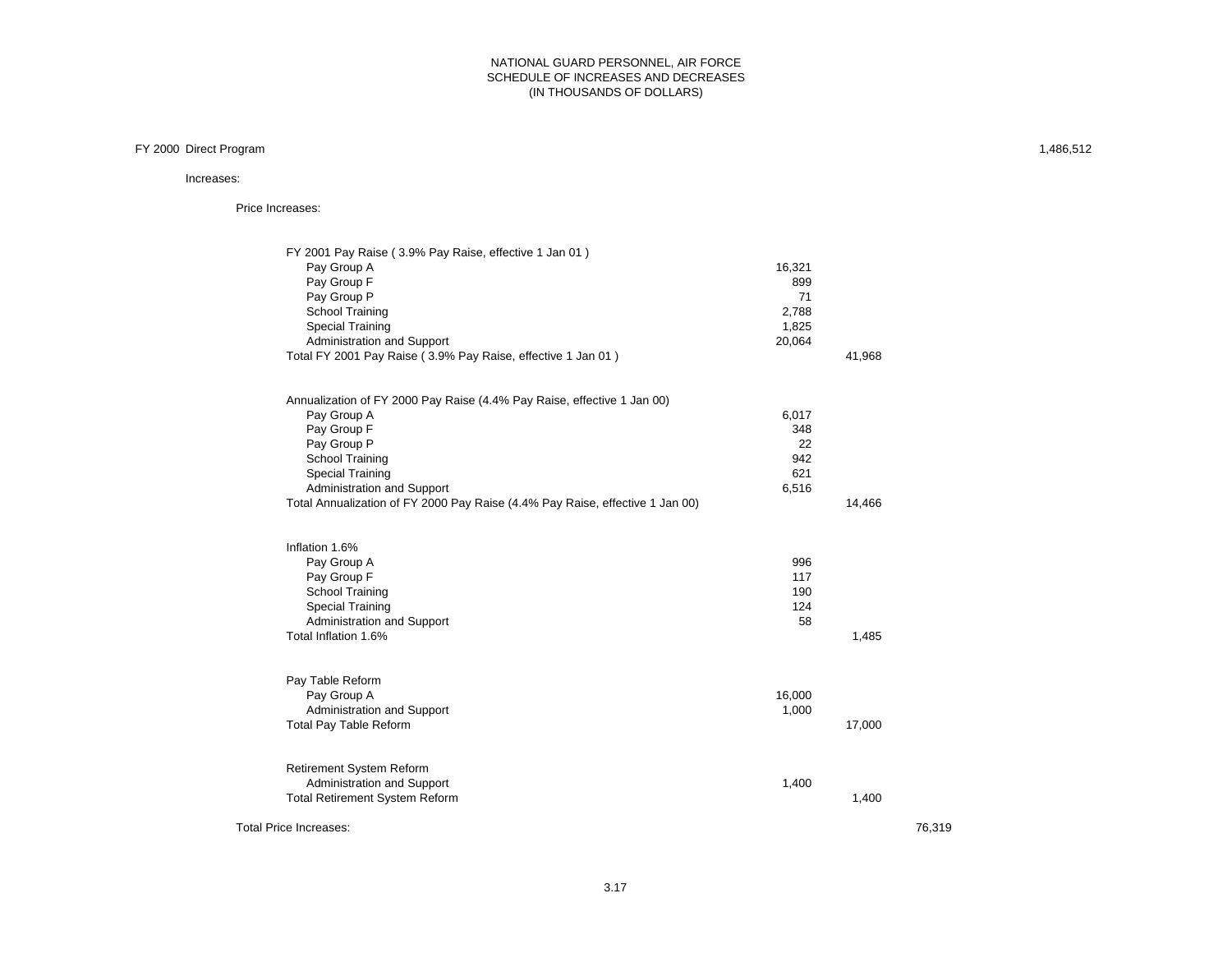NATIONAL GUARD PERSONNEL, AIR FORCE
SCHEDULE OF INCREASES AND DECREASES
(IN THOUSANDS OF DOLLARS)

| | | | | |
|---|---|---|---|---|
| FY 2000 Direct Program | | | | 1,486,512 |
| Increases: | | | | |
| Price Increases: | | | | |
| FY 2001 Pay Raise ( 3.9% Pay Raise, effective 1 Jan 01 ) | | | | |
| Pay Group A | 16,321 | | | |
| Pay Group F | 899 | | | |
| Pay Group P | 71 | | | |
| School Training | 2,788 | | | |
| Special Training | 1,825 | | | |
| Administration and Support | 20,064 | | | |
| Total FY 2001 Pay Raise ( 3.9% Pay Raise, effective 1 Jan 01 ) | | 41,968 | | |
| Annualization of FY 2000 Pay Raise (4.4% Pay Raise, effective 1 Jan 00) | | | | |
| Pay Group A | 6,017 | | | |
| Pay Group F | 348 | | | |
| Pay Group P | 22 | | | |
| School Training | 942 | | | |
| Special Training | 621 | | | |
| Administration and Support | 6,516 | | | |
| Total Annualization of FY 2000 Pay Raise (4.4% Pay Raise, effective 1 Jan 00) | | 14,466 | | |
| Inflation 1.6% | | | | |
| Pay Group A | 996 | | | |
| Pay Group F | 117 | | | |
| School Training | 190 | | | |
| Special Training | 124 | | | |
| Administration and Support | 58 | | | |
| Total Inflation 1.6% | | 1,485 | | |
| Pay Table Reform | | | | |
| Pay Group A | 16,000 | | | |
| Administration and Support | 1,000 | | | |
| Total Pay Table Reform | | 17,000 | | |
| Retirement System Reform | | | | |
| Administration and Support | 1,400 | | | |
| Total Retirement System Reform | | 1,400 | | |
| Total Price Increases: | | | 76,319 | |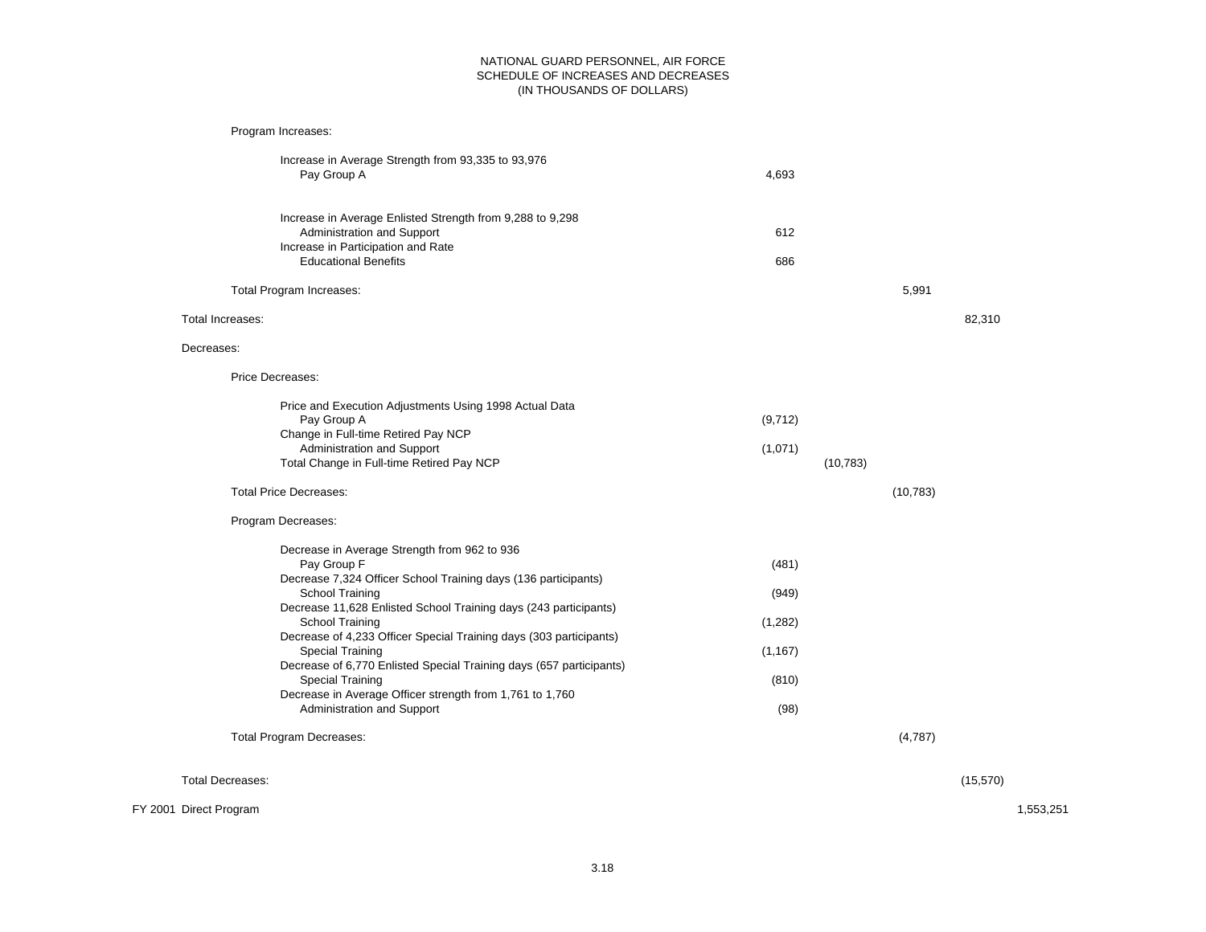NATIONAL GUARD PERSONNEL, AIR FORCE
SCHEDULE OF INCREASES AND DECREASES
(IN THOUSANDS OF DOLLARS)

| | | | | |
|---|---|---|---|---|
| Program Increases: | | | | |
| Increase in Average Strength from 93,335 to 93,976 | | | | |
| Pay Group A | 4,693 | | | |
| Increase in Average Enlisted Strength from 9,288 to 9,298 | | | | |
| Administration and Support | 612 | | | |
| Increase in Participation and Rate | | | | |
| Educational Benefits | 686 | | | |
| Total Program Increases: | | | 5,991 | |
| Total Increases: | | | | 82,310 |
| Decreases: | | | | |
| Price Decreases: | | | | |
| Price and Execution Adjustments Using 1998 Actual Data | | | | |
| Pay Group A | (9,712) | | | |
| Change in Full-time Retired Pay NCP | | | | |
| Administration and Support | (1,071) | | | |
| Total Change in Full-time Retired Pay NCP | | (10,783) | | |
| Total Price Decreases: | | | (10,783) | |
| Program Decreases: | | | | |
| Decrease in Average Strength from 962 to 936 | | | | |
| Pay Group F | (481) | | | |
| Decrease 7,324 Officer School Training days (136 participants) | | | | |
| School Training | (949) | | | |
| Decrease 11,628 Enlisted School Training days (243 participants) | | | | |
| School Training | (1,282) | | | |
| Decrease of 4,233 Officer Special Training days (303 participants) | | | | |
| Special Training | (1,167) | | | |
| Decrease of 6,770 Enlisted Special Training days (657 participants) | | | | |
| Special Training | (810) | | | |
| Decrease in Average Officer strength from 1,761 to 1,760 | | | | |
| Administration and Support | (98) | | | |
| Total Program Decreases: | | | (4,787) | |
| Total Decreases: | | | | (15,570) |
| FY 2001 Direct Program | | | | 1,553,251 |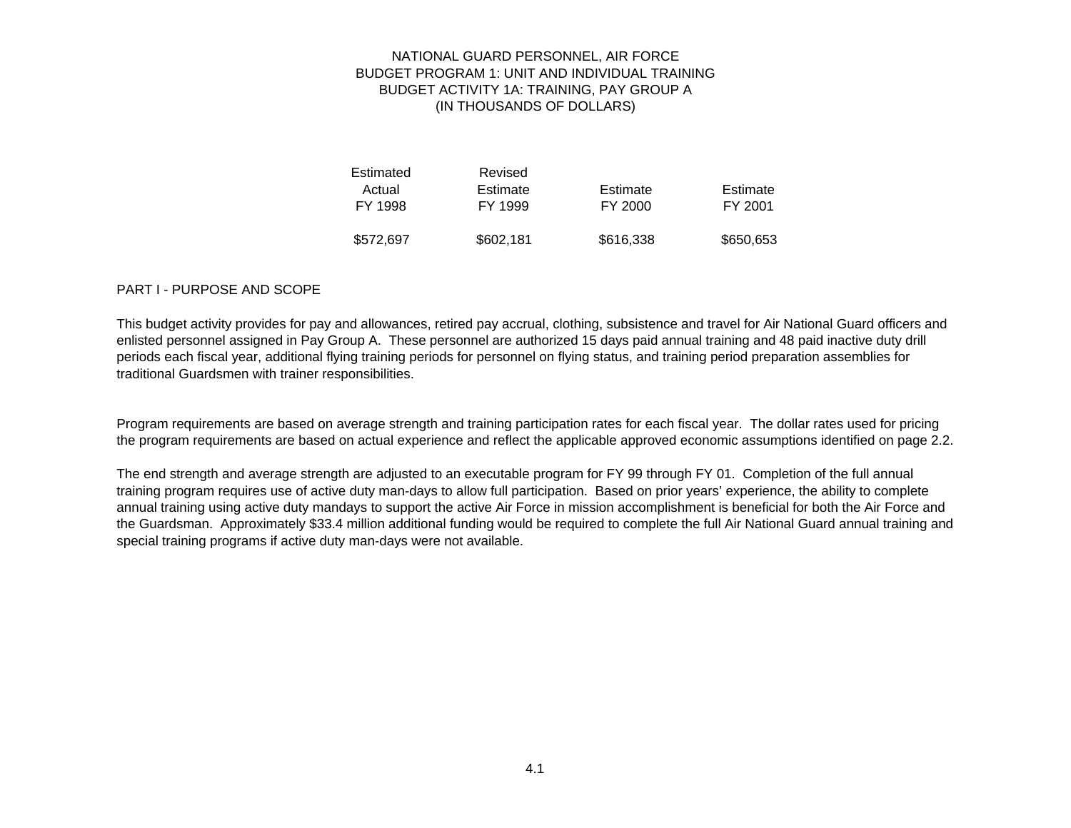# NATIONAL GUARD PERSONNEL, AIR FORCE
## BUDGET PROGRAM 1: UNIT AND INDIVIDUAL TRAINING
## BUDGET ACTIVITY 1A: TRAINING, PAY GROUP A
## (IN THOUSANDS OF DOLLARS)

| Estimated Actual FY 1998 | Revised Estimate FY 1999 | Estimate FY 2000 | Estimate FY 2001 |
|---|---|---|---|
| $572,697 | $602,181 | $616,338 | $650,653 |

PART I - PURPOSE AND SCOPE

This budget activity provides for pay and allowances, retired pay accrual, clothing, subsistence and travel for Air National Guard officers and enlisted personnel assigned in Pay Group A. These personnel are authorized 15 days paid annual training and 48 paid inactive duty drill periods each fiscal year, additional flying training periods for personnel on flying status, and training period preparation assemblies for traditional Guardsmen with trainer responsibilities.

Program requirements are based on average strength and training participation rates for each fiscal year. The dollar rates used for pricing the program requirements are based on actual experience and reflect the applicable approved economic assumptions identified on page 2.2.

The end strength and average strength are adjusted to an executable program for FY 99 through FY 01. Completion of the full annual training program requires use of active duty man-days to allow full participation. Based on prior years' experience, the ability to complete annual training using active duty mandays to support the active Air Force in mission accomplishment is beneficial for both the Air Force and the Guardsman. Approximately $33.4 million additional funding would be required to complete the full Air National Guard annual training and special training programs if active duty man-days were not available.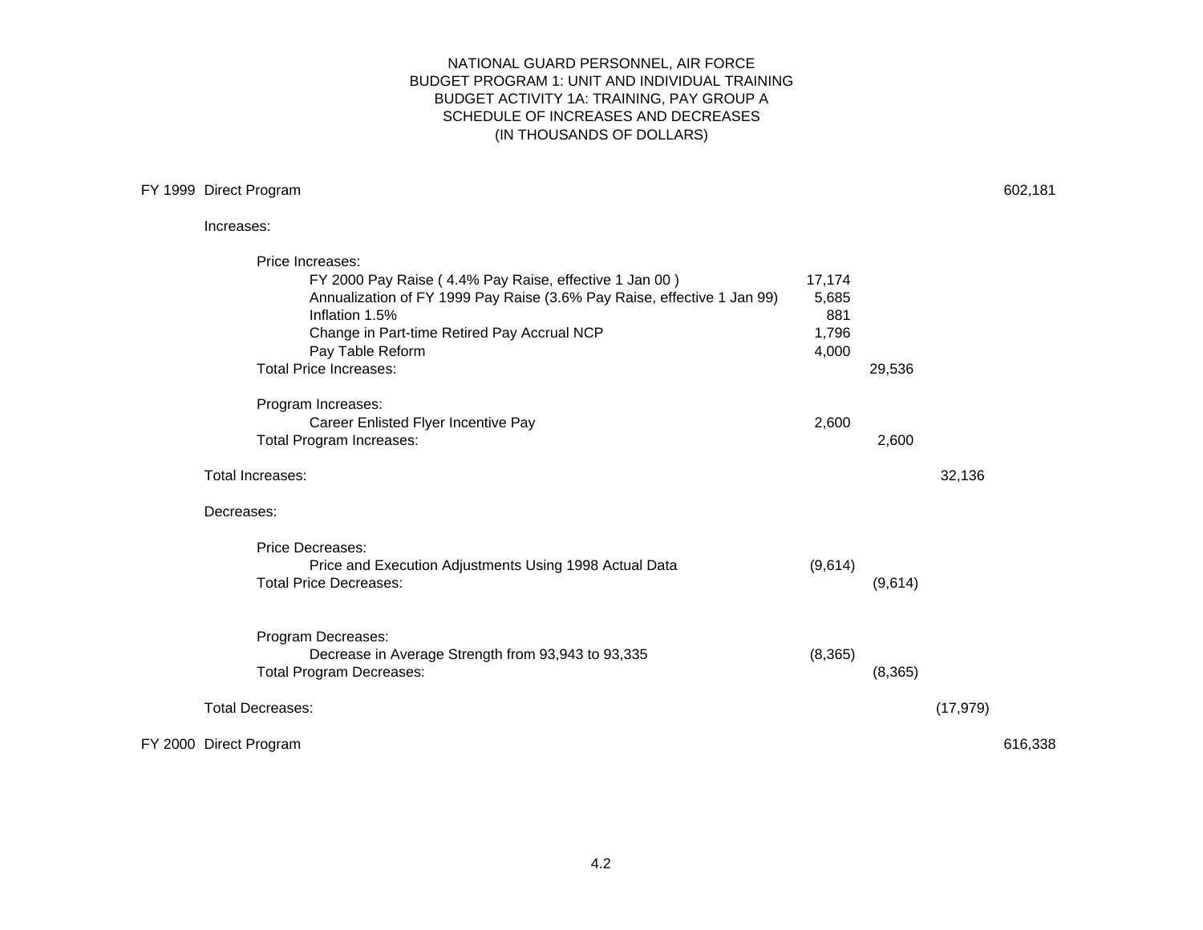NATIONAL GUARD PERSONNEL, AIR FORCE
BUDGET PROGRAM 1: UNIT AND INDIVIDUAL TRAINING
BUDGET ACTIVITY 1A: TRAINING, PAY GROUP A
SCHEDULE OF INCREASES AND DECREASES
(IN THOUSANDS OF DOLLARS)

| | | | | |
|---|---|---|---|---|
| FY 1999 Direct Program | | | | 602,181 |
| Increases: | | | | |
| Price Increases: | | | | |
| FY 2000 Pay Raise ( 4.4% Pay Raise, effective 1 Jan 00 ) | 17,174 | | | |
| Annualization of FY 1999 Pay Raise (3.6% Pay Raise, effective 1 Jan 99) | 5,685 | | | |
| Inflation 1.5% | 881 | | | |
| Change in Part-time Retired Pay Accrual NCP | 1,796 | | | |
| Pay Table Reform | 4,000 | | | |
| Total Price Increases: | | 29,536 | | |
| Program Increases: | | | | |
| Career Enlisted Flyer Incentive Pay | 2,600 | | | |
| Total Program Increases: | | 2,600 | | |
| Total Increases: | | | 32,136 | |
| Decreases: | | | | |
| Price Decreases: | | | | |
| Price and Execution Adjustments Using 1998 Actual Data | (9,614) | | | |
| Total Price Decreases: | | (9,614) | | |
| Program Decreases: | | | | |
| Decrease in Average Strength from 93,943 to 93,335 | (8,365) | | | |
| Total Program Decreases: | | (8,365) | | |
| Total Decreases: | | | (17,979) | |
| FY 2000 Direct Program | | | | 616,338 |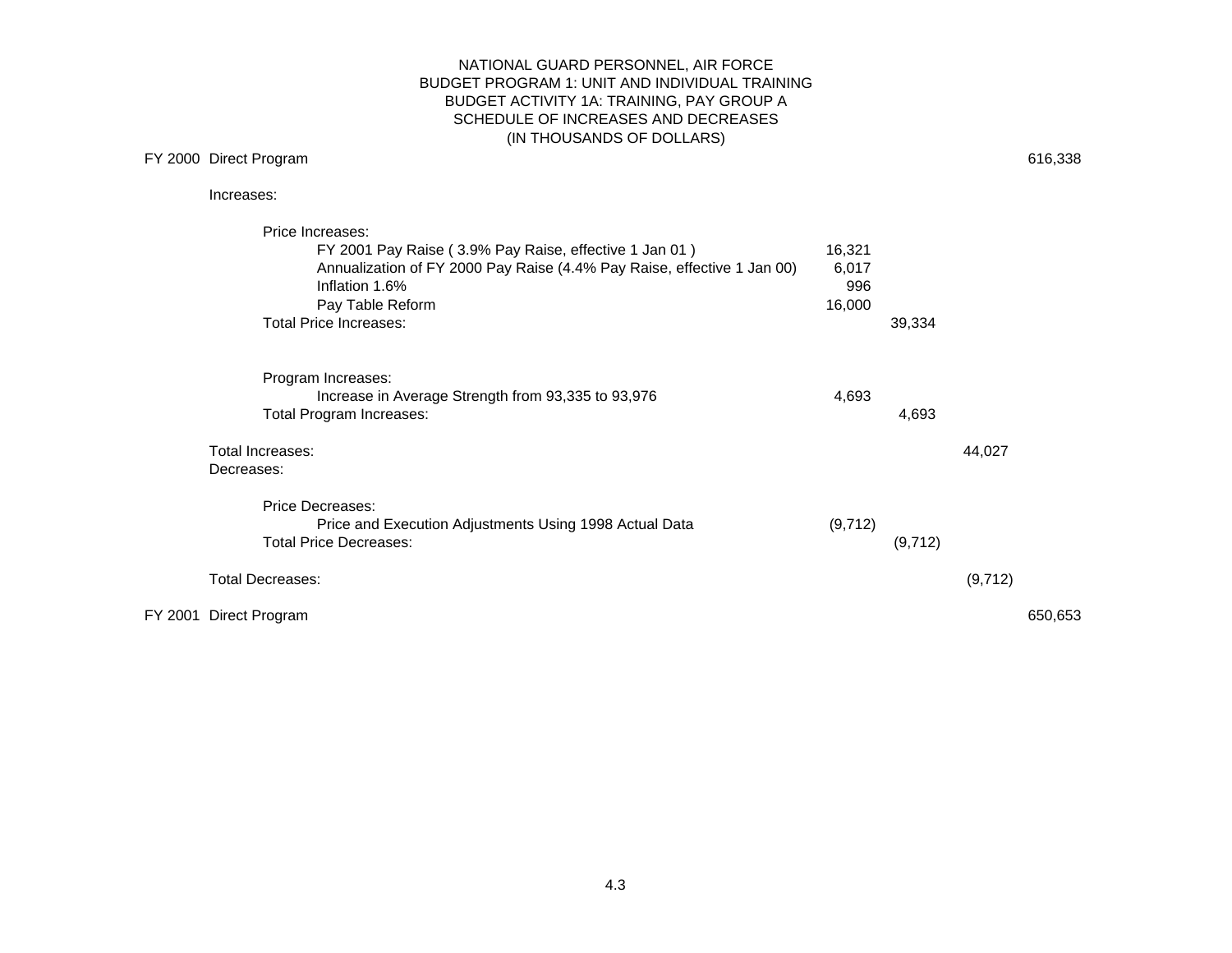# NATIONAL GUARD PERSONNEL, AIR FORCE
## BUDGET PROGRAM 1: UNIT AND INDIVIDUAL TRAINING
## BUDGET ACTIVITY 1A: TRAINING, PAY GROUP A
## SCHEDULE OF INCREASES AND DECREASES
## (IN THOUSANDS OF DOLLARS)

| | | | | |
|---|---|---|---|---|
| FY 2000 Direct Program | | | | 616,338 |
| Increases: | | | | |
| Price Increases: | | | | |
| FY 2001 Pay Raise ( 3.9% Pay Raise, effective 1 Jan 01 ) | 16,321 | | | |
| Annualization of FY 2000 Pay Raise (4.4% Pay Raise, effective 1 Jan 00) | 6,017 | | | |
| Inflation 1.6% | 996 | | | |
| Pay Table Reform | 16,000 | | | |
| Total Price Increases: | | 39,334 | | |
| Program Increases: | | | | |
| Increase in Average Strength from 93,335 to 93,976 | 4,693 | | | |
| Total Program Increases: | | 4,693 | | |
| Total Increases: | | | 44,027 | |
| Decreases: | | | | |
| Price Decreases: | | | | |
| Price and Execution Adjustments Using 1998 Actual Data | (9,712) | | | |
| Total Price Decreases: | | (9,712) | | |
| Total Decreases: | | | (9,712) | |
| FY 2001 Direct Program | | | | 650,653 |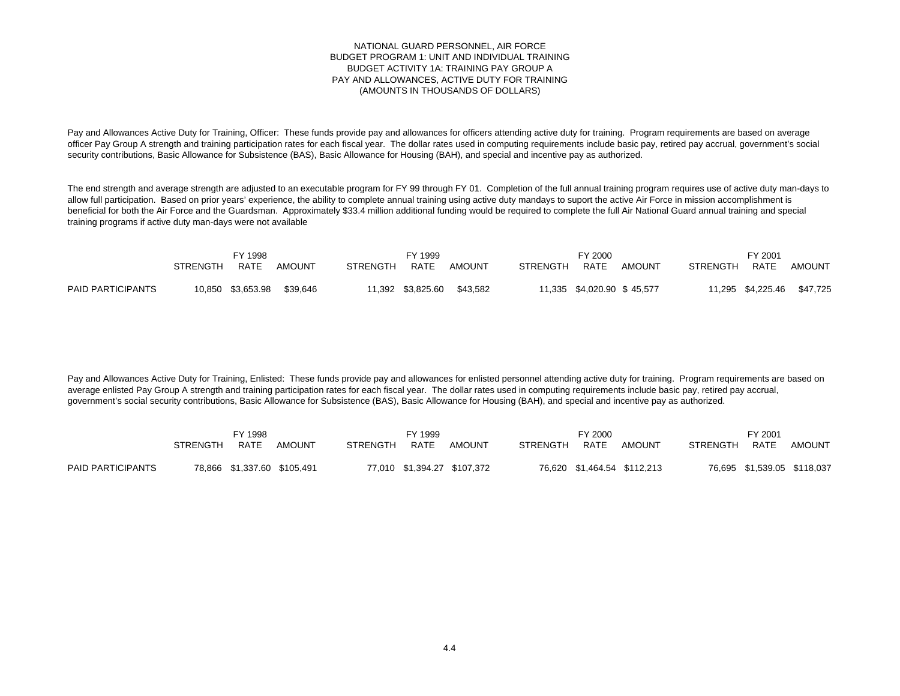NATIONAL GUARD PERSONNEL, AIR FORCE
BUDGET PROGRAM 1: UNIT AND INDIVIDUAL TRAINING
BUDGET ACTIVITY 1A: TRAINING PAY GROUP A
PAY AND ALLOWANCES, ACTIVE DUTY FOR TRAINING
(AMOUNTS IN THOUSANDS OF DOLLARS)

Pay and Allowances Active Duty for Training, Officer: These funds provide pay and allowances for officers attending active duty for training. Program requirements are based on average officer Pay Group A strength and training participation rates for each fiscal year. The dollar rates used in computing requirements include basic pay, retired pay accrual, government's social security contributions, Basic Allowance for Subsistence (BAS), Basic Allowance for Housing (BAH), and special and incentive pay as authorized.

The end strength and average strength are adjusted to an executable program for FY 99 through FY 01. Completion of the full annual training program requires use of active duty man-days to allow full participation. Based on prior years' experience, the ability to complete annual training using active duty mandays to suport the active Air Force in mission accomplishment is beneficial for both the Air Force and the Guardsman. Approximately $33.4 million additional funding would be required to complete the full Air National Guard annual training and special training programs if active duty man-days were not available

| | FY 1998 | | | FY 1999 | | | FY 2000 | | | FY 2001 | | |
|---|---|---|---|---|---|---|---|---|---|---|---|---|
| | STRENGTH | RATE | AMOUNT | STRENGTH | RATE | AMOUNT | STRENGTH | RATE | AMOUNT | STRENGTH | RATE | AMOUNT |
| PAID PARTICIPANTS | 10,850 | $3,653.98 | $39,646 | 11,392 | $3,825.60 | $43,582 | 11,335 | $4,020.90 | $ 45,577 | 11,295 | $4,225.46 | $47,725 |

Pay and Allowances Active Duty for Training, Enlisted: These funds provide pay and allowances for enlisted personnel attending active duty for training. Program requirements are based on average enlisted Pay Group A strength and training participation rates for each fiscal year. The dollar rates used in computing requirements include basic pay, retired pay accrual, government's social security contributions, Basic Allowance for Subsistence (BAS), Basic Allowance for Housing (BAH), and special and incentive pay as authorized.

| | FY 1998 | | | FY 1999 | | | FY 2000 | | | FY 2001 | | |
|---|---|---|---|---|---|---|---|---|---|---|---|---|
| | STRENGTH | RATE | AMOUNT | STRENGTH | RATE | AMOUNT | STRENGTH | RATE | AMOUNT | STRENGTH | RATE | AMOUNT |
| PAID PARTICIPANTS | 78,866 | $1,337.60 | $105,491 | 77,010 | $1,394.27 | $107,372 | 76,620 | $1,464.54 | $112,213 | 76,695 | $1,539.05 | $118,037 |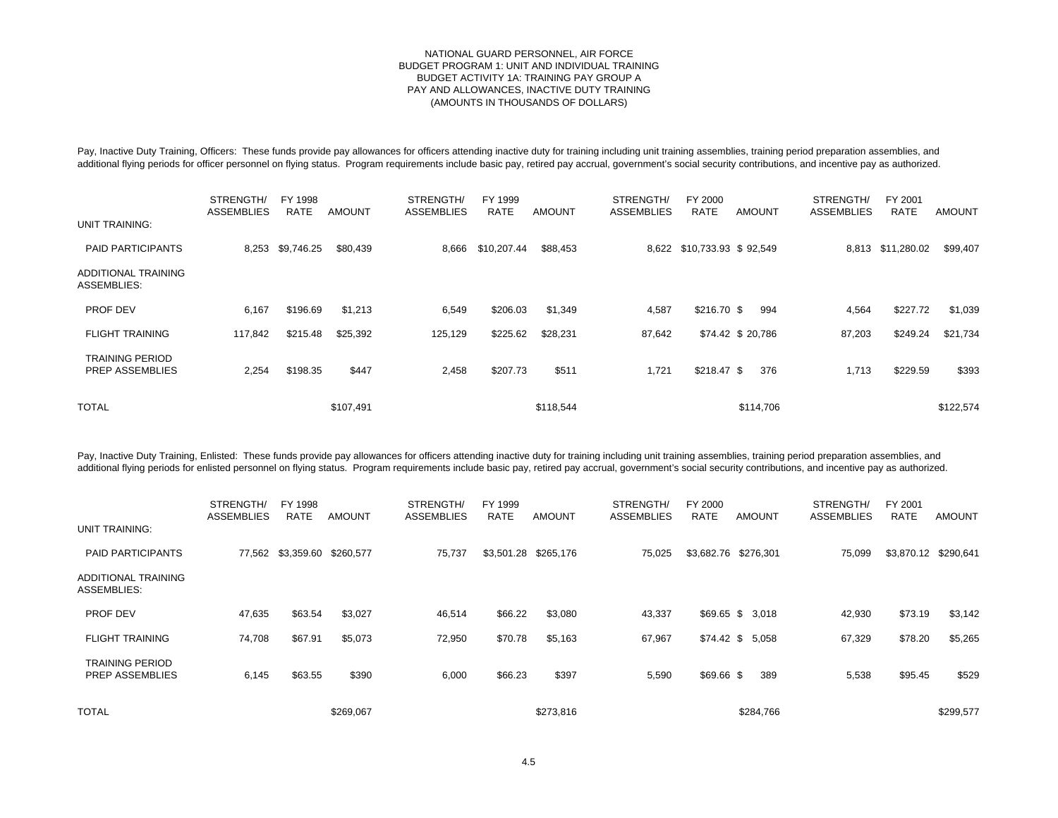NATIONAL GUARD PERSONNEL, AIR FORCE
BUDGET PROGRAM 1: UNIT AND INDIVIDUAL TRAINING
BUDGET ACTIVITY 1A: TRAINING PAY GROUP A
PAY AND ALLOWANCES, INACTIVE DUTY TRAINING
(AMOUNTS IN THOUSANDS OF DOLLARS)

Pay, Inactive Duty Training, Officers: These funds provide pay allowances for officers attending inactive duty for training including unit training assemblies, training period preparation assemblies, and additional flying periods for officer personnel on flying status. Program requirements include basic pay, retired pay accrual, government's social security contributions, and incentive pay as authorized.

| | STRENGTH/ ASSEMBLIES | FY 1998 RATE | AMOUNT | STRENGTH/ ASSEMBLIES | FY 1999 RATE | AMOUNT | STRENGTH/ ASSEMBLIES | FY 2000 RATE | AMOUNT | STRENGTH/ ASSEMBLIES | FY 2001 RATE | AMOUNT |
|---|---|---|---|---|---|---|---|---|---|---|---|---|
| UNIT TRAINING: | | | | | | | | | | | | |
| PAID PARTICIPANTS | 8,253 | $9,746.25 | $80,439 | 8,666 | $10,207.44 | $88,453 | 8,622 | $10,733.93 | $ 92,549 | 8,813 | $11,280.02 | $99,407 |
| ADDITIONAL TRAINING ASSEMBLIES: | | | | | | | | | | | | |
| PROF DEV | 6,167 | $196.69 | $1,213 | 6,549 | $206.03 | $1,349 | 4,587 | $216.70 | $ 994 | 4,564 | $227.72 | $1,039 |
| FLIGHT TRAINING | 117,842 | $215.48 | $25,392 | 125,129 | $225.62 | $28,231 | 87,642 | $74.42 | $ 20,786 | 87,203 | $249.24 | $21,734 |
| TRAINING PERIOD PREP ASSEMBLIES | 2,254 | $198.35 | $447 | 2,458 | $207.73 | $511 | 1,721 | $218.47 | $ 376 | 1,713 | $229.59 | $393 |
| TOTAL | | | $107,491 | | | $118,544 | | | $114,706 | | | $122,574 |

Pay, Inactive Duty Training, Enlisted: These funds provide pay allowances for officers attending inactive duty for training including unit training assemblies, training period preparation assemblies, and additional flying periods for enlisted personnel on flying status. Program requirements include basic pay, retired pay accrual, government's social security contributions, and incentive pay as authorized.

| | STRENGTH/ ASSEMBLIES | FY 1998 RATE | AMOUNT | STRENGTH/ ASSEMBLIES | FY 1999 RATE | AMOUNT | STRENGTH/ ASSEMBLIES | FY 2000 RATE | AMOUNT | STRENGTH/ ASSEMBLIES | FY 2001 RATE | AMOUNT |
|---|---|---|---|---|---|---|---|---|---|---|---|---|
| UNIT TRAINING: | | | | | | | | | | | | |
| PAID PARTICIPANTS | 77,562 | $3,359.60 | $260,577 | 75,737 | $3,501.28 | $265,176 | 75,025 | $3,682.76 | $276,301 | 75,099 | $3,870.12 | $290,641 |
| ADDITIONAL TRAINING ASSEMBLIES: | | | | | | | | | | | | |
| PROF DEV | 47,635 | $63.54 | $3,027 | 46,514 | $66.22 | $3,080 | 43,337 | $69.65 | $ 3,018 | 42,930 | $73.19 | $3,142 |
| FLIGHT TRAINING | 74,708 | $67.91 | $5,073 | 72,950 | $70.78 | $5,163 | 67,967 | $74.42 | $ 5,058 | 67,329 | $78.20 | $5,265 |
| TRAINING PERIOD PREP ASSEMBLIES | 6,145 | $63.55 | $390 | 6,000 | $66.23 | $397 | 5,590 | $69.66 | $ 389 | 5,538 | $95.45 | $529 |
| TOTAL | | | $269,067 | | | $273,816 | | | $284,766 | | | $299,577 |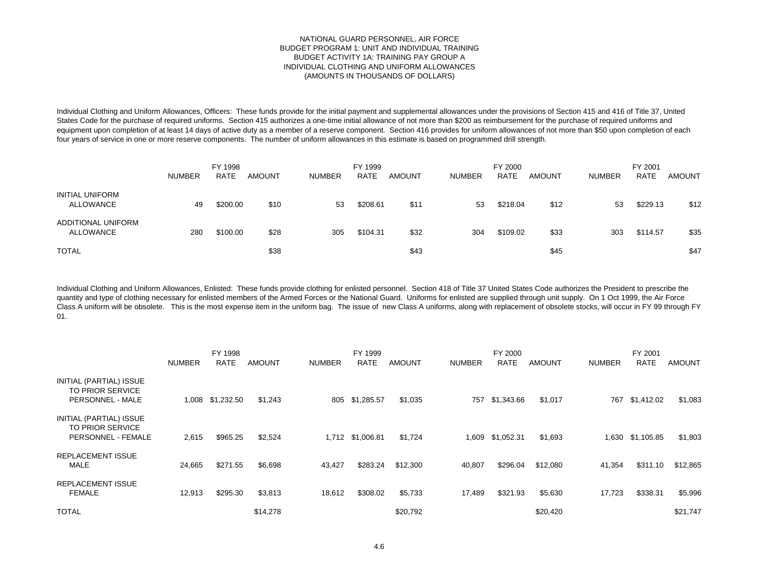NATIONAL GUARD PERSONNEL, AIR FORCE
BUDGET PROGRAM 1: UNIT AND INDIVIDUAL TRAINING
BUDGET ACTIVITY 1A: TRAINING PAY GROUP A
INDIVIDUAL CLOTHING AND UNIFORM ALLOWANCES
(AMOUNTS IN THOUSANDS OF DOLLARS)

Individual Clothing and Uniform Allowances, Officers: These funds provide for the initial payment and supplemental allowances under the provisions of Section 415 and 416 of Title 37, United States Code for the purchase of required uniforms. Section 415 authorizes a one-time initial allowance of not more than $200 as reimbursement for the purchase of required uniforms and equipment upon completion of at least 14 days of active duty as a member of a reserve component. Section 416 provides for uniform allowances of not more than $50 upon completion of each four years of service in one or more reserve components. The number of uniform allowances in this estimate is based on programmed drill strength.

| | | FY 1998 | | | FY 1999 | | | FY 2000 | | | FY 2001 | |
|---|---|---|---|---|---|---|---|---|---|---|---|---|
| | NUMBER | RATE | AMOUNT | NUMBER | RATE | AMOUNT | NUMBER | RATE | AMOUNT | NUMBER | RATE | AMOUNT |
| INITIAL UNIFORM ALLOWANCE | 49 | $200.00 | $10 | 53 | $208.61 | $11 | 53 | $218.04 | $12 | 53 | $229.13 | $12 |
| ADDITIONAL UNIFORM ALLOWANCE | 280 | $100.00 | $28 | 305 | $104.31 | $32 | 304 | $109.02 | $33 | 303 | $114.57 | $35 |
| TOTAL | | | $38 | | | $43 | | | $45 | | | $47 |

Individual Clothing and Uniform Allowances, Enlisted: These funds provide clothing for enlisted personnel. Section 418 of Title 37 United States Code authorizes the President to prescribe the quantity and type of clothing necessary for enlisted members of the Armed Forces or the National Guard. Uniforms for enlisted are supplied through unit supply. On 1 Oct 1999, the Air Force Class A uniform will be obsolete. This is the most expense item in the uniform bag. The issue of new Class A uniforms, along with replacement of obsolete stocks, will occur in FY 99 through FY 01.

| | | FY 1998 | | | FY 1999 | | | FY 2000 | | | FY 2001 | |
|---|---|---|---|---|---|---|---|---|---|---|---|---|
| | NUMBER | RATE | AMOUNT | NUMBER | RATE | AMOUNT | NUMBER | RATE | AMOUNT | NUMBER | RATE | AMOUNT |
| INITIAL (PARTIAL) ISSUE TO PRIOR SERVICE PERSONNEL - MALE | 1,008 | $1,232.50 | $1,243 | 805 | $1,285.57 | $1,035 | 757 | $1,343.66 | $1,017 | 767 | $1,412.02 | $1,083 |
| INITIAL (PARTIAL) ISSUE TO PRIOR SERVICE PERSONNEL - FEMALE | 2,615 | $965.25 | $2,524 | 1,712 | $1,006.81 | $1,724 | 1,609 | $1,052.31 | $1,693 | 1,630 | $1,105.85 | $1,803 |
| REPLACEMENT ISSUE MALE | 24,665 | $271.55 | $6,698 | 43,427 | $283.24 | $12,300 | 40,807 | $296.04 | $12,080 | 41,354 | $311.10 | $12,865 |
| REPLACEMENT ISSUE FEMALE | 12,913 | $295.30 | $3,813 | 18,612 | $308.02 | $5,733 | 17,489 | $321.93 | $5,630 | 17,723 | $338.31 | $5,996 |
| TOTAL | | | $14,278 | | | $20,792 | | | $20,420 | | | $21,747 |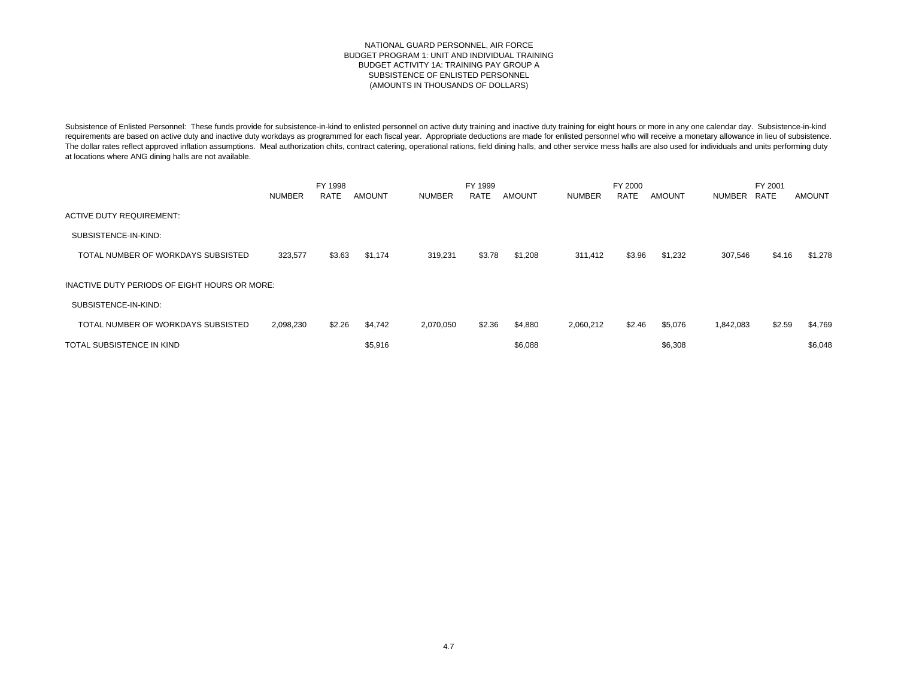NATIONAL GUARD PERSONNEL, AIR FORCE
BUDGET PROGRAM 1: UNIT AND INDIVIDUAL TRAINING
BUDGET ACTIVITY 1A: TRAINING PAY GROUP A
SUBSISTENCE OF ENLISTED PERSONNEL
(AMOUNTS IN THOUSANDS OF DOLLARS)

Subsistence of Enlisted Personnel: These funds provide for subsistence-in-kind to enlisted personnel on active duty training and inactive duty training for eight hours or more in any one calendar day. Subsistence-in-kind requirements are based on active duty and inactive duty workdays as programmed for each fiscal year. Appropriate deductions are made for enlisted personnel who will receive a monetary allowance in lieu of subsistence. The dollar rates reflect approved inflation assumptions. Meal authorization chits, contract catering, operational rations, field dining halls, and other service mess halls are also used for individuals and units performing duty at locations where ANG dining halls are not available.

| | FY 1998 | | | FY 1999 | | | FY 2000 | | | FY 2001 | | |
|---|---|---|---|---|---|---|---|---|---|---|---|---|
| | NUMBER | RATE | AMOUNT | NUMBER | RATE | AMOUNT | NUMBER | RATE | AMOUNT | NUMBER | RATE | AMOUNT |
| ACTIVE DUTY REQUIREMENT: | | | | | | | | | | | | |
| SUBSISTENCE-IN-KIND: | | | | | | | | | | | | |
| TOTAL NUMBER OF WORKDAYS SUBSISTED | 323,577 | $3.63 | $1,174 | 319,231 | $3.78 | $1,208 | 311,412 | $3.96 | $1,232 | 307,546 | $4.16 | $1,278 |
| INACTIVE DUTY PERIODS OF EIGHT HOURS OR MORE: | | | | | | | | | | | | |
| SUBSISTENCE-IN-KIND: | | | | | | | | | | | | |
| TOTAL NUMBER OF WORKDAYS SUBSISTED | 2,098,230 | $2.26 | $4,742 | 2,070,050 | $2.36 | $4,880 | 2,060,212 | $2.46 | $5,076 | 1,842,083 | $2.59 | $4,769 |
| TOTAL SUBSISTENCE IN KIND | | | $5,916 | | | $6,088 | | | $6,308 | | | $6,048 |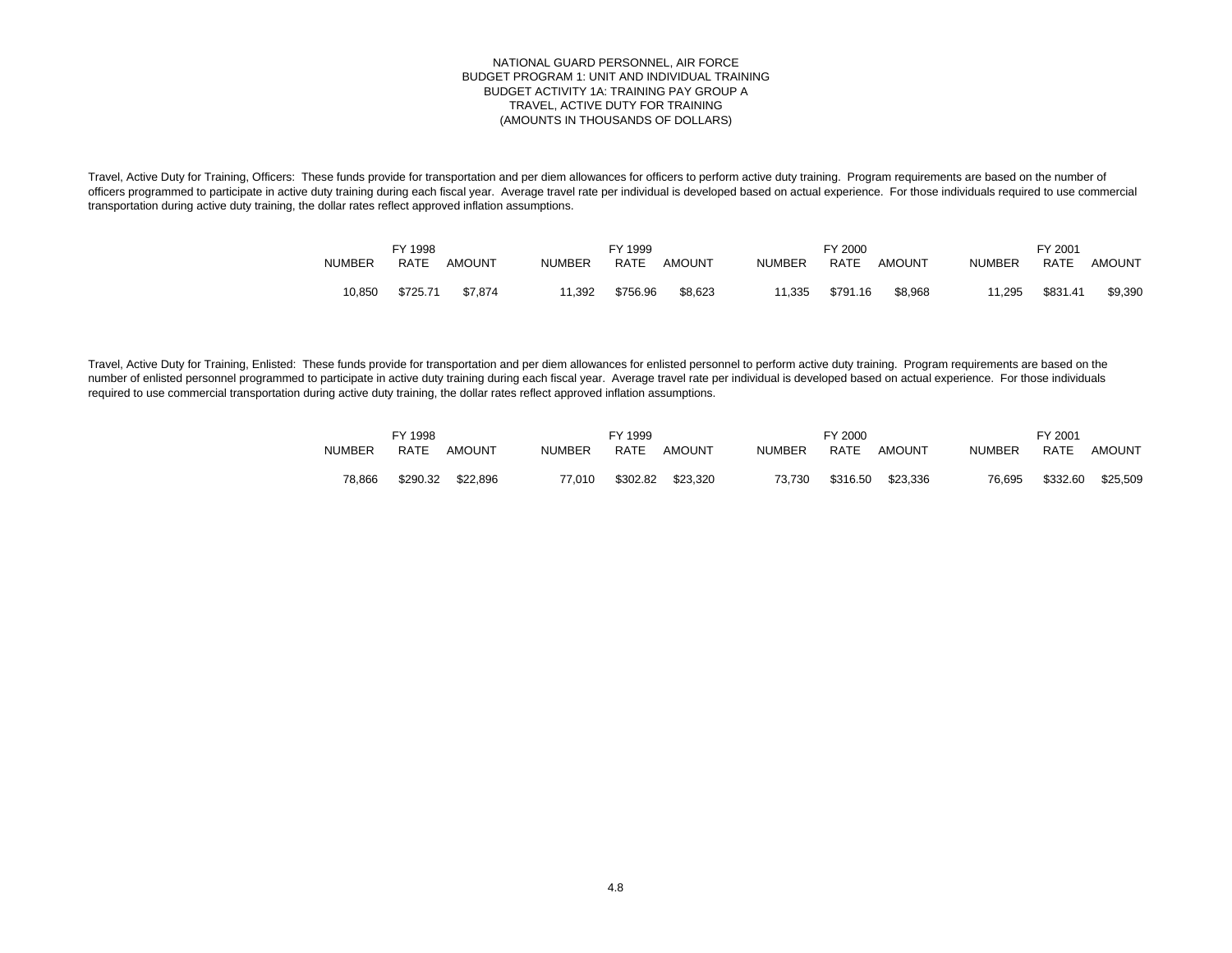NATIONAL GUARD PERSONNEL, AIR FORCE
BUDGET PROGRAM 1: UNIT AND INDIVIDUAL TRAINING
BUDGET ACTIVITY 1A: TRAINING PAY GROUP A
TRAVEL, ACTIVE DUTY FOR TRAINING
(AMOUNTS IN THOUSANDS OF DOLLARS)

Travel, Active Duty for Training, Officers: These funds provide for transportation and per diem allowances for officers to perform active duty training. Program requirements are based on the number of officers programmed to participate in active duty training during each fiscal year. Average travel rate per individual is developed based on actual experience. For those individuals required to use commercial transportation during active duty training, the dollar rates reflect approved inflation assumptions.

| FY 1998 | | | FY 1999 | | | FY 2000 | | | FY 2001 | | |
|---|---|---|---|---|---|---|---|---|---|---|---|
| NUMBER | RATE | AMOUNT | NUMBER | RATE | AMOUNT | NUMBER | RATE | AMOUNT | NUMBER | RATE | AMOUNT |
| 10,850 | $725.71 | $7,874 | 11,392 | $756.96 | $8,623 | 11,335 | $791.16 | $8,968 | 11,295 | $831.41 | $9,390 |

Travel, Active Duty for Training, Enlisted: These funds provide for transportation and per diem allowances for enlisted personnel to perform active duty training. Program requirements are based on the number of enlisted personnel programmed to participate in active duty training during each fiscal year. Average travel rate per individual is developed based on actual experience. For those individuals required to use commercial transportation during active duty training, the dollar rates reflect approved inflation assumptions.

| FY 1998 | | | FY 1999 | | | FY 2000 | | | FY 2001 | | |
|---|---|---|---|---|---|---|---|---|---|---|---|
| NUMBER | RATE | AMOUNT | NUMBER | RATE | AMOUNT | NUMBER | RATE | AMOUNT | NUMBER | RATE | AMOUNT |
| 78,866 | $290.32 | $22,896 | 77,010 | $302.82 | $23,320 | 73,730 | $316.50 | $23,336 | 76,695 | $332.60 | $25,509 |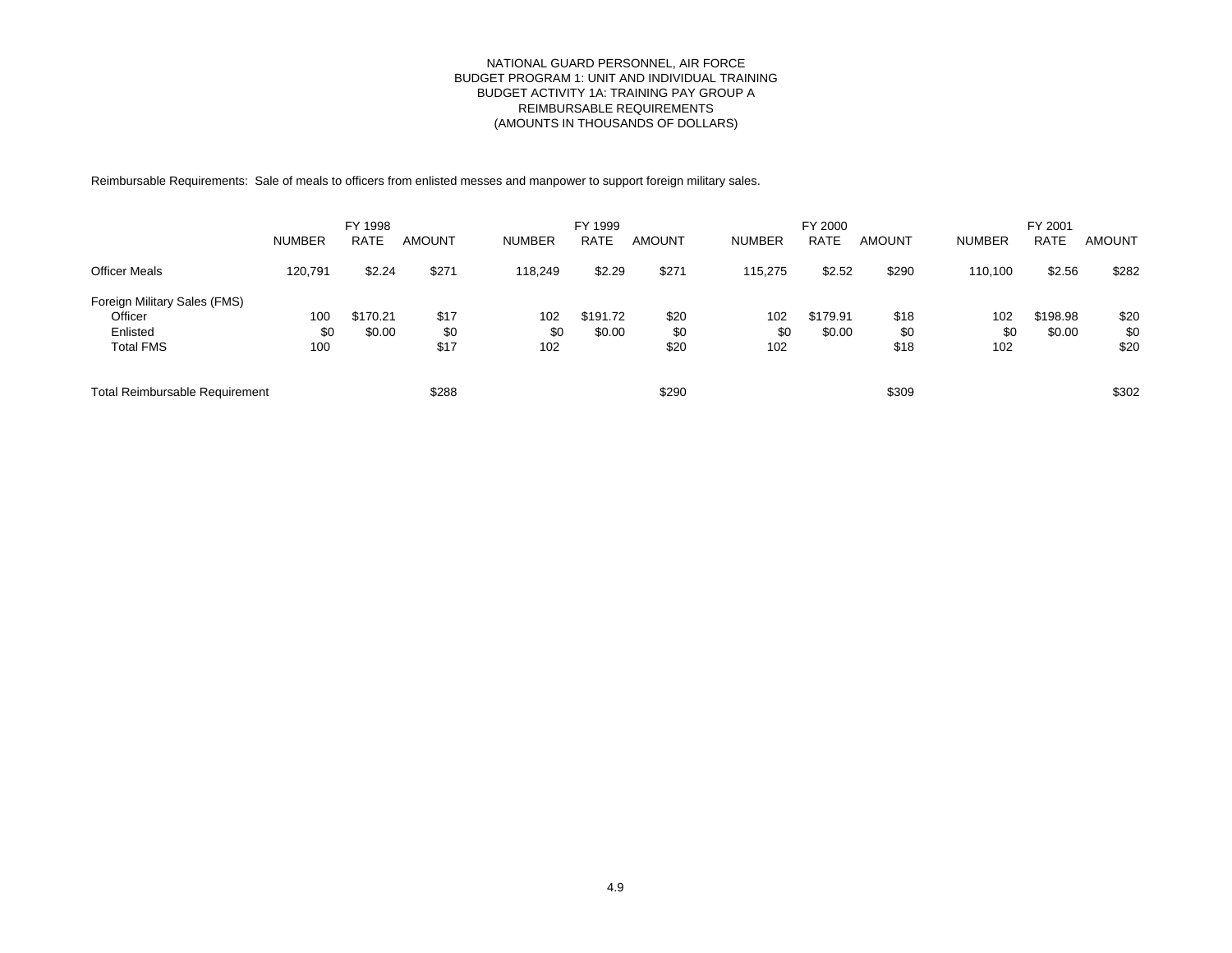NATIONAL GUARD PERSONNEL, AIR FORCE
BUDGET PROGRAM 1: UNIT AND INDIVIDUAL TRAINING
BUDGET ACTIVITY 1A: TRAINING PAY GROUP A
REIMBURSABLE REQUIREMENTS
(AMOUNTS IN THOUSANDS OF DOLLARS)

Reimbursable Requirements: Sale of meals to officers from enlisted messes and manpower to support foreign military sales.

| | FY 1998 | | | FY 1999 | | | FY 2000 | | | FY 2001 | | |
|---|---|---|---|---|---|---|---|---|---|---|---|---|
| | NUMBER | RATE | AMOUNT | NUMBER | RATE | AMOUNT | NUMBER | RATE | AMOUNT | NUMBER | RATE | AMOUNT |
| Officer Meals | 120,791 | $2.24 | $271 | 118,249 | $2.29 | $271 | 115,275 | $2.52 | $290 | 110,100 | $2.56 | $282 |
| Foreign Military Sales (FMS) | | | | | | | | | | | | |
| Officer | 100 | $170.21 | $17 | 102 | $191.72 | $20 | 102 | $179.91 | $18 | 102 | $198.98 | $20 |
| Enlisted | $0 | $0.00 | $0 | $0 | $0.00 | $0 | $0 | $0.00 | $0 | $0 | $0.00 | $0 |
| Total FMS | 100 | | $17 | 102 | | $20 | 102 | | $18 | 102 | | $20 |
| Total Reimbursable Requirement | | | $288 | | | $290 | | | $309 | | | $302 |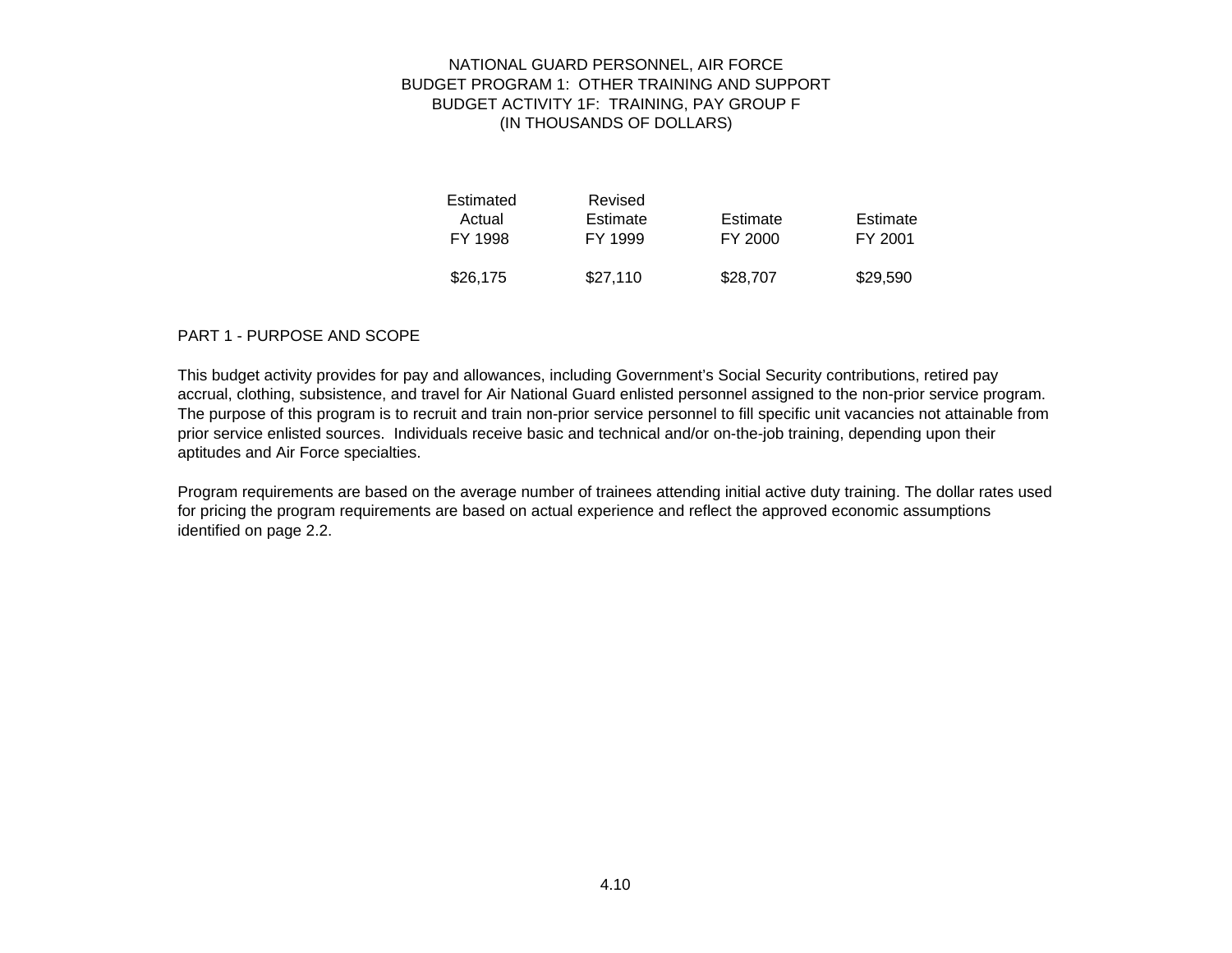NATIONAL GUARD PERSONNEL, AIR FORCE
BUDGET PROGRAM 1: OTHER TRAINING AND SUPPORT
BUDGET ACTIVITY 1F: TRAINING, PAY GROUP F
(IN THOUSANDS OF DOLLARS)

| Estimated Actual FY 1998 | Revised Estimate FY 1999 | Estimate FY 2000 | Estimate FY 2001 |
|---|---|---|---|
| $26,175 | $27,110 | $28,707 | $29,590 |

PART 1 - PURPOSE AND SCOPE

This budget activity provides for pay and allowances, including Government's Social Security contributions, retired pay accrual, clothing, subsistence, and travel for Air National Guard enlisted personnel assigned to the non-prior service program. The purpose of this program is to recruit and train non-prior service personnel to fill specific unit vacancies not attainable from prior service enlisted sources. Individuals receive basic and technical and/or on-the-job training, depending upon their aptitudes and Air Force specialties.

Program requirements are based on the average number of trainees attending initial active duty training. The dollar rates used for pricing the program requirements are based on actual experience and reflect the approved economic assumptions identified on page 2.2.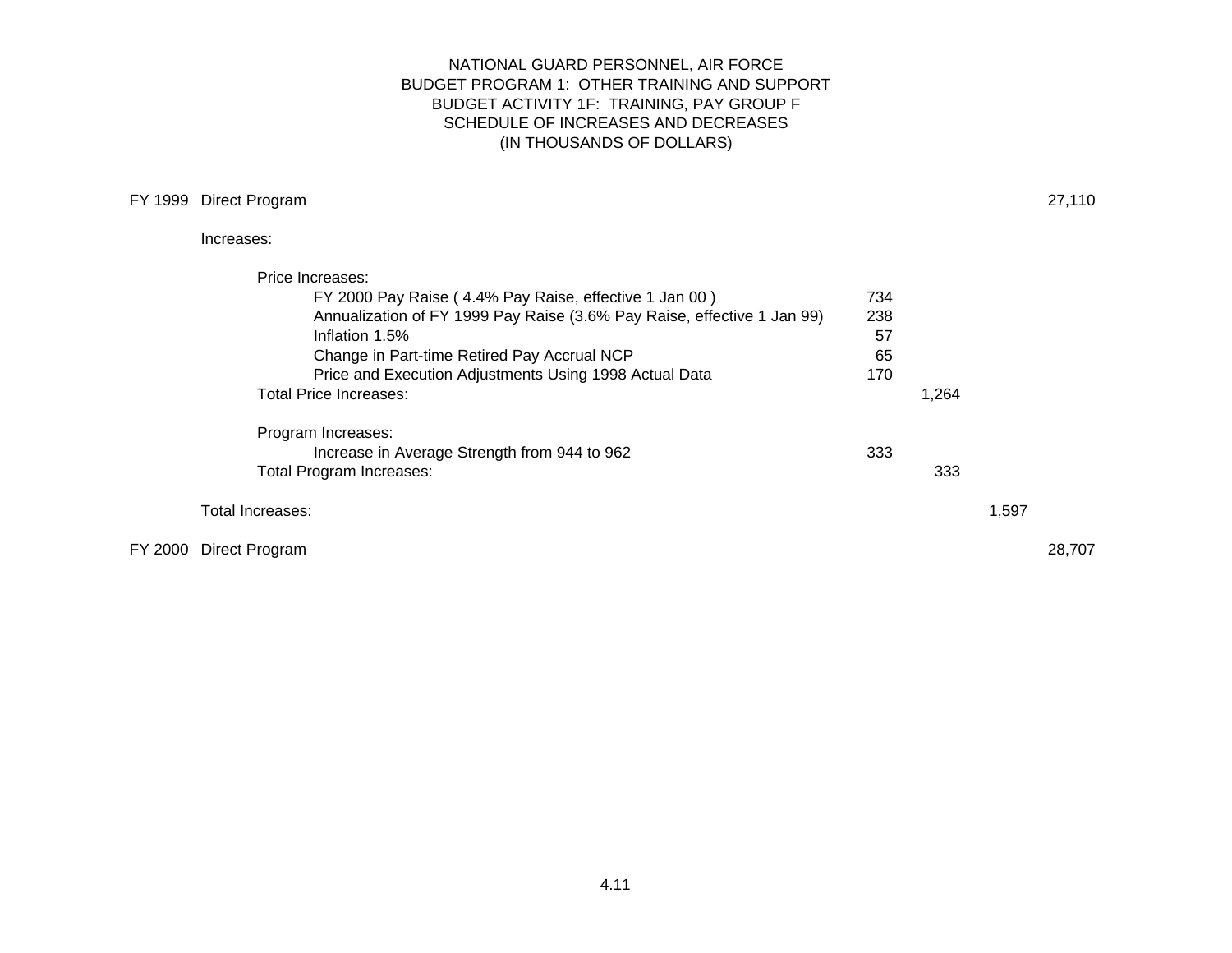NATIONAL GUARD PERSONNEL, AIR FORCE
BUDGET PROGRAM 1: OTHER TRAINING AND SUPPORT
BUDGET ACTIVITY 1F: TRAINING, PAY GROUP F
SCHEDULE OF INCREASES AND DECREASES
(IN THOUSANDS OF DOLLARS)

| | | | | | |
|---|---|---|---|---|---|
| FY 1999 | Direct Program | | | | 27,110 |
| | Increases: | | | | |
| | Price Increases: | | | | |
| | FY 2000 Pay Raise ( 4.4% Pay Raise, effective 1 Jan 00 ) | 734 | | | |
| | Annualization of FY 1999 Pay Raise (3.6% Pay Raise, effective 1 Jan 99) | 238 | | | |
| | Inflation 1.5% | 57 | | | |
| | Change in Part-time Retired Pay Accrual NCP | 65 | | | |
| | Price and Execution Adjustments Using 1998 Actual Data | 170 | | | |
| | Total Price Increases: | | 1,264 | | |
| | Program Increases: | | | | |
| | Increase in Average Strength from 944 to 962 | 333 | | | |
| | Total Program Increases: | | 333 | | |
| | Total Increases: | | | 1,597 | |
| FY 2000 | Direct Program | | | | 28,707 |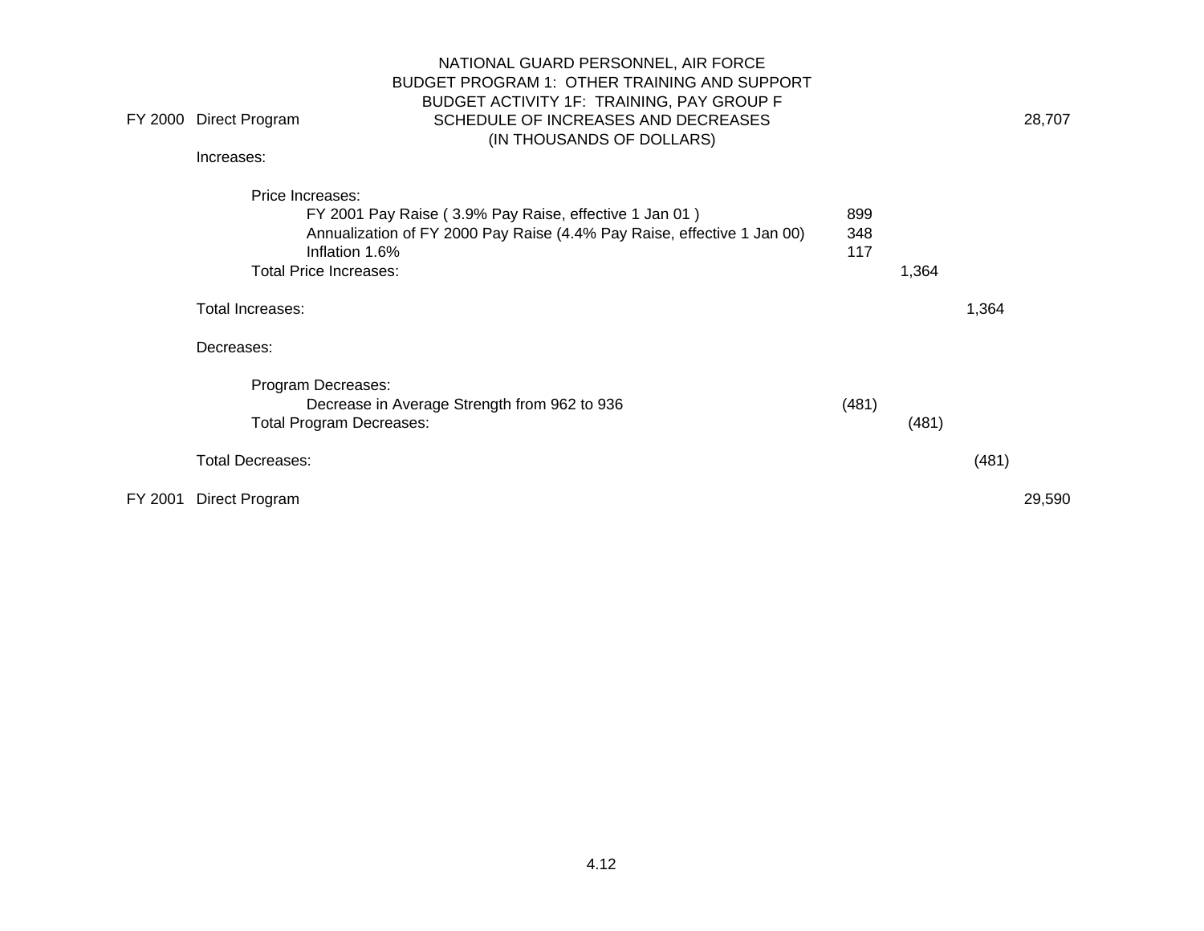# NATIONAL GUARD PERSONNEL, AIR FORCE
## BUDGET PROGRAM 1: OTHER TRAINING AND SUPPORT
## BUDGET ACTIVITY 1F: TRAINING, PAY GROUP F
## SCHEDULE OF INCREASES AND DECREASES
## (IN THOUSANDS OF DOLLARS)

| | | | | |
|---|---|---|---|---|
| FY 2000 Direct Program | | | | 28,707 |
| Increases: | | | | |
| Price Increases: | | | | |
| FY 2001 Pay Raise ( 3.9% Pay Raise, effective 1 Jan 01 ) | 899 | | | |
| Annualization of FY 2000 Pay Raise (4.4% Pay Raise, effective 1 Jan 00) | 348 | | | |
| Inflation 1.6% | 117 | | | |
| Total Price Increases: | | 1,364 | | |
| Total Increases: | | | 1,364 | |
| Decreases: | | | | |
| Program Decreases: | | | | |
| Decrease in Average Strength from 962 to 936 | (481) | | | |
| Total Program Decreases: | | (481) | | |
| Total Decreases: | | | (481) | |
| FY 2001 Direct Program | | | | 29,590 |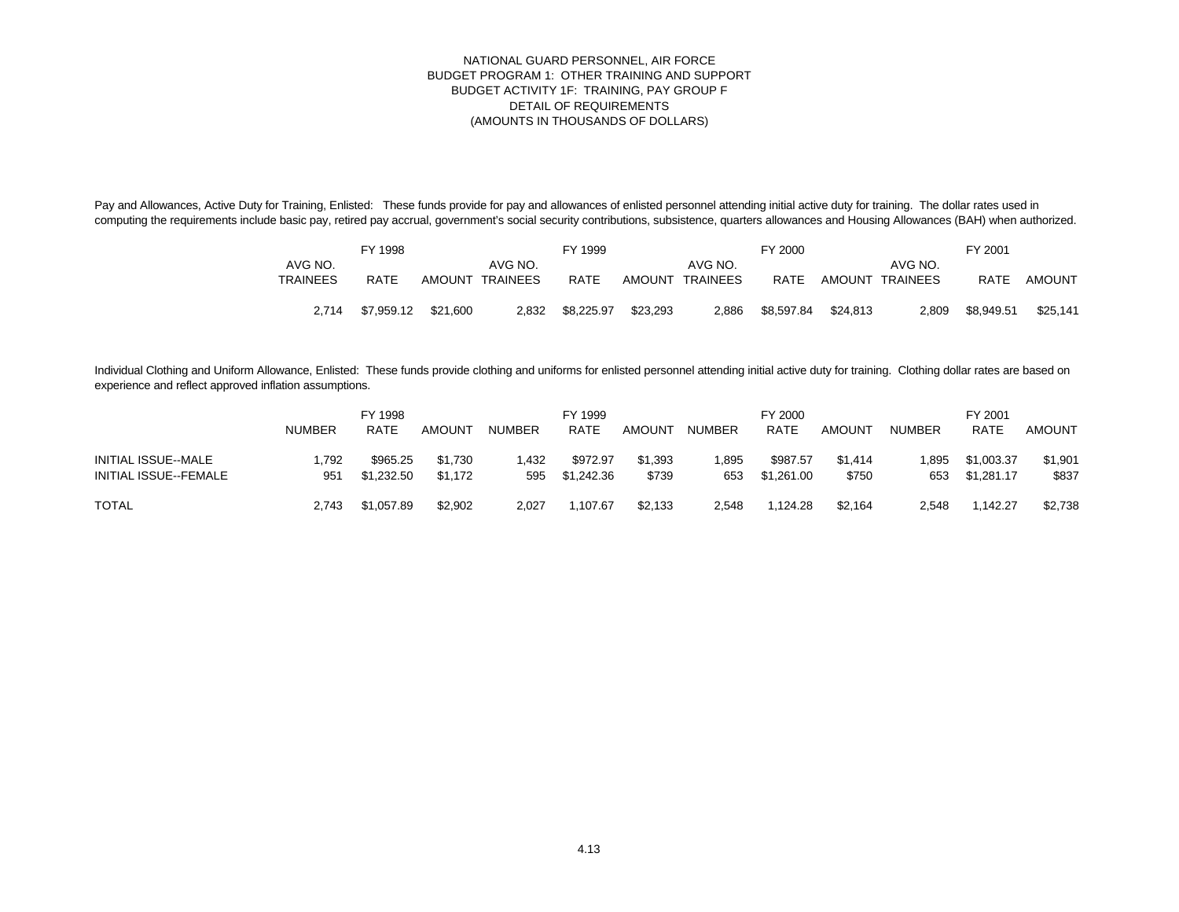NATIONAL GUARD PERSONNEL, AIR FORCE
BUDGET PROGRAM 1: OTHER TRAINING AND SUPPORT
BUDGET ACTIVITY 1F: TRAINING, PAY GROUP F
DETAIL OF REQUIREMENTS
(AMOUNTS IN THOUSANDS OF DOLLARS)

Pay and Allowances, Active Duty for Training, Enlisted: These funds provide for pay and allowances of enlisted personnel attending initial active duty for training. The dollar rates used in computing the requirements include basic pay, retired pay accrual, government's social security contributions, subsistence, quarters allowances and Housing Allowances (BAH) when authorized.

| FY 1998 | | | FY 1999 | | | FY 2000 | | | FY 2001 | | |
|---|---|---|---|---|---|---|---|---|---|---|---|
| AVG NO. TRAINEES | RATE | AMOUNT | AVG NO. TRAINEES | RATE | AMOUNT | AVG NO. TRAINEES | RATE | AMOUNT | AVG NO. TRAINEES | RATE | AMOUNT |
| 2,714 | $7,959.12 | $21,600 | 2,832 | $8,225.97 | $23,293 | 2,886 | $8,597.84 | $24,813 | 2,809 | $8,949.51 | $25,141 |

Individual Clothing and Uniform Allowance, Enlisted: These funds provide clothing and uniforms for enlisted personnel attending initial active duty for training. Clothing dollar rates are based on experience and reflect approved inflation assumptions.

| | FY 1998 | | | FY 1999 | | | FY 2000 | | | FY 2001 | | |
|---|---|---|---|---|---|---|---|---|---|---|---|---|
| | NUMBER | RATE | AMOUNT | NUMBER | RATE | AMOUNT | NUMBER | RATE | AMOUNT | NUMBER | RATE | AMOUNT |
| INITIAL ISSUE--MALE | 1,792 | $965.25 | $1,730 | 1,432 | $972.97 | $1,393 | 1,895 | $987.57 | $1,414 | 1,895 | $1,003.37 | $1,901 |
| INITIAL ISSUE--FEMALE | 951 | $1,232.50 | $1,172 | 595 | $1,242.36 | $739 | 653 | $1,261.00 | $750 | 653 | $1,281.17 | $837 |
| TOTAL | 2,743 | $1,057.89 | $2,902 | 2,027 | 1,107.67 | $2,133 | 2,548 | 1,124.28 | $2,164 | 2,548 | 1,142.27 | $2,738 |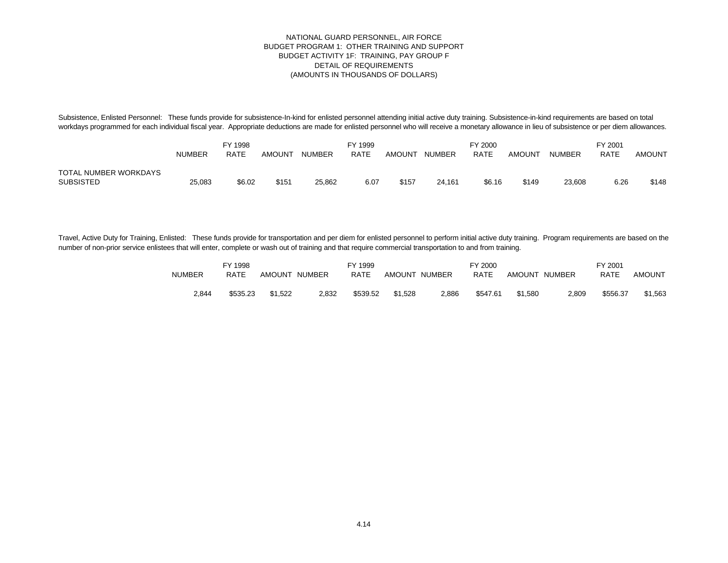NATIONAL GUARD PERSONNEL, AIR FORCE
BUDGET PROGRAM 1: OTHER TRAINING AND SUPPORT
BUDGET ACTIVITY 1F: TRAINING, PAY GROUP F
DETAIL OF REQUIREMENTS
(AMOUNTS IN THOUSANDS OF DOLLARS)

Subsistence, Enlisted Personnel: These funds provide for subsistence-In-kind for enlisted personnel attending initial active duty training. Subsistence-in-kind requirements are based on total workdays programmed for each individual fiscal year. Appropriate deductions are made for enlisted personnel who will receive a monetary allowance in lieu of subsistence or per diem allowances.

| | FY 1998 | | | FY 1999 | | | FY 2000 | | | FY 2001 | | |
|---|---|---|---|---|---|---|---|---|---|---|---|---|
| | NUMBER | RATE | AMOUNT | NUMBER | RATE | AMOUNT | NUMBER | RATE | AMOUNT | NUMBER | RATE | AMOUNT |
| TOTAL NUMBER WORKDAYS SUBSISTED | 25,083 | $6.02 | $151 | 25,862 | 6.07 | $157 | 24,161 | $6.16 | $149 | 23,608 | 6.26 | $148 |

Travel, Active Duty for Training, Enlisted: These funds provide for transportation and per diem for enlisted personnel to perform initial active duty training. Program requirements are based on the number of non-prior service enlistees that will enter, complete or wash out of training and that require commercial transportation to and from training.

| FY 1998 | | | FY 1999 | | | FY 2000 | | | FY 2001 | | |
|---|---|---|---|---|---|---|---|---|---|---|---|
| NUMBER | RATE | AMOUNT | NUMBER | RATE | AMOUNT | NUMBER | RATE | AMOUNT | NUMBER | RATE | AMOUNT |
| 2,844 | $535.23 | $1,522 | 2,832 | $539.52 | $1,528 | 2,886 | $547.61 | $1,580 | 2,809 | $556.37 | $1,563 |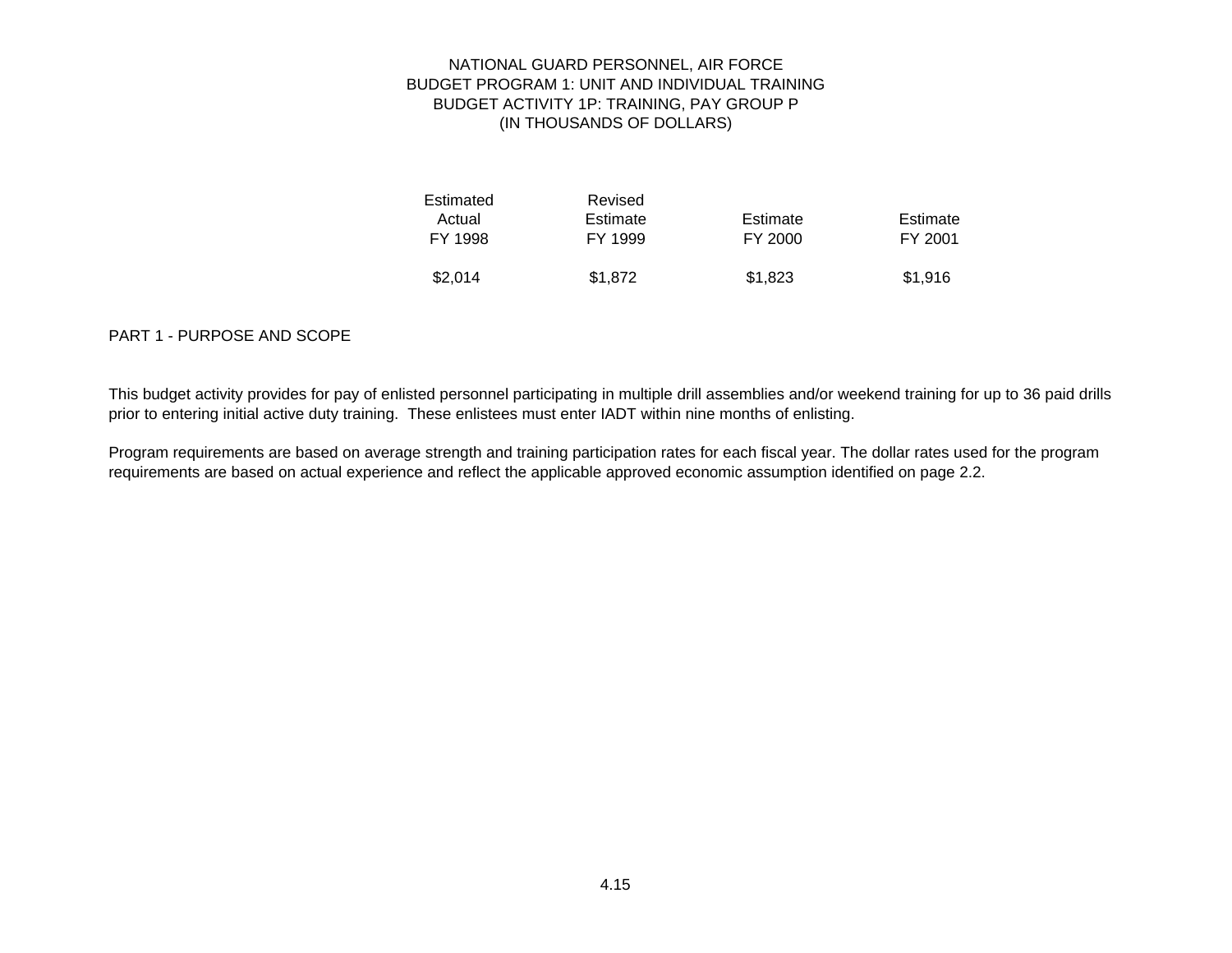# NATIONAL GUARD PERSONNEL, AIR FORCE
## BUDGET PROGRAM 1: UNIT AND INDIVIDUAL TRAINING
## BUDGET ACTIVITY 1P: TRAINING, PAY GROUP P
## (IN THOUSANDS OF DOLLARS)

| Estimated Actual FY 1998 | Revised Estimate FY 1999 | Estimate FY 2000 | Estimate FY 2001 |
|---|---|---|---|
| $2,014 | $1,872 | $1,823 | $1,916 |

PART 1 - PURPOSE AND SCOPE

This budget activity provides for pay of enlisted personnel participating in multiple drill assemblies and/or weekend training for up to 36 paid drills prior to entering initial active duty training. These enlistees must enter IADT within nine months of enlisting.

Program requirements are based on average strength and training participation rates for each fiscal year. The dollar rates used for the program requirements are based on actual experience and reflect the applicable approved economic assumption identified on page 2.2.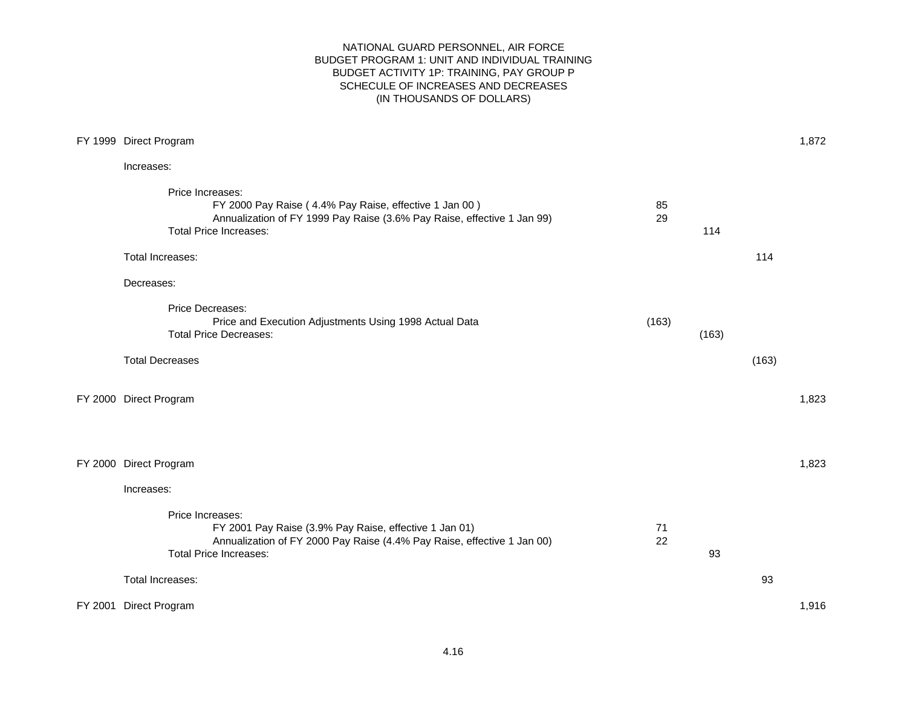NATIONAL GUARD PERSONNEL, AIR FORCE
BUDGET PROGRAM 1: UNIT AND INDIVIDUAL TRAINING
BUDGET ACTIVITY 1P: TRAINING, PAY GROUP P
SCHECULE OF INCREASES AND DECREASES
(IN THOUSANDS OF DOLLARS)

| | | | | |
|---|---|---|---|---|
| FY 1999 Direct Program | | | | 1,872 |
| Increases: | | | | |
| Price Increases: | | | | |
| FY 2000 Pay Raise ( 4.4% Pay Raise, effective 1 Jan 00 ) | 85 | | | |
| Annualization of FY 1999 Pay Raise (3.6% Pay Raise, effective 1 Jan 99) | 29 | | | |
| Total Price Increases: | | 114 | | |
| Total Increases: | | | 114 | |
| Decreases: | | | | |
| Price Decreases: | | | | |
| Price and Execution Adjustments Using 1998 Actual Data | (163) | | | |
| Total Price Decreases: | | (163) | | |
| Total Decreases | | | (163) | |
| FY 2000 Direct Program | | | | 1,823 |

| | | | | |
|---|---|---|---|---|
| FY 2000 Direct Program | | | | 1,823 |
| Increases: | | | | |
| Price Increases: | | | | |
| FY 2001 Pay Raise (3.9% Pay Raise, effective 1 Jan 01) | 71 | | | |
| Annualization of FY 2000 Pay Raise (4.4% Pay Raise, effective 1 Jan 00) | 22 | | | |
| Total Price Increases: | | 93 | | |
| Total Increases: | | | 93 | |
| FY 2001 Direct Program | | | | 1,916 |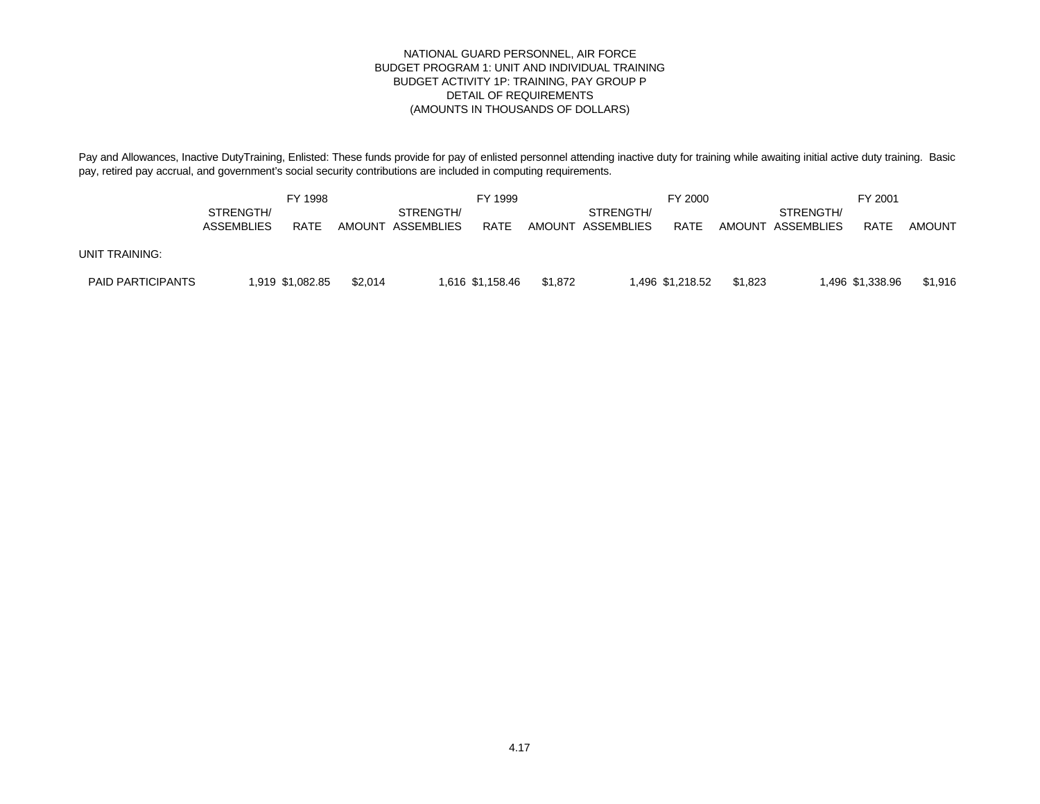NATIONAL GUARD PERSONNEL, AIR FORCE
BUDGET PROGRAM 1: UNIT AND INDIVIDUAL TRAINING
BUDGET ACTIVITY 1P: TRAINING, PAY GROUP P
DETAIL OF REQUIREMENTS
(AMOUNTS IN THOUSANDS OF DOLLARS)

Pay and Allowances, Inactive DutyTraining, Enlisted: These funds provide for pay of enlisted personnel attending inactive duty for training while awaiting initial active duty training. Basic pay, retired pay accrual, and government's social security contributions are included in computing requirements.

| | FY 1998 | | | FY 1999 | | | FY 2000 | | | FY 2001 | | |
|---|---|---|---|---|---|---|---|---|---|---|---|---|
| | STRENGTH/ ASSEMBLIES | RATE | AMOUNT | STRENGTH/ ASSEMBLIES | RATE | AMOUNT | STRENGTH/ ASSEMBLIES | RATE | AMOUNT | STRENGTH/ ASSEMBLIES | RATE | AMOUNT |
| UNIT TRAINING: | | | | | | | | | | | | |
| PAID PARTICIPANTS | 1,919 | $1,082.85 | $2,014 | 1,616 | $1,158.46 | $1,872 | 1,496 | $1,218.52 | $1,823 | 1,496 | $1,338.96 | $1,916 |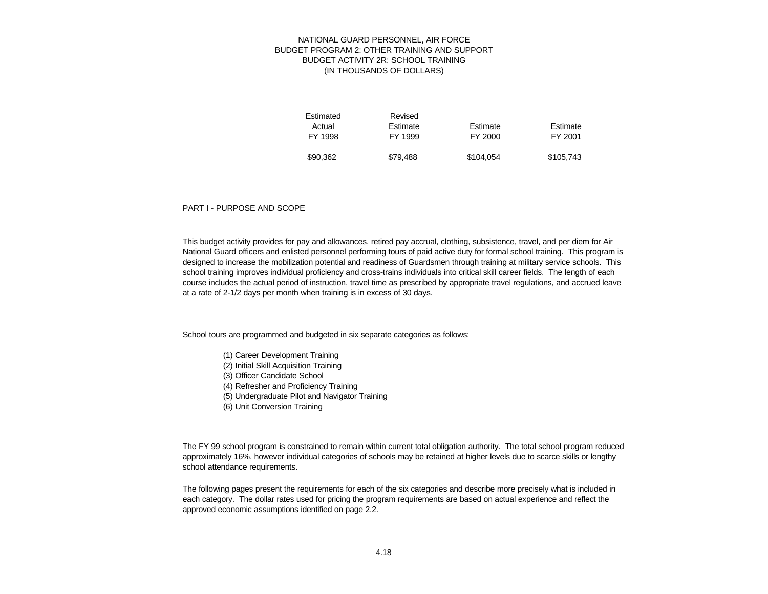NATIONAL GUARD PERSONNEL, AIR FORCE
BUDGET PROGRAM 2: OTHER TRAINING AND SUPPORT
BUDGET ACTIVITY 2R: SCHOOL TRAINING
(IN THOUSANDS OF DOLLARS)

| Estimated Actual FY 1998 | Revised Estimate FY 1999 | Estimate FY 2000 | Estimate FY 2001 |
|---|---|---|---|
| $90,362 | $79,488 | $104,054 | $105,743 |

PART I - PURPOSE AND SCOPE

This budget activity provides for pay and allowances, retired pay accrual, clothing, subsistence, travel, and per diem for Air National Guard officers and enlisted personnel performing tours of paid active duty for formal school training. This program is designed to increase the mobilization potential and readiness of Guardsmen through training at military service schools. This school training improves individual proficiency and cross-trains individuals into critical skill career fields. The length of each course includes the actual period of instruction, travel time as prescribed by appropriate travel regulations, and accrued leave at a rate of 2-1/2 days per month when training is in excess of 30 days.

School tours are programmed and budgeted in six separate categories as follows:

(1) Career Development Training
(2) Initial Skill Acquisition Training
(3) Officer Candidate School
(4) Refresher and Proficiency Training
(5) Undergraduate Pilot and Navigator Training
(6) Unit Conversion Training

The FY 99 school program is constrained to remain within current total obligation authority. The total school program reduced approximately 16%, however individual categories of schools may be retained at higher levels due to scarce skills or lengthy school attendance requirements.

The following pages present the requirements for each of the six categories and describe more precisely what is included in each category. The dollar rates used for pricing the program requirements are based on actual experience and reflect the approved economic assumptions identified on page 2.2.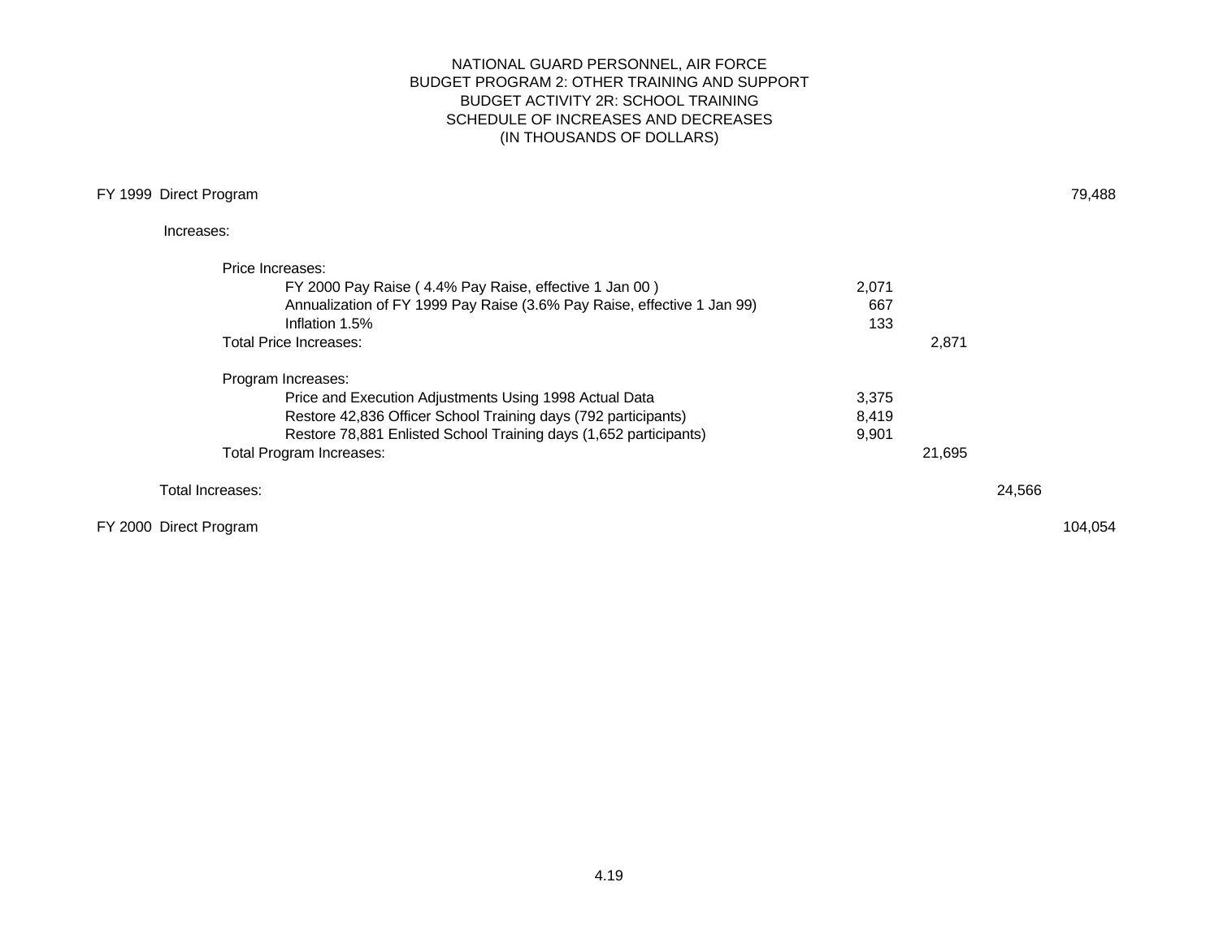# NATIONAL GUARD PERSONNEL, AIR FORCE
## BUDGET PROGRAM 2: OTHER TRAINING AND SUPPORT
## BUDGET ACTIVITY 2R: SCHOOL TRAINING
## SCHEDULE OF INCREASES AND DECREASES
## (IN THOUSANDS OF DOLLARS)

| | | | | |
|---|---|---|---|---|
| FY 1999 Direct Program | | | | 79,488 |
| Increases: | | | | |
| Price Increases: | | | | |
| FY 2000 Pay Raise ( 4.4% Pay Raise, effective 1 Jan 00 ) | 2,071 | | | |
| Annualization of FY 1999 Pay Raise (3.6% Pay Raise, effective 1 Jan 99) | 667 | | | |
| Inflation 1.5% | 133 | | | |
| Total Price Increases: | | 2,871 | | |
| Program Increases: | | | | |
| Price and Execution Adjustments Using 1998 Actual Data | 3,375 | | | |
| Restore 42,836 Officer School Training days (792 participants) | 8,419 | | | |
| Restore 78,881 Enlisted School Training days (1,652 participants) | 9,901 | | | |
| Total Program Increases: | | 21,695 | | |
| Total Increases: | | | 24,566 | |
| FY 2000 Direct Program | | | | 104,054 |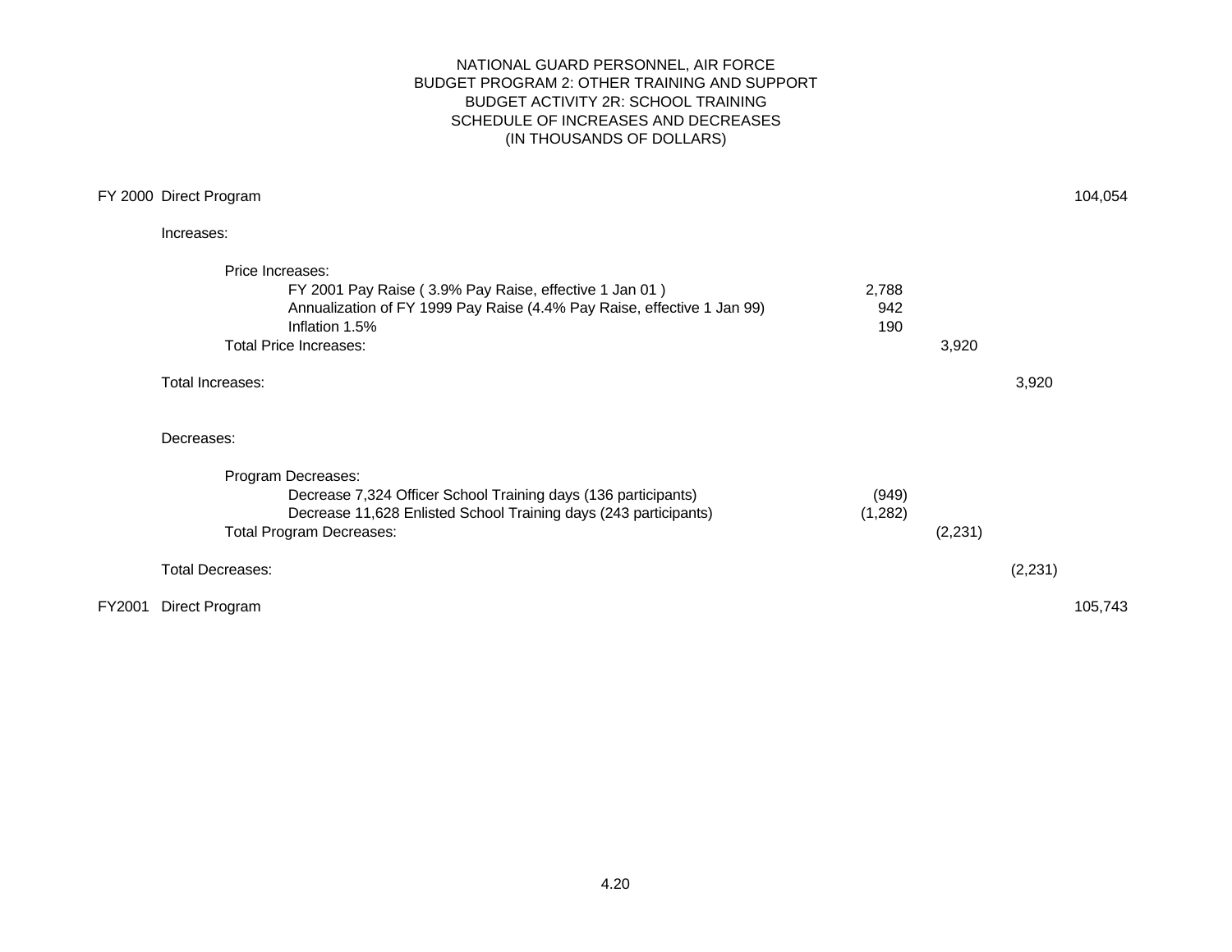# NATIONAL GUARD PERSONNEL, AIR FORCE
## BUDGET PROGRAM 2: OTHER TRAINING AND SUPPORT
## BUDGET ACTIVITY 2R: SCHOOL TRAINING
## SCHEDULE OF INCREASES AND DECREASES
## (IN THOUSANDS OF DOLLARS)

| | | | | |
|---|---|---|---|---|
| FY 2000 Direct Program | | | | 104,054 |
| Increases: | | | | |
| Price Increases: | | | | |
| FY 2001 Pay Raise ( 3.9% Pay Raise, effective 1 Jan 01 ) | 2,788 | | | |
| Annualization of FY 1999 Pay Raise (4.4% Pay Raise, effective 1 Jan 99) | 942 | | | |
| Inflation 1.5% | 190 | | | |
| Total Price Increases: | | 3,920 | | |
| Total Increases: | | | 3,920 | |
| Decreases: | | | | |
| Program Decreases: | | | | |
| Decrease 7,324 Officer School Training days (136 participants) | (949) | | | |
| Decrease 11,628 Enlisted School Training days (243 participants) | (1,282) | | | |
| Total Program Decreases: | | (2,231) | | |
| Total Decreases: | | | (2,231) | |
| FY2001 Direct Program | | | | 105,743 |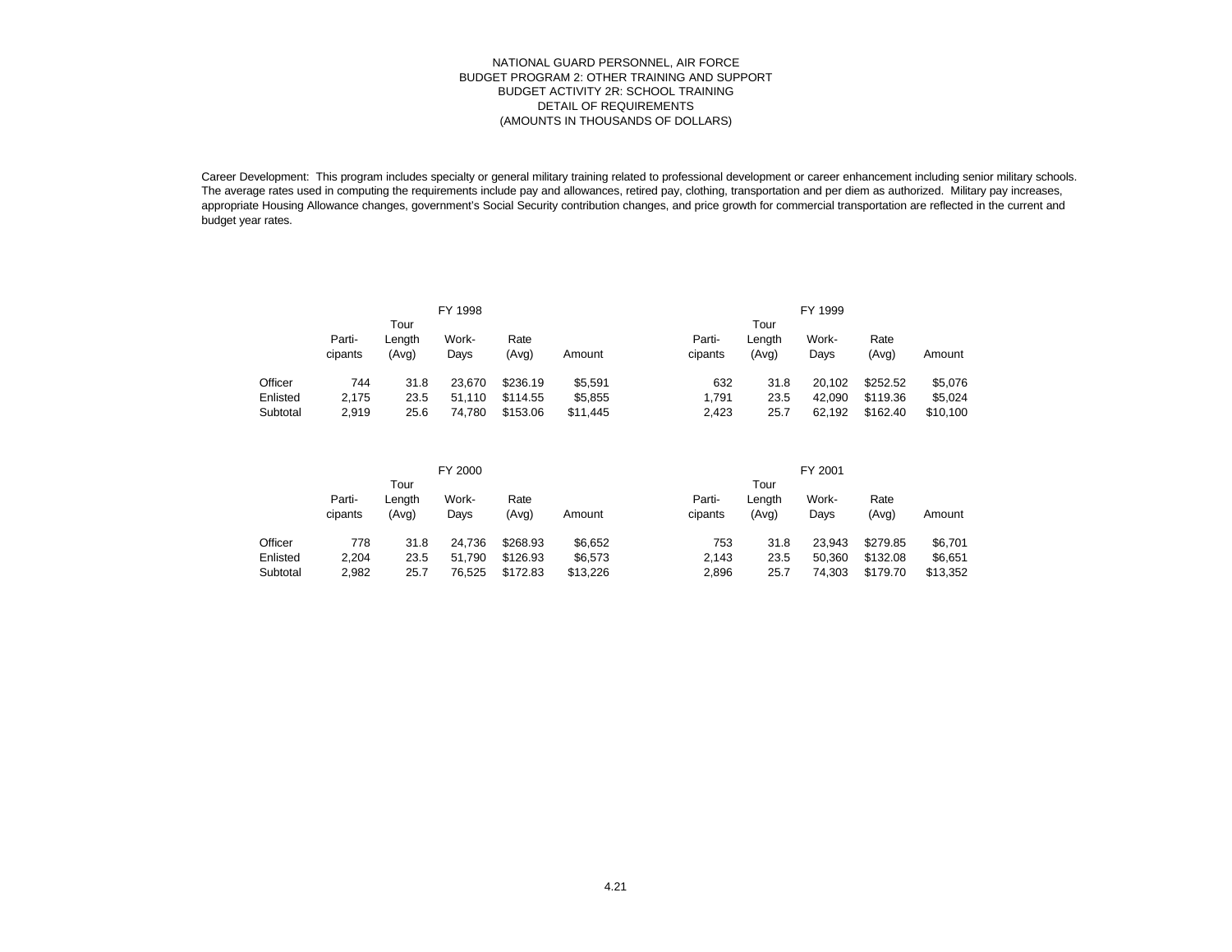NATIONAL GUARD PERSONNEL, AIR FORCE
BUDGET PROGRAM 2: OTHER TRAINING AND SUPPORT
BUDGET ACTIVITY 2R: SCHOOL TRAINING
DETAIL OF REQUIREMENTS
(AMOUNTS IN THOUSANDS OF DOLLARS)

Career Development: This program includes specialty or general military training related to professional development or career enhancement including senior military schools. The average rates used in computing the requirements include pay and allowances, retired pay, clothing, transportation and per diem as authorized. Military pay increases, appropriate Housing Allowance changes, government's Social Security contribution changes, and price growth for commercial transportation are reflected in the current and budget year rates.

| | FY 1998 | | | | | FY 1999 | | | | |
|---|---|---|---|---|---|---|---|---|---|---|
| | Parti-cipants | Tour Length (Avg) | Work-Days | Rate (Avg) | Amount | Parti-cipants | Tour Length (Avg) | Work-Days | Rate (Avg) | Amount |
| Officer | 744 | 31.8 | 23,670 | $236.19 | $5,591 | 632 | 31.8 | 20,102 | $252.52 | $5,076 |
| Enlisted | 2,175 | 23.5 | 51,110 | $114.55 | $5,855 | 1,791 | 23.5 | 42,090 | $119.36 | $5,024 |
| Subtotal | 2,919 | 25.6 | 74,780 | $153.06 | $11,445 | 2,423 | 25.7 | 62,192 | $162.40 | $10,100 |

| | FY 2000 | | | | | FY 2001 | | | | |
|---|---|---|---|---|---|---|---|---|---|---|
| | Parti-cipants | Tour Length (Avg) | Work-Days | Rate (Avg) | Amount | Parti-cipants | Tour Length (Avg) | Work-Days | Rate (Avg) | Amount |
| Officer | 778 | 31.8 | 24,736 | $268.93 | $6,652 | 753 | 31.8 | 23,943 | $279.85 | $6,701 |
| Enlisted | 2,204 | 23.5 | 51,790 | $126.93 | $6,573 | 2,143 | 23.5 | 50,360 | $132.08 | $6,651 |
| Subtotal | 2,982 | 25.7 | 76,525 | $172.83 | $13,226 | 2,896 | 25.7 | 74,303 | $179.70 | $13,352 |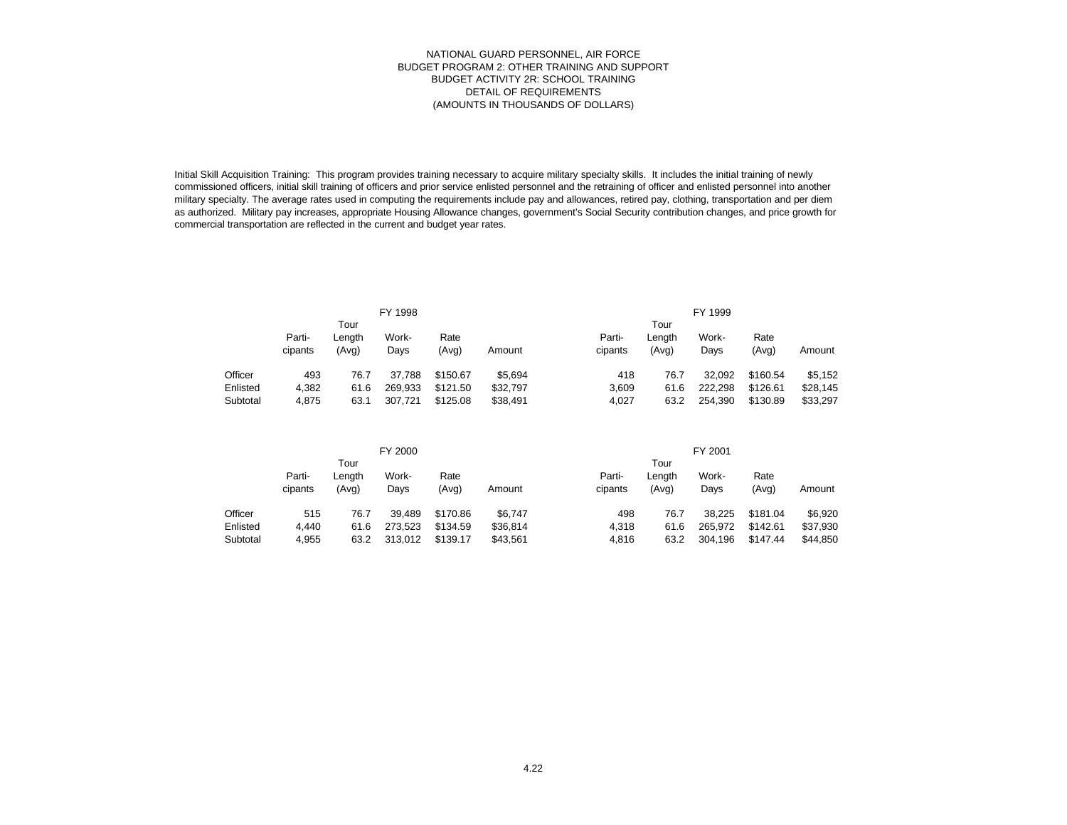NATIONAL GUARD PERSONNEL, AIR FORCE
BUDGET PROGRAM 2: OTHER TRAINING AND SUPPORT
BUDGET ACTIVITY 2R: SCHOOL TRAINING
DETAIL OF REQUIREMENTS
(AMOUNTS IN THOUSANDS OF DOLLARS)

Initial Skill Acquisition Training: This program provides training necessary to acquire military specialty skills. It includes the initial training of newly commissioned officers, initial skill training of officers and prior service enlisted personnel and the retraining of officer and enlisted personnel into another military specialty. The average rates used in computing the requirements include pay and allowances, retired pay, clothing, transportation and per diem as authorized. Military pay increases, appropriate Housing Allowance changes, government's Social Security contribution changes, and price growth for commercial transportation are reflected in the current and budget year rates.

| | FY 1998 | | | | | FY 1999 | | | | |
|---|---|---|---|---|---|---|---|---|---|---|
| | Parti-cipants | Tour Length (Avg) | Work-Days | Rate (Avg) | Amount | Parti-cipants | Tour Length (Avg) | Work-Days | Rate (Avg) | Amount |
| Officer | 493 | 76.7 | 37,788 | $150.67 | $5,694 | 418 | 76.7 | 32,092 | $160.54 | $5,152 |
| Enlisted | 4,382 | 61.6 | 269,933 | $121.50 | $32,797 | 3,609 | 61.6 | 222,298 | $126.61 | $28,145 |
| Subtotal | 4,875 | 63.1 | 307,721 | $125.08 | $38,491 | 4,027 | 63.2 | 254,390 | $130.89 | $33,297 |

| | FY 2000 | | | | | FY 2001 | | | | |
|---|---|---|---|---|---|---|---|---|---|---|
| | Parti-cipants | Tour Length (Avg) | Work-Days | Rate (Avg) | Amount | Parti-cipants | Tour Length (Avg) | Work-Days | Rate (Avg) | Amount |
| Officer | 515 | 76.7 | 39,489 | $170.86 | $6,747 | 498 | 76.7 | 38,225 | $181.04 | $6,920 |
| Enlisted | 4,440 | 61.6 | 273,523 | $134.59 | $36,814 | 4,318 | 61.6 | 265,972 | $142.61 | $37,930 |
| Subtotal | 4,955 | 63.2 | 313,012 | $139.17 | $43,561 | 4,816 | 63.2 | 304,196 | $147.44 | $44,850 |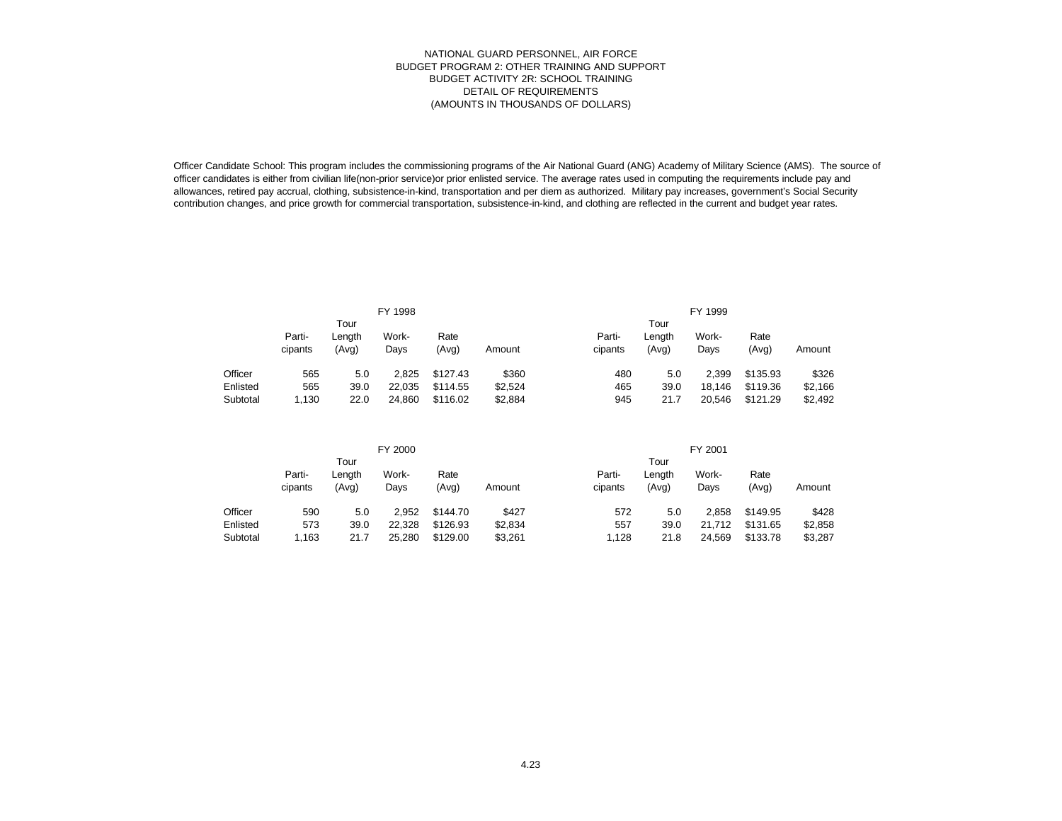NATIONAL GUARD PERSONNEL, AIR FORCE
BUDGET PROGRAM 2: OTHER TRAINING AND SUPPORT
BUDGET ACTIVITY 2R: SCHOOL TRAINING
DETAIL OF REQUIREMENTS
(AMOUNTS IN THOUSANDS OF DOLLARS)

Officer Candidate School: This program includes the commissioning programs of the Air National Guard (ANG) Academy of Military Science (AMS). The source of officer candidates is either from civilian life(non-prior service)or prior enlisted service. The average rates used in computing the requirements include pay and allowances, retired pay accrual, clothing, subsistence-in-kind, transportation and per diem as authorized. Military pay increases, government's Social Security contribution changes, and price growth for commercial transportation, subsistence-in-kind, and clothing are reflected in the current and budget year rates.

| | FY 1998 | | | | | FY 1999 | | | | |
|---|---|---|---|---|---|---|---|---|---|---|
| | Parti-cipants | Tour Length (Avg) | Work-Days | Rate (Avg) | Amount | Parti-cipants | Tour Length (Avg) | Work-Days | Rate (Avg) | Amount |
| Officer | 565 | 5.0 | 2,825 | $127.43 | $360 | 480 | 5.0 | 2,399 | $135.93 | $326 |
| Enlisted | 565 | 39.0 | 22,035 | $114.55 | $2,524 | 465 | 39.0 | 18,146 | $119.36 | $2,166 |
| Subtotal | 1,130 | 22.0 | 24,860 | $116.02 | $2,884 | 945 | 21.7 | 20,546 | $121.29 | $2,492 |

| | FY 2000 | | | | | FY 2001 | | | | |
|---|---|---|---|---|---|---|---|---|---|---|
| | Parti-cipants | Tour Length (Avg) | Work-Days | Rate (Avg) | Amount | Parti-cipants | Tour Length (Avg) | Work-Days | Rate (Avg) | Amount |
| Officer | 590 | 5.0 | 2,952 | $144.70 | $427 | 572 | 5.0 | 2,858 | $149.95 | $428 |
| Enlisted | 573 | 39.0 | 22,328 | $126.93 | $2,834 | 557 | 39.0 | 21,712 | $131.65 | $2,858 |
| Subtotal | 1,163 | 21.7 | 25,280 | $129.00 | $3,261 | 1,128 | 21.8 | 24,569 | $133.78 | $3,287 |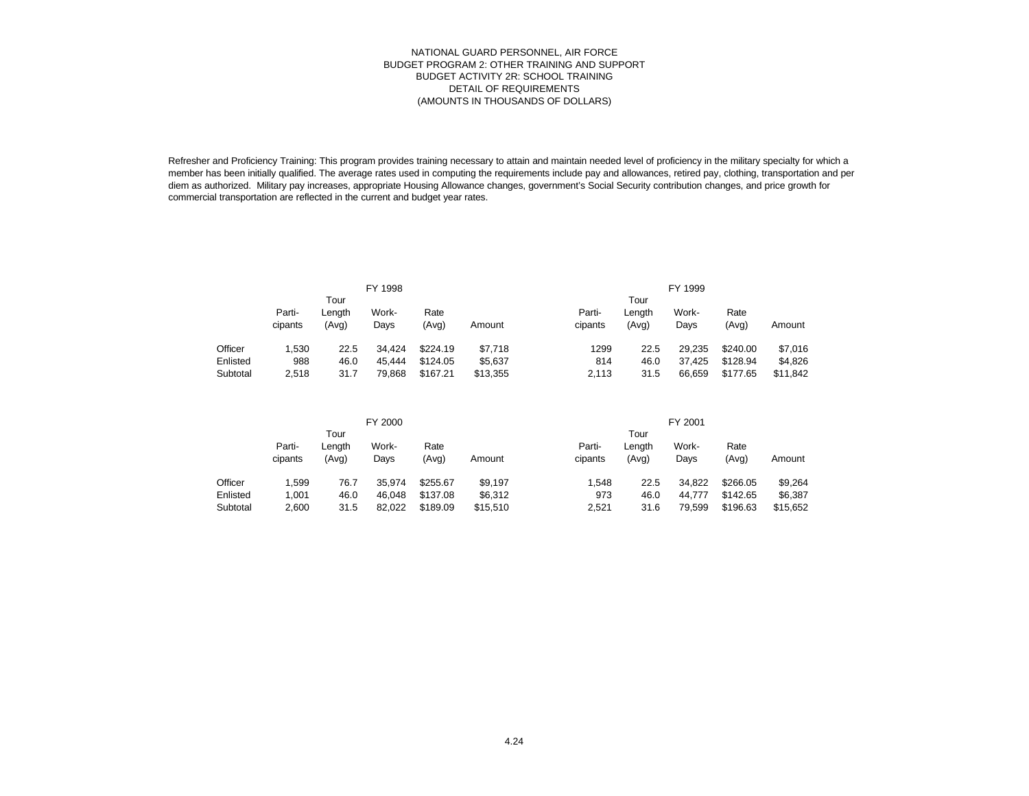NATIONAL GUARD PERSONNEL, AIR FORCE
BUDGET PROGRAM 2: OTHER TRAINING AND SUPPORT
BUDGET ACTIVITY 2R: SCHOOL TRAINING
DETAIL OF REQUIREMENTS
(AMOUNTS IN THOUSANDS OF DOLLARS)

Refresher and Proficiency Training: This program provides training necessary to attain and maintain needed level of proficiency in the military specialty for which a member has been initially qualified. The average rates used in computing the requirements include pay and allowances, retired pay, clothing, transportation and per diem as authorized. Military pay increases, appropriate Housing Allowance changes, government's Social Security contribution changes, and price growth for commercial transportation are reflected in the current and budget year rates.

| | FY 1998 | | | | | FY 1999 | | | | |
|---|---|---|---|---|---|---|---|---|---|---|
| | Parti-cipants | Tour Length (Avg) | Work-Days | Rate (Avg) | Amount | Parti-cipants | Tour Length (Avg) | Work-Days | Rate (Avg) | Amount |
| Officer | 1,530 | 22.5 | 34,424 | $224.19 | $7,718 | 1299 | 22.5 | 29,235 | $240.00 | $7,016 |
| Enlisted | 988 | 46.0 | 45,444 | $124.05 | $5,637 | 814 | 46.0 | 37,425 | $128.94 | $4,826 |
| Subtotal | 2,518 | 31.7 | 79,868 | $167.21 | $13,355 | 2,113 | 31.5 | 66,659 | $177.65 | $11,842 |

| | FY 2000 | | | | | FY 2001 | | | | |
|---|---|---|---|---|---|---|---|---|---|---|
| | Parti-cipants | Tour Length (Avg) | Work-Days | Rate (Avg) | Amount | Parti-cipants | Tour Length (Avg) | Work-Days | Rate (Avg) | Amount |
| Officer | 1,599 | 76.7 | 35,974 | $255.67 | $9,197 | 1,548 | 22.5 | 34,822 | $266.05 | $9,264 |
| Enlisted | 1,001 | 46.0 | 46,048 | $137.08 | $6,312 | 973 | 46.0 | 44,777 | $142.65 | $6,387 |
| Subtotal | 2,600 | 31.5 | 82,022 | $189.09 | $15,510 | 2,521 | 31.6 | 79,599 | $196.63 | $15,652 |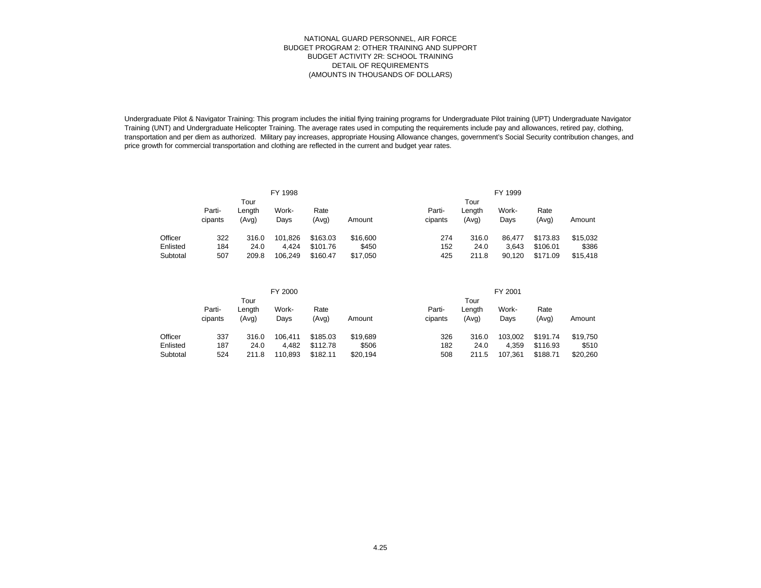NATIONAL GUARD PERSONNEL, AIR FORCE
BUDGET PROGRAM 2: OTHER TRAINING AND SUPPORT
BUDGET ACTIVITY 2R: SCHOOL TRAINING
DETAIL OF REQUIREMENTS
(AMOUNTS IN THOUSANDS OF DOLLARS)

Undergraduate Pilot & Navigator Training: This program includes the initial flying training programs for Undergraduate Pilot training (UPT) Undergraduate Navigator Training (UNT) and Undergraduate Helicopter Training. The average rates used in computing the requirements include pay and allowances, retired pay, clothing, transportation and per diem as authorized. Military pay increases, appropriate Housing Allowance changes, government's Social Security contribution changes, and price growth for commercial transportation and clothing are reflected in the current and budget year rates.

| | FY 1998 | | | | | FY 1999 | | | | |
|---|---|---|---|---|---|---|---|---|---|---|
| | Parti-cipants | Tour Length (Avg) | Work-Days | Rate (Avg) | Amount | Parti-cipants | Tour Length (Avg) | Work-Days | Rate (Avg) | Amount |
| Officer | 322 | 316.0 | 101,826 | $163.03 | $16,600 | 274 | 316.0 | 86,477 | $173.83 | $15,032 |
| Enlisted | 184 | 24.0 | 4,424 | $101.76 | $450 | 152 | 24.0 | 3,643 | $106.01 | $386 |
| Subtotal | 507 | 209.8 | 106,249 | $160.47 | $17,050 | 425 | 211.8 | 90,120 | $171.09 | $15,418 |

| | FY 2000 | | | | | FY 2001 | | | | |
|---|---|---|---|---|---|---|---|---|---|---|
| | Parti-cipants | Tour Length (Avg) | Work-Days | Rate (Avg) | Amount | Parti-cipants | Tour Length (Avg) | Work-Days | Rate (Avg) | Amount |
| Officer | 337 | 316.0 | 106,411 | $185.03 | $19,689 | 326 | 316.0 | 103,002 | $191.74 | $19,750 |
| Enlisted | 187 | 24.0 | 4,482 | $112.78 | $506 | 182 | 24.0 | 4,359 | $116.93 | $510 |
| Subtotal | 524 | 211.8 | 110,893 | $182.11 | $20,194 | 508 | 211.5 | 107,361 | $188.71 | $20,260 |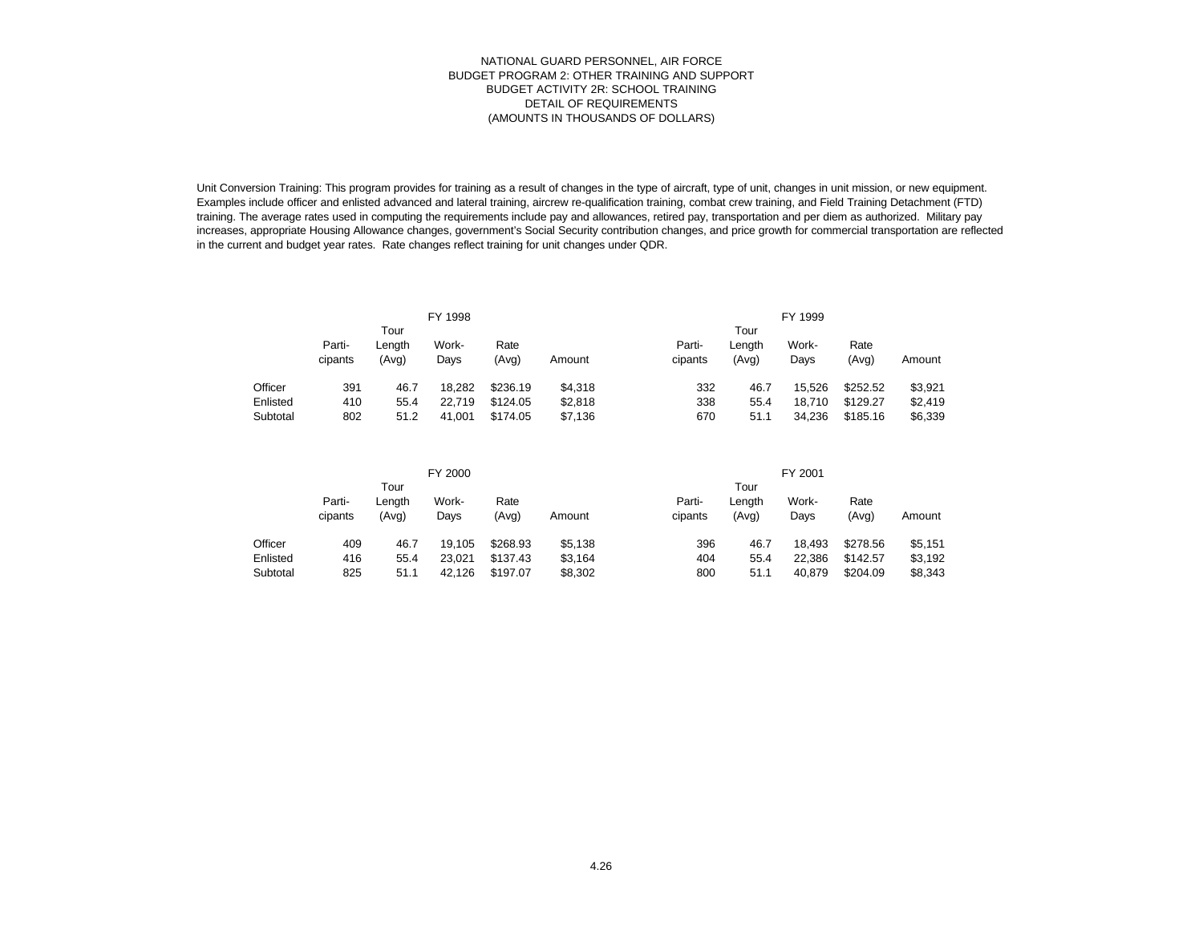NATIONAL GUARD PERSONNEL, AIR FORCE
BUDGET PROGRAM 2: OTHER TRAINING AND SUPPORT
BUDGET ACTIVITY 2R: SCHOOL TRAINING
DETAIL OF REQUIREMENTS
(AMOUNTS IN THOUSANDS OF DOLLARS)

Unit Conversion Training: This program provides for training as a result of changes in the type of aircraft, type of unit, changes in unit mission, or new equipment. Examples include officer and enlisted advanced and lateral training, aircrew re-qualification training, combat crew training, and Field Training Detachment (FTD) training. The average rates used in computing the requirements include pay and allowances, retired pay, transportation and per diem as authorized. Military pay increases, appropriate Housing Allowance changes, government's Social Security contribution changes, and price growth for commercial transportation are reflected in the current and budget year rates. Rate changes reflect training for unit changes under QDR.

| | FY 1998 | | | | | FY 1999 | | | | |
|---|---|---|---|---|---|---|---|---|---|---|
| | Parti-cipants | Tour Length (Avg) | Work-Days | Rate (Avg) | Amount | Parti-cipants | Tour Length (Avg) | Work-Days | Rate (Avg) | Amount |
| Officer | 391 | 46.7 | 18,282 | $236.19 | $4,318 | 332 | 46.7 | 15,526 | $252.52 | $3,921 |
| Enlisted | 410 | 55.4 | 22,719 | $124.05 | $2,818 | 338 | 55.4 | 18,710 | $129.27 | $2,419 |
| Subtotal | 802 | 51.2 | 41,001 | $174.05 | $7,136 | 670 | 51.1 | 34,236 | $185.16 | $6,339 |

| | FY 2000 | | | | | FY 2001 | | | | |
|---|---|---|---|---|---|---|---|---|---|---|
| | Parti-cipants | Tour Length (Avg) | Work-Days | Rate (Avg) | Amount | Parti-cipants | Tour Length (Avg) | Work-Days | Rate (Avg) | Amount |
| Officer | 409 | 46.7 | 19,105 | $268.93 | $5,138 | 396 | 46.7 | 18,493 | $278.56 | $5,151 |
| Enlisted | 416 | 55.4 | 23,021 | $137.43 | $3,164 | 404 | 55.4 | 22,386 | $142.57 | $3,192 |
| Subtotal | 825 | 51.1 | 42,126 | $197.07 | $8,302 | 800 | 51.1 | 40,879 | $204.09 | $8,343 |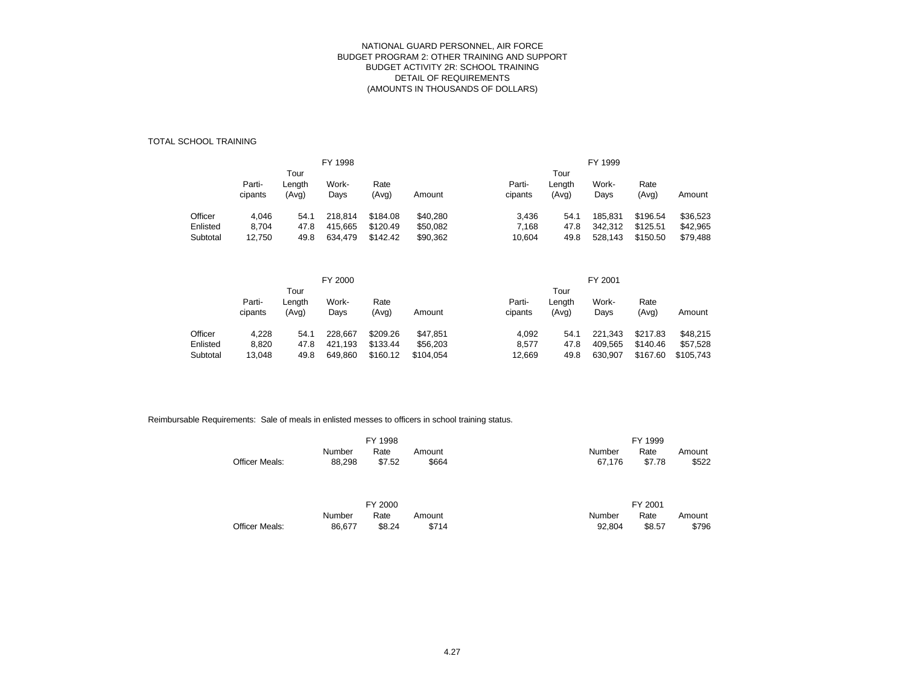NATIONAL GUARD PERSONNEL, AIR FORCE
BUDGET PROGRAM 2: OTHER TRAINING AND SUPPORT
BUDGET ACTIVITY 2R: SCHOOL TRAINING
DETAIL OF REQUIREMENTS
(AMOUNTS IN THOUSANDS OF DOLLARS)

TOTAL SCHOOL TRAINING

| | FY 1998 | | | | | FY 1999 | | | | |
|---|---|---|---|---|---|---|---|---|---|---|
| | Parti-cipants | Tour Length (Avg) | Work-Days | Rate (Avg) | Amount | Parti-cipants | Tour Length (Avg) | Work-Days | Rate (Avg) | Amount |
| Officer | 4,046 | 54.1 | 218,814 | $184.08 | $40,280 | 3,436 | 54.1 | 185,831 | $196.54 | $36,523 |
| Enlisted | 8,704 | 47.8 | 415,665 | $120.49 | $50,082 | 7,168 | 47.8 | 342,312 | $125.51 | $42,965 |
| Subtotal | 12,750 | 49.8 | 634,479 | $142.42 | $90,362 | 10,604 | 49.8 | 528,143 | $150.50 | $79,488 |

| | FY 2000 | | | | | FY 2001 | | | | |
|---|---|---|---|---|---|---|---|---|---|---|
| | Parti-cipants | Tour Length (Avg) | Work-Days | Rate (Avg) | Amount | Parti-cipants | Tour Length (Avg) | Work-Days | Rate (Avg) | Amount |
| Officer | 4,228 | 54.1 | 228,667 | $209.26 | $47,851 | 4,092 | 54.1 | 221,343 | $217.83 | $48,215 |
| Enlisted | 8,820 | 47.8 | 421,193 | $133.44 | $56,203 | 8,577 | 47.8 | 409,565 | $140.46 | $57,528 |
| Subtotal | 13,048 | 49.8 | 649,860 | $160.12 | $104,054 | 12,669 | 49.8 | 630,907 | $167.60 | $105,743 |

Reimbursable Requirements: Sale of meals in enlisted messes to officers in school training status.

| | FY 1998 | | | FY 1999 | | |
|---|---|---|---|---|---|---|
| | Number | Rate | Amount | Number | Rate | Amount |
| Officer Meals: | 88,298 | $7.52 | $664 | 67,176 | $7.78 | $522 |

| | FY 2000 | | | FY 2001 | | |
|---|---|---|---|---|---|---|
| | Number | Rate | Amount | Number | Rate | Amount |
| Officer Meals: | 86,677 | $8.24 | $714 | 92,804 | $8.57 | $796 |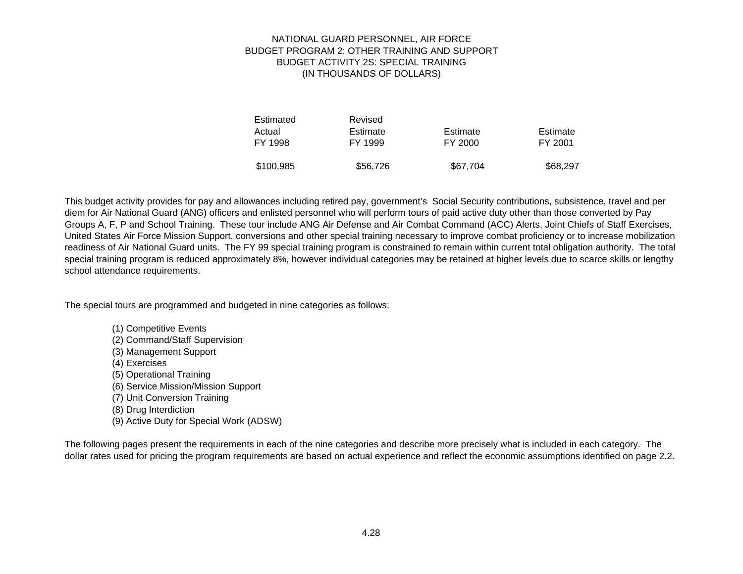# NATIONAL GUARD PERSONNEL, AIR FORCE
## BUDGET PROGRAM 2: OTHER TRAINING AND SUPPORT
## BUDGET ACTIVITY 2S: SPECIAL TRAINING
## (IN THOUSANDS OF DOLLARS)

| Estimated Actual FY 1998 | Revised Estimate FY 1999 | Estimate FY 2000 | Estimate FY 2001 |
|---|---|---|---|
| $100,985 | $56,726 | $67,704 | $68,297 |

This budget activity provides for pay and allowances including retired pay, government's Social Security contributions, subsistence, travel and per diem for Air National Guard (ANG) officers and enlisted personnel who will perform tours of paid active duty other than those converted by Pay Groups A, F, P and School Training. These tour include ANG Air Defense and Air Combat Command (ACC) Alerts, Joint Chiefs of Staff Exercises, United States Air Force Mission Support, conversions and other special training necessary to improve combat proficiency or to increase mobilization readiness of Air National Guard units. The FY 99 special training program is constrained to remain within current total obligation authority. The total special training program is reduced approximately 8%, however individual categories may be retained at higher levels due to scarce skills or lengthy school attendance requirements.

The special tours are programmed and budgeted in nine categories as follows:

(1) Competitive Events
(2) Command/Staff Supervision
(3) Management Support
(4) Exercises
(5) Operational Training
(6) Service Mission/Mission Support
(7) Unit Conversion Training
(8) Drug Interdiction
(9) Active Duty for Special Work (ADSW)

The following pages present the requirements in each of the nine categories and describe more precisely what is included in each category. The dollar rates used for pricing the program requirements are based on actual experience and reflect the economic assumptions identified on page 2.2.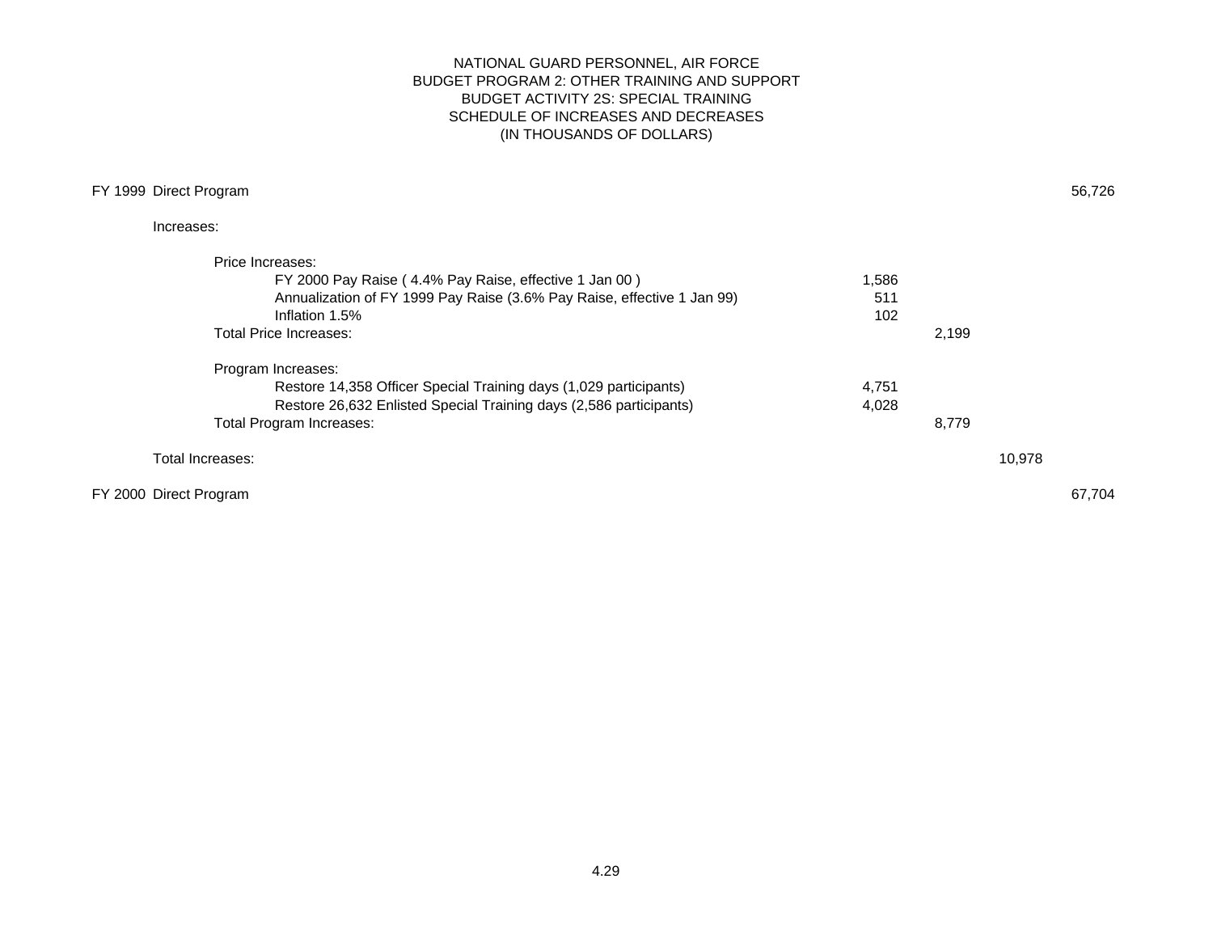NATIONAL GUARD PERSONNEL, AIR FORCE
BUDGET PROGRAM 2: OTHER TRAINING AND SUPPORT
BUDGET ACTIVITY 2S: SPECIAL TRAINING
SCHEDULE OF INCREASES AND DECREASES
(IN THOUSANDS OF DOLLARS)

| | | | | |
|---|---|---|---|---|
| FY 1999 Direct Program | | | | 56,726 |
| Increases: | | | | |
| Price Increases: | | | | |
| FY 2000 Pay Raise ( 4.4% Pay Raise, effective 1 Jan 00 ) | 1,586 | | | |
| Annualization of FY 1999 Pay Raise (3.6% Pay Raise, effective 1 Jan 99) | 511 | | | |
| Inflation 1.5% | 102 | | | |
| Total Price Increases: | | 2,199 | | |
| Program Increases: | | | | |
| Restore 14,358 Officer Special Training days (1,029 participants) | 4,751 | | | |
| Restore 26,632 Enlisted Special Training days (2,586 participants) | 4,028 | | | |
| Total Program Increases: | | 8,779 | | |
| Total Increases: | | | 10,978 | |
| FY 2000 Direct Program | | | | 67,704 |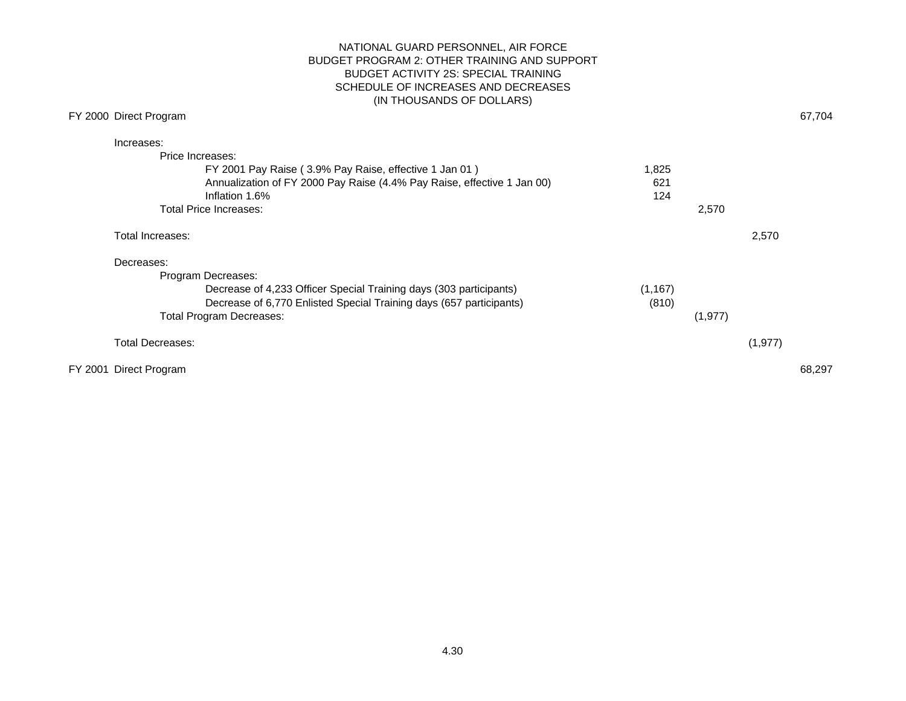# NATIONAL GUARD PERSONNEL, AIR FORCE
## BUDGET PROGRAM 2: OTHER TRAINING AND SUPPORT
### BUDGET ACTIVITY 2S: SPECIAL TRAINING
### SCHEDULE OF INCREASES AND DECREASES
### (IN THOUSANDS OF DOLLARS)

| | | | | |
|---|---|---|---|---|
| FY 2000 Direct Program | | | | 67,704 |
| Increases: | | | | |
| Price Increases: | | | | |
| FY 2001 Pay Raise ( 3.9% Pay Raise, effective 1 Jan 01 ) | 1,825 | | | |
| Annualization of FY 2000 Pay Raise (4.4% Pay Raise, effective 1 Jan 00) | 621 | | | |
| Inflation 1.6% | 124 | | | |
| Total Price Increases: | | 2,570 | | |
| Total Increases: | | | 2,570 | |
| Decreases: | | | | |
| Program Decreases: | | | | |
| Decrease of 4,233 Officer Special Training days (303 participants) | (1,167) | | | |
| Decrease of 6,770 Enlisted Special Training days (657 participants) | (810) | | | |
| Total Program Decreases: | | (1,977) | | |
| Total Decreases: | | | (1,977) | |
| FY 2001 Direct Program | | | | 68,297 |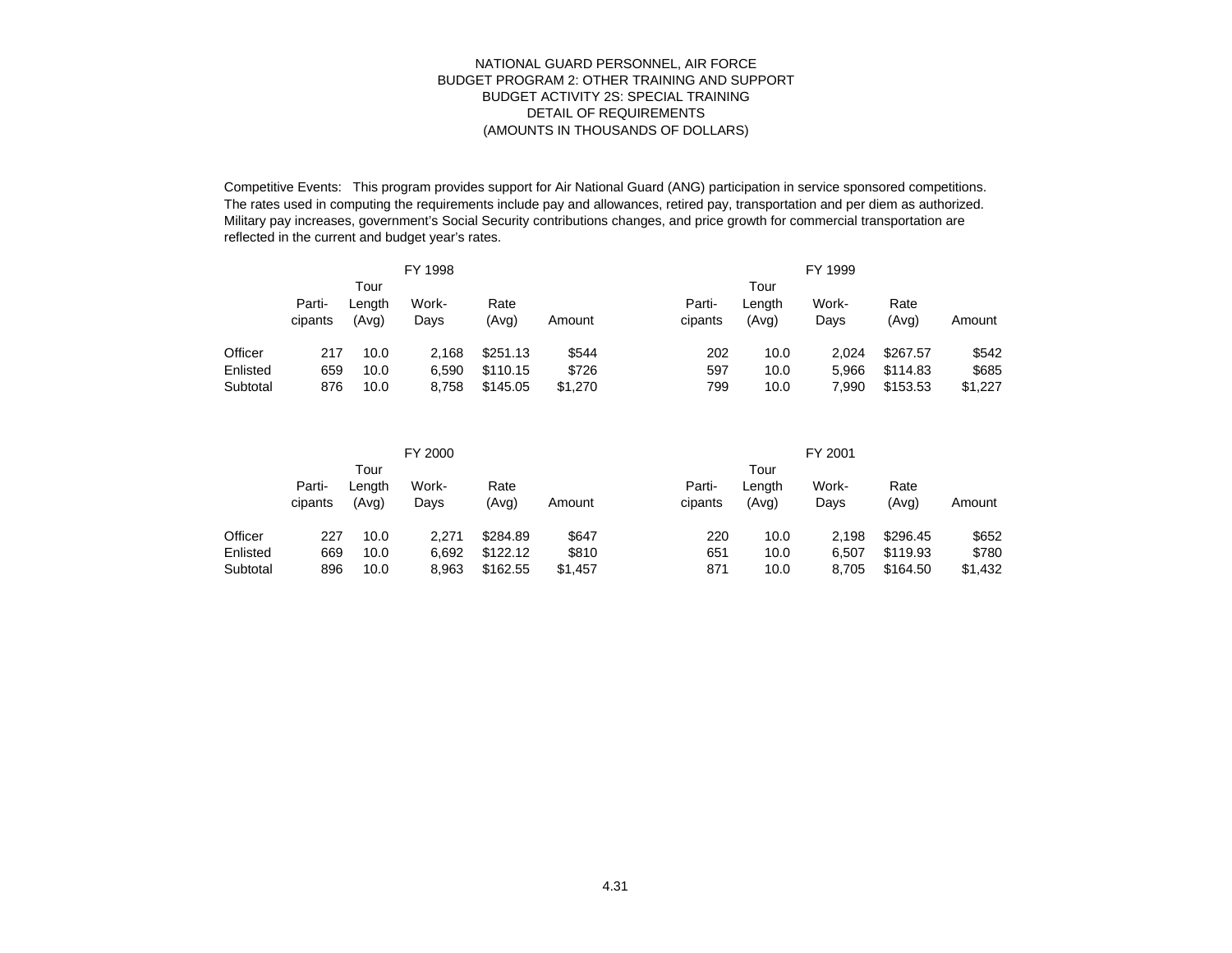NATIONAL GUARD PERSONNEL, AIR FORCE
BUDGET PROGRAM 2: OTHER TRAINING AND SUPPORT
BUDGET ACTIVITY 2S: SPECIAL TRAINING
DETAIL OF REQUIREMENTS
(AMOUNTS IN THOUSANDS OF DOLLARS)

Competitive Events: This program provides support for Air National Guard (ANG) participation in service sponsored competitions. The rates used in computing the requirements include pay and allowances, retired pay, transportation and per diem as authorized. Military pay increases, government's Social Security contributions changes, and price growth for commercial transportation are reflected in the current and budget year's rates.

| | FY 1998 | | | | | FY 1999 | | | | |
|---|---|---|---|---|---|---|---|---|---|---|
| | Parti-cipants | Tour Length (Avg) | Work-Days | Rate (Avg) | Amount | Parti-cipants | Tour Length (Avg) | Work-Days | Rate (Avg) | Amount |
| Officer | 217 | 10.0 | 2,168 | $251.13 | $544 | 202 | 10.0 | 2,024 | $267.57 | $542 |
| Enlisted | 659 | 10.0 | 6,590 | $110.15 | $726 | 597 | 10.0 | 5,966 | $114.83 | $685 |
| Subtotal | 876 | 10.0 | 8,758 | $145.05 | $1,270 | 799 | 10.0 | 7,990 | $153.53 | $1,227 |

| | FY 2000 | | | | | FY 2001 | | | | |
|---|---|---|---|---|---|---|---|---|---|---|
| | Parti-cipants | Tour Length (Avg) | Work-Days | Rate (Avg) | Amount | Parti-cipants | Tour Length (Avg) | Work-Days | Rate (Avg) | Amount |
| Officer | 227 | 10.0 | 2,271 | $284.89 | $647 | 220 | 10.0 | 2,198 | $296.45 | $652 |
| Enlisted | 669 | 10.0 | 6,692 | $122.12 | $810 | 651 | 10.0 | 6,507 | $119.93 | $780 |
| Subtotal | 896 | 10.0 | 8,963 | $162.55 | $1,457 | 871 | 10.0 | 8,705 | $164.50 | $1,432 |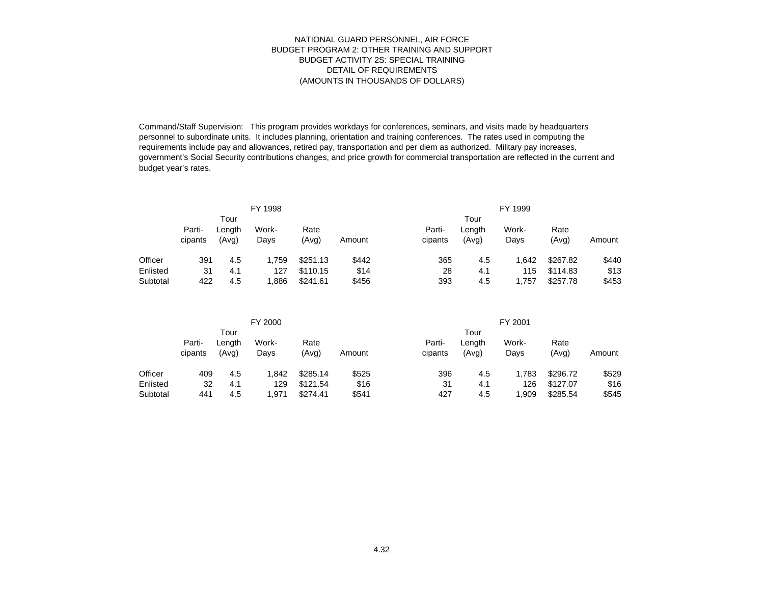NATIONAL GUARD PERSONNEL, AIR FORCE
BUDGET PROGRAM 2: OTHER TRAINING AND SUPPORT
BUDGET ACTIVITY 2S: SPECIAL TRAINING
DETAIL OF REQUIREMENTS
(AMOUNTS IN THOUSANDS OF DOLLARS)

Command/Staff Supervision: This program provides workdays for conferences, seminars, and visits made by headquarters personnel to subordinate units. It includes planning, orientation and training conferences. The rates used in computing the requirements include pay and allowances, retired pay, transportation and per diem as authorized. Military pay increases, government's Social Security contributions changes, and price growth for commercial transportation are reflected in the current and budget year's rates.

| | FY 1998 | | | | | FY 1999 | | | | |
|---|---|---|---|---|---|---|---|---|---|---|
| | Parti-cipants | Tour Length (Avg) | Work-Days | Rate (Avg) | Amount | Parti-cipants | Tour Length (Avg) | Work-Days | Rate (Avg) | Amount |
| Officer | 391 | 4.5 | 1,759 | $251.13 | $442 | 365 | 4.5 | 1,642 | $267.82 | $440 |
| Enlisted | 31 | 4.1 | 127 | $110.15 | $14 | 28 | 4.1 | 115 | $114.83 | $13 |
| Subtotal | 422 | 4.5 | 1,886 | $241.61 | $456 | 393 | 4.5 | 1,757 | $257.78 | $453 |

| | FY 2000 | | | | | FY 2001 | | | | |
|---|---|---|---|---|---|---|---|---|---|---|
| | Parti-cipants | Tour Length (Avg) | Work-Days | Rate (Avg) | Amount | Parti-cipants | Tour Length (Avg) | Work-Days | Rate (Avg) | Amount |
| Officer | 409 | 4.5 | 1,842 | $285.14 | $525 | 396 | 4.5 | 1,783 | $296.72 | $529 |
| Enlisted | 32 | 4.1 | 129 | $121.54 | $16 | 31 | 4.1 | 126 | $127.07 | $16 |
| Subtotal | 441 | 4.5 | 1,971 | $274.41 | $541 | 427 | 4.5 | 1,909 | $285.54 | $545 |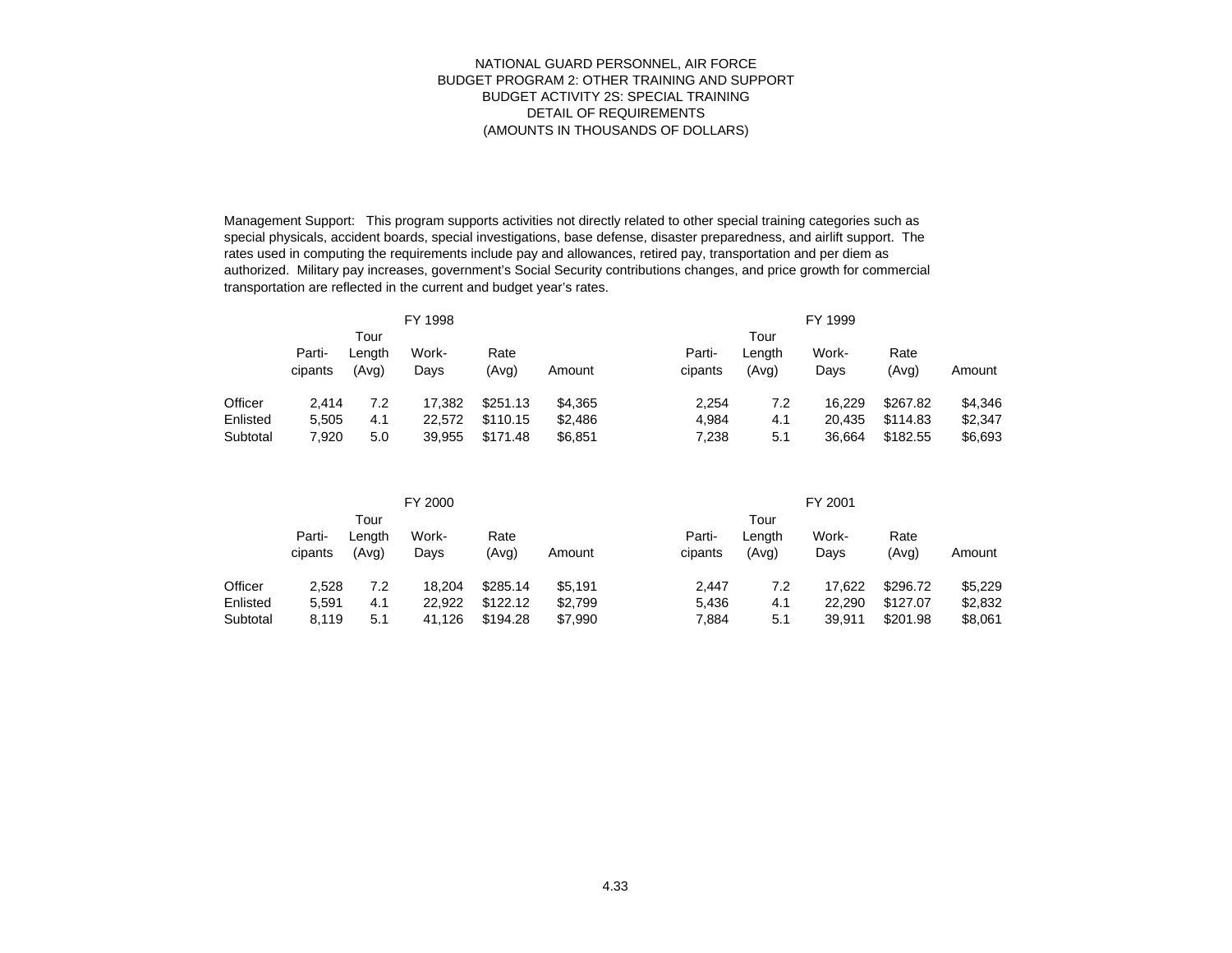NATIONAL GUARD PERSONNEL, AIR FORCE
BUDGET PROGRAM 2: OTHER TRAINING AND SUPPORT
BUDGET ACTIVITY 2S: SPECIAL TRAINING
DETAIL OF REQUIREMENTS
(AMOUNTS IN THOUSANDS OF DOLLARS)

Management Support: This program supports activities not directly related to other special training categories such as special physicals, accident boards, special investigations, base defense, disaster preparedness, and airlift support. The rates used in computing the requirements include pay and allowances, retired pay, transportation and per diem as authorized. Military pay increases, government's Social Security contributions changes, and price growth for commercial transportation are reflected in the current and budget year's rates.

| | FY 1998 | | | | | FY 1999 | | | | |
|---|---|---|---|---|---|---|---|---|---|---|
| | Parti-cipants | Tour Length (Avg) | Work-Days | Rate (Avg) | Amount | Parti-cipants | Tour Length (Avg) | Work-Days | Rate (Avg) | Amount |
| Officer | 2,414 | 7.2 | 17,382 | $251.13 | $4,365 | 2,254 | 7.2 | 16,229 | $267.82 | $4,346 |
| Enlisted | 5,505 | 4.1 | 22,572 | $110.15 | $2,486 | 4,984 | 4.1 | 20,435 | $114.83 | $2,347 |
| Subtotal | 7,920 | 5.0 | 39,955 | $171.48 | $6,851 | 7,238 | 5.1 | 36,664 | $182.55 | $6,693 |

| | FY 2000 | | | | | FY 2001 | | | | |
|---|---|---|---|---|---|---|---|---|---|---|
| | Parti-cipants | Tour Length (Avg) | Work-Days | Rate (Avg) | Amount | Parti-cipants | Tour Length (Avg) | Work-Days | Rate (Avg) | Amount |
| Officer | 2,528 | 7.2 | 18,204 | $285.14 | $5,191 | 2,447 | 7.2 | 17,622 | $296.72 | $5,229 |
| Enlisted | 5,591 | 4.1 | 22,922 | $122.12 | $2,799 | 5,436 | 4.1 | 22,290 | $127.07 | $2,832 |
| Subtotal | 8,119 | 5.1 | 41,126 | $194.28 | $7,990 | 7,884 | 5.1 | 39,911 | $201.98 | $8,061 |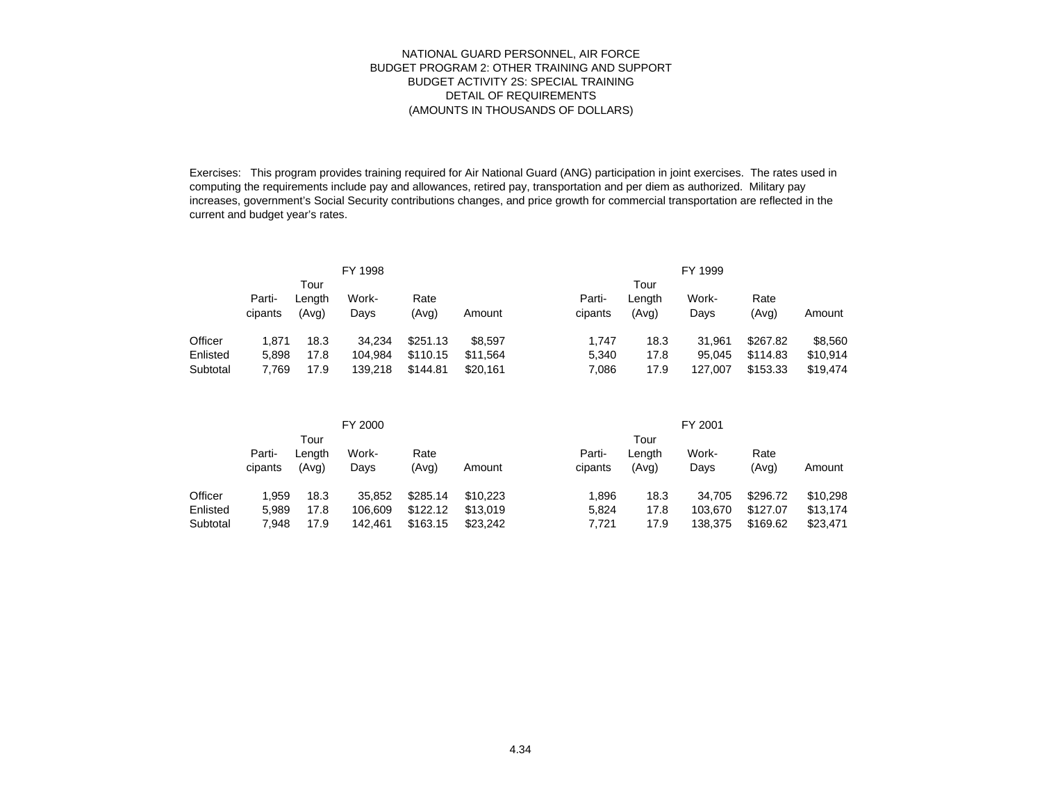NATIONAL GUARD PERSONNEL, AIR FORCE
BUDGET PROGRAM 2: OTHER TRAINING AND SUPPORT
BUDGET ACTIVITY 2S: SPECIAL TRAINING
DETAIL OF REQUIREMENTS
(AMOUNTS IN THOUSANDS OF DOLLARS)

Exercises: This program provides training required for Air National Guard (ANG) participation in joint exercises. The rates used in computing the requirements include pay and allowances, retired pay, transportation and per diem as authorized. Military pay increases, government's Social Security contributions changes, and price growth for commercial transportation are reflected in the current and budget year's rates.

| | FY 1998 | | | | | FY 1999 | | | | |
|---|---|---|---|---|---|---|---|---|---|---|
| | Participants | Tour Length (Avg) | Work-Days | Rate (Avg) | Amount | Participants | Tour Length (Avg) | Work-Days | Rate (Avg) | Amount |
| Officer | 1,871 | 18.3 | 34,234 | $251.13 | $8,597 | 1,747 | 18.3 | 31,961 | $267.82 | $8,560 |
| Enlisted | 5,898 | 17.8 | 104,984 | $110.15 | $11,564 | 5,340 | 17.8 | 95,045 | $114.83 | $10,914 |
| Subtotal | 7,769 | 17.9 | 139,218 | $144.81 | $20,161 | 7,086 | 17.9 | 127,007 | $153.33 | $19,474 |

| | FY 2000 | | | | | FY 2001 | | | | |
|---|---|---|---|---|---|---|---|---|---|---|
| | Participants | Tour Length (Avg) | Work-Days | Rate (Avg) | Amount | Participants | Tour Length (Avg) | Work-Days | Rate (Avg) | Amount |
| Officer | 1,959 | 18.3 | 35,852 | $285.14 | $10,223 | 1,896 | 18.3 | 34,705 | $296.72 | $10,298 |
| Enlisted | 5,989 | 17.8 | 106,609 | $122.12 | $13,019 | 5,824 | 17.8 | 103,670 | $127.07 | $13,174 |
| Subtotal | 7,948 | 17.9 | 142,461 | $163.15 | $23,242 | 7,721 | 17.9 | 138,375 | $169.62 | $23,471 |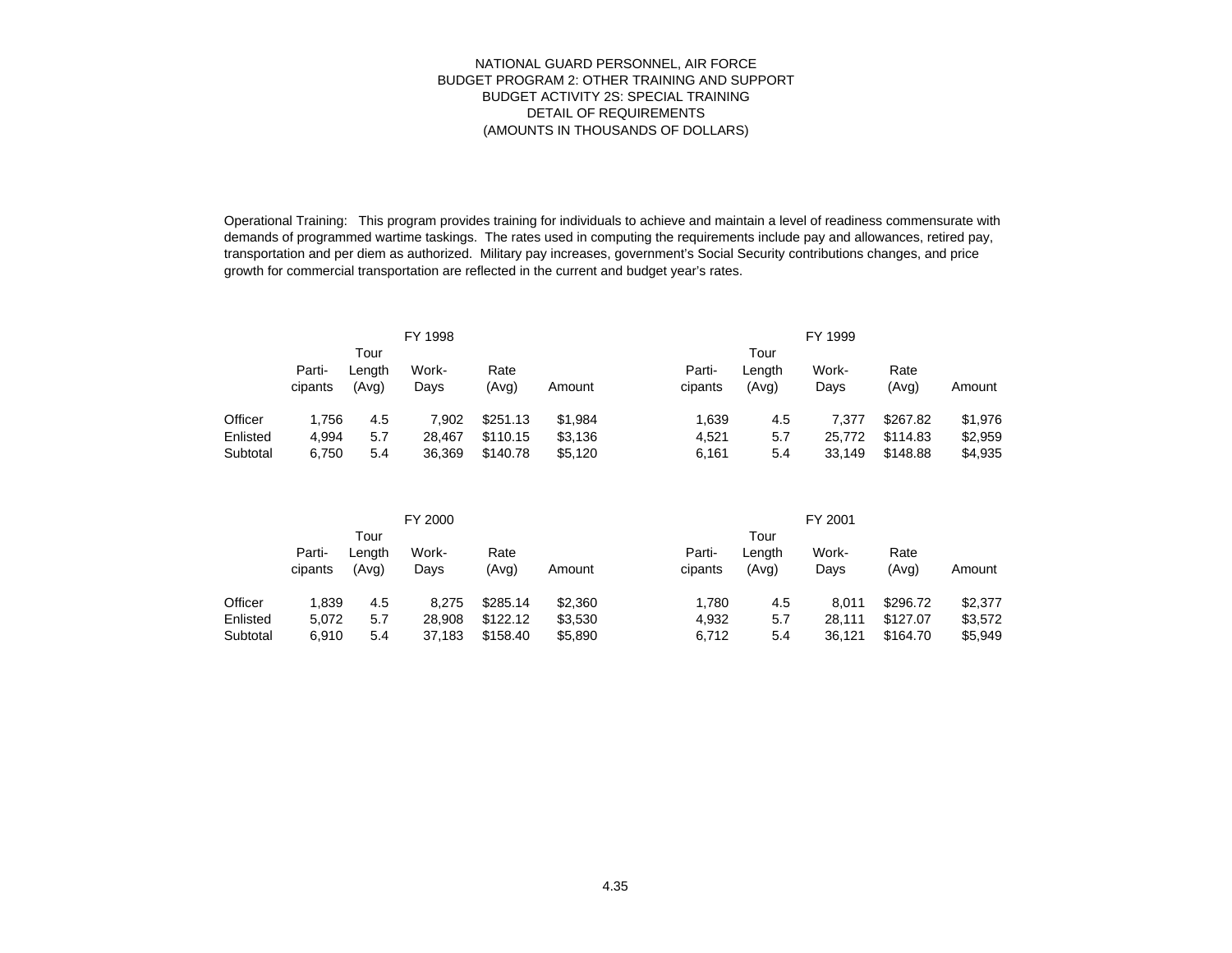NATIONAL GUARD PERSONNEL, AIR FORCE
BUDGET PROGRAM 2: OTHER TRAINING AND SUPPORT
BUDGET ACTIVITY 2S: SPECIAL TRAINING
DETAIL OF REQUIREMENTS
(AMOUNTS IN THOUSANDS OF DOLLARS)

Operational Training: This program provides training for individuals to achieve and maintain a level of readiness commensurate with demands of programmed wartime taskings. The rates used in computing the requirements include pay and allowances, retired pay, transportation and per diem as authorized. Military pay increases, government's Social Security contributions changes, and price growth for commercial transportation are reflected in the current and budget year's rates.

| | FY 1998 | | | | | FY 1999 | | | | |
|---|---|---|---|---|---|---|---|---|---|---|
| | Participants | Tour Length (Avg) | Work-Days | Rate (Avg) | Amount | Participants | Tour Length (Avg) | Work-Days | Rate (Avg) | Amount |
| Officer | 1,756 | 4.5 | 7,902 | $251.13 | $1,984 | 1,639 | 4.5 | 7,377 | $267.82 | $1,976 |
| Enlisted | 4,994 | 5.7 | 28,467 | $110.15 | $3,136 | 4,521 | 5.7 | 25,772 | $114.83 | $2,959 |
| Subtotal | 6,750 | 5.4 | 36,369 | $140.78 | $5,120 | 6,161 | 5.4 | 33,149 | $148.88 | $4,935 |

| | FY 2000 | | | | | FY 2001 | | | | |
|---|---|---|---|---|---|---|---|---|---|---|
| | Participants | Tour Length (Avg) | Work-Days | Rate (Avg) | Amount | Participants | Tour Length (Avg) | Work-Days | Rate (Avg) | Amount |
| Officer | 1,839 | 4.5 | 8,275 | $285.14 | $2,360 | 1,780 | 4.5 | 8,011 | $296.72 | $2,377 |
| Enlisted | 5,072 | 5.7 | 28,908 | $122.12 | $3,530 | 4,932 | 5.7 | 28,111 | $127.07 | $3,572 |
| Subtotal | 6,910 | 5.4 | 37,183 | $158.40 | $5,890 | 6,712 | 5.4 | 36,121 | $164.70 | $5,949 |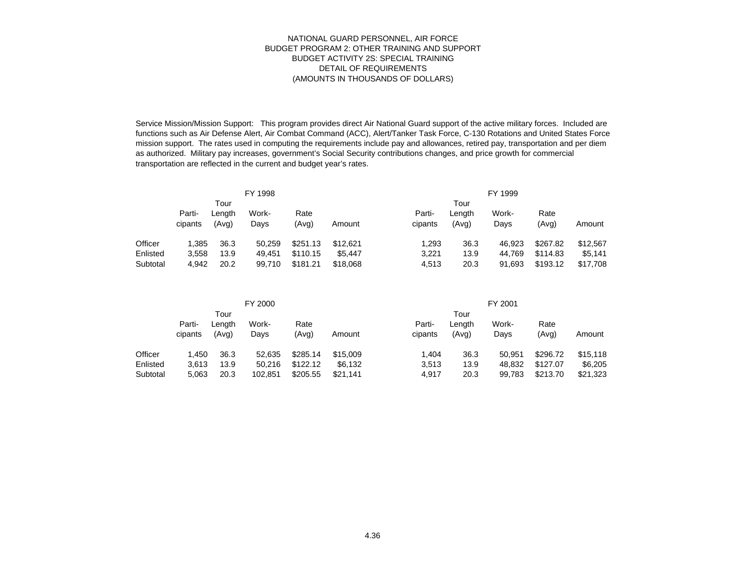NATIONAL GUARD PERSONNEL, AIR FORCE
BUDGET PROGRAM 2: OTHER TRAINING AND SUPPORT
BUDGET ACTIVITY 2S: SPECIAL TRAINING
DETAIL OF REQUIREMENTS
(AMOUNTS IN THOUSANDS OF DOLLARS)

Service Mission/Mission Support: This program provides direct Air National Guard support of the active military forces. Included are functions such as Air Defense Alert, Air Combat Command (ACC), Alert/Tanker Task Force, C-130 Rotations and United States Force mission support. The rates used in computing the requirements include pay and allowances, retired pay, transportation and per diem as authorized. Military pay increases, government's Social Security contributions changes, and price growth for commercial transportation are reflected in the current and budget year's rates.

| | FY 1998 | | | | | FY 1999 | | | | |
|---|---|---|---|---|---|---|---|---|---|---|
| | Parti-cipants | Tour Length (Avg) | Work-Days | Rate (Avg) | Amount | Parti-cipants | Tour Length (Avg) | Work-Days | Rate (Avg) | Amount |
| Officer | 1,385 | 36.3 | 50,259 | $251.13 | $12,621 | 1,293 | 36.3 | 46,923 | $267.82 | $12,567 |
| Enlisted | 3,558 | 13.9 | 49,451 | $110.15 | $5,447 | 3,221 | 13.9 | 44,769 | $114.83 | $5,141 |
| Subtotal | 4,942 | 20.2 | 99,710 | $181.21 | $18,068 | 4,513 | 20.3 | 91,693 | $193.12 | $17,708 |

| | FY 2000 | | | | | FY 2001 | | | | |
|---|---|---|---|---|---|---|---|---|---|---|
| | Parti-cipants | Tour Length (Avg) | Work-Days | Rate (Avg) | Amount | Parti-cipants | Tour Length (Avg) | Work-Days | Rate (Avg) | Amount |
| Officer | 1,450 | 36.3 | 52,635 | $285.14 | $15,009 | 1,404 | 36.3 | 50,951 | $296.72 | $15,118 |
| Enlisted | 3,613 | 13.9 | 50,216 | $122.12 | $6,132 | 3,513 | 13.9 | 48,832 | $127.07 | $6,205 |
| Subtotal | 5,063 | 20.3 | 102,851 | $205.55 | $21,141 | 4,917 | 20.3 | 99,783 | $213.70 | $21,323 |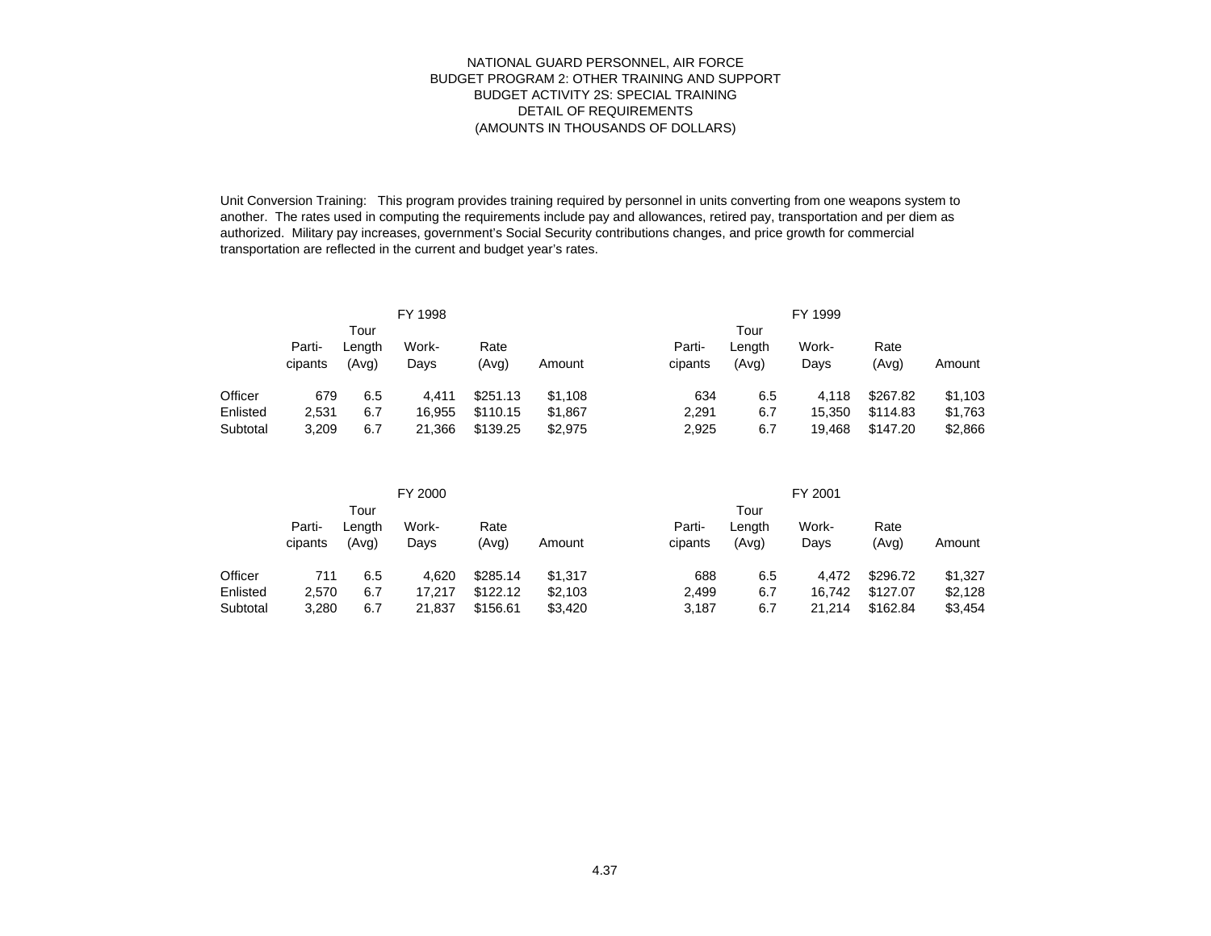NATIONAL GUARD PERSONNEL, AIR FORCE
BUDGET PROGRAM 2: OTHER TRAINING AND SUPPORT
BUDGET ACTIVITY 2S: SPECIAL TRAINING
DETAIL OF REQUIREMENTS
(AMOUNTS IN THOUSANDS OF DOLLARS)

Unit Conversion Training: This program provides training required by personnel in units converting from one weapons system to another. The rates used in computing the requirements include pay and allowances, retired pay, transportation and per diem as authorized. Military pay increases, government's Social Security contributions changes, and price growth for commercial transportation are reflected in the current and budget year's rates.

| | FY 1998 | | | | | FY 1999 | | | | |
|---|---|---|---|---|---|---|---|---|---|---|
| | Parti- cipants | Tour Length (Avg) | Work- Days | Rate (Avg) | Amount | Parti- cipants | Tour Length (Avg) | Work- Days | Rate (Avg) | Amount |
| Officer | 679 | 6.5 | 4,411 | $251.13 | $1,108 | 634 | 6.5 | 4,118 | $267.82 | $1,103 |
| Enlisted | 2,531 | 6.7 | 16,955 | $110.15 | $1,867 | 2,291 | 6.7 | 15,350 | $114.83 | $1,763 |
| Subtotal | 3,209 | 6.7 | 21,366 | $139.25 | $2,975 | 2,925 | 6.7 | 19,468 | $147.20 | $2,866 |

| | FY 2000 | | | | | FY 2001 | | | | |
|---|---|---|---|---|---|---|---|---|---|---|
| | Parti- cipants | Tour Length (Avg) | Work- Days | Rate (Avg) | Amount | Parti- cipants | Tour Length (Avg) | Work- Days | Rate (Avg) | Amount |
| Officer | 711 | 6.5 | 4,620 | $285.14 | $1,317 | 688 | 6.5 | 4,472 | $296.72 | $1,327 |
| Enlisted | 2,570 | 6.7 | 17,217 | $122.12 | $2,103 | 2,499 | 6.7 | 16,742 | $127.07 | $2,128 |
| Subtotal | 3,280 | 6.7 | 21,837 | $156.61 | $3,420 | 3,187 | 6.7 | 21,214 | $162.84 | $3,454 |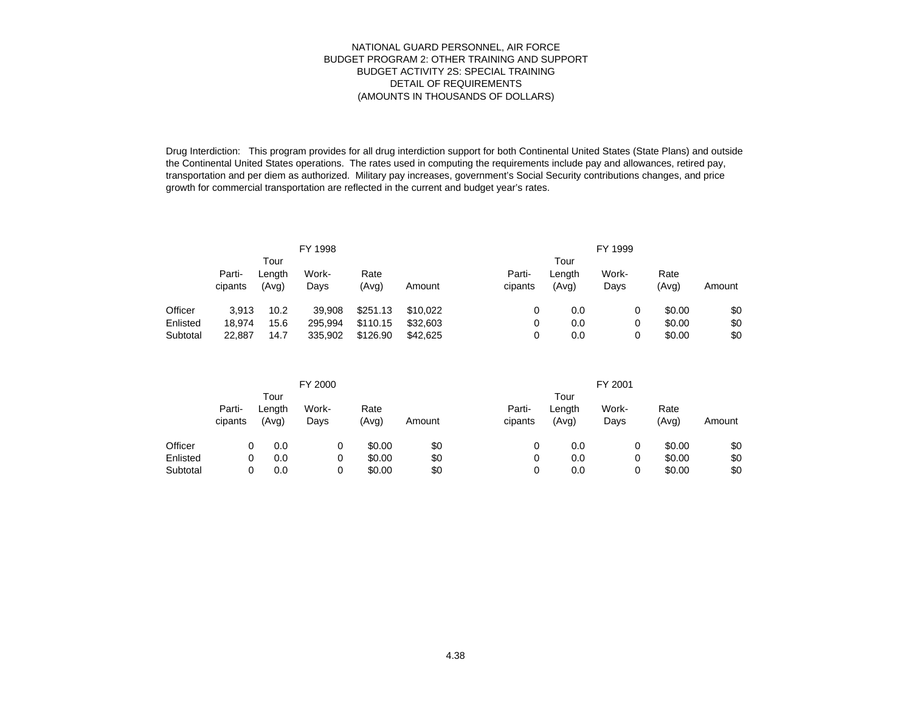NATIONAL GUARD PERSONNEL, AIR FORCE
BUDGET PROGRAM 2: OTHER TRAINING AND SUPPORT
BUDGET ACTIVITY 2S: SPECIAL TRAINING
DETAIL OF REQUIREMENTS
(AMOUNTS IN THOUSANDS OF DOLLARS)

Drug Interdiction: This program provides for all drug interdiction support for both Continental United States (State Plans) and outside the Continental United States operations. The rates used in computing the requirements include pay and allowances, retired pay, transportation and per diem as authorized. Military pay increases, government's Social Security contributions changes, and price growth for commercial transportation are reflected in the current and budget year's rates.

| | FY 1998 | | | | | FY 1999 | | | | |
|---|---|---|---|---|---|---|---|---|---|---|
| | Parti-cipants | Tour Length (Avg) | Work-Days | Rate (Avg) | Amount | Parti-cipants | Tour Length (Avg) | Work-Days | Rate (Avg) | Amount |
| Officer | 3,913 | 10.2 | 39,908 | $251.13 | $10,022 | 0 | 0.0 | 0 | $0.00 | $0 |
| Enlisted | 18,974 | 15.6 | 295,994 | $110.15 | $32,603 | 0 | 0.0 | 0 | $0.00 | $0 |
| Subtotal | 22,887 | 14.7 | 335,902 | $126.90 | $42,625 | 0 | 0.0 | 0 | $0.00 | $0 |

| | FY 2000 | | | | | FY 2001 | | | | |
|---|---|---|---|---|---|---|---|---|---|---|
| | Parti-cipants | Tour Length (Avg) | Work-Days | Rate (Avg) | Amount | Parti-cipants | Tour Length (Avg) | Work-Days | Rate (Avg) | Amount |
| Officer | 0 | 0.0 | 0 | $0.00 | $0 | 0 | 0.0 | 0 | $0.00 | $0 |
| Enlisted | 0 | 0.0 | 0 | $0.00 | $0 | 0 | 0.0 | 0 | $0.00 | $0 |
| Subtotal | 0 | 0.0 | 0 | $0.00 | $0 | 0 | 0.0 | 0 | $0.00 | $0 |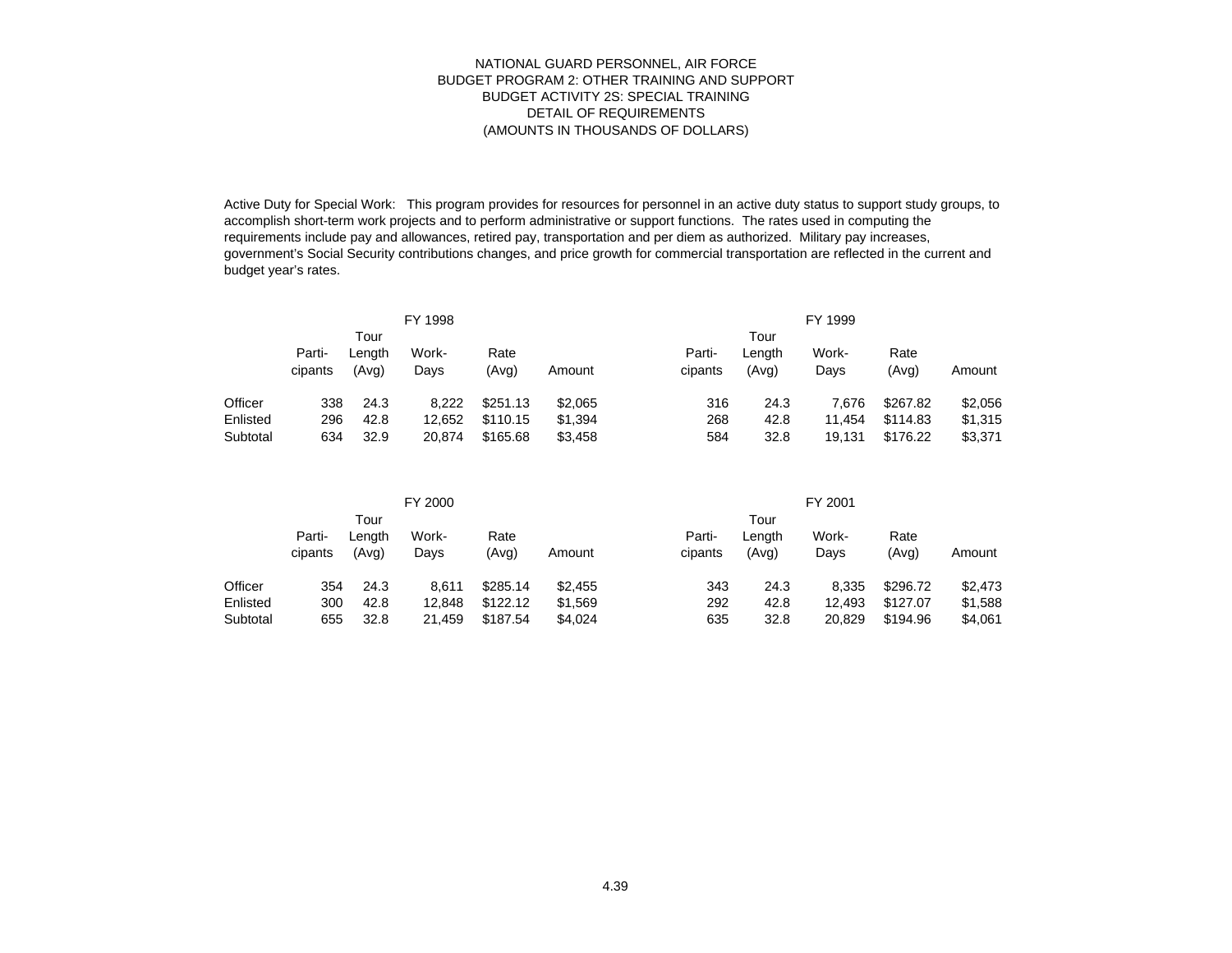# NATIONAL GUARD PERSONNEL, AIR FORCE
## BUDGET PROGRAM 2: OTHER TRAINING AND SUPPORT
## BUDGET ACTIVITY 2S: SPECIAL TRAINING
## DETAIL OF REQUIREMENTS
## (AMOUNTS IN THOUSANDS OF DOLLARS)

Active Duty for Special Work: This program provides for resources for personnel in an active duty status to support study groups, to accomplish short-term work projects and to perform administrative or support functions. The rates used in computing the requirements include pay and allowances, retired pay, transportation and per diem as authorized. Military pay increases, government's Social Security contributions changes, and price growth for commercial transportation are reflected in the current and budget year's rates.

| | FY 1998 | | | | | FY 1999 | | | | |
|---|---|---|---|---|---|---|---|---|---|---|
| | Parti-cipants | Tour Length (Avg) | Work-Days | Rate (Avg) | Amount | Parti-cipants | Tour Length (Avg) | Work-Days | Rate (Avg) | Amount |
| Officer | 338 | 24.3 | 8,222 | $251.13 | $2,065 | 316 | 24.3 | 7,676 | $267.82 | $2,056 |
| Enlisted | 296 | 42.8 | 12,652 | $110.15 | $1,394 | 268 | 42.8 | 11,454 | $114.83 | $1,315 |
| Subtotal | 634 | 32.9 | 20,874 | $165.68 | $3,458 | 584 | 32.8 | 19,131 | $176.22 | $3,371 |

| | FY 2000 | | | | | FY 2001 | | | | |
|---|---|---|---|---|---|---|---|---|---|---|
| | Parti-cipants | Tour Length (Avg) | Work-Days | Rate (Avg) | Amount | Parti-cipants | Tour Length (Avg) | Work-Days | Rate (Avg) | Amount |
| Officer | 354 | 24.3 | 8,611 | $285.14 | $2,455 | 343 | 24.3 | 8,335 | $296.72 | $2,473 |
| Enlisted | 300 | 42.8 | 12,848 | $122.12 | $1,569 | 292 | 42.8 | 12,493 | $127.07 | $1,588 |
| Subtotal | 655 | 32.8 | 21,459 | $187.54 | $4,024 | 635 | 32.8 | 20,829 | $194.96 | $4,061 |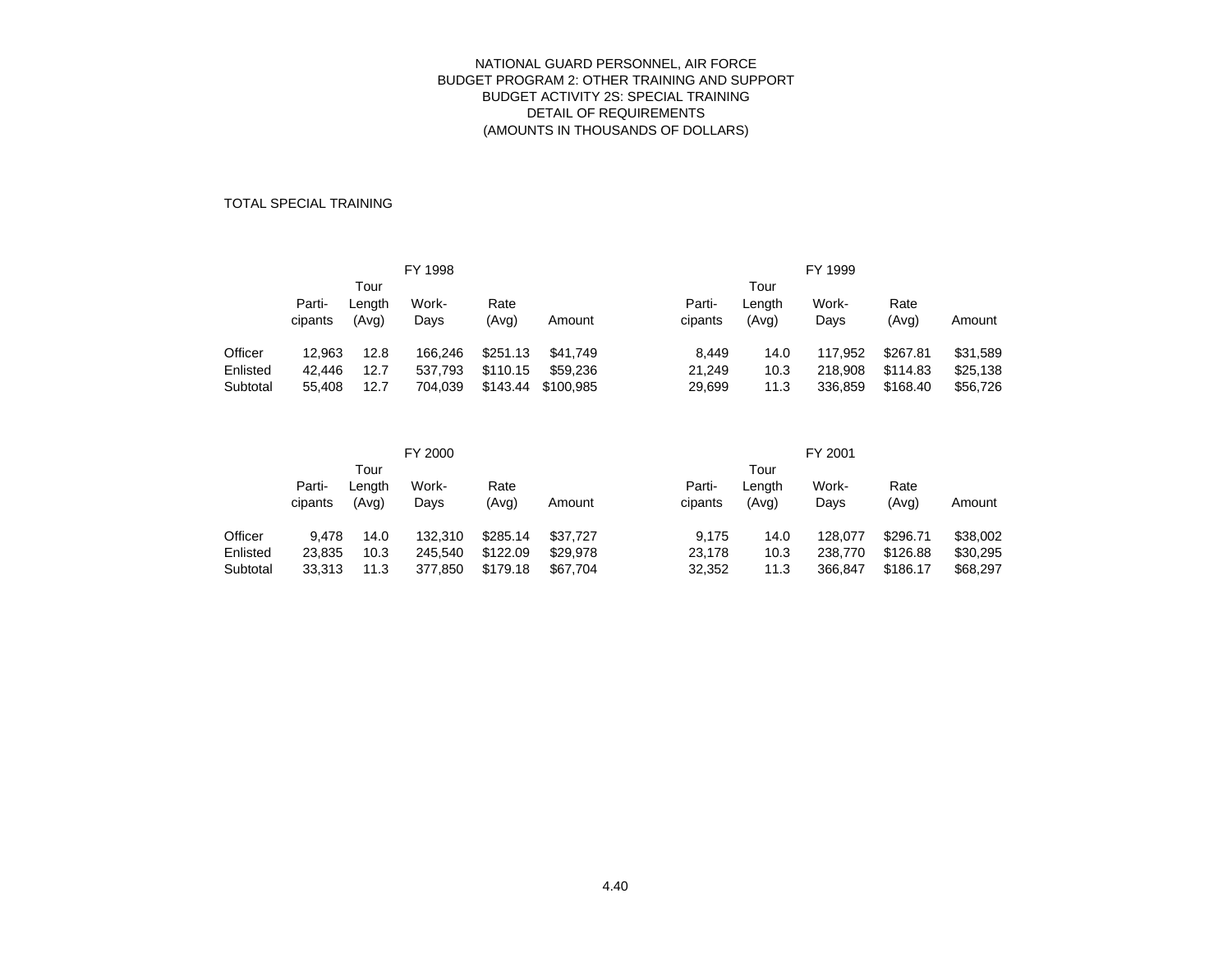NATIONAL GUARD PERSONNEL, AIR FORCE
BUDGET PROGRAM 2: OTHER TRAINING AND SUPPORT
BUDGET ACTIVITY 2S: SPECIAL TRAINING
DETAIL OF REQUIREMENTS
(AMOUNTS IN THOUSANDS OF DOLLARS)

TOTAL SPECIAL TRAINING

| | FY 1998 | | | | | FY 1999 | | | | |
|---|---|---|---|---|---|---|---|---|---|---|
| | Participants | Tour Length (Avg) | Work-Days | Rate (Avg) | Amount | Participants | Tour Length (Avg) | Work-Days | Rate (Avg) | Amount |
| Officer | 12,963 | 12.8 | 166,246 | $251.13 | $41,749 | 8,449 | 14.0 | 117,952 | $267.81 | $31,589 |
| Enlisted | 42,446 | 12.7 | 537,793 | $110.15 | $59,236 | 21,249 | 10.3 | 218,908 | $114.83 | $25,138 |
| Subtotal | 55,408 | 12.7 | 704,039 | $143.44 | $100,985 | 29,699 | 11.3 | 336,859 | $168.40 | $56,726 |

| | FY 2000 | | | | | FY 2001 | | | | |
|---|---|---|---|---|---|---|---|---|---|---|
| | Participants | Tour Length (Avg) | Work-Days | Rate (Avg) | Amount | Participants | Tour Length (Avg) | Work-Days | Rate (Avg) | Amount |
| Officer | 9,478 | 14.0 | 132,310 | $285.14 | $37,727 | 9,175 | 14.0 | 128,077 | $296.71 | $38,002 |
| Enlisted | 23,835 | 10.3 | 245,540 | $122.09 | $29,978 | 23,178 | 10.3 | 238,770 | $126.88 | $30,295 |
| Subtotal | 33,313 | 11.3 | 377,850 | $179.18 | $67,704 | 32,352 | 11.3 | 366,847 | $186.17 | $68,297 |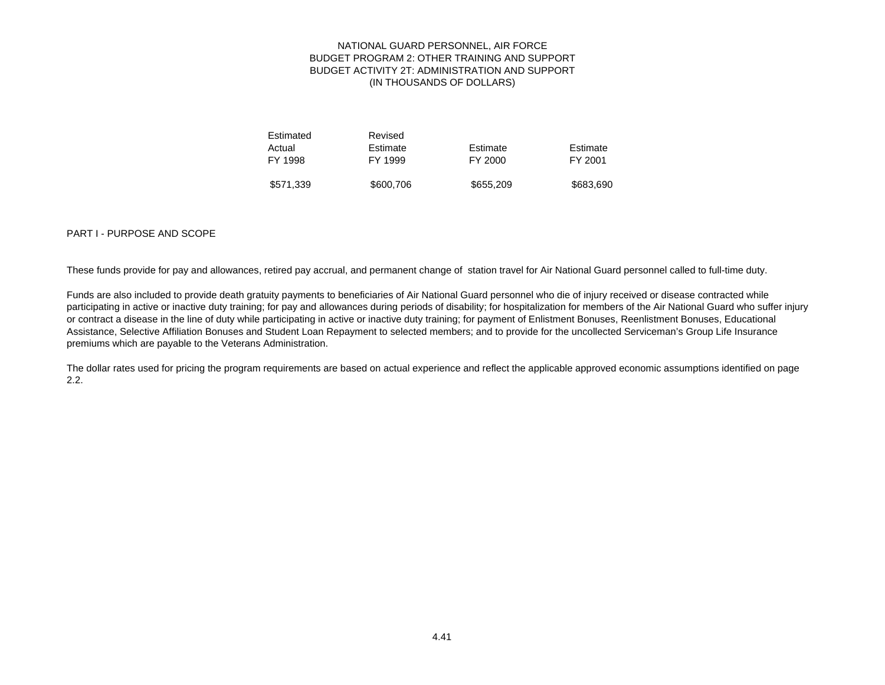# NATIONAL GUARD PERSONNEL, AIR FORCE
## BUDGET PROGRAM 2: OTHER TRAINING AND SUPPORT
## BUDGET ACTIVITY 2T: ADMINISTRATION AND SUPPORT
### (IN THOUSANDS OF DOLLARS)

| Estimated Actual FY 1998 | Revised Estimate FY 1999 | Estimate FY 2000 | Estimate FY 2001 |
|---|---|---|---|
| $571,339 | $600,706 | $655,209 | $683,690 |

PART I - PURPOSE AND SCOPE

These funds provide for pay and allowances, retired pay accrual, and permanent change of station travel for Air National Guard personnel called to full-time duty.

Funds are also included to provide death gratuity payments to beneficiaries of Air National Guard personnel who die of injury received or disease contracted while participating in active or inactive duty training; for pay and allowances during periods of disability; for hospitalization for members of the Air National Guard who suffer injury or contract a disease in the line of duty while participating in active or inactive duty training; for payment of Enlistment Bonuses, Reenlistment Bonuses, Educational Assistance, Selective Affiliation Bonuses and Student Loan Repayment to selected members; and to provide for the uncollected Serviceman's Group Life Insurance premiums which are payable to the Veterans Administration.

The dollar rates used for pricing the program requirements are based on actual experience and reflect the applicable approved economic assumptions identified on page 2.2.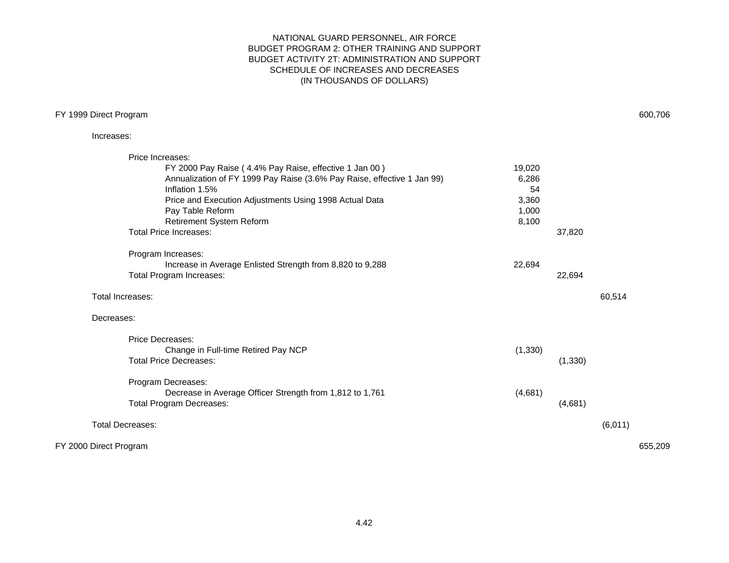NATIONAL GUARD PERSONNEL, AIR FORCE
BUDGET PROGRAM 2: OTHER TRAINING AND SUPPORT
BUDGET ACTIVITY 2T: ADMINISTRATION AND SUPPORT
SCHEDULE OF INCREASES AND DECREASES
(IN THOUSANDS OF DOLLARS)

| | | | | |
|---|---|---|---|---|
| FY 1999 Direct Program | | | | 600,706 |
| Increases: | | | | |
| Price Increases: | | | | |
| FY 2000 Pay Raise ( 4.4% Pay Raise, effective 1 Jan 00 ) | 19,020 | | | |
| Annualization of FY 1999 Pay Raise (3.6% Pay Raise, effective 1 Jan 99) | 6,286 | | | |
| Inflation 1.5% | 54 | | | |
| Price and Execution Adjustments Using 1998 Actual Data | 3,360 | | | |
| Pay Table Reform | 1,000 | | | |
| Retirement System Reform | 8,100 | | | |
| Total Price Increases: | | 37,820 | | |
| Program Increases: | | | | |
| Increase in Average Enlisted Strength from 8,820 to 9,288 | 22,694 | | | |
| Total Program Increases: | | 22,694 | | |
| Total Increases: | | | 60,514 | |
| Decreases: | | | | |
| Price Decreases: | | | | |
| Change in Full-time Retired Pay NCP | (1,330) | | | |
| Total Price Decreases: | | (1,330) | | |
| Program Decreases: | | | | |
| Decrease in Average Officer Strength from 1,812 to 1,761 | (4,681) | | | |
| Total Program Decreases: | | (4,681) | | |
| Total Decreases: | | | (6,011) | |
| FY 2000 Direct Program | | | | 655,209 |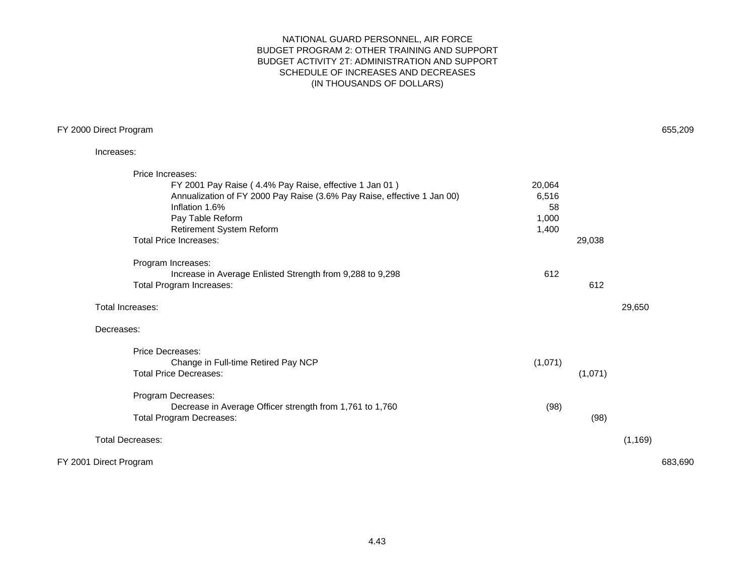NATIONAL GUARD PERSONNEL, AIR FORCE
BUDGET PROGRAM 2: OTHER TRAINING AND SUPPORT
BUDGET ACTIVITY 2T: ADMINISTRATION AND SUPPORT
SCHEDULE OF INCREASES AND DECREASES
(IN THOUSANDS OF DOLLARS)

| | | | | |
|---|---|---|---|---|
| FY 2000 Direct Program | | | | 655,209 |
| Increases: | | | | |
| Price Increases: | | | | |
| FY 2001 Pay Raise ( 4.4% Pay Raise, effective 1 Jan 01 ) | 20,064 | | | |
| Annualization of FY 2000 Pay Raise (3.6% Pay Raise, effective 1 Jan 00) | 6,516 | | | |
| Inflation 1.6% | 58 | | | |
| Pay Table Reform | 1,000 | | | |
| Retirement System Reform | 1,400 | | | |
| Total Price Increases: | | 29,038 | | |
| Program Increases: | | | | |
| Increase in Average Enlisted Strength from 9,288 to 9,298 | 612 | | | |
| Total Program Increases: | | 612 | | |
| Total Increases: | | | 29,650 | |
| Decreases: | | | | |
| Price Decreases: | | | | |
| Change in Full-time Retired Pay NCP | (1,071) | | | |
| Total Price Decreases: | | (1,071) | | |
| Program Decreases: | | | | |
| Decrease in Average Officer strength from 1,761 to 1,760 | (98) | | | |
| Total Program Decreases: | | (98) | | |
| Total Decreases: | | | (1,169) | |
| FY 2001 Direct Program | | | | 683,690 |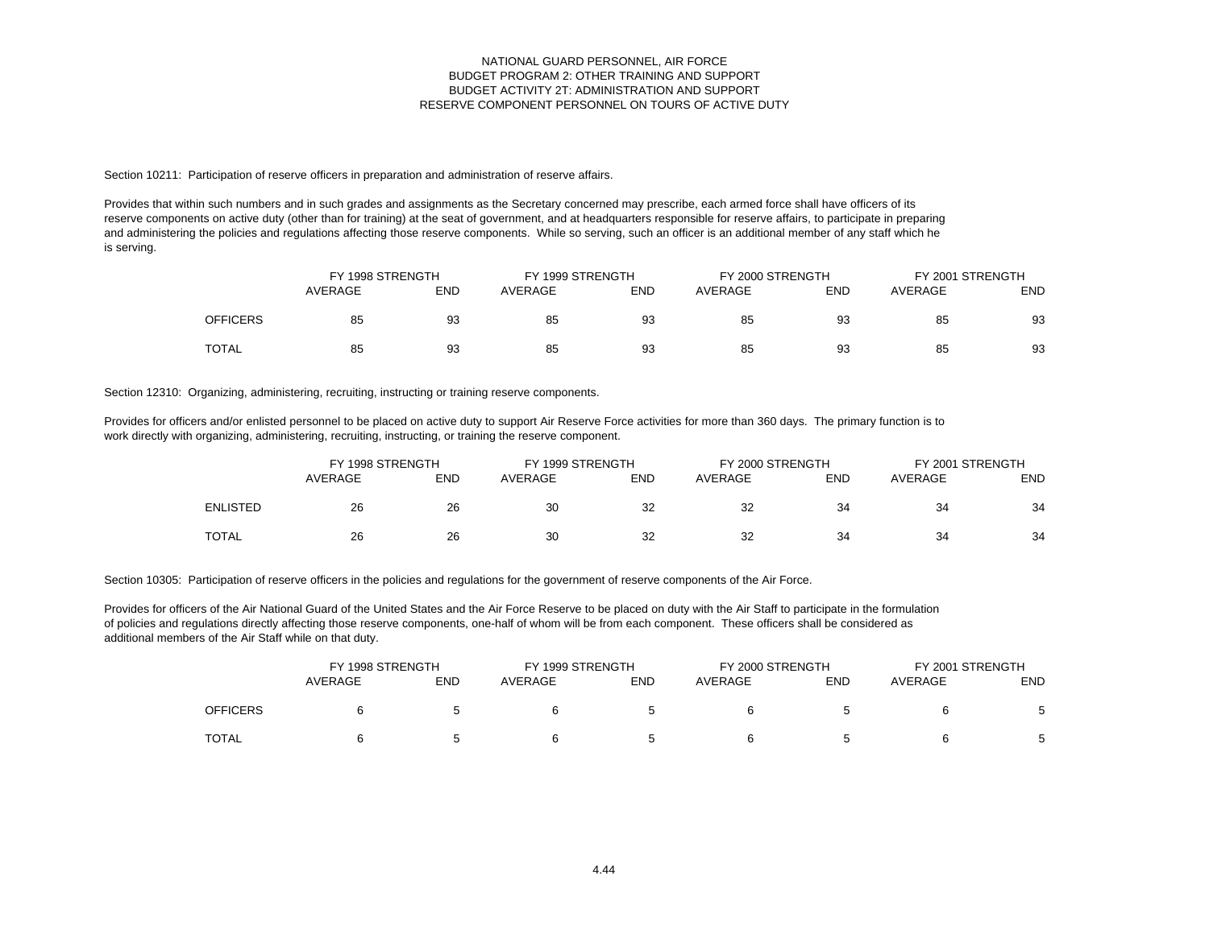NATIONAL GUARD PERSONNEL, AIR FORCE
BUDGET PROGRAM 2: OTHER TRAINING AND SUPPORT
BUDGET ACTIVITY 2T: ADMINISTRATION AND SUPPORT
RESERVE COMPONENT PERSONNEL ON TOURS OF ACTIVE DUTY

Section 10211: Participation of reserve officers in preparation and administration of reserve affairs.

Provides that within such numbers and in such grades and assignments as the Secretary concerned may prescribe, each armed force shall have officers of its reserve components on active duty (other than for training) at the seat of government, and at headquarters responsible for reserve affairs, to participate in preparing and administering the policies and regulations affecting those reserve components. While so serving, such an officer is an additional member of any staff which he is serving.

| | FY 1998 STRENGTH | | FY 1999 STRENGTH | | FY 2000 STRENGTH | | FY 2001 STRENGTH | |
|---|---|---|---|---|---|---|---|---|
| | AVERAGE | END | AVERAGE | END | AVERAGE | END | AVERAGE | END |
| OFFICERS | 85 | 93 | 85 | 93 | 85 | 93 | 85 | 93 |
| TOTAL | 85 | 93 | 85 | 93 | 85 | 93 | 85 | 93 |

Section 12310: Organizing, administering, recruiting, instructing or training reserve components.

Provides for officers and/or enlisted personnel to be placed on active duty to support Air Reserve Force activities for more than 360 days. The primary function is to work directly with organizing, administering, recruiting, instructing, or training the reserve component.

| | FY 1998 STRENGTH | | FY 1999 STRENGTH | | FY 2000 STRENGTH | | FY 2001 STRENGTH | |
|---|---|---|---|---|---|---|---|---|
| | AVERAGE | END | AVERAGE | END | AVERAGE | END | AVERAGE | END |
| ENLISTED | 26 | 26 | 30 | 32 | 32 | 34 | 34 | 34 |
| TOTAL | 26 | 26 | 30 | 32 | 32 | 34 | 34 | 34 |

Section 10305: Participation of reserve officers in the policies and regulations for the government of reserve components of the Air Force.

Provides for officers of the Air National Guard of the United States and the Air Force Reserve to be placed on duty with the Air Staff to participate in the formulation of policies and regulations directly affecting those reserve components, one-half of whom will be from each component. These officers shall be considered as additional members of the Air Staff while on that duty.

| | FY 1998 STRENGTH | | FY 1999 STRENGTH | | FY 2000 STRENGTH | | FY 2001 STRENGTH | |
|---|---|---|---|---|---|---|---|---|
| | AVERAGE | END | AVERAGE | END | AVERAGE | END | AVERAGE | END |
| OFFICERS | 6 | 5 | 6 | 5 | 6 | 5 | 6 | 5 |
| TOTAL | 6 | 5 | 6 | 5 | 6 | 5 | 6 | 5 |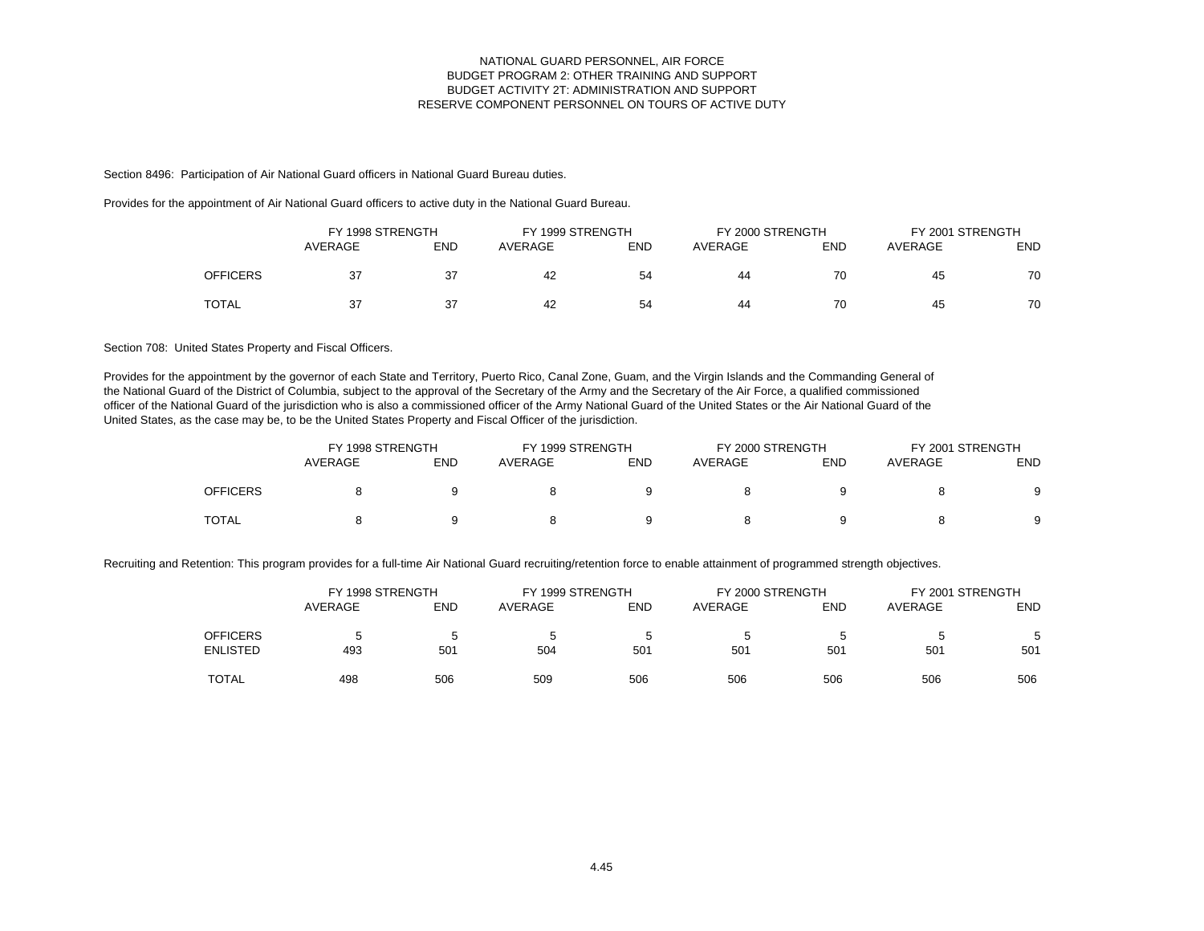NATIONAL GUARD PERSONNEL, AIR FORCE
BUDGET PROGRAM 2: OTHER TRAINING AND SUPPORT
BUDGET ACTIVITY 2T: ADMINISTRATION AND SUPPORT
RESERVE COMPONENT PERSONNEL ON TOURS OF ACTIVE DUTY

Section 8496: Participation of Air National Guard officers in National Guard Bureau duties.

Provides for the appointment of Air National Guard officers to active duty in the National Guard Bureau.

| | FY 1998 STRENGTH | | FY 1999 STRENGTH | | FY 2000 STRENGTH | | FY 2001 STRENGTH | |
|---|---|---|---|---|---|---|---|---|
| | AVERAGE | END | AVERAGE | END | AVERAGE | END | AVERAGE | END |
| OFFICERS | 37 | 37 | 42 | 54 | 44 | 70 | 45 | 70 |
| TOTAL | 37 | 37 | 42 | 54 | 44 | 70 | 45 | 70 |

Section 708: United States Property and Fiscal Officers.

Provides for the appointment by the governor of each State and Territory, Puerto Rico, Canal Zone, Guam, and the Virgin Islands and the Commanding General of the National Guard of the District of Columbia, subject to the approval of the Secretary of the Army and the Secretary of the Air Force, a qualified commissioned officer of the National Guard of the jurisdiction who is also a commissioned officer of the Army National Guard of the United States or the Air National Guard of the United States, as the case may be, to be the United States Property and Fiscal Officer of the jurisdiction.

| | FY 1998 STRENGTH | | FY 1999 STRENGTH | | FY 2000 STRENGTH | | FY 2001 STRENGTH | |
|---|---|---|---|---|---|---|---|---|
| | AVERAGE | END | AVERAGE | END | AVERAGE | END | AVERAGE | END |
| OFFICERS | 8 | 9 | 8 | 9 | 8 | 9 | 8 | 9 |
| TOTAL | 8 | 9 | 8 | 9 | 8 | 9 | 8 | 9 |

Recruiting and Retention: This program provides for a full-time Air National Guard recruiting/retention force to enable attainment of programmed strength objectives.

| | FY 1998 STRENGTH | | FY 1999 STRENGTH | | FY 2000 STRENGTH | | FY 2001 STRENGTH | |
|---|---|---|---|---|---|---|---|---|
| | AVERAGE | END | AVERAGE | END | AVERAGE | END | AVERAGE | END |
| OFFICERS | 5 | 5 | 5 | 5 | 5 | 5 | 5 | 5 |
| ENLISTED | 493 | 501 | 504 | 501 | 501 | 501 | 501 | 501 |
| TOTAL | 498 | 506 | 509 | 506 | 506 | 506 | 506 | 506 |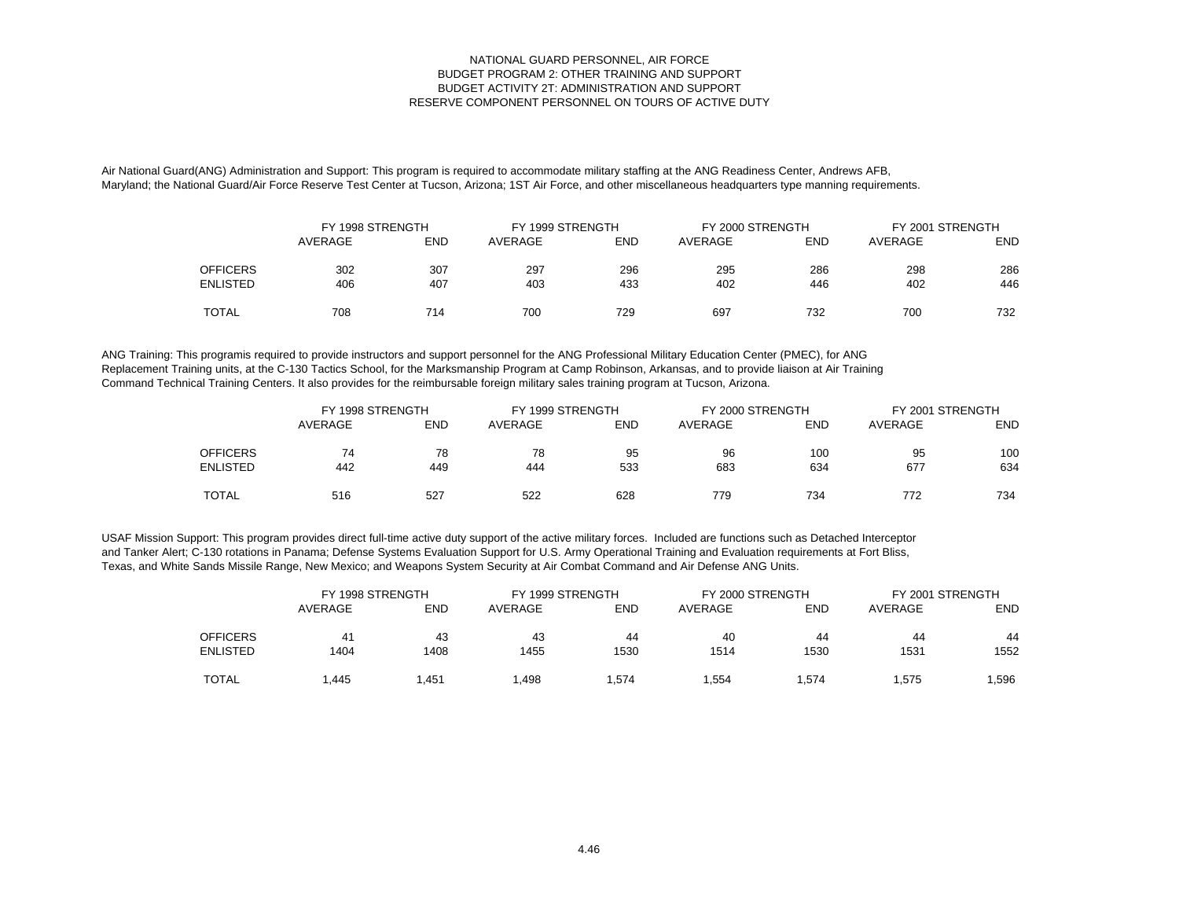NATIONAL GUARD PERSONNEL, AIR FORCE
BUDGET PROGRAM 2: OTHER TRAINING AND SUPPORT
BUDGET ACTIVITY 2T: ADMINISTRATION AND SUPPORT
RESERVE COMPONENT PERSONNEL ON TOURS OF ACTIVE DUTY

Air National Guard(ANG) Administration and Support: This program is required to accommodate military staffing at the ANG Readiness Center, Andrews AFB, Maryland; the National Guard/Air Force Reserve Test Center at Tucson, Arizona; 1ST Air Force, and other miscellaneous headquarters type manning requirements.

| | FY 1998 STRENGTH | | FY 1999 STRENGTH | | FY 2000 STRENGTH | | FY 2001 STRENGTH | |
|---|---|---|---|---|---|---|---|---|
| | AVERAGE | END | AVERAGE | END | AVERAGE | END | AVERAGE | END |
| OFFICERS | 302 | 307 | 297 | 296 | 295 | 286 | 298 | 286 |
| ENLISTED | 406 | 407 | 403 | 433 | 402 | 446 | 402 | 446 |
| TOTAL | 708 | 714 | 700 | 729 | 697 | 732 | 700 | 732 |

ANG Training: This programis required to provide instructors and support personnel for the ANG Professional Military Education Center (PMEC), for ANG Replacement Training units, at the C-130 Tactics School, for the Marksmanship Program at Camp Robinson, Arkansas, and to provide liaison at Air Training Command Technical Training Centers. It also provides for the reimbursable foreign military sales training program at Tucson, Arizona.

| | FY 1998 STRENGTH | | FY 1999 STRENGTH | | FY 2000 STRENGTH | | FY 2001 STRENGTH | |
|---|---|---|---|---|---|---|---|---|
| | AVERAGE | END | AVERAGE | END | AVERAGE | END | AVERAGE | END |
| OFFICERS | 74 | 78 | 78 | 95 | 96 | 100 | 95 | 100 |
| ENLISTED | 442 | 449 | 444 | 533 | 683 | 634 | 677 | 634 |
| TOTAL | 516 | 527 | 522 | 628 | 779 | 734 | 772 | 734 |

USAF Mission Support: This program provides direct full-time active duty support of the active military forces. Included are functions such as Detached Interceptor and Tanker Alert; C-130 rotations in Panama; Defense Systems Evaluation Support for U.S. Army Operational Training and Evaluation requirements at Fort Bliss, Texas, and White Sands Missile Range, New Mexico; and Weapons System Security at Air Combat Command and Air Defense ANG Units.

| | FY 1998 STRENGTH | | FY 1999 STRENGTH | | FY 2000 STRENGTH | | FY 2001 STRENGTH | |
|---|---|---|---|---|---|---|---|---|
| | AVERAGE | END | AVERAGE | END | AVERAGE | END | AVERAGE | END |
| OFFICERS | 41 | 43 | 43 | 44 | 40 | 44 | 44 | 44 |
| ENLISTED | 1404 | 1408 | 1455 | 1530 | 1514 | 1530 | 1531 | 1552 |
| TOTAL | 1,445 | 1,451 | 1,498 | 1,574 | 1,554 | 1,574 | 1,575 | 1,596 |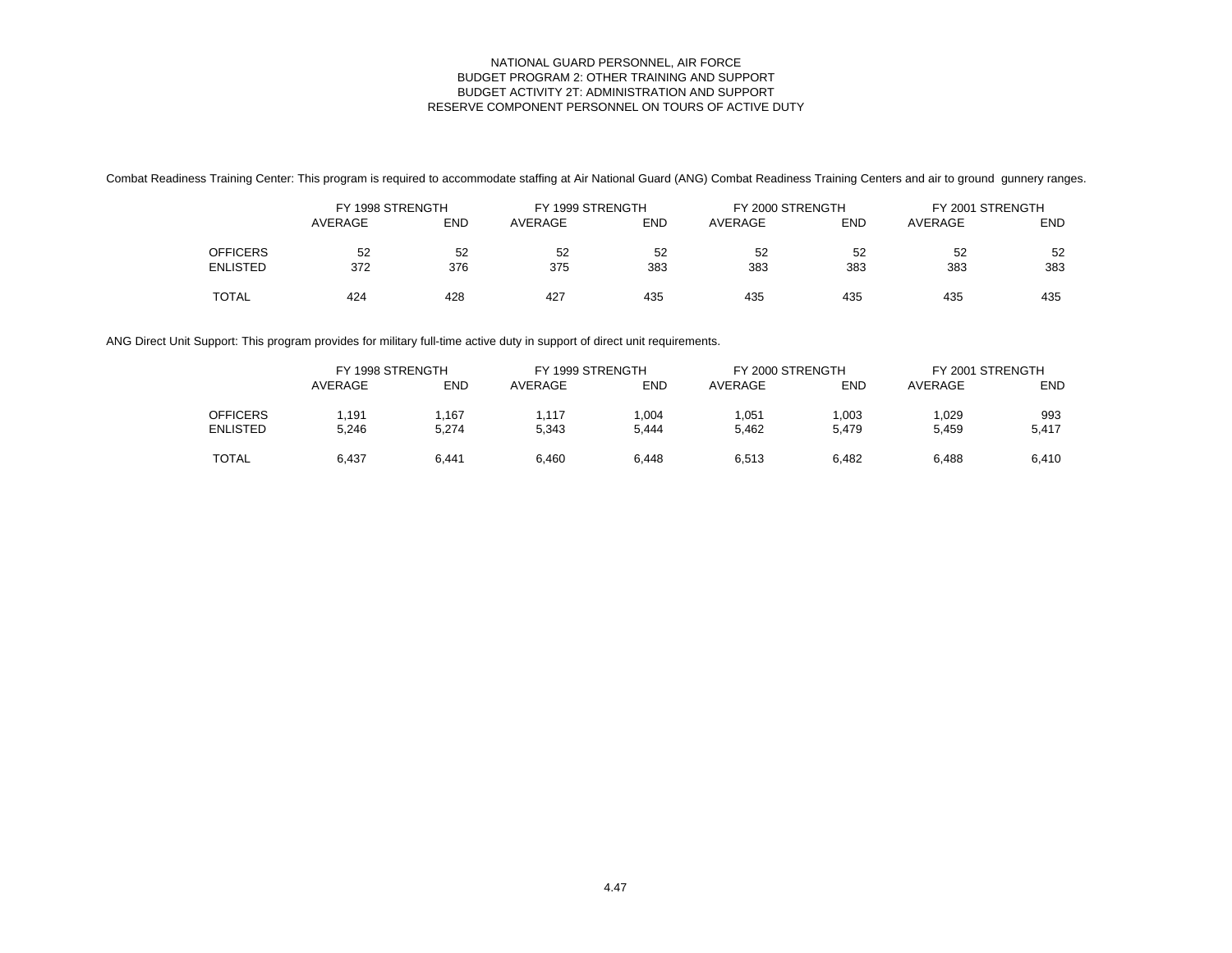# NATIONAL GUARD PERSONNEL, AIR FORCE
## BUDGET PROGRAM 2: OTHER TRAINING AND SUPPORT
## BUDGET ACTIVITY 2T: ADMINISTRATION AND SUPPORT
## RESERVE COMPONENT PERSONNEL ON TOURS OF ACTIVE DUTY

Combat Readiness Training Center: This program is required to accommodate staffing at Air National Guard (ANG) Combat Readiness Training Centers and air to ground gunnery ranges.

| | FY 1998 STRENGTH | | FY 1999 STRENGTH | | FY 2000 STRENGTH | | FY 2001 STRENGTH | |
|---|---|---|---|---|---|---|---|---|
| | AVERAGE | END | AVERAGE | END | AVERAGE | END | AVERAGE | END |
| OFFICERS | 52 | 52 | 52 | 52 | 52 | 52 | 52 | 52 |
| ENLISTED | 372 | 376 | 375 | 383 | 383 | 383 | 383 | 383 |
| TOTAL | 424 | 428 | 427 | 435 | 435 | 435 | 435 | 435 |

ANG Direct Unit Support: This program provides for military full-time active duty in support of direct unit requirements.

| | FY 1998 STRENGTH | | FY 1999 STRENGTH | | FY 2000 STRENGTH | | FY 2001 STRENGTH | |
|---|---|---|---|---|---|---|---|---|
| | AVERAGE | END | AVERAGE | END | AVERAGE | END | AVERAGE | END |
| OFFICERS | 1,191 | 1,167 | 1,117 | 1,004 | 1,051 | 1,003 | 1,029 | 993 |
| ENLISTED | 5,246 | 5,274 | 5,343 | 5,444 | 5,462 | 5,479 | 5,459 | 5,417 |
| TOTAL | 6,437 | 6,441 | 6,460 | 6,448 | 6,513 | 6,482 | 6,488 | 6,410 |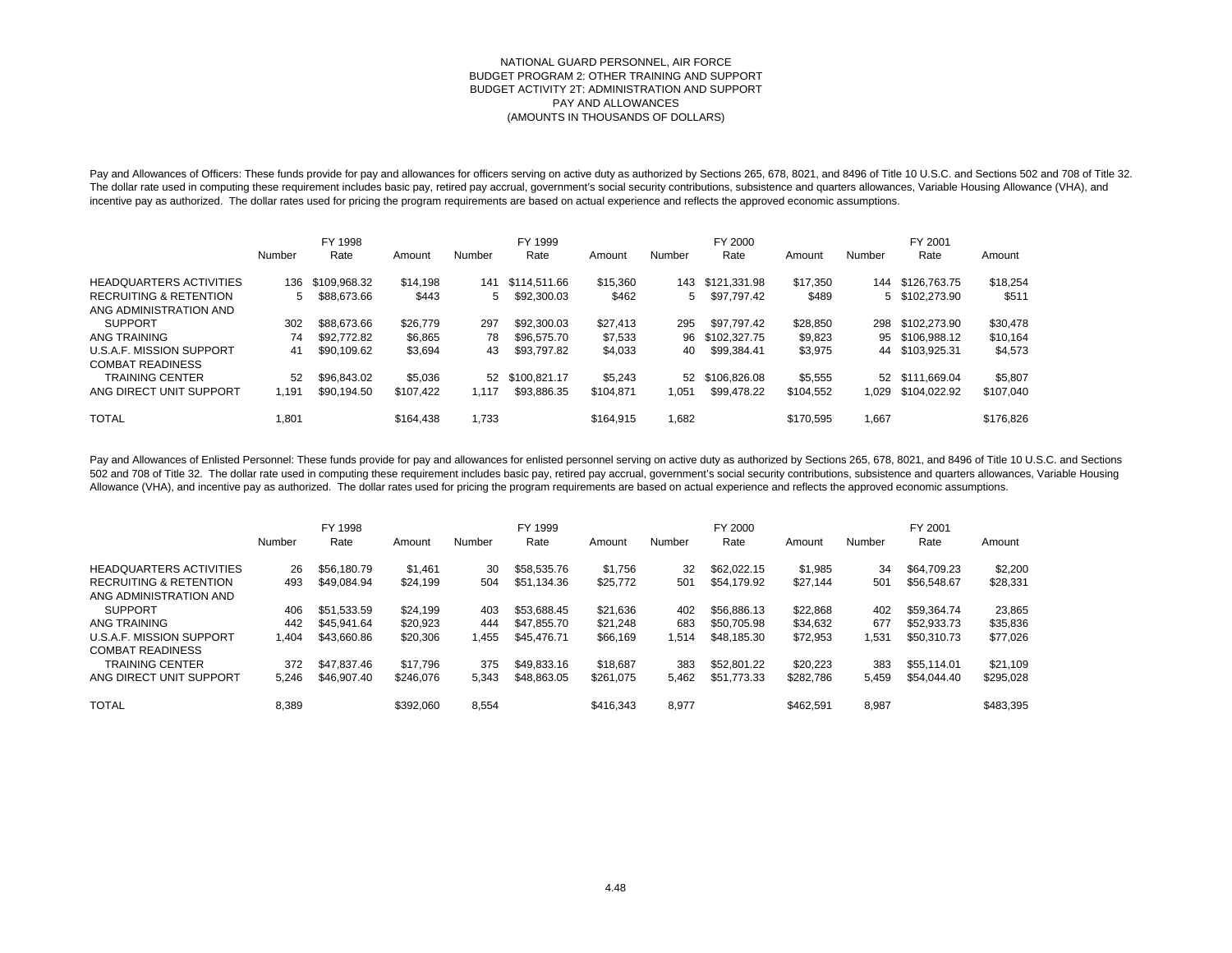NATIONAL GUARD PERSONNEL, AIR FORCE
BUDGET PROGRAM 2: OTHER TRAINING AND SUPPORT
BUDGET ACTIVITY 2T: ADMINISTRATION AND SUPPORT
PAY AND ALLOWANCES
(AMOUNTS IN THOUSANDS OF DOLLARS)

Pay and Allowances of Officers: These funds provide for pay and allowances for officers serving on active duty as authorized by Sections 265, 678, 8021, and 8496 of Title 10 U.S.C. and Sections 502 and 708 of Title 32. The dollar rate used in computing these requirement includes basic pay, retired pay accrual, government's social security contributions, subsistence and quarters allowances, Variable Housing Allowance (VHA), and incentive pay as authorized. The dollar rates used for pricing the program requirements are based on actual experience and reflects the approved economic assumptions.

| | | FY 1998 | | | FY 1999 | | | FY 2000 | | | FY 2001 | |
|---|---|---|---|---|---|---|---|---|---|---|---|---|
| | Number | Rate | Amount | Number | Rate | Amount | Number | Rate | Amount | Number | Rate | Amount |
| HEADQUARTERS ACTIVITIES | 136 | $109,968.32 | $14,198 | 141 | $114,511.66 | $15,360 | 143 | $121,331.98 | $17,350 | 144 | $126,763.75 | $18,254 |
| RECRUITING & RETENTION | 5 | $88,673.66 | $443 | 5 | $92,300.03 | $462 | 5 | $97,797.42 | $489 | 5 | $102,273.90 | $511 |
| ANG ADMINISTRATION AND SUPPORT | 302 | $88,673.66 | $26,779 | 297 | $92,300.03 | $27,413 | 295 | $97,797.42 | $28,850 | 298 | $102,273.90 | $30,478 |
| ANG TRAINING | 74 | $92,772.82 | $6,865 | 78 | $96,575.70 | $7,533 | 96 | $102,327.75 | $9,823 | 95 | $106,988.12 | $10,164 |
| U.S.A.F. MISSION SUPPORT | 41 | $90,109.62 | $3,694 | 43 | $93,797.82 | $4,033 | 40 | $99,384.41 | $3,975 | 44 | $103,925.31 | $4,573 |
| COMBAT READINESS TRAINING CENTER | 52 | $96,843.02 | $5,036 | 52 | $100,821.17 | $5,243 | 52 | $106,826.08 | $5,555 | 52 | $111,669.04 | $5,807 |
| ANG DIRECT UNIT SUPPORT | 1,191 | $90,194.50 | $107,422 | 1,117 | $93,886.35 | $104,871 | 1,051 | $99,478.22 | $104,552 | 1,029 | $104,022.92 | $107,040 |
| TOTAL | 1,801 | | $164,438 | 1,733 | | $164,915 | 1,682 | | $170,595 | 1,667 | | $176,826 |

Pay and Allowances of Enlisted Personnel: These funds provide for pay and allowances for enlisted personnel serving on active duty as authorized by Sections 265, 678, 8021, and 8496 of Title 10 U.S.C. and Sections 502 and 708 of Title 32. The dollar rate used in computing these requirement includes basic pay, retired pay accrual, government's social security contributions, subsistence and quarters allowances, Variable Housing Allowance (VHA), and incentive pay as authorized. The dollar rates used for pricing the program requirements are based on actual experience and reflects the approved economic assumptions.

| | | FY 1998 | | | FY 1999 | | | FY 2000 | | | FY 2001 | |
|---|---|---|---|---|---|---|---|---|---|---|---|---|
| | Number | Rate | Amount | Number | Rate | Amount | Number | Rate | Amount | Number | Rate | Amount |
| HEADQUARTERS ACTIVITIES | 26 | $56,180.79 | $1,461 | 30 | $58,535.76 | $1,756 | 32 | $62,022.15 | $1,985 | 34 | $64,709.23 | $2,200 |
| RECRUITING & RETENTION | 493 | $49,084.94 | $24,199 | 504 | $51,134.36 | $25,772 | 501 | $54,179.92 | $27,144 | 501 | $56,548.67 | $28,331 |
| ANG ADMINISTRATION AND SUPPORT | 406 | $51,533.59 | $24,199 | 403 | $53,688.45 | $21,636 | 402 | $56,886.13 | $22,868 | 402 | $59,364.74 | 23,865 |
| ANG TRAINING | 442 | $45,941.64 | $20,923 | 444 | $47,855.70 | $21,248 | 683 | $50,705.98 | $34,632 | 677 | $52,933.73 | $35,836 |
| U.S.A.F. MISSION SUPPORT | 1,404 | $43,660.86 | $20,306 | 1,455 | $45,476.71 | $66,169 | 1,514 | $48,185.30 | $72,953 | 1,531 | $50,310.73 | $77,026 |
| COMBAT READINESS TRAINING CENTER | 372 | $47,837.46 | $17,796 | 375 | $49,833.16 | $18,687 | 383 | $52,801.22 | $20,223 | 383 | $55,114.01 | $21,109 |
| ANG DIRECT UNIT SUPPORT | 5,246 | $46,907.40 | $246,076 | 5,343 | $48,863.05 | $261,075 | 5,462 | $51,773.33 | $282,786 | 5,459 | $54,044.40 | $295,028 |
| TOTAL | 8,389 | | $392,060 | 8,554 | | $416,343 | 8,977 | | $462,591 | 8,987 | | $483,395 |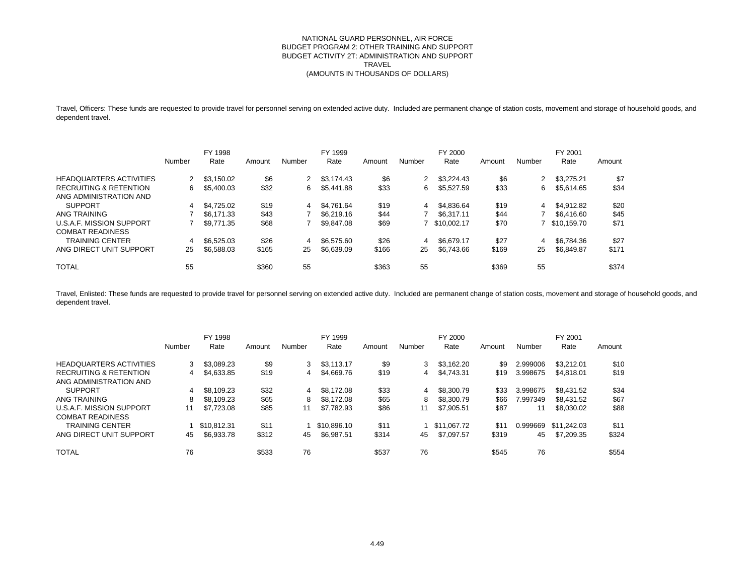NATIONAL GUARD PERSONNEL, AIR FORCE
BUDGET PROGRAM 2: OTHER TRAINING AND SUPPORT
BUDGET ACTIVITY 2T: ADMINISTRATION AND SUPPORT
TRAVEL
(AMOUNTS IN THOUSANDS OF DOLLARS)

Travel, Officers: These funds are requested to provide travel for personnel serving on extended active duty. Included are permanent change of station costs, movement and storage of household goods, and dependent travel.

| | FY 1998 | | | FY 1999 | | | FY 2000 | | | FY 2001 | | |
|---|---|---|---|---|---|---|---|---|---|---|---|---|
| | Number | Rate | Amount | Number | Rate | Amount | Number | Rate | Amount | Number | Rate | Amount |
| HEADQUARTERS ACTIVITIES | 2 | $3,150.02 | $6 | 2 | $3,174.43 | $6 | 2 | $3,224.43 | $6 | 2 | $3,275.21 | $7 |
| RECRUITING & RETENTION | 6 | $5,400.03 | $32 | 6 | $5,441.88 | $33 | 6 | $5,527.59 | $33 | 6 | $5,614.65 | $34 |
| ANG ADMINISTRATION AND SUPPORT | 4 | $4,725.02 | $19 | 4 | $4,761.64 | $19 | 4 | $4,836.64 | $19 | 4 | $4,912.82 | $20 |
| ANG TRAINING | 7 | $6,171.33 | $43 | 7 | $6,219.16 | $44 | 7 | $6,317.11 | $44 | 7 | $6,416.60 | $45 |
| U.S.A.F. MISSION SUPPORT | 7 | $9,771.35 | $68 | 7 | $9,847.08 | $69 | 7 | $10,002.17 | $70 | 7 | $10,159.70 | $71 |
| COMBAT READINESS TRAINING CENTER | 4 | $6,525.03 | $26 | 4 | $6,575.60 | $26 | 4 | $6,679.17 | $27 | 4 | $6,784.36 | $27 |
| ANG DIRECT UNIT SUPPORT | 25 | $6,588.03 | $165 | 25 | $6,639.09 | $166 | 25 | $6,743.66 | $169 | 25 | $6,849.87 | $171 |
| TOTAL | 55 | | $360 | 55 | | $363 | 55 | | $369 | 55 | | $374 |

Travel, Enlisted: These funds are requested to provide travel for personnel serving on extended active duty. Included are permanent change of station costs, movement and storage of household goods, and dependent travel.

| | FY 1998 | | | FY 1999 | | | FY 2000 | | | FY 2001 | | |
|---|---|---|---|---|---|---|---|---|---|---|---|---|
| | Number | Rate | Amount | Number | Rate | Amount | Number | Rate | Amount | Number | Rate | Amount |
| HEADQUARTERS ACTIVITIES | 3 | $3,089.23 | $9 | 3 | $3,113.17 | $9 | 3 | $3,162.20 | $9 | 2.999006 | $3,212.01 | $10 |
| RECRUITING & RETENTION | 4 | $4,633.85 | $19 | 4 | $4,669.76 | $19 | 4 | $4,743.31 | $19 | 3.998675 | $4,818.01 | $19 |
| ANG ADMINISTRATION AND SUPPORT | 4 | $8,109.23 | $32 | 4 | $8,172.08 | $33 | 4 | $8,300.79 | $33 | 3.998675 | $8,431.52 | $34 |
| ANG TRAINING | 8 | $8,109.23 | $65 | 8 | $8,172.08 | $65 | 8 | $8,300.79 | $66 | 7.997349 | $8,431.52 | $67 |
| U.S.A.F. MISSION SUPPORT | 11 | $7,723.08 | $85 | 11 | $7,782.93 | $86 | 11 | $7,905.51 | $87 | 11 | $8,030.02 | $88 |
| COMBAT READINESS TRAINING CENTER | 1 | $10,812.31 | $11 | 1 | $10,896.10 | $11 | 1 | $11,067.72 | $11 | 0.999669 | $11,242.03 | $11 |
| ANG DIRECT UNIT SUPPORT | 45 | $6,933.78 | $312 | 45 | $6,987.51 | $314 | 45 | $7,097.57 | $319 | 45 | $7,209.35 | $324 |
| TOTAL | 76 | | $533 | 76 | | $537 | 76 | | $545 | 76 | | $554 |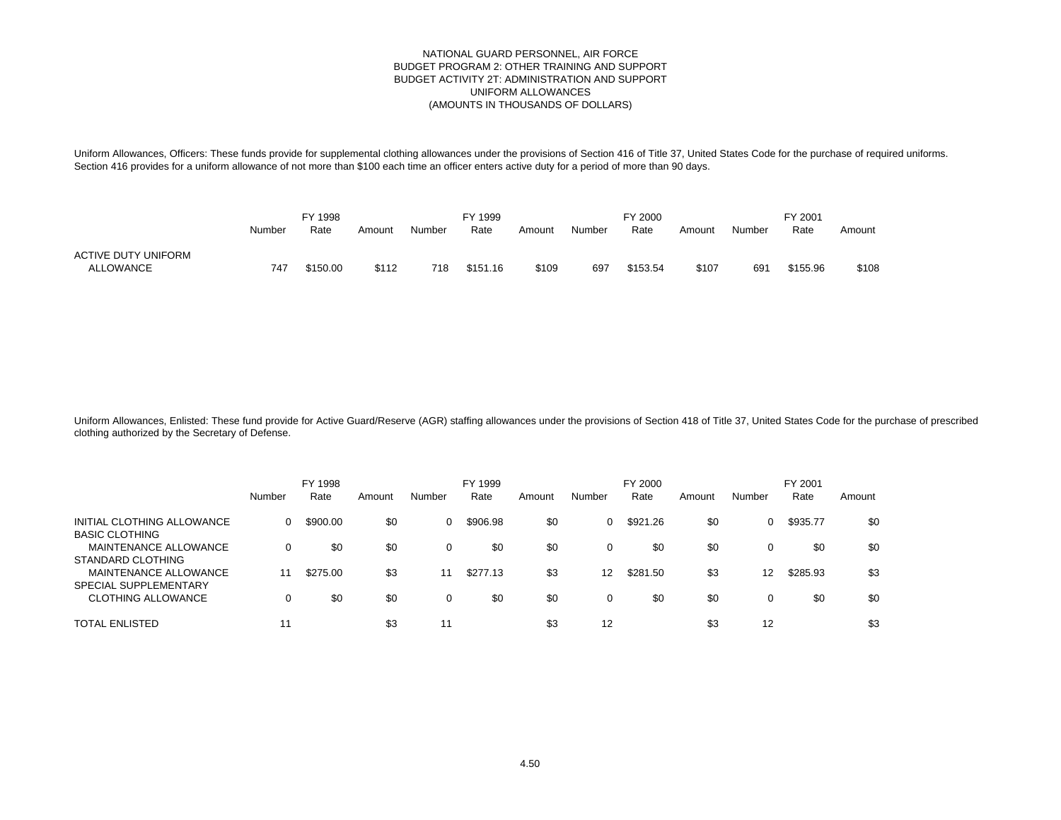NATIONAL GUARD PERSONNEL, AIR FORCE
BUDGET PROGRAM 2: OTHER TRAINING AND SUPPORT
BUDGET ACTIVITY 2T: ADMINISTRATION AND SUPPORT
UNIFORM ALLOWANCES
(AMOUNTS IN THOUSANDS OF DOLLARS)

Uniform Allowances, Officers: These funds provide for supplemental clothing allowances under the provisions of Section 416 of Title 37, United States Code for the purchase of required uniforms. Section 416 provides for a uniform allowance of not more than $100 each time an officer enters active duty for a period of more than 90 days.

| | FY 1998 | | | FY 1999 | | | FY 2000 | | | FY 2001 | | |
|---|---|---|---|---|---|---|---|---|---|---|---|---|
| | Number | Rate | Amount | Number | Rate | Amount | Number | Rate | Amount | Number | Rate | Amount |
| ACTIVE DUTY UNIFORM ALLOWANCE | 747 | $150.00 | $112 | 718 | $151.16 | $109 | 697 | $153.54 | $107 | 691 | $155.96 | $108 |

Uniform Allowances, Enlisted: These fund provide for Active Guard/Reserve (AGR) staffing allowances under the provisions of Section 418 of Title 37, United States Code for the purchase of prescribed clothing authorized by the Secretary of Defense.

| | FY 1998 | | | FY 1999 | | | FY 2000 | | | FY 2001 | | |
|---|---|---|---|---|---|---|---|---|---|---|---|---|
| | Number | Rate | Amount | Number | Rate | Amount | Number | Rate | Amount | Number | Rate | Amount |
| INITIAL CLOTHING ALLOWANCE | 0 | $900.00 | $0 | 0 | $906.98 | $0 | 0 | $921.26 | $0 | 0 | $935.77 | $0 |
| BASIC CLOTHING MAINTENANCE ALLOWANCE | 0 | $0 | $0 | 0 | $0 | $0 | 0 | $0 | $0 | 0 | $0 | $0 |
| STANDARD CLOTHING MAINTENANCE ALLOWANCE | 11 | $275.00 | $3 | 11 | $277.13 | $3 | 12 | $281.50 | $3 | 12 | $285.93 | $3 |
| SPECIAL SUPPLEMENTARY CLOTHING ALLOWANCE | 0 | $0 | $0 | 0 | $0 | $0 | 0 | $0 | $0 | 0 | $0 | $0 |
| TOTAL ENLISTED | 11 | | $3 | 11 | | $3 | 12 | | $3 | 12 | | $3 |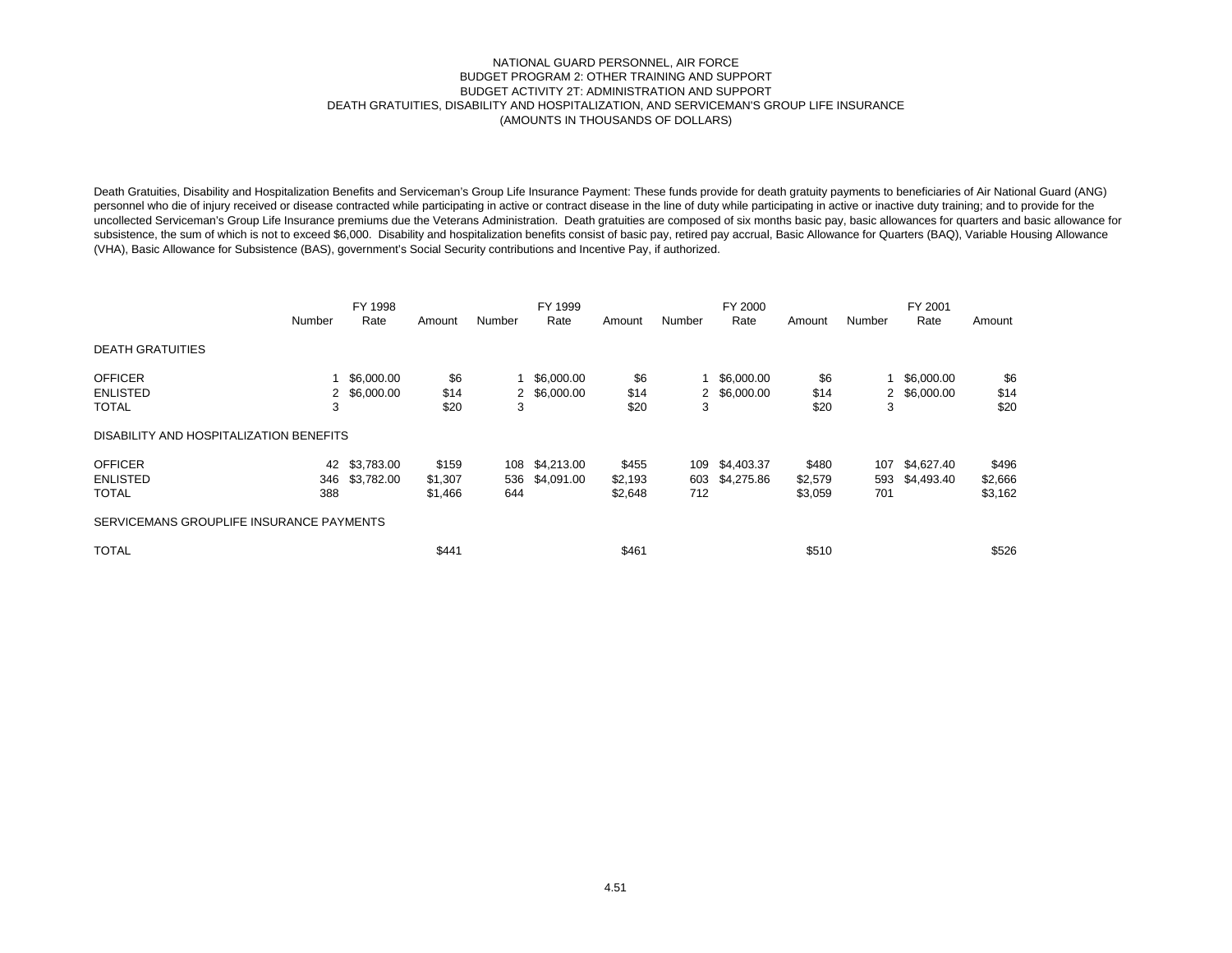NATIONAL GUARD PERSONNEL, AIR FORCE
BUDGET PROGRAM 2: OTHER TRAINING AND SUPPORT
BUDGET ACTIVITY 2T: ADMINISTRATION AND SUPPORT
DEATH GRATUITIES, DISABILITY AND HOSPITALIZATION, AND SERVICEMAN'S GROUP LIFE INSURANCE
(AMOUNTS IN THOUSANDS OF DOLLARS)

Death Gratuities, Disability and Hospitalization Benefits and Serviceman's Group Life Insurance Payment: These funds provide for death gratuity payments to beneficiaries of Air National Guard (ANG) personnel who die of injury received or disease contracted while participating in active or contract disease in the line of duty while participating in active or inactive duty training; and to provide for the uncollected Serviceman's Group Life Insurance premiums due the Veterans Administration. Death gratuities are composed of six months basic pay, basic allowances for quarters and basic allowance for subsistence, the sum of which is not to exceed $6,000. Disability and hospitalization benefits consist of basic pay, retired pay accrual, Basic Allowance for Quarters (BAQ), Variable Housing Allowance (VHA), Basic Allowance for Subsistence (BAS), government's Social Security contributions and Incentive Pay, if authorized.

| | FY 1998 | | | FY 1999 | | | FY 2000 | | | FY 2001 | | |
|---|---|---|---|---|---|---|---|---|---|---|---|---|
| | Number | Rate | Amount | Number | Rate | Amount | Number | Rate | Amount | Number | Rate | Amount |
| DEATH GRATUITIES | | | | | | | | | | | | |
| OFFICER | 1 | $6,000.00 | $6 | 1 | $6,000.00 | $6 | 1 | $6,000.00 | $6 | 1 | $6,000.00 | $6 |
| ENLISTED | 2 | $6,000.00 | $14 | 2 | $6,000.00 | $14 | 2 | $6,000.00 | $14 | 2 | $6,000.00 | $14 |
| TOTAL | 3 | | $20 | 3 | | $20 | 3 | | $20 | 3 | | $20 |
| DISABILITY AND HOSPITALIZATION BENEFITS | | | | | | | | | | | | |
| OFFICER | 42 | $3,783.00 | $159 | 108 | $4,213.00 | $455 | 109 | $4,403.37 | $480 | 107 | $4,627.40 | $496 |
| ENLISTED | 346 | $3,782.00 | $1,307 | 536 | $4,091.00 | $2,193 | 603 | $4,275.86 | $2,579 | 593 | $4,493.40 | $2,666 |
| TOTAL | 388 | | $1,466 | 644 | | $2,648 | 712 | | $3,059 | 701 | | $3,162 |
| SERVICEMANS GROUPLIFE INSURANCE PAYMENTS | | | | | | | | | | | | |
| TOTAL | | | $441 | | | $461 | | | $510 | | | $526 |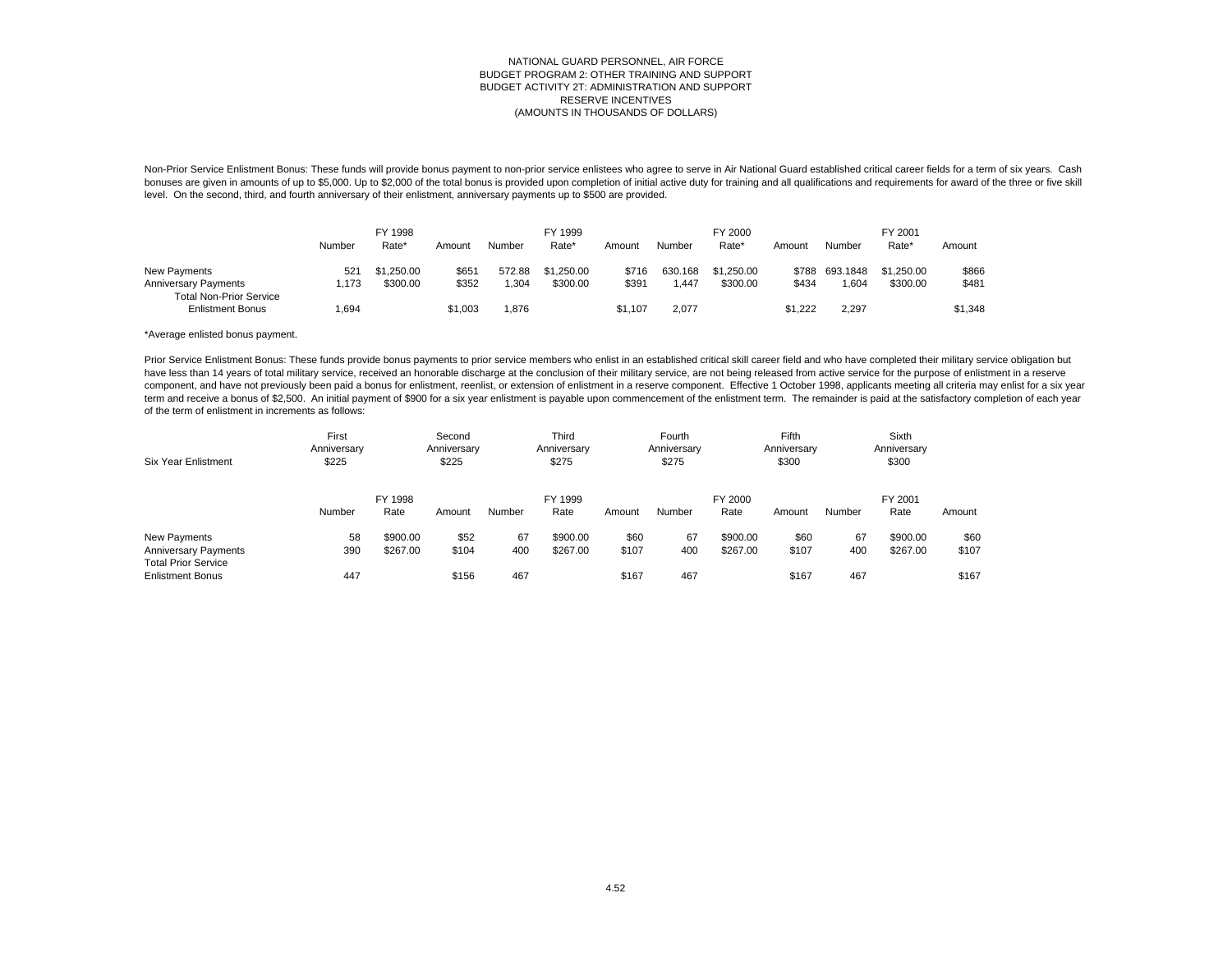NATIONAL GUARD PERSONNEL, AIR FORCE
BUDGET PROGRAM 2: OTHER TRAINING AND SUPPORT
BUDGET ACTIVITY 2T: ADMINISTRATION AND SUPPORT
RESERVE INCENTIVES
(AMOUNTS IN THOUSANDS OF DOLLARS)

Non-Prior Service Enlistment Bonus: These funds will provide bonus payment to non-prior service enlistees who agree to serve in Air National Guard established critical career fields for a term of six years. Cash bonuses are given in amounts of up to $5,000. Up to $2,000 of the total bonus is provided upon completion of initial active duty for training and all qualifications and requirements for award of the three or five skill level. On the second, third, and fourth anniversary of their enlistment, anniversary payments up to $500 are provided.

| | FY 1998 | | | FY 1999 | | | FY 2000 | | | FY 2001 | | |
|---|---|---|---|---|---|---|---|---|---|---|---|---|
| | Number | Rate* | Amount | Number | Rate* | Amount | Number | Rate* | Amount | Number | Rate* | Amount |
| New Payments | 521 | $1,250.00 | $651 | 572.88 | $1,250.00 | $716 | 630.168 | $1,250.00 | $788 | 693.1848 | $1,250.00 | $866 |
| Anniversary Payments | 1,173 | $300.00 | $352 | 1,304 | $300.00 | $391 | 1,447 | $300.00 | $434 | 1,604 | $300.00 | $481 |
| Total Non-Prior Service Enlistment Bonus | 1,694 | | $1,003 | 1,876 | | $1,107 | 2,077 | | $1,222 | 2,297 | | $1,348 |

*Average enlisted bonus payment.

Prior Service Enlistment Bonus: These funds provide bonus payments to prior service members who enlist in an established critical skill career field and who have completed their military service obligation but have less than 14 years of total military service, received an honorable discharge at the conclusion of their military service, are not being released from active service for the purpose of enlistment in a reserve component, and have not previously been paid a bonus for enlistment, reenlist, or extension of enlistment in a reserve component. Effective 1 October 1998, applicants meeting all criteria may enlist for a six year term and receive a bonus of $2,500. An initial payment of $900 for a six year enlistment is payable upon commencement of the enlistment term. The remainder is paid at the satisfactory completion of each year of the term of enlistment in increments as follows:

| | First Anniversary | Second Anniversary | Third Anniversary | Fourth Anniversary | Fifth Anniversary | Sixth Anniversary |
|---|---|---|---|---|---|---|
| Six Year Enlistment | $225 | $225 | $275 | $275 | $300 | $300 |

| | FY 1998 | | | FY 1999 | | | FY 2000 | | | FY 2001 | | |
|---|---|---|---|---|---|---|---|---|---|---|---|---|
| | Number | Rate | Amount | Number | Rate | Amount | Number | Rate | Amount | Number | Rate | Amount |
| New Payments | 58 | $900.00 | $52 | 67 | $900.00 | $60 | 67 | $900.00 | $60 | 67 | $900.00 | $60 |
| Anniversary Payments | 390 | $267.00 | $104 | 400 | $267.00 | $107 | 400 | $267.00 | $107 | 400 | $267.00 | $107 |
| Total Prior Service Enlistment Bonus | 447 | | $156 | 467 | | $167 | 467 | | $167 | 467 | | $167 |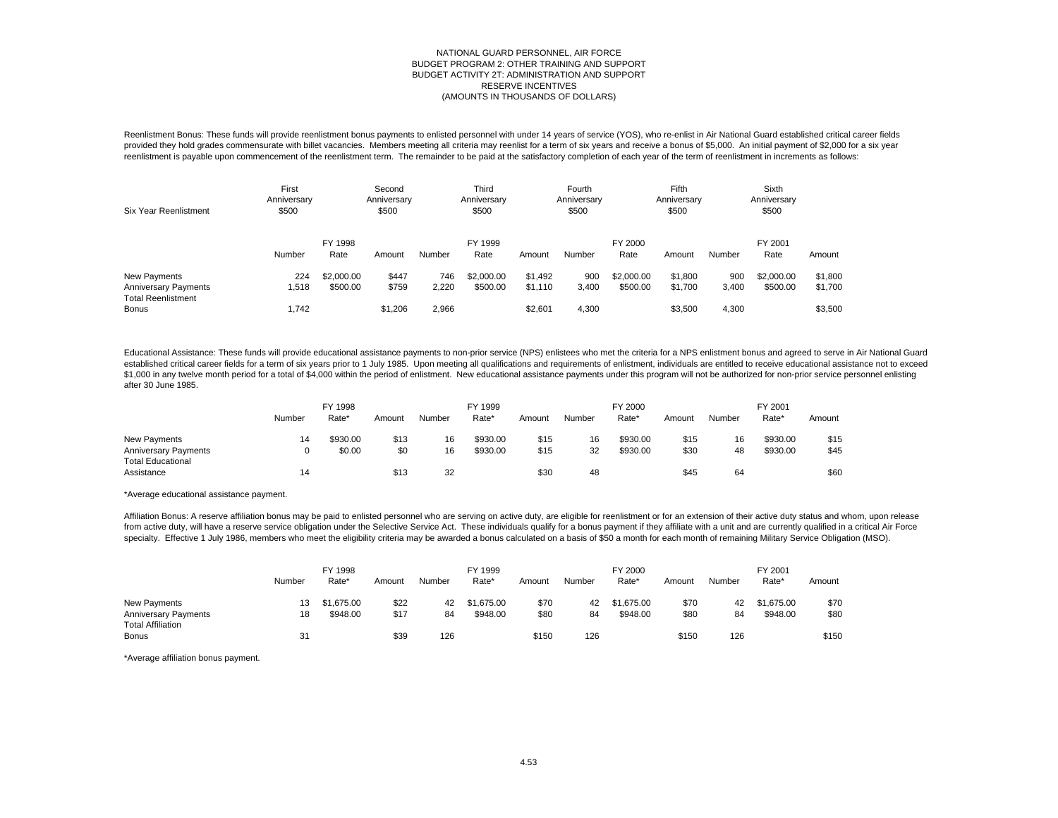NATIONAL GUARD PERSONNEL, AIR FORCE
BUDGET PROGRAM 2: OTHER TRAINING AND SUPPORT
BUDGET ACTIVITY 2T: ADMINISTRATION AND SUPPORT
RESERVE INCENTIVES
(AMOUNTS IN THOUSANDS OF DOLLARS)

Reenlistment Bonus: These funds will provide reenlistment bonus payments to enlisted personnel with under 14 years of service (YOS), who re-enlist in Air National Guard established critical career fields provided they hold grades commensurate with billet vacancies. Members meeting all criteria may reenlist for a term of six years and receive a bonus of $5,000. An initial payment of $2,000 for a six year reenlistment is payable upon commencement of the reenlistment term. The remainder to be paid at the satisfactory completion of each year of the term of reenlistment in increments as follows:

| | First Anniversary | Second Anniversary | Third Anniversary | Fourth Anniversary | Fifth Anniversary | Sixth Anniversary |
|---|---|---|---|---|---|---|
| Six Year Reenlistment | $500 | $500 | $500 | $500 | $500 | $500 |

| | Number | FY 1998 Rate | Amount | Number | FY 1999 Rate | Amount | Number | FY 2000 Rate | Amount | Number | FY 2001 Rate | Amount |
|---|---|---|---|---|---|---|---|---|---|---|---|---|
| New Payments | 224 | $2,000.00 | $447 | 746 | $2,000.00 | $1,492 | 900 | $2,000.00 | $1,800 | 900 | $2,000.00 | $1,800 |
| Anniversary Payments | 1,518 | $500.00 | $759 | 2,220 | $500.00 | $1,110 | 3,400 | $500.00 | $1,700 | 3,400 | $500.00 | $1,700 |
| Total Reenlistment Bonus | 1,742 | | $1,206 | 2,966 | | $2,601 | 4,300 | | $3,500 | 4,300 | | $3,500 |

Educational Assistance: These funds will provide educational assistance payments to non-prior service (NPS) enlistees who met the criteria for a NPS enlistment bonus and agreed to serve in Air National Guard established critical career fields for a term of six years prior to 1 July 1985. Upon meeting all qualifications and requirements of enlistment, individuals are entitled to receive educational assistance not to exceed $1,000 in any twelve month period for a total of $4,000 within the period of enlistment. New educational assistance payments under this program will not be authorized for non-prior service personnel enlisting after 30 June 1985.

| | Number | FY 1998 Rate* | Amount | Number | FY 1999 Rate* | Amount | Number | FY 2000 Rate* | Amount | Number | FY 2001 Rate* | Amount |
|---|---|---|---|---|---|---|---|---|---|---|---|---|
| New Payments | 14 | $930.00 | $13 | 16 | $930.00 | $15 | 16 | $930.00 | $15 | 16 | $930.00 | $15 |
| Anniversary Payments | 0 | $0.00 | $0 | 16 | $930.00 | $15 | 32 | $930.00 | $30 | 48 | $930.00 | $45 |
| Total Educational Assistance | 14 | | $13 | 32 | | $30 | 48 | | $45 | 64 | | $60 |

*Average educational assistance payment.

Affiliation Bonus: A reserve affiliation bonus may be paid to enlisted personnel who are serving on active duty, are eligible for reenlistment or for an extension of their active duty status and whom, upon release from active duty, will have a reserve service obligation under the Selective Service Act. These individuals qualify for a bonus payment if they affiliate with a unit and are currently qualified in a critical Air Force specialty. Effective 1 July 1986, members who meet the eligibility criteria may be awarded a bonus calculated on a basis of $50 a month for each month of remaining Military Service Obligation (MSO).

| | Number | FY 1998 Rate* | Amount | Number | FY 1999 Rate* | Amount | Number | FY 2000 Rate* | Amount | Number | FY 2001 Rate* | Amount |
|---|---|---|---|---|---|---|---|---|---|---|---|---|
| New Payments | 13 | $1,675.00 | $22 | 42 | $1,675.00 | $70 | 42 | $1,675.00 | $70 | 42 | $1,675.00 | $70 |
| Anniversary Payments | 18 | $948.00 | $17 | 84 | $948.00 | $80 | 84 | $948.00 | $80 | 84 | $948.00 | $80 |
| Total Affiliation Bonus | 31 | | $39 | 126 | | $150 | 126 | | $150 | 126 | | $150 |

*Average affiliation bonus payment.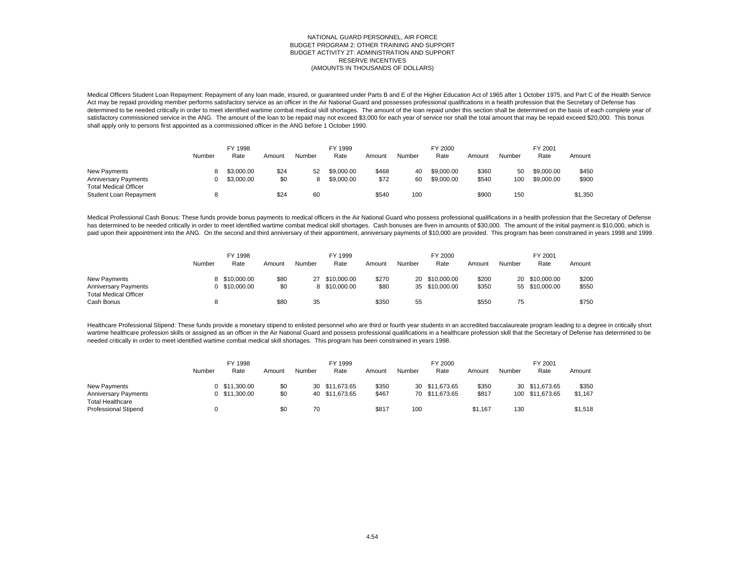NATIONAL GUARD PERSONNEL, AIR FORCE
BUDGET PROGRAM 2: OTHER TRAINING AND SUPPORT
BUDGET ACTIVITY 2T: ADMINISTRATION AND SUPPORT
RESERVE INCENTIVES
(AMOUNTS IN THOUSANDS OF DOLLARS)

Medical Officers Student Loan Repayment: Repayment of any loan made, insured, or guaranteed under Parts B and E of the Higher Education Act of 1965 after 1 October 1975, and Part C of the Health Service Act may be repaid providing member performs satisfactory service as an officer in the Air National Guard and possesses professional qualifications in a health profession that the Secretary of Defense has determined to be needed critically in order to meet identified wartime combat medical skill shortages. The amount of the loan repaid under this section shall be determined on the basis of each complete year of satisfactory commissioned service in the ANG. The amount of the loan to be repaid may not exceed $3,000 for each year of service nor shall the total amount that may be repaid exceed $20,000. This bonus shall apply only to persons first appointed as a commissioned officer in the ANG before 1 October 1990.

| | FY 1998 | | | FY 1999 | | | FY 2000 | | | FY 2001 | | |
|---|---|---|---|---|---|---|---|---|---|---|---|---|
| | Number | Rate | Amount | Number | Rate | Amount | Number | Rate | Amount | Number | Rate | Amount |
| New Payments | 8 | $3,000.00 | $24 | 52 | $9,000.00 | $468 | 40 | $9,000.00 | $360 | 50 | $9,000.00 | $450 |
| Anniversary Payments | 0 | $3,000.00 | $0 | 8 | $9,000.00 | $72 | 60 | $9,000.00 | $540 | 100 | $9,000.00 | $900 |
| Total Medical Officer Student Loan Repayment | 8 | | $24 | 60 | | $540 | 100 | | $900 | 150 | | $1,350 |

Medical Professional Cash Bonus: These funds provide bonus payments to medical officers in the Air National Guard who possess professional qualifications in a health profession that the Secretary of Defense has determined to be needed critically in order to meet identified wartime combat medical skill shortages. Cash bonuses are fiven in amounts of $30,000. The amount of the initial payment is $10,000, which is paid upon their appointment into the ANG. On the second and third anniversary of their appointment, anniversary payments of $10,000 are provided. This program has been constrained in years 1998 and 1999.

| | FY 1998 | | | FY 1999 | | | FY 2000 | | | FY 2001 | | |
|---|---|---|---|---|---|---|---|---|---|---|---|---|
| | Number | Rate | Amount | Number | Rate | Amount | Number | Rate | Amount | Number | Rate | Amount |
| New Payments | 8 | $10,000.00 | $80 | 27 | $10,000.00 | $270 | 20 | $10,000.00 | $200 | 20 | $10,000.00 | $200 |
| Anniversary Payments | 0 | $10,000.00 | $0 | 8 | $10,000.00 | $80 | 35 | $10,000.00 | $350 | 55 | $10,000.00 | $550 |
| Total Medical Officer Cash Bonus | 8 | | $80 | 35 | | $350 | 55 | | $550 | 75 | | $750 |

Healthcare Professional Stipend: These funds provide a monetary stipend to enlisted personnel who are third or fourth year students in an accredited baccalaureate program leading to a degree in critically short wartime healthcare profession skills or assigned as an officer in the Air National Guard and possess professional qualifications in a healthcare profession skill that the Secretary of Defense has determined to be needed critically in order to meet identified wartime combat medical skill shortages. This program has been constrained in years 1998.

| | FY 1998 | | | FY 1999 | | | FY 2000 | | | FY 2001 | | |
|---|---|---|---|---|---|---|---|---|---|---|---|---|
| | Number | Rate | Amount | Number | Rate | Amount | Number | Rate | Amount | Number | Rate | Amount |
| New Payments | 0 | $11,300.00 | $0 | 30 | $11,673.65 | $350 | 30 | $11,673.65 | $350 | 30 | $11,673.65 | $350 |
| Anniversary Payments | 0 | $11,300.00 | $0 | 40 | $11,673.65 | $467 | 70 | $11,673.65 | $817 | 100 | $11,673.65 | $1,167 |
| Total Healthcare Professional Stipend | 0 | | $0 | 70 | | $817 | 100 | | $1,167 | 130 | | $1,518 |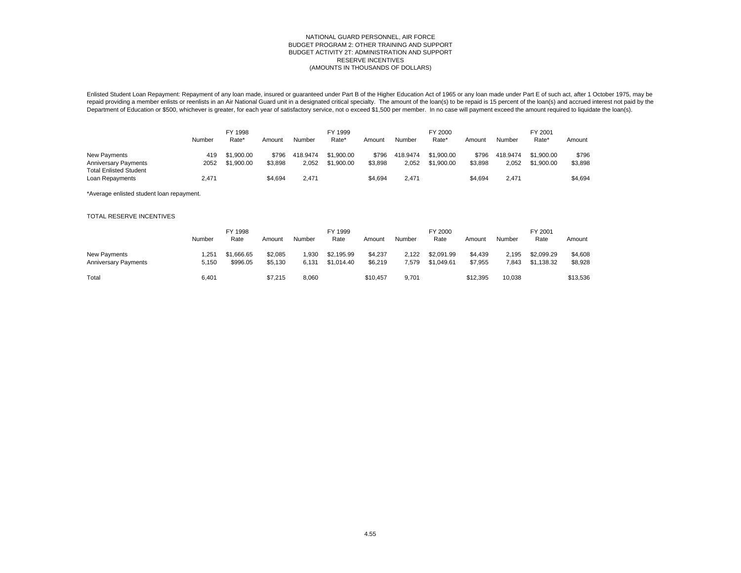NATIONAL GUARD PERSONNEL, AIR FORCE
BUDGET PROGRAM 2: OTHER TRAINING AND SUPPORT
BUDGET ACTIVITY 2T: ADMINISTRATION AND SUPPORT
RESERVE INCENTIVES
(AMOUNTS IN THOUSANDS OF DOLLARS)

Enlisted Student Loan Repayment: Repayment of any loan made, insured or guaranteed under Part B of the Higher Education Act of 1965 or any loan made under Part E of such act, after 1 October 1975, may be repaid providing a member enlists or reenlists in an Air National Guard unit in a designated critical specialty. The amount of the loan(s) to be repaid is 15 percent of the loan(s) and accrued interest not paid by the Department of Education or $500, whichever is greater, for each year of satisfactory service, not o exceed $1,500 per member. In no case will payment exceed the amount required to liquidate the loan(s).

| | FY 1998 | | | FY 1999 | | | FY 2000 | | | FY 2001 | | |
|---|---|---|---|---|---|---|---|---|---|---|---|---|
| | Number | Rate* | Amount | Number | Rate* | Amount | Number | Rate* | Amount | Number | Rate* | Amount |
| New Payments | 419 | $1,900.00 | $796 | 418.9474 | $1,900.00 | $796 | 418.9474 | $1,900.00 | $796 | 418.9474 | $1,900.00 | $796 |
| Anniversary Payments | 2052 | $1,900.00 | $3,898 | 2,052 | $1,900.00 | $3,898 | 2,052 | $1,900.00 | $3,898 | 2,052 | $1,900.00 | $3,898 |
| Total Enlisted Student Loan Repayments | 2,471 | | $4,694 | 2,471 | | $4,694 | 2,471 | | $4,694 | 2,471 | | $4,694 |

*Average enlisted student loan repayment.

TOTAL RESERVE INCENTIVES

| | FY 1998 | | | FY 1999 | | | FY 2000 | | | FY 2001 | | |
|---|---|---|---|---|---|---|---|---|---|---|---|---|
| | Number | Rate | Amount | Number | Rate | Amount | Number | Rate | Amount | Number | Rate | Amount |
| New Payments | 1,251 | $1,666.65 | $2,085 | 1,930 | $2,195.99 | $4,237 | 2,122 | $2,091.99 | $4,439 | 2,195 | $2,099.29 | $4,608 |
| Anniversary Payments | 5,150 | $996.05 | $5,130 | 6,131 | $1,014.40 | $6,219 | 7,579 | $1,049.61 | $7,955 | 7,843 | $1,138.32 | $8,928 |
| Total | 6,401 | | $7,215 | 8,060 | | $10,457 | 9,701 | | $12,395 | 10,038 | | $13,536 |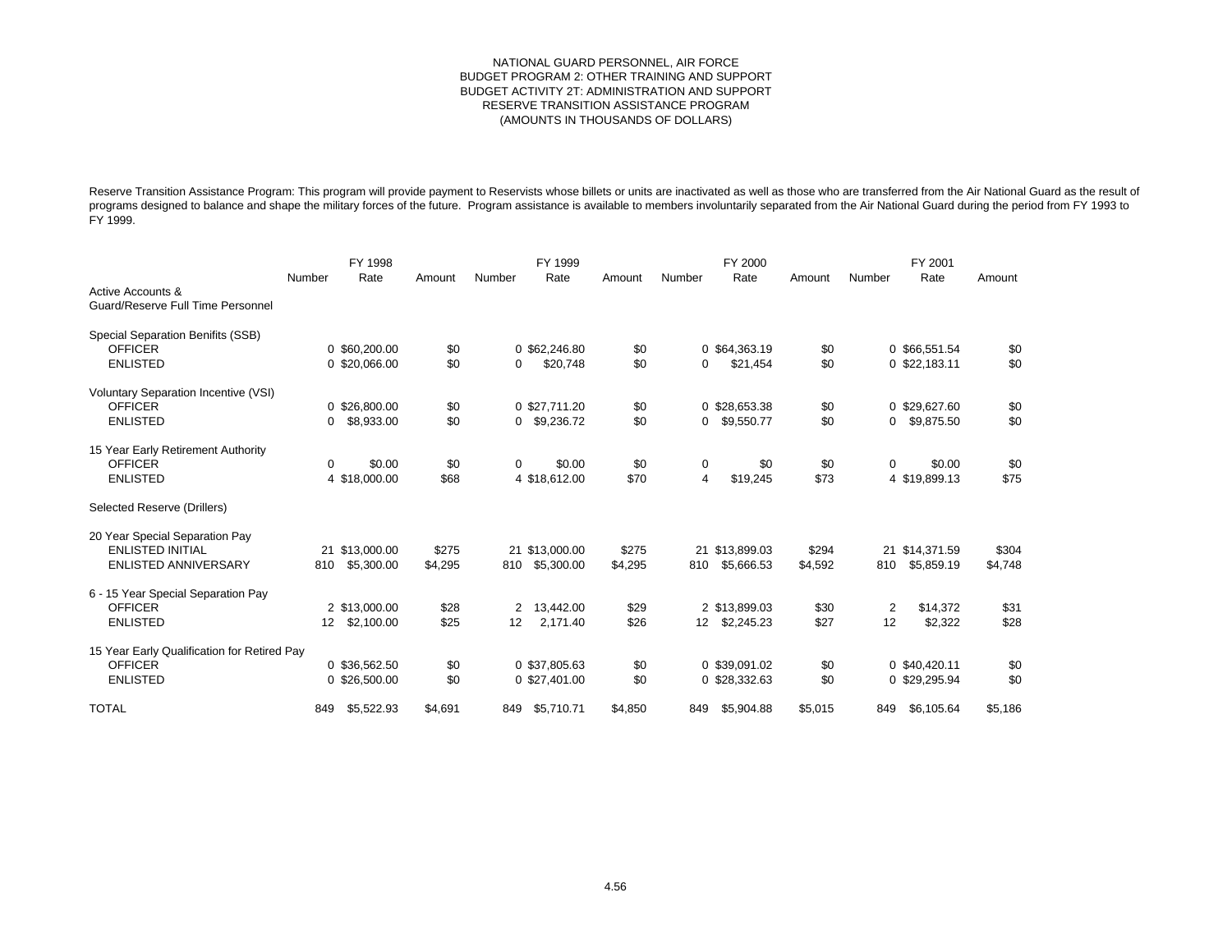NATIONAL GUARD PERSONNEL, AIR FORCE
BUDGET PROGRAM 2: OTHER TRAINING AND SUPPORT
BUDGET ACTIVITY 2T: ADMINISTRATION AND SUPPORT
RESERVE TRANSITION ASSISTANCE PROGRAM
(AMOUNTS IN THOUSANDS OF DOLLARS)

Reserve Transition Assistance Program: This program will provide payment to Reservists whose billets or units are inactivated as well as those who are transferred from the Air National Guard as the result of programs designed to balance and shape the military forces of the future. Program assistance is available to members involuntarily separated from the Air National Guard during the period from FY 1993 to FY 1999.

| | FY 1998 | | | FY 1999 | | | FY 2000 | | | FY 2001 | | |
|---|---|---|---|---|---|---|---|---|---|---|---|---|
| | Number | Rate | Amount | Number | Rate | Amount | Number | Rate | Amount | Number | Rate | Amount |
| Active Accounts & Guard/Reserve Full Time Personnel | | | | | | | | | | | | |
| Special Separation Benifits (SSB) | | | | | | | | | | | | |
| OFFICER | 0 | $60,200.00 | $0 | 0 | $62,246.80 | $0 | 0 | $64,363.19 | $0 | 0 | $66,551.54 | $0 |
| ENLISTED | 0 | $20,066.00 | $0 | 0 | $20,748 | $0 | 0 | $21,454 | $0 | 0 | $22,183.11 | $0 |
| Voluntary Separation Incentive (VSI) | | | | | | | | | | | | |
| OFFICER | 0 | $26,800.00 | $0 | 0 | $27,711.20 | $0 | 0 | $28,653.38 | $0 | 0 | $29,627.60 | $0 |
| ENLISTED | 0 | $8,933.00 | $0 | 0 | $9,236.72 | $0 | 0 | $9,550.77 | $0 | 0 | $9,875.50 | $0 |
| 15 Year Early Retirement Authority | | | | | | | | | | | | |
| OFFICER | 0 | $0.00 | $0 | 0 | $0.00 | $0 | 0 | $0 | $0 | 0 | $0.00 | $0 |
| ENLISTED | 4 | $18,000.00 | $68 | 4 | $18,612.00 | $70 | 4 | $19,245 | $73 | 4 | $19,899.13 | $75 |
| Selected Reserve (Drillers) | | | | | | | | | | | | |
| 20 Year Special Separation Pay | | | | | | | | | | | | |
| ENLISTED INITIAL | 21 | $13,000.00 | $275 | 21 | $13,000.00 | $275 | 21 | $13,899.03 | $294 | 21 | $14,371.59 | $304 |
| ENLISTED ANNIVERSARY | 810 | $5,300.00 | $4,295 | 810 | $5,300.00 | $4,295 | 810 | $5,666.53 | $4,592 | 810 | $5,859.19 | $4,748 |
| 6 - 15 Year Special Separation Pay | | | | | | | | | | | | |
| OFFICER | 2 | $13,000.00 | $28 | 2 | 13,442.00 | $29 | 2 | $13,899.03 | $30 | 2 | $14,372 | $31 |
| ENLISTED | 12 | $2,100.00 | $25 | 12 | 2,171.40 | $26 | 12 | $2,245.23 | $27 | 12 | $2,322 | $28 |
| 15 Year Early Qualification for Retired Pay | | | | | | | | | | | | |
| OFFICER | 0 | $36,562.50 | $0 | 0 | $37,805.63 | $0 | 0 | $39,091.02 | $0 | 0 | $40,420.11 | $0 |
| ENLISTED | 0 | $26,500.00 | $0 | 0 | $27,401.00 | $0 | 0 | $28,332.63 | $0 | 0 | $29,295.94 | $0 |
| TOTAL | 849 | $5,522.93 | $4,691 | 849 | $5,710.71 | $4,850 | 849 | $5,904.88 | $5,015 | 849 | $6,105.64 | $5,186 |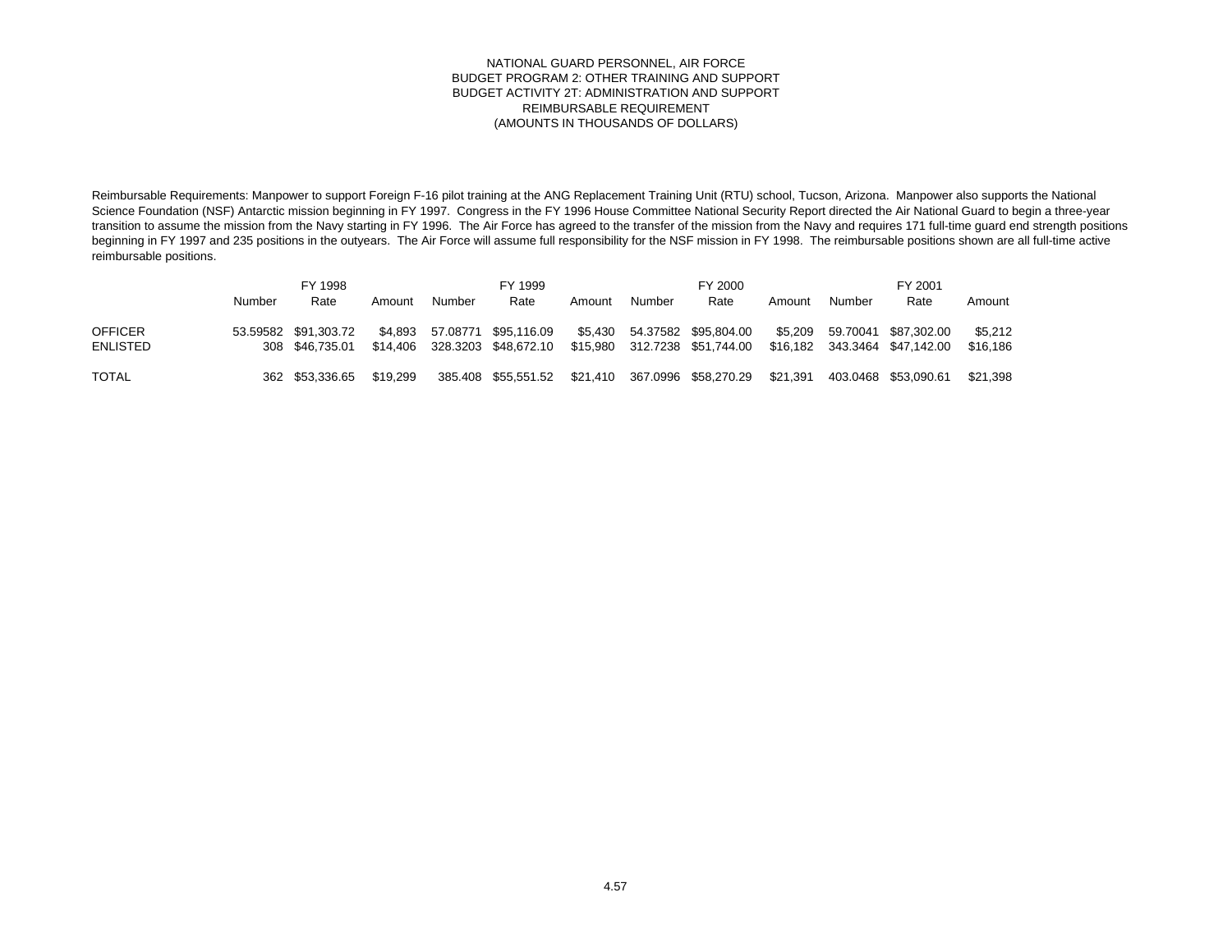NATIONAL GUARD PERSONNEL, AIR FORCE
BUDGET PROGRAM 2: OTHER TRAINING AND SUPPORT
BUDGET ACTIVITY 2T: ADMINISTRATION AND SUPPORT
REIMBURSABLE REQUIREMENT
(AMOUNTS IN THOUSANDS OF DOLLARS)

Reimbursable Requirements: Manpower to support Foreign F-16 pilot training at the ANG Replacement Training Unit (RTU) school, Tucson, Arizona. Manpower also supports the National Science Foundation (NSF) Antarctic mission beginning in FY 1997. Congress in the FY 1996 House Committee National Security Report directed the Air National Guard to begin a three-year transition to assume the mission from the Navy starting in FY 1996. The Air Force has agreed to the transfer of the mission from the Navy and requires 171 full-time guard end strength positions beginning in FY 1997 and 235 positions in the outyears. The Air Force will assume full responsibility for the NSF mission in FY 1998. The reimbursable positions shown are all full-time active reimbursable positions.

| | FY 1998 | | | FY 1999 | | | FY 2000 | | | FY 2001 | | |
|---|---|---|---|---|---|---|---|---|---|---|---|---|
| | Number | Rate | Amount | Number | Rate | Amount | Number | Rate | Amount | Number | Rate | Amount |
| OFFICER | 53.59582 | $91,303.72 | $4,893 | 57.08771 | $95,116.09 | $5,430 | 54.37582 | $95,804.00 | $5,209 | 59.70041 | $87,302.00 | $5,212 |
| ENLISTED | 308 | $46,735.01 | $14,406 | 328.3203 | $48,672.10 | $15,980 | 312.7238 | $51,744.00 | $16,182 | 343.3464 | $47,142.00 | $16,186 |
| TOTAL | 362 | $53,336.65 | $19,299 | 385.408 | $55,551.52 | $21,410 | 367.0996 | $58,270.29 | $21,391 | 403.0468 | $53,090.61 | $21,398 |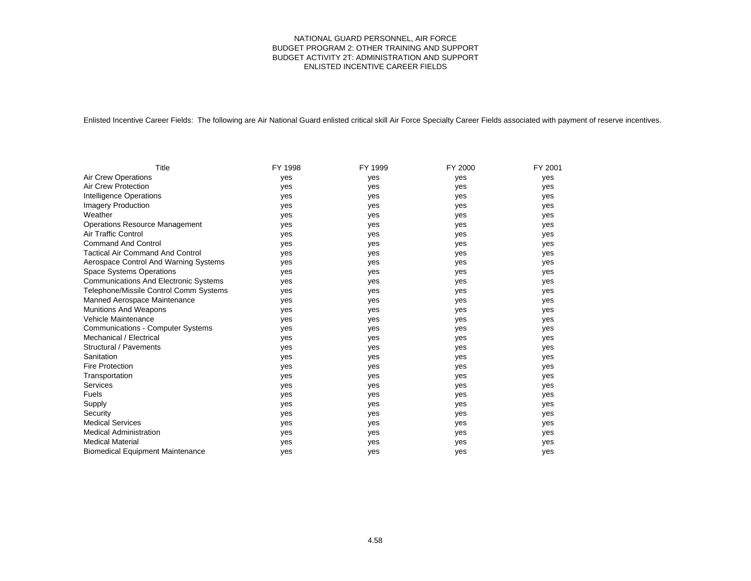# NATIONAL GUARD PERSONNEL, AIR FORCE
## BUDGET PROGRAM 2: OTHER TRAINING AND SUPPORT
## BUDGET ACTIVITY 2T: ADMINISTRATION AND SUPPORT
## ENLISTED INCENTIVE CAREER FIELDS

Enlisted Incentive Career Fields: The following are Air National Guard enlisted critical skill Air Force Specialty Career Fields associated with payment of reserve incentives.

| Title | FY 1998 | FY 1999 | FY 2000 | FY 2001 |
|---|---|---|---|---|
| Air Crew Operations | yes | yes | yes | yes |
| Air Crew Protection | yes | yes | yes | yes |
| Intelligence Operations | yes | yes | yes | yes |
| Imagery Production | yes | yes | yes | yes |
| Weather | yes | yes | yes | yes |
| Operations Resource Management | yes | yes | yes | yes |
| Air Traffic Control | yes | yes | yes | yes |
| Command And Control | yes | yes | yes | yes |
| Tactical Air Command And Control | yes | yes | yes | yes |
| Aerospace Control And Warning Systems | yes | yes | yes | yes |
| Space Systems Operations | yes | yes | yes | yes |
| Communications And Electronic Systems | yes | yes | yes | yes |
| Telephone/Missile Control Comm Systems | yes | yes | yes | yes |
| Manned Aerospace Maintenance | yes | yes | yes | yes |
| Munitions And Weapons | yes | yes | yes | yes |
| Vehicle Maintenance | yes | yes | yes | yes |
| Communications - Computer Systems | yes | yes | yes | yes |
| Mechanical / Electrical | yes | yes | yes | yes |
| Structural / Pavements | yes | yes | yes | yes |
| Sanitation | yes | yes | yes | yes |
| Fire Protection | yes | yes | yes | yes |
| Transportation | yes | yes | yes | yes |
| Services | yes | yes | yes | yes |
| Fuels | yes | yes | yes | yes |
| Supply | yes | yes | yes | yes |
| Security | yes | yes | yes | yes |
| Medical Services | yes | yes | yes | yes |
| Medical Administration | yes | yes | yes | yes |
| Medical Material | yes | yes | yes | yes |
| Biomedical Equipment Maintenance | yes | yes | yes | yes |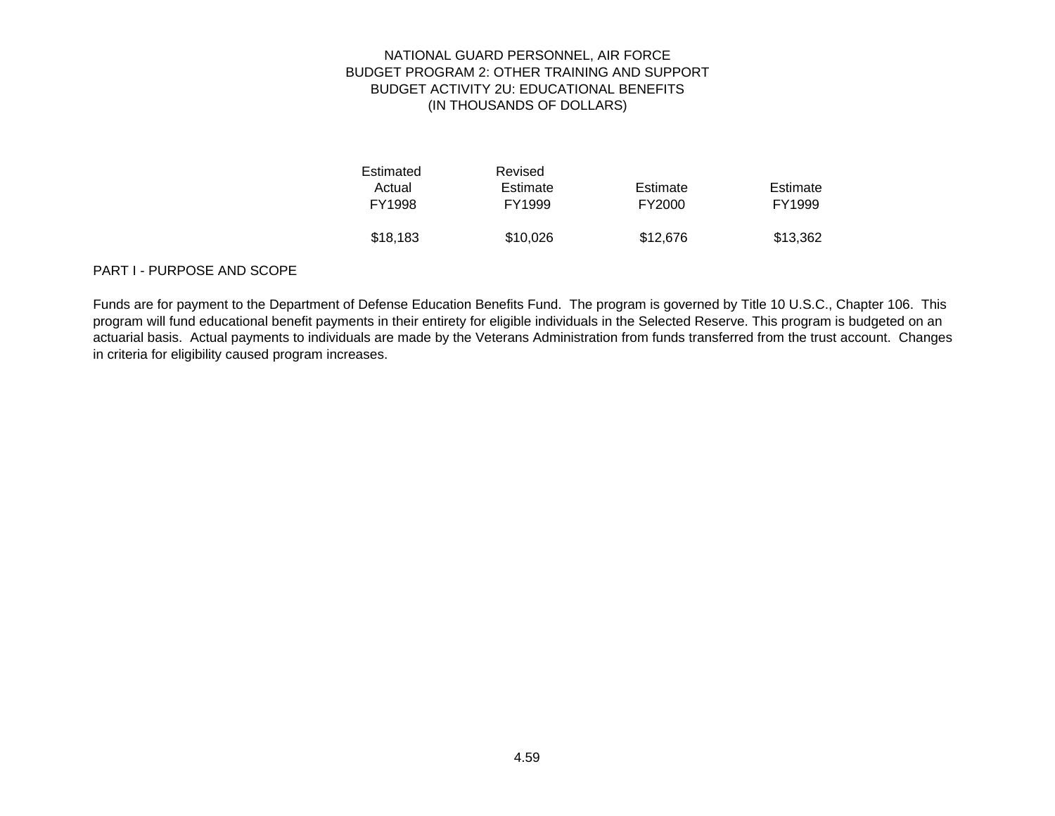NATIONAL GUARD PERSONNEL, AIR FORCE
BUDGET PROGRAM 2: OTHER TRAINING AND SUPPORT
BUDGET ACTIVITY 2U: EDUCATIONAL BENEFITS
(IN THOUSANDS OF DOLLARS)

| Estimated Actual FY1998 | Revised Estimate FY1999 | Estimate FY2000 | Estimate FY1999 |
|---|---|---|---|
| $18,183 | $10,026 | $12,676 | $13,362 |

PART I - PURPOSE AND SCOPE

Funds are for payment to the Department of Defense Education Benefits Fund. The program is governed by Title 10 U.S.C., Chapter 106. This program will fund educational benefit payments in their entirety for eligible individuals in the Selected Reserve. This program is budgeted on an actuarial basis. Actual payments to individuals are made by the Veterans Administration from funds transferred from the trust account. Changes in criteria for eligibility caused program increases.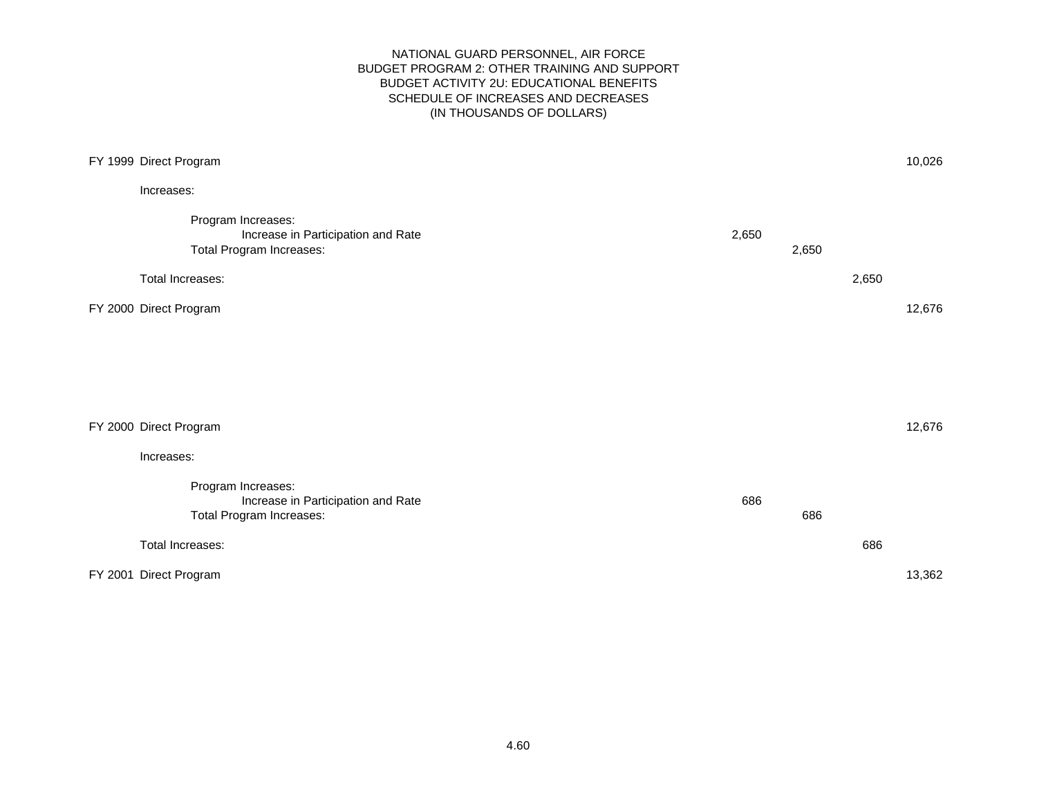# NATIONAL GUARD PERSONNEL, AIR FORCE
## BUDGET PROGRAM 2: OTHER TRAINING AND SUPPORT
## BUDGET ACTIVITY 2U: EDUCATIONAL BENEFITS
## SCHEDULE OF INCREASES AND DECREASES
## (IN THOUSANDS OF DOLLARS)

| | | | | |
|---|---|---|---|---|
| FY 1999 Direct Program | | | | 10,026 |
| Increases: | | | | |
| Program Increases: | | | | |
| Increase in Participation and Rate | 2,650 | | | |
| Total Program Increases: | | 2,650 | | |
| Total Increases: | | | 2,650 | |
| FY 2000 Direct Program | | | | 12,676 |

| | | | | |
|---|---|---|---|---|
| FY 2000 Direct Program | | | | 12,676 |
| Increases: | | | | |
| Program Increases: | | | | |
| Increase in Participation and Rate | 686 | | | |
| Total Program Increases: | | 686 | | |
| Total Increases: | | | 686 | |
| FY 2001 Direct Program | | | | 13,362 |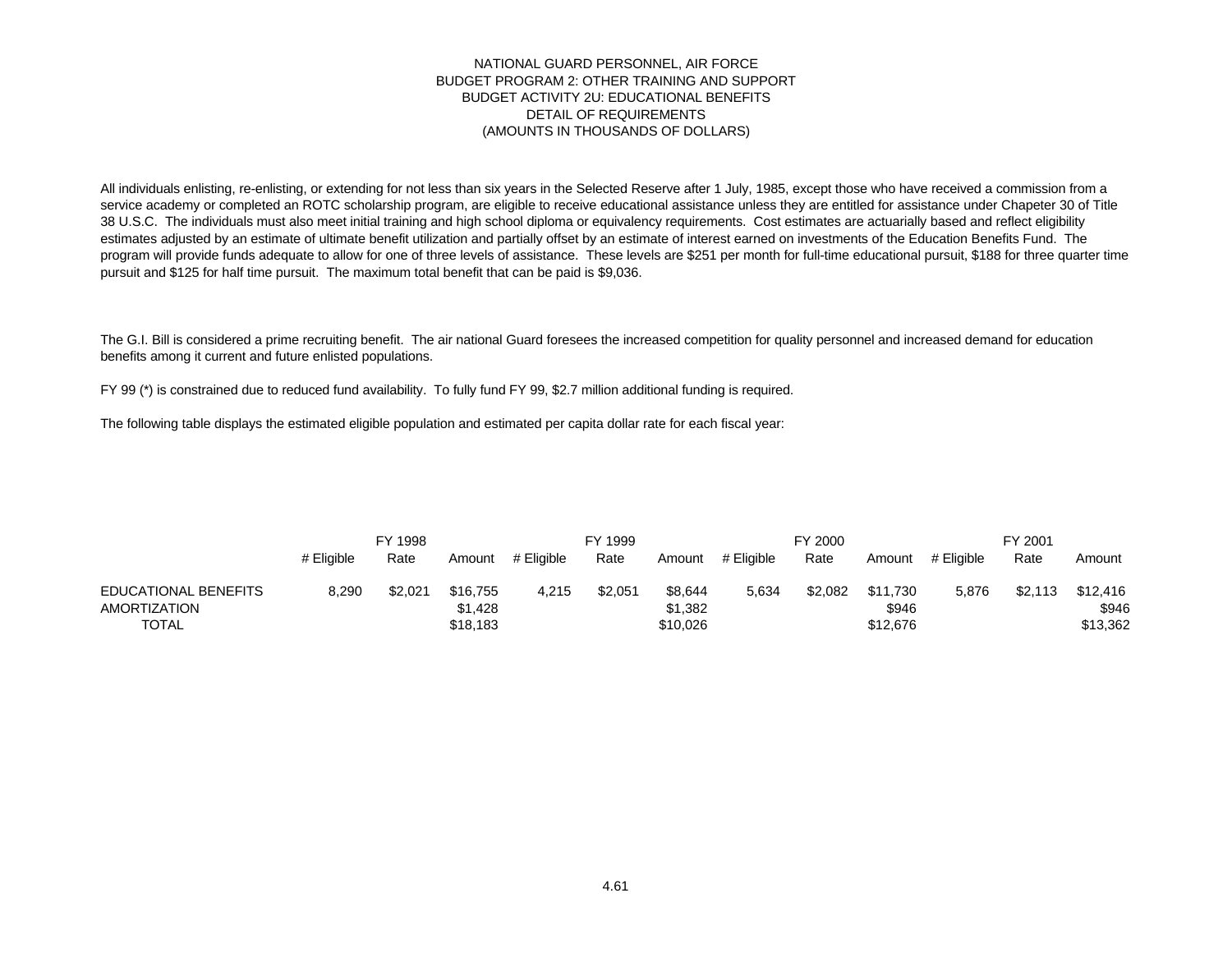# NATIONAL GUARD PERSONNEL, AIR FORCE
## BUDGET PROGRAM 2: OTHER TRAINING AND SUPPORT
## BUDGET ACTIVITY 2U: EDUCATIONAL BENEFITS
## DETAIL OF REQUIREMENTS
## (AMOUNTS IN THOUSANDS OF DOLLARS)

All individuals enlisting, re-enlisting, or extending for not less than six years in the Selected Reserve after 1 July, 1985, except those who have received a commission from a service academy or completed an ROTC scholarship program, are eligible to receive educational assistance unless they are entitled for assistance under Chapeter 30 of Title 38 U.S.C. The individuals must also meet initial training and high school diploma or equivalency requirements. Cost estimates are actuarially based and reflect eligibility estimates adjusted by an estimate of ultimate benefit utilization and partially offset by an estimate of interest earned on investments of the Education Benefits Fund. The program will provide funds adequate to allow for one of three levels of assistance. These levels are $251 per month for full-time educational pursuit, $188 for three quarter time pursuit and $125 for half time pursuit. The maximum total benefit that can be paid is $9,036.

The G.I. Bill is considered a prime recruiting benefit. The air national Guard foresees the increased competition for quality personnel and increased demand for education benefits among it current and future enlisted populations.

FY 99 (*) is constrained due to reduced fund availability. To fully fund FY 99, $2.7 million additional funding is required.

The following table displays the estimated eligible population and estimated per capita dollar rate for each fiscal year:

| | FY 1998 | | | FY 1999 | | | FY 2000 | | | FY 2001 | | |
|---|---|---|---|---|---|---|---|---|---|---|---|---|
| | # Eligible | Rate | Amount | # Eligible | Rate | Amount | # Eligible | Rate | Amount | # Eligible | Rate | Amount |
| EDUCATIONAL BENEFITS | 8,290 | $2,021 | $16,755 | 4,215 | $2,051 | $8,644 | 5,634 | $2,082 | $11,730 | 5,876 | $2,113 | $12,416 |
| AMORTIZATION | | | $1,428 | | | $1,382 | | | $946 | | | $946 |
| TOTAL | | | $18,183 | | | $10,026 | | | $12,676 | | | $13,362 |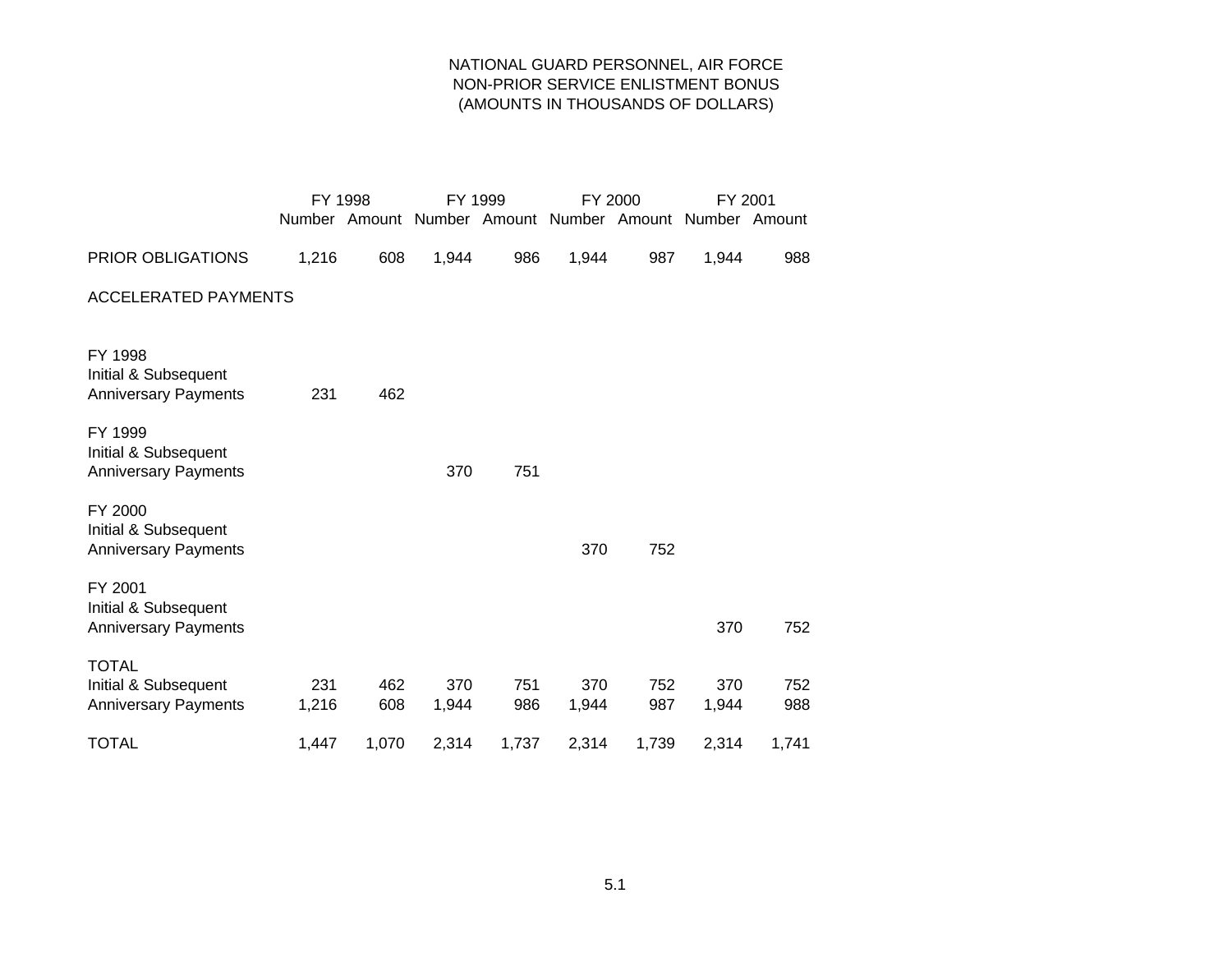# NATIONAL GUARD PERSONNEL, AIR FORCE
## NON-PRIOR SERVICE ENLISTMENT BONUS
### (AMOUNTS IN THOUSANDS OF DOLLARS)

| | FY 1998 | | FY 1999 | | FY 2000 | | FY 2001 | |
|---|---|---|---|---|---|---|---|---|
| | Number | Amount | Number | Amount | Number | Amount | Number | Amount |
| PRIOR OBLIGATIONS | 1,216 | 608 | 1,944 | 986 | 1,944 | 987 | 1,944 | 988 |
| ACCELERATED PAYMENTS | | | | | | | | |
| FY 1998 Initial & Subsequent Anniversary Payments | 231 | 462 | | | | | | |
| FY 1999 Initial & Subsequent Anniversary Payments | | | 370 | 751 | | | | |
| FY 2000 Initial & Subsequent Anniversary Payments | | | | | 370 | 752 | | |
| FY 2001 Initial & Subsequent Anniversary Payments | | | | | | | 370 | 752 |
| TOTAL | | | | | | | | |
| Initial & Subsequent | 231 | 462 | 370 | 751 | 370 | 752 | 370 | 752 |
| Anniversary Payments | 1,216 | 608 | 1,944 | 986 | 1,944 | 987 | 1,944 | 988 |
| TOTAL | 1,447 | 1,070 | 2,314 | 1,737 | 2,314 | 1,739 | 2,314 | 1,741 |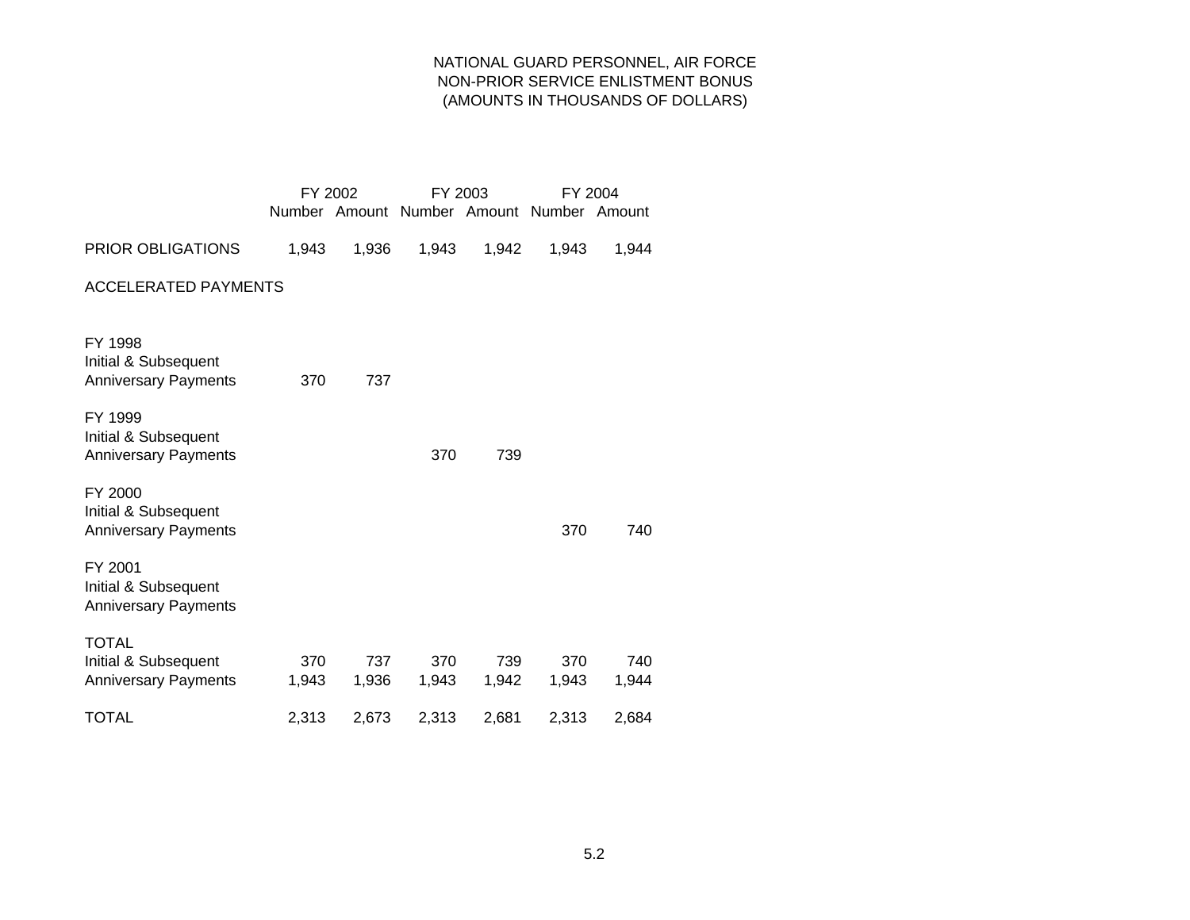# NATIONAL GUARD PERSONNEL, AIR FORCE
## NON-PRIOR SERVICE ENLISTMENT BONUS
### (AMOUNTS IN THOUSANDS OF DOLLARS)

| | FY 2002 | | FY 2003 | | FY 2004 | |
|---|---|---|---|---|---|---|
| | Number | Amount | Number | Amount | Number | Amount |
| PRIOR OBLIGATIONS | 1,943 | 1,936 | 1,943 | 1,942 | 1,943 | 1,944 |
| ACCELERATED PAYMENTS | | | | | | |
| FY 1998 | | | | | | |
| Initial & Subsequent | | | | | | |
| Anniversary Payments | 370 | 737 | | | | |
| FY 1999 | | | | | | |
| Initial & Subsequent | | | | | | |
| Anniversary Payments | | | 370 | 739 | | |
| FY 2000 | | | | | | |
| Initial & Subsequent | | | | | | |
| Anniversary Payments | | | | | 370 | 740 |
| FY 2001 | | | | | | |
| Initial & Subsequent | | | | | | |
| Anniversary Payments | | | | | | |
| TOTAL | | | | | | |
| Initial & Subsequent | 370 | 737 | 370 | 739 | 370 | 740 |
| Anniversary Payments | 1,943 | 1,936 | 1,943 | 1,942 | 1,943 | 1,944 |
| TOTAL | 2,313 | 2,673 | 2,313 | 2,681 | 2,313 | 2,684 |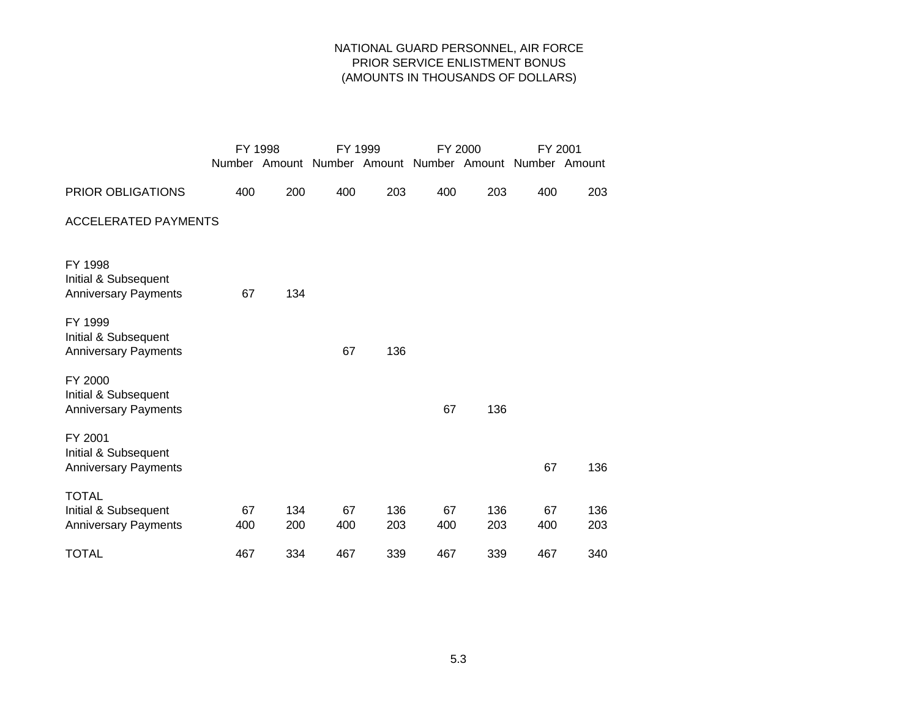# NATIONAL GUARD PERSONNEL, AIR FORCE
## PRIOR SERVICE ENLISTMENT BONUS
### (AMOUNTS IN THOUSANDS OF DOLLARS)

| | FY 1998 | | FY 1999 | | FY 2000 | | FY 2001 | |
|---|---|---|---|---|---|---|---|---|
| | Number | Amount | Number | Amount | Number | Amount | Number | Amount |
| PRIOR OBLIGATIONS | 400 | 200 | 400 | 203 | 400 | 203 | 400 | 203 |
| ACCELERATED PAYMENTS | | | | | | | | |
| FY 1998 Initial & Subsequent Anniversary Payments | 67 | 134 | | | | | | |
| FY 1999 Initial & Subsequent Anniversary Payments | | | 67 | 136 | | | | |
| FY 2000 Initial & Subsequent Anniversary Payments | | | | | 67 | 136 | | |
| FY 2001 Initial & Subsequent Anniversary Payments | | | | | | | 67 | 136 |
| TOTAL Initial & Subsequent | 67 | 134 | 67 | 136 | 67 | 136 | 67 | 136 |
| Anniversary Payments | 400 | 200 | 400 | 203 | 400 | 203 | 400 | 203 |
| TOTAL | 467 | 334 | 467 | 339 | 467 | 339 | 467 | 340 |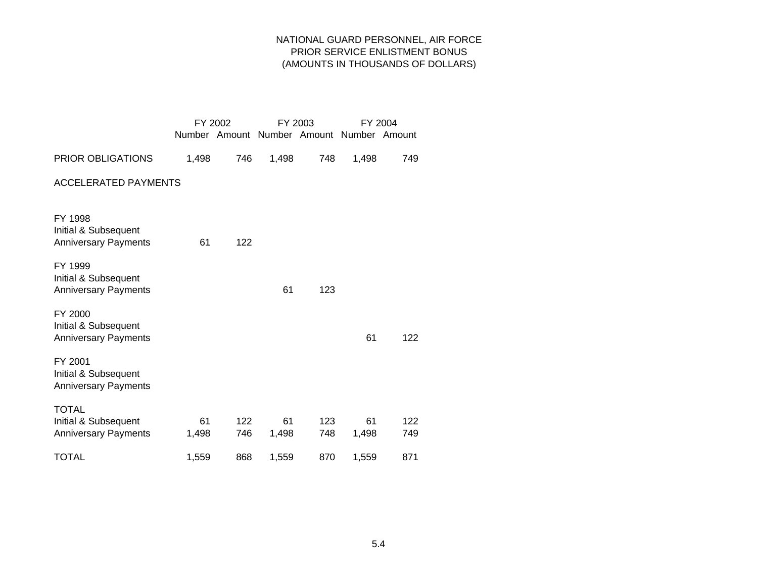# NATIONAL GUARD PERSONNEL, AIR FORCE
## PRIOR SERVICE ENLISTMENT BONUS
### (AMOUNTS IN THOUSANDS OF DOLLARS)

| | FY 2002 | | FY 2003 | | FY 2004 | |
|---|---|---|---|---|---|---|
| | Number | Amount | Number | Amount | Number | Amount |
| PRIOR OBLIGATIONS | 1,498 | 746 | 1,498 | 748 | 1,498 | 749 |
| ACCELERATED PAYMENTS | | | | | | |
| FY 1998 | | | | | | |
| Initial & Subsequent | | | | | | |
| Anniversary Payments | 61 | 122 | | | | |
| FY 1999 | | | | | | |
| Initial & Subsequent | | | | | | |
| Anniversary Payments | | | 61 | 123 | | |
| FY 2000 | | | | | | |
| Initial & Subsequent | | | | | | |
| Anniversary Payments | | | | | 61 | 122 |
| FY 2001 | | | | | | |
| Initial & Subsequent | | | | | | |
| Anniversary Payments | | | | | | |
| TOTAL | | | | | | |
| Initial & Subsequent | 61 | 122 | 61 | 123 | 61 | 122 |
| Anniversary Payments | 1,498 | 746 | 1,498 | 748 | 1,498 | 749 |
| TOTAL | 1,559 | 868 | 1,559 | 870 | 1,559 | 871 |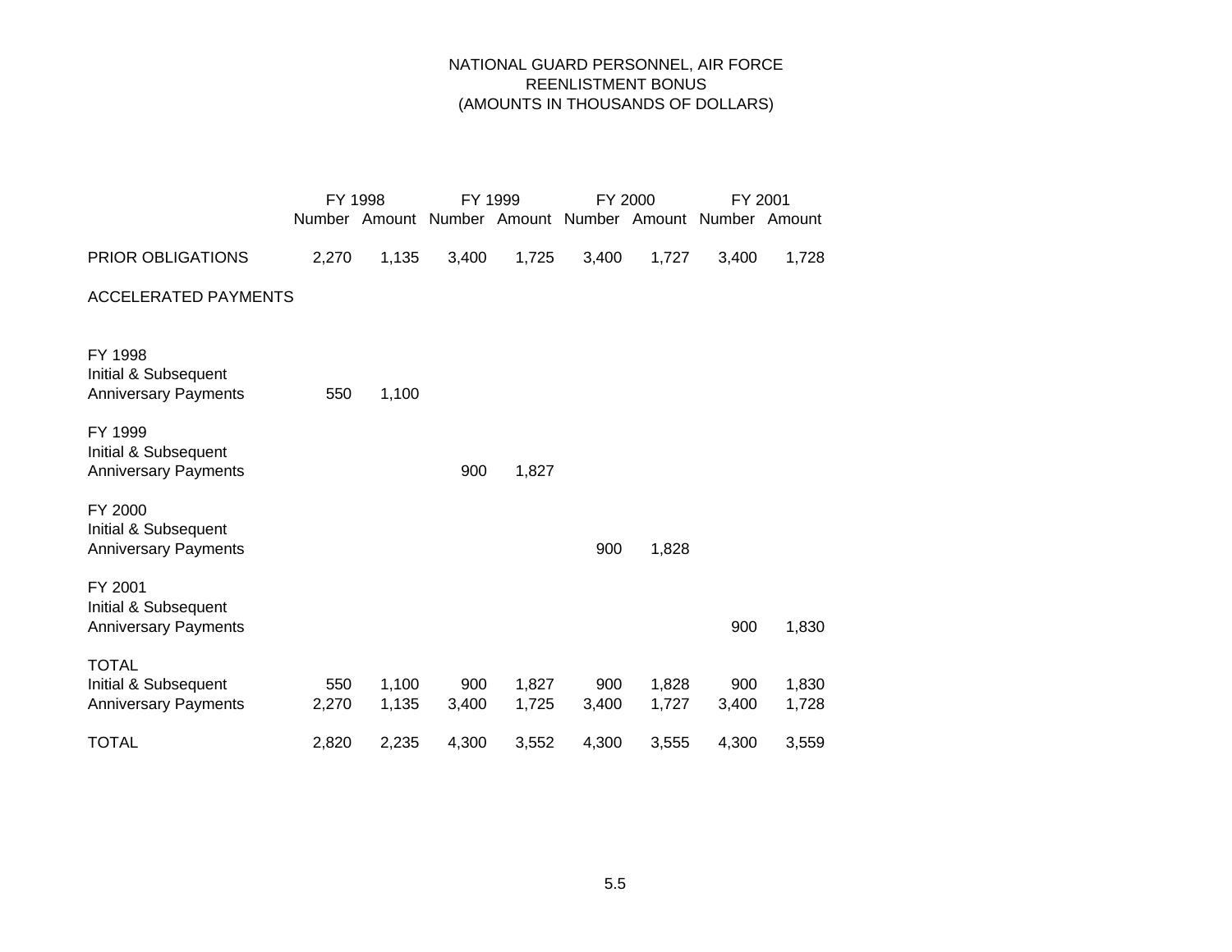NATIONAL GUARD PERSONNEL, AIR FORCE
REENLISTMENT BONUS
(AMOUNTS IN THOUSANDS OF DOLLARS)

| | FY 1998 | | FY 1999 | | FY 2000 | | FY 2001 | |
|---|---|---|---|---|---|---|---|---|
| | Number | Amount | Number | Amount | Number | Amount | Number | Amount |
| PRIOR OBLIGATIONS | 2,270 | 1,135 | 3,400 | 1,725 | 3,400 | 1,727 | 3,400 | 1,728 |
| ACCELERATED PAYMENTS | | | | | | | | |
| FY 1998 Initial & Subsequent Anniversary Payments | 550 | 1,100 | | | | | | |
| FY 1999 Initial & Subsequent Anniversary Payments | | | 900 | 1,827 | | | | |
| FY 2000 Initial & Subsequent Anniversary Payments | | | | | 900 | 1,828 | | |
| FY 2001 Initial & Subsequent Anniversary Payments | | | | | | | 900 | 1,830 |
| TOTAL | | | | | | | | |
| Initial & Subsequent | 550 | 1,100 | 900 | 1,827 | 900 | 1,828 | 900 | 1,830 |
| Anniversary Payments | 2,270 | 1,135 | 3,400 | 1,725 | 3,400 | 1,727 | 3,400 | 1,728 |
| TOTAL | 2,820 | 2,235 | 4,300 | 3,552 | 4,300 | 3,555 | 4,300 | 3,559 |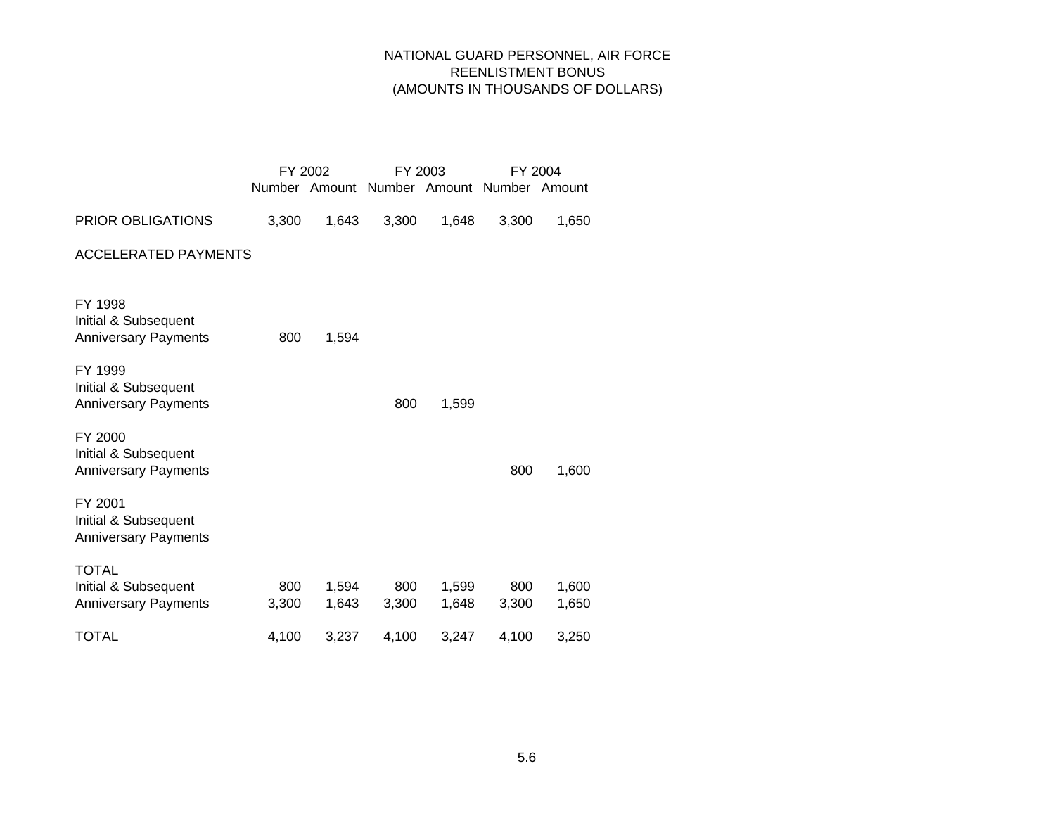# NATIONAL GUARD PERSONNEL, AIR FORCE
## REENLISTMENT BONUS
### (AMOUNTS IN THOUSANDS OF DOLLARS)

| | FY 2002 | | FY 2003 | | FY 2004 | |
|---|---|---|---|---|---|---|
| | Number | Amount | Number | Amount | Number | Amount |
| PRIOR OBLIGATIONS | 3,300 | 1,643 | 3,300 | 1,648 | 3,300 | 1,650 |
| ACCELERATED PAYMENTS | | | | | | |
| FY 1998<br>Initial & Subsequent<br>Anniversary Payments | 800 | 1,594 | | | | |
| FY 1999<br>Initial & Subsequent<br>Anniversary Payments | | | 800 | 1,599 | | |
| FY 2000<br>Initial & Subsequent<br>Anniversary Payments | | | | | 800 | 1,600 |
| FY 2001<br>Initial & Subsequent<br>Anniversary Payments | | | | | | |
| TOTAL | | | | | | |
| Initial & Subsequent | 800 | 1,594 | 800 | 1,599 | 800 | 1,600 |
| Anniversary Payments | 3,300 | 1,643 | 3,300 | 1,648 | 3,300 | 1,650 |
| TOTAL | 4,100 | 3,237 | 4,100 | 3,247 | 4,100 | 3,250 |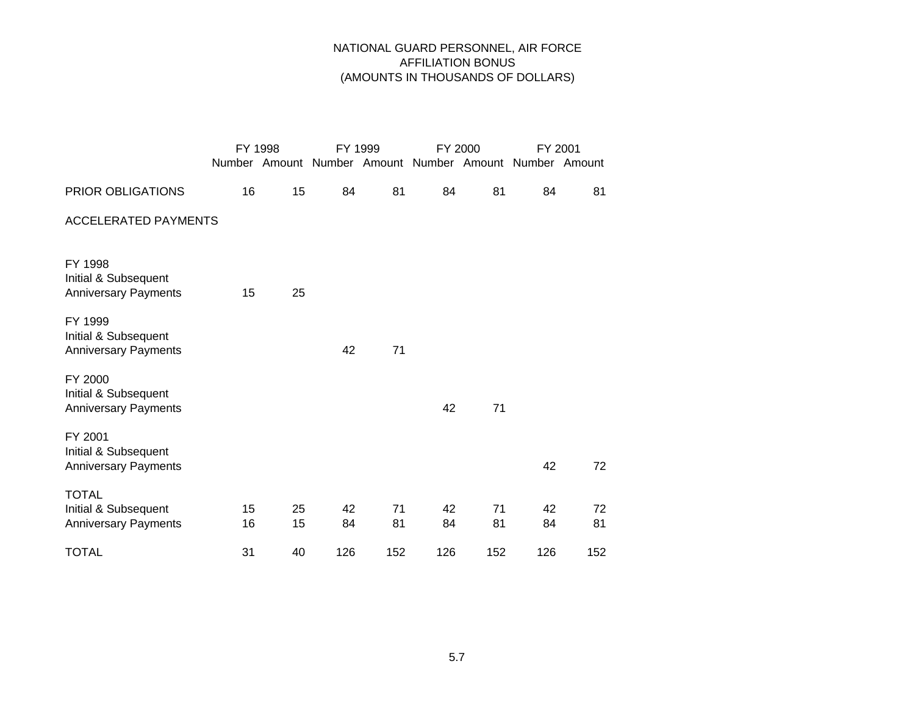# NATIONAL GUARD PERSONNEL, AIR FORCE
## AFFILIATION BONUS
### (AMOUNTS IN THOUSANDS OF DOLLARS)

| | FY 1998 | | FY 1999 | | FY 2000 | | FY 2001 | |
|---|---|---|---|---|---|---|---|---|
| | Number | Amount | Number | Amount | Number | Amount | Number | Amount |
| PRIOR OBLIGATIONS | 16 | 15 | 84 | 81 | 84 | 81 | 84 | 81 |
| ACCELERATED PAYMENTS | | | | | | | | |
| FY 1998 Initial & Subsequent Anniversary Payments | 15 | 25 | | | | | | |
| FY 1999 Initial & Subsequent Anniversary Payments | | | 42 | 71 | | | | |
| FY 2000 Initial & Subsequent Anniversary Payments | | | | | 42 | 71 | | |
| FY 2001 Initial & Subsequent Anniversary Payments | | | | | | | 42 | 72 |
| TOTAL | | | | | | | | |
| Initial & Subsequent | 15 | 25 | 42 | 71 | 42 | 71 | 42 | 72 |
| Anniversary Payments | 16 | 15 | 84 | 81 | 84 | 81 | 84 | 81 |
| TOTAL | 31 | 40 | 126 | 152 | 126 | 152 | 126 | 152 |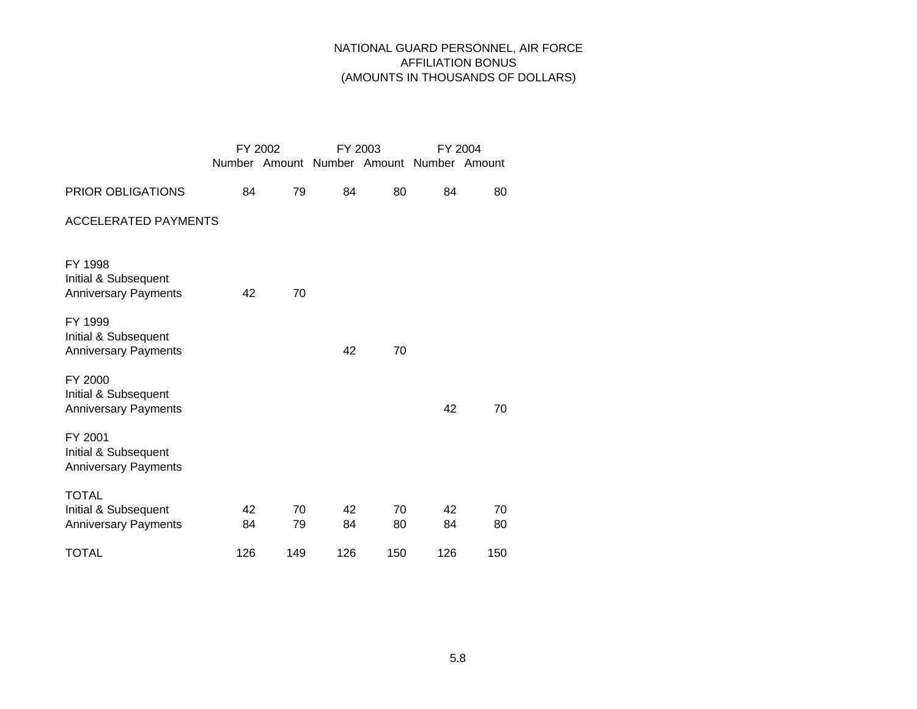# NATIONAL GUARD PERSONNEL, AIR FORCE
## AFFILIATION BONUS
### (AMOUNTS IN THOUSANDS OF DOLLARS)

| | FY 2002 | | FY 2003 | | FY 2004 | |
|---|---|---|---|---|---|---|
| | Number | Amount | Number | Amount | Number | Amount |
| PRIOR OBLIGATIONS | 84 | 79 | 84 | 80 | 84 | 80 |
| ACCELERATED PAYMENTS | | | | | | |
| FY 1998 Initial & Subsequent Anniversary Payments | 42 | 70 | | | | |
| FY 1999 Initial & Subsequent Anniversary Payments | | | 42 | 70 | | |
| FY 2000 Initial & Subsequent Anniversary Payments | | | | | 42 | 70 |
| FY 2001 Initial & Subsequent Anniversary Payments | | | | | | |
| TOTAL | | | | | | |
| Initial & Subsequent | 42 | 70 | 42 | 70 | 42 | 70 |
| Anniversary Payments | 84 | 79 | 84 | 80 | 84 | 80 |
| TOTAL | 126 | 149 | 126 | 150 | 126 | 150 |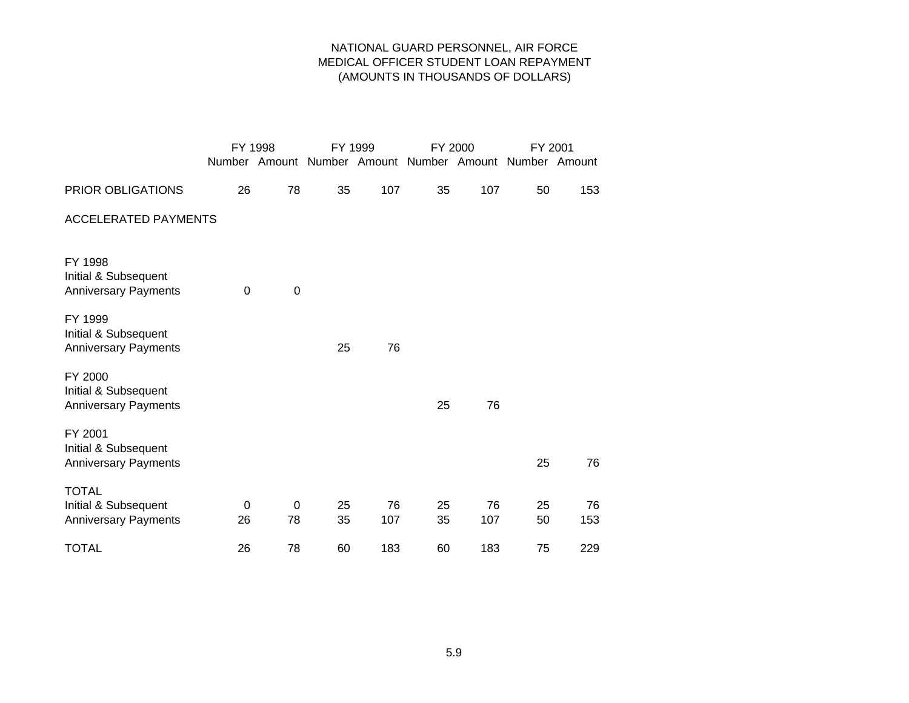NATIONAL GUARD PERSONNEL, AIR FORCE
MEDICAL OFFICER STUDENT LOAN REPAYMENT
(AMOUNTS IN THOUSANDS OF DOLLARS)

| | FY 1998 | | FY 1999 | | FY 2000 | | FY 2001 | |
|---|---|---|---|---|---|---|---|---|
| | Number | Amount | Number | Amount | Number | Amount | Number | Amount |
| PRIOR OBLIGATIONS | 26 | 78 | 35 | 107 | 35 | 107 | 50 | 153 |
| ACCELERATED PAYMENTS | | | | | | | | |
| FY 1998 | | | | | | | | |
| Initial & Subsequent | | | | | | | | |
| Anniversary Payments | 0 | 0 | | | | | | |
| FY 1999 | | | | | | | | |
| Initial & Subsequent | | | | | | | | |
| Anniversary Payments | | | 25 | 76 | | | | |
| FY 2000 | | | | | | | | |
| Initial & Subsequent | | | | | | | | |
| Anniversary Payments | | | | | 25 | 76 | | |
| FY 2001 | | | | | | | | |
| Initial & Subsequent | | | | | | | | |
| Anniversary Payments | | | | | | | 25 | 76 |
| TOTAL | | | | | | | | |
| Initial & Subsequent | 0 | 0 | 25 | 76 | 25 | 76 | 25 | 76 |
| Anniversary Payments | 26 | 78 | 35 | 107 | 35 | 107 | 50 | 153 |
| TOTAL | 26 | 78 | 60 | 183 | 60 | 183 | 75 | 229 |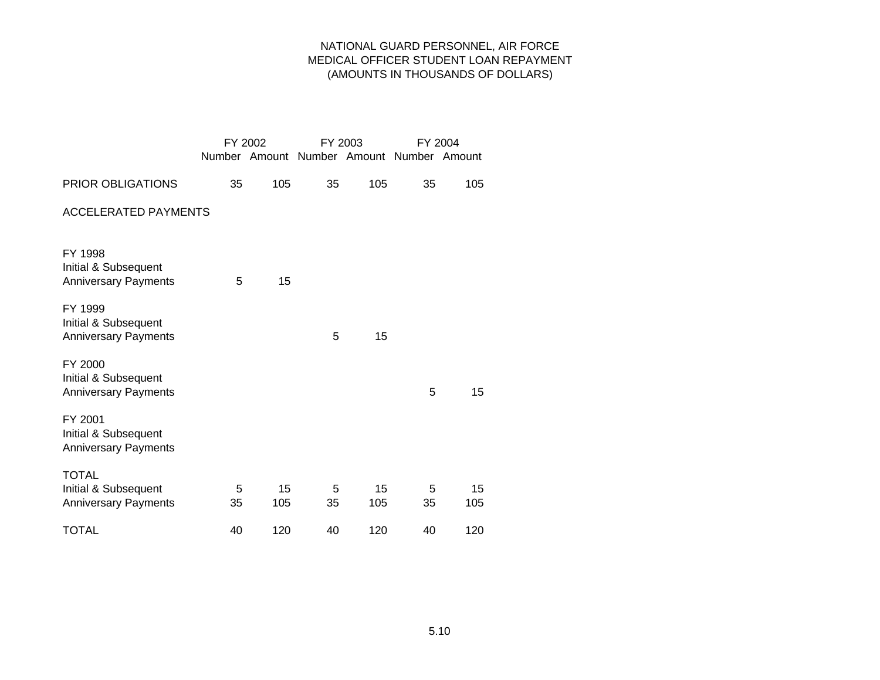# NATIONAL GUARD PERSONNEL, AIR FORCE
## MEDICAL OFFICER STUDENT LOAN REPAYMENT
### (AMOUNTS IN THOUSANDS OF DOLLARS)

| | FY 2002 | | FY 2003 | | FY 2004 | |
|---|---|---|---|---|---|---|
| | Number | Amount | Number | Amount | Number | Amount |
| PRIOR OBLIGATIONS | 35 | 105 | 35 | 105 | 35 | 105 |
| ACCELERATED PAYMENTS | | | | | | |
| FY 1998 | | | | | | |
| Initial & Subsequent | | | | | | |
| Anniversary Payments | 5 | 15 | | | | |
| FY 1999 | | | | | | |
| Initial & Subsequent | | | | | | |
| Anniversary Payments | | | 5 | 15 | | |
| FY 2000 | | | | | | |
| Initial & Subsequent | | | | | | |
| Anniversary Payments | | | | | 5 | 15 |
| FY 2001 | | | | | | |
| Initial & Subsequent | | | | | | |
| Anniversary Payments | | | | | | |
| TOTAL | | | | | | |
| Initial & Subsequent | 5 | 15 | 5 | 15 | 5 | 15 |
| Anniversary Payments | 35 | 105 | 35 | 105 | 35 | 105 |
| TOTAL | 40 | 120 | 40 | 120 | 40 | 120 |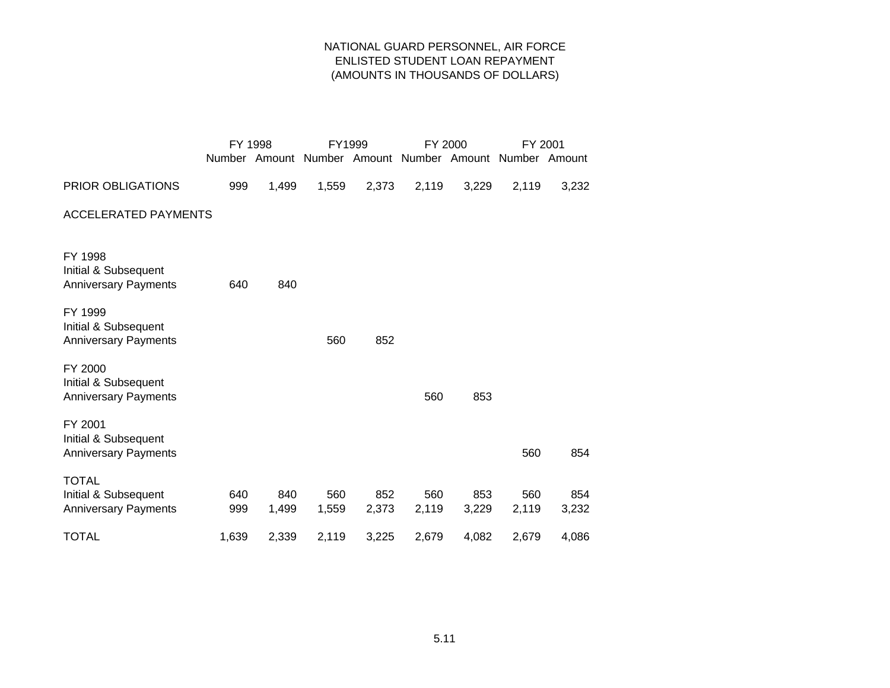# NATIONAL GUARD PERSONNEL, AIR FORCE
## ENLISTED STUDENT LOAN REPAYMENT
### (AMOUNTS IN THOUSANDS OF DOLLARS)

| | FY 1998 | | FY1999 | | FY 2000 | | FY 2001 | |
|---|---|---|---|---|---|---|---|---|
| | Number | Amount | Number | Amount | Number | Amount | Number | Amount |
| PRIOR OBLIGATIONS | 999 | 1,499 | 1,559 | 2,373 | 2,119 | 3,229 | 2,119 | 3,232 |
| ACCELERATED PAYMENTS | | | | | | | | |
| FY 1998 | | | | | | | | |
| Initial & Subsequent | | | | | | | | |
| Anniversary Payments | 640 | 840 | | | | | | |
| FY 1999 | | | | | | | | |
| Initial & Subsequent | | | | | | | | |
| Anniversary Payments | | | 560 | 852 | | | | |
| FY 2000 | | | | | | | | |
| Initial & Subsequent | | | | | | | | |
| Anniversary Payments | | | | | 560 | 853 | | |
| FY 2001 | | | | | | | | |
| Initial & Subsequent | | | | | | | | |
| Anniversary Payments | | | | | | | 560 | 854 |
| TOTAL | | | | | | | | |
| Initial & Subsequent | 640 | 840 | 560 | 852 | 560 | 853 | 560 | 854 |
| Anniversary Payments | 999 | 1,499 | 1,559 | 2,373 | 2,119 | 3,229 | 2,119 | 3,232 |
| TOTAL | 1,639 | 2,339 | 2,119 | 3,225 | 2,679 | 4,082 | 2,679 | 4,086 |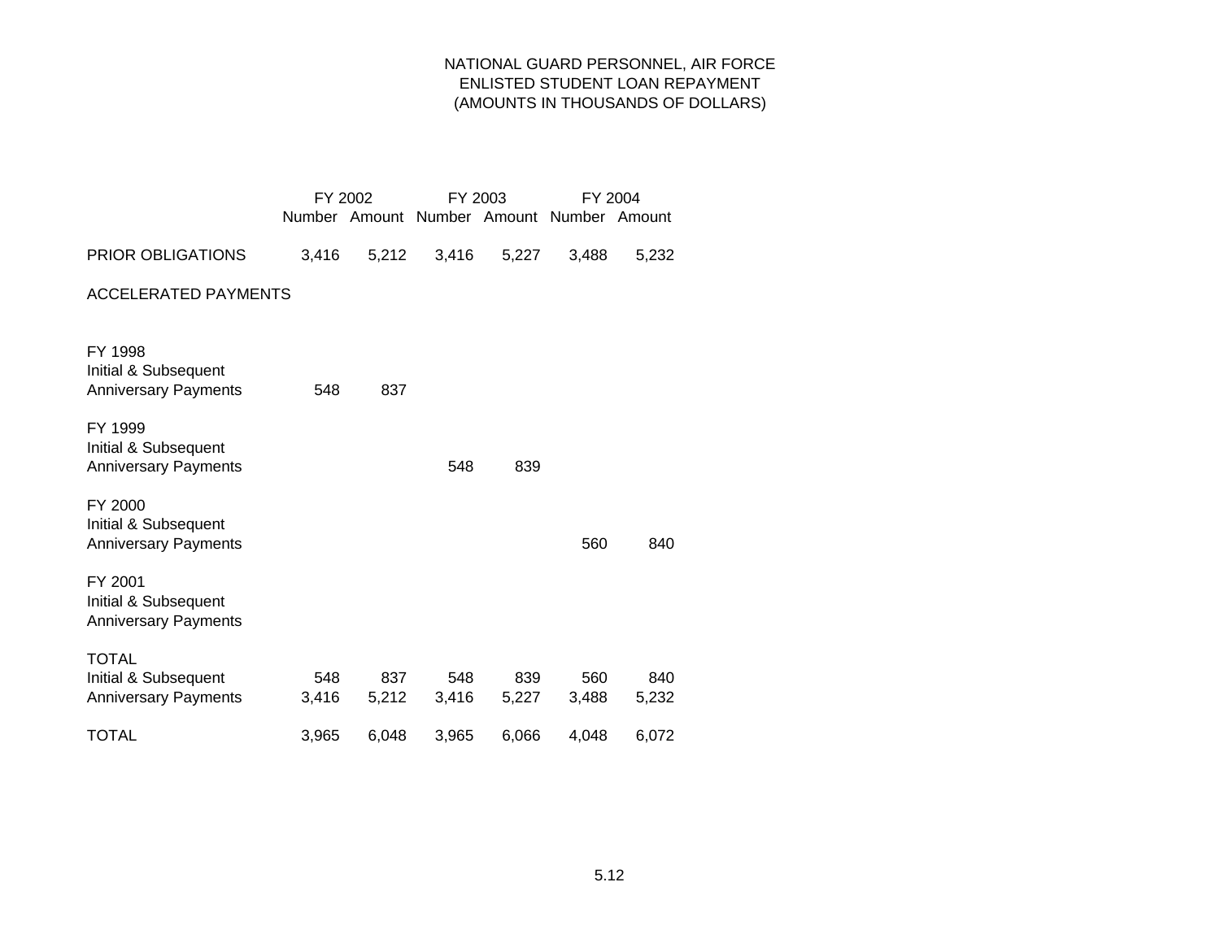# NATIONAL GUARD PERSONNEL, AIR FORCE
## ENLISTED STUDENT LOAN REPAYMENT
### (AMOUNTS IN THOUSANDS OF DOLLARS)

| | FY 2002 | | FY 2003 | | FY 2004 | |
|---|---|---|---|---|---|---|
| | Number | Amount | Number | Amount | Number | Amount |
| PRIOR OBLIGATIONS | 3,416 | 5,212 | 3,416 | 5,227 | 3,488 | 5,232 |
| ACCELERATED PAYMENTS | | | | | | |
| FY 1998 | | | | | | |
| Initial & Subsequent | | | | | | |
| Anniversary Payments | 548 | 837 | | | | |
| FY 1999 | | | | | | |
| Initial & Subsequent | | | | | | |
| Anniversary Payments | | | 548 | 839 | | |
| FY 2000 | | | | | | |
| Initial & Subsequent | | | | | | |
| Anniversary Payments | | | | | 560 | 840 |
| FY 2001 | | | | | | |
| Initial & Subsequent | | | | | | |
| Anniversary Payments | | | | | | |
| TOTAL | | | | | | |
| Initial & Subsequent | 548 | 837 | 548 | 839 | 560 | 840 |
| Anniversary Payments | 3,416 | 5,212 | 3,416 | 5,227 | 3,488 | 5,232 |
| TOTAL | 3,965 | 6,048 | 3,965 | 6,066 | 4,048 | 6,072 |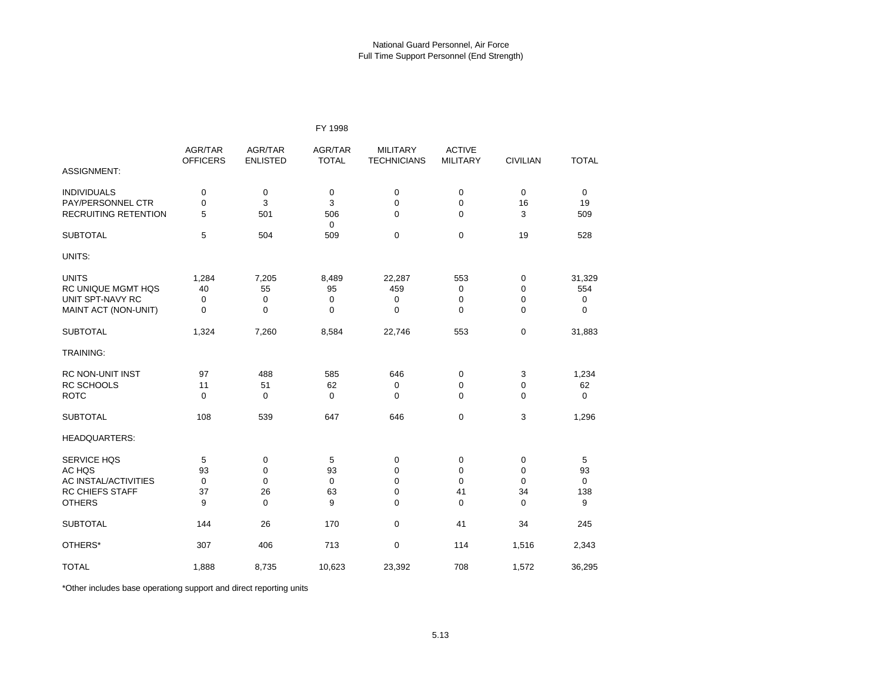National Guard Personnel, Air Force
Full Time Support Personnel (End Strength)

FY 1998

| ASSIGNMENT: | AGR/TAR OFFICERS | AGR/TAR ENLISTED | AGR/TAR TOTAL | MILITARY TECHNICIANS | ACTIVE MILITARY | CIVILIAN | TOTAL |
|---|---|---|---|---|---|---|---|
| INDIVIDUALS | 0 | 0 | 0 | 0 | 0 | 0 | 0 |
| PAY/PERSONNEL CTR | 0 | 3 | 3 | 0 | 0 | 16 | 19 |
| RECRUITING RETENTION | 5 | 501 | 506<br>0 | 0 | 0 | 3 | 509 |
| SUBTOTAL | 5 | 504 | 509 | 0 | 0 | 19 | 528 |
| UNITS: | | | | | | | |
| UNITS | 1,284 | 7,205 | 8,489 | 22,287 | 553 | 0 | 31,329 |
| RC UNIQUE MGMT HQS | 40 | 55 | 95 | 459 | 0 | 0 | 554 |
| UNIT SPT-NAVY RC | 0 | 0 | 0 | 0 | 0 | 0 | 0 |
| MAINT ACT (NON-UNIT) | 0 | 0 | 0 | 0 | 0 | 0 | 0 |
| SUBTOTAL | 1,324 | 7,260 | 8,584 | 22,746 | 553 | 0 | 31,883 |
| TRAINING: | | | | | | | |
| RC NON-UNIT INST | 97 | 488 | 585 | 646 | 0 | 3 | 1,234 |
| RC SCHOOLS | 11 | 51 | 62 | 0 | 0 | 0 | 62 |
| ROTC | 0 | 0 | 0 | 0 | 0 | 0 | 0 |
| SUBTOTAL | 108 | 539 | 647 | 646 | 0 | 3 | 1,296 |
| HEADQUARTERS: | | | | | | | |
| SERVICE HQS | 5 | 0 | 5 | 0 | 0 | 0 | 5 |
| AC HQS | 93 | 0 | 93 | 0 | 0 | 0 | 93 |
| AC INSTAL/ACTIVITIES | 0 | 0 | 0 | 0 | 0 | 0 | 0 |
| RC CHIEFS STAFF | 37 | 26 | 63 | 0 | 41 | 34 | 138 |
| OTHERS | 9 | 0 | 9 | 0 | 0 | 0 | 9 |
| SUBTOTAL | 144 | 26 | 170 | 0 | 41 | 34 | 245 |
| OTHERS* | 307 | 406 | 713 | 0 | 114 | 1,516 | 2,343 |
| TOTAL | 1,888 | 8,735 | 10,623 | 23,392 | 708 | 1,572 | 36,295 |

*Other includes base operationg support and direct reporting units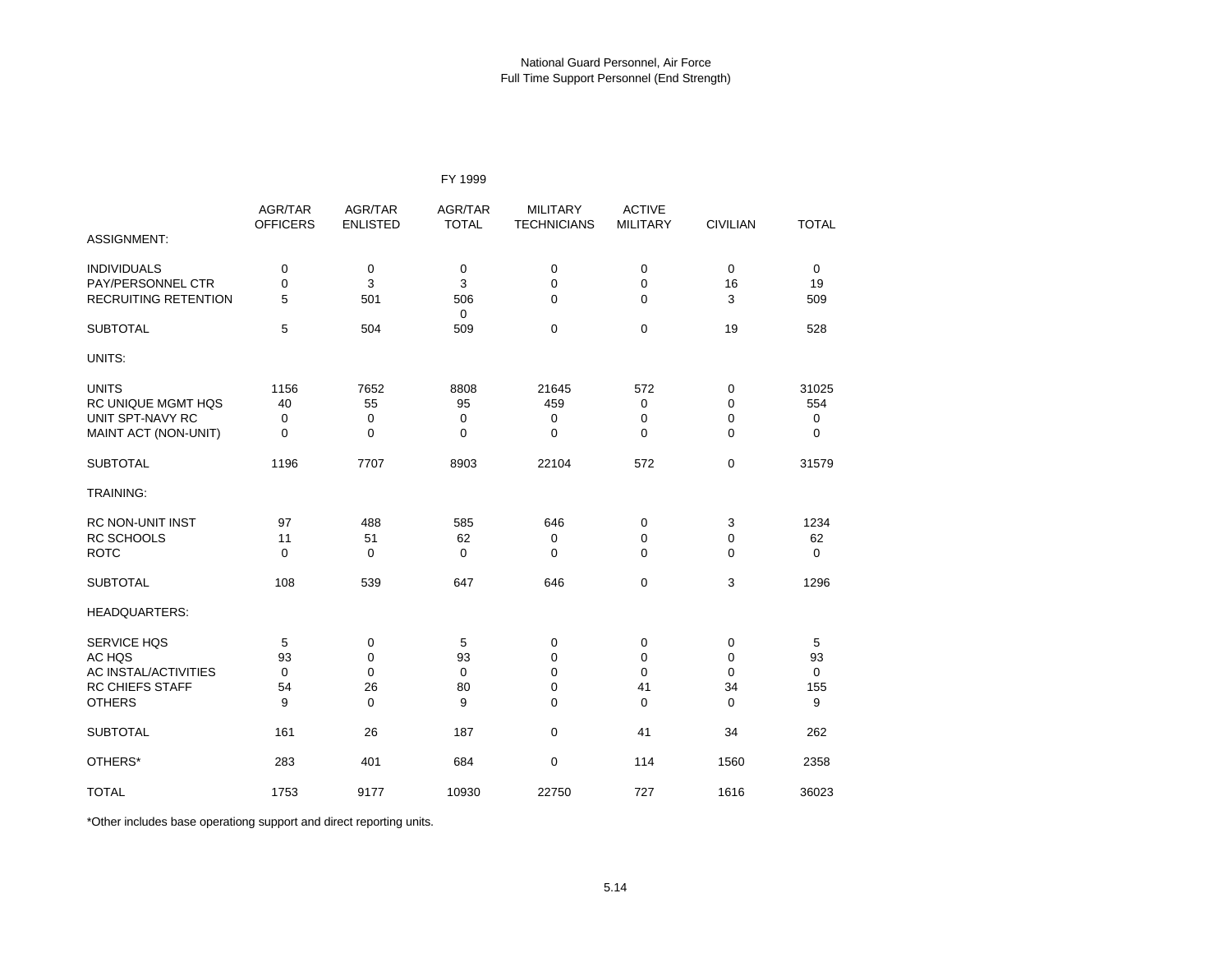National Guard Personnel, Air Force
Full Time Support Personnel (End Strength)

FY 1999

| ASSIGNMENT: | AGR/TAR OFFICERS | AGR/TAR ENLISTED | AGR/TAR TOTAL | MILITARY TECHNICIANS | ACTIVE MILITARY | CIVILIAN | TOTAL |
|---|---|---|---|---|---|---|---|
| INDIVIDUALS | 0 | 0 | 0 | 0 | 0 | 0 | 0 |
| PAY/PERSONNEL CTR | 0 | 3 | 3 | 0 | 0 | 16 | 19 |
| RECRUITING RETENTION | 5 | 501 | 506<br>0 | 0 | 0 | 3 | 509 |
| SUBTOTAL | 5 | 504 | 509 | 0 | 0 | 19 | 528 |
| UNITS: | | | | | | | |
| UNITS | 1156 | 7652 | 8808 | 21645 | 572 | 0 | 31025 |
| RC UNIQUE MGMT HQS | 40 | 55 | 95 | 459 | 0 | 0 | 554 |
| UNIT SPT-NAVY RC | 0 | 0 | 0 | 0 | 0 | 0 | 0 |
| MAINT ACT (NON-UNIT) | 0 | 0 | 0 | 0 | 0 | 0 | 0 |
| SUBTOTAL | 1196 | 7707 | 8903 | 22104 | 572 | 0 | 31579 |
| TRAINING: | | | | | | | |
| RC NON-UNIT INST | 97 | 488 | 585 | 646 | 0 | 3 | 1234 |
| RC SCHOOLS | 11 | 51 | 62 | 0 | 0 | 0 | 62 |
| ROTC | 0 | 0 | 0 | 0 | 0 | 0 | 0 |
| SUBTOTAL | 108 | 539 | 647 | 646 | 0 | 3 | 1296 |
| HEADQUARTERS: | | | | | | | |
| SERVICE HQS | 5 | 0 | 5 | 0 | 0 | 0 | 5 |
| AC HQS | 93 | 0 | 93 | 0 | 0 | 0 | 93 |
| AC INSTAL/ACTIVITIES | 0 | 0 | 0 | 0 | 0 | 0 | 0 |
| RC CHIEFS STAFF | 54 | 26 | 80 | 0 | 41 | 34 | 155 |
| OTHERS | 9 | 0 | 9 | 0 | 0 | 0 | 9 |
| SUBTOTAL | 161 | 26 | 187 | 0 | 41 | 34 | 262 |
| OTHERS* | 283 | 401 | 684 | 0 | 114 | 1560 | 2358 |
| TOTAL | 1753 | 9177 | 10930 | 22750 | 727 | 1616 | 36023 |

*Other includes base operationg support and direct reporting units.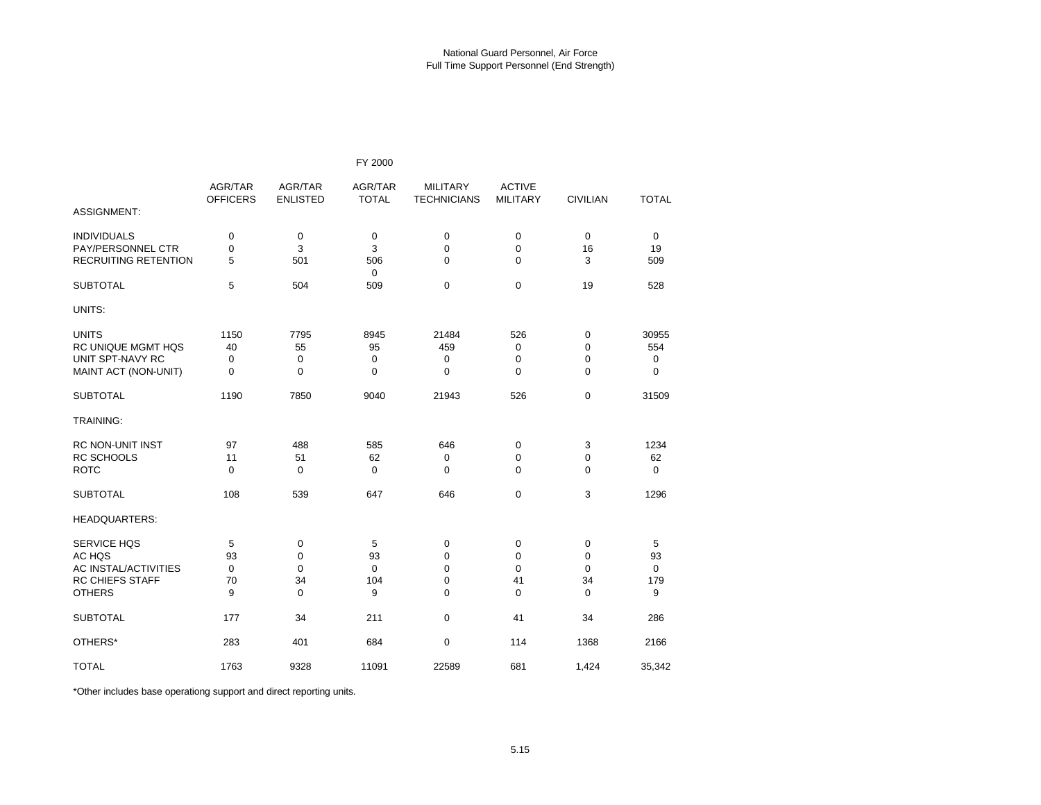National Guard Personnel, Air Force
Full Time Support Personnel (End Strength)

FY 2000

| ASSIGNMENT: | AGR/TAR OFFICERS | AGR/TAR ENLISTED | AGR/TAR TOTAL | MILITARY TECHNICIANS | ACTIVE MILITARY | CIVILIAN | TOTAL |
|---|---|---|---|---|---|---|---|
| INDIVIDUALS | 0 | 0 | 0 | 0 | 0 | 0 | 0 |
| PAY/PERSONNEL CTR | 0 | 3 | 3 | 0 | 0 | 16 | 19 |
| RECRUITING RETENTION | 5 | 501 | 506<br>0 | 0 | 0 | 3 | 509 |
| SUBTOTAL | 5 | 504 | 509 | 0 | 0 | 19 | 528 |
| UNITS: | | | | | | | |
| UNITS | 1150 | 7795 | 8945 | 21484 | 526 | 0 | 30955 |
| RC UNIQUE MGMT HQS | 40 | 55 | 95 | 459 | 0 | 0 | 554 |
| UNIT SPT-NAVY RC | 0 | 0 | 0 | 0 | 0 | 0 | 0 |
| MAINT ACT (NON-UNIT) | 0 | 0 | 0 | 0 | 0 | 0 | 0 |
| SUBTOTAL | 1190 | 7850 | 9040 | 21943 | 526 | 0 | 31509 |
| TRAINING: | | | | | | | |
| RC NON-UNIT INST | 97 | 488 | 585 | 646 | 0 | 3 | 1234 |
| RC SCHOOLS | 11 | 51 | 62 | 0 | 0 | 0 | 62 |
| ROTC | 0 | 0 | 0 | 0 | 0 | 0 | 0 |
| SUBTOTAL | 108 | 539 | 647 | 646 | 0 | 3 | 1296 |
| HEADQUARTERS: | | | | | | | |
| SERVICE HQS | 5 | 0 | 5 | 0 | 0 | 0 | 5 |
| AC HQS | 93 | 0 | 93 | 0 | 0 | 0 | 93 |
| AC INSTAL/ACTIVITIES | 0 | 0 | 0 | 0 | 0 | 0 | 0 |
| RC CHIEFS STAFF | 70 | 34 | 104 | 0 | 41 | 34 | 179 |
| OTHERS | 9 | 0 | 9 | 0 | 0 | 0 | 9 |
| SUBTOTAL | 177 | 34 | 211 | 0 | 41 | 34 | 286 |
| OTHERS* | 283 | 401 | 684 | 0 | 114 | 1368 | 2166 |
| TOTAL | 1763 | 9328 | 11091 | 22589 | 681 | 1,424 | 35,342 |

*Other includes base operationg support and direct reporting units.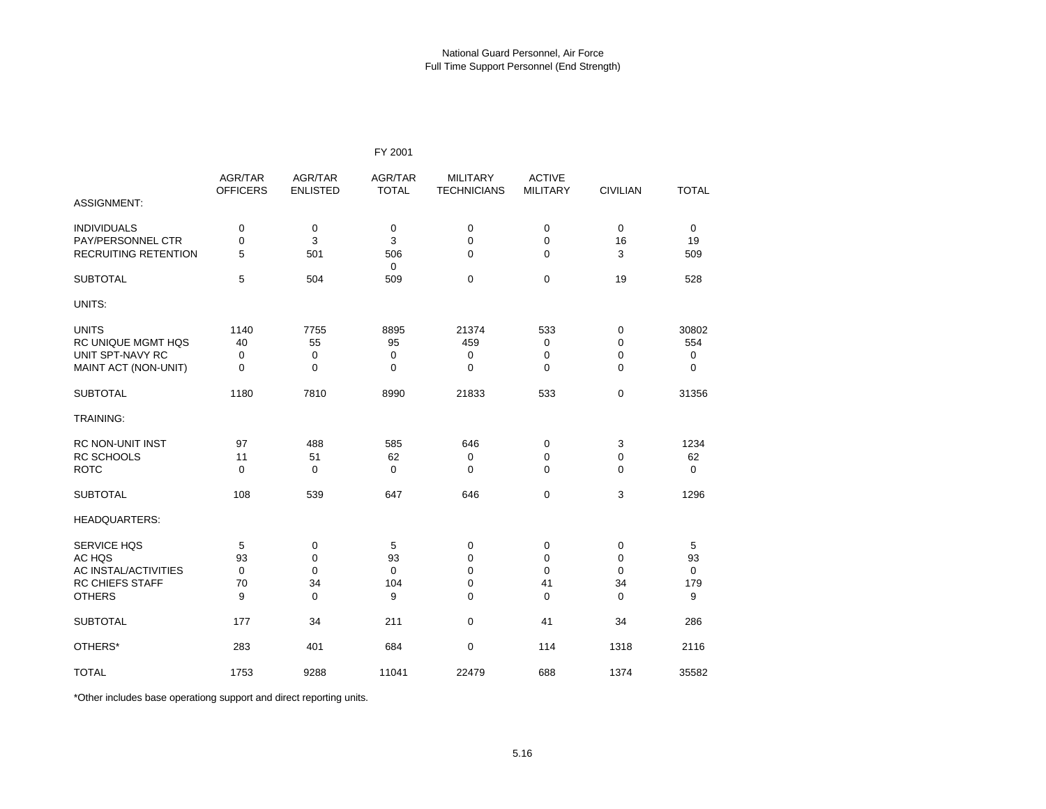National Guard Personnel, Air Force
Full Time Support Personnel (End Strength)

FY 2001

| ASSIGNMENT: | AGR/TAR OFFICERS | AGR/TAR ENLISTED | AGR/TAR TOTAL | MILITARY TECHNICIANS | ACTIVE MILITARY | CIVILIAN | TOTAL |
|---|---|---|---|---|---|---|---|
| INDIVIDUALS | 0 | 0 | 0 | 0 | 0 | 0 | 0 |
| PAY/PERSONNEL CTR | 0 | 3 | 3 | 0 | 0 | 16 | 19 |
| RECRUITING RETENTION | 5 | 501 | 506<br>0 | 0 | 0 | 3 | 509 |
| SUBTOTAL | 5 | 504 | 509 | 0 | 0 | 19 | 528 |
| UNITS: | | | | | | | |
| UNITS | 1140 | 7755 | 8895 | 21374 | 533 | 0 | 30802 |
| RC UNIQUE MGMT HQS | 40 | 55 | 95 | 459 | 0 | 0 | 554 |
| UNIT SPT-NAVY RC | 0 | 0 | 0 | 0 | 0 | 0 | 0 |
| MAINT ACT (NON-UNIT) | 0 | 0 | 0 | 0 | 0 | 0 | 0 |
| SUBTOTAL | 1180 | 7810 | 8990 | 21833 | 533 | 0 | 31356 |
| TRAINING: | | | | | | | |
| RC NON-UNIT INST | 97 | 488 | 585 | 646 | 0 | 3 | 1234 |
| RC SCHOOLS | 11 | 51 | 62 | 0 | 0 | 0 | 62 |
| ROTC | 0 | 0 | 0 | 0 | 0 | 0 | 0 |
| SUBTOTAL | 108 | 539 | 647 | 646 | 0 | 3 | 1296 |
| HEADQUARTERS: | | | | | | | |
| SERVICE HQS | 5 | 0 | 5 | 0 | 0 | 0 | 5 |
| AC HQS | 93 | 0 | 93 | 0 | 0 | 0 | 93 |
| AC INSTAL/ACTIVITIES | 0 | 0 | 0 | 0 | 0 | 0 | 0 |
| RC CHIEFS STAFF | 70 | 34 | 104 | 0 | 41 | 34 | 179 |
| OTHERS | 9 | 0 | 9 | 0 | 0 | 0 | 9 |
| SUBTOTAL | 177 | 34 | 211 | 0 | 41 | 34 | 286 |
| OTHERS* | 283 | 401 | 684 | 0 | 114 | 1318 | 2116 |
| TOTAL | 1753 | 9288 | 11041 | 22479 | 688 | 1374 | 35582 |

*Other includes base operationg support and direct reporting units.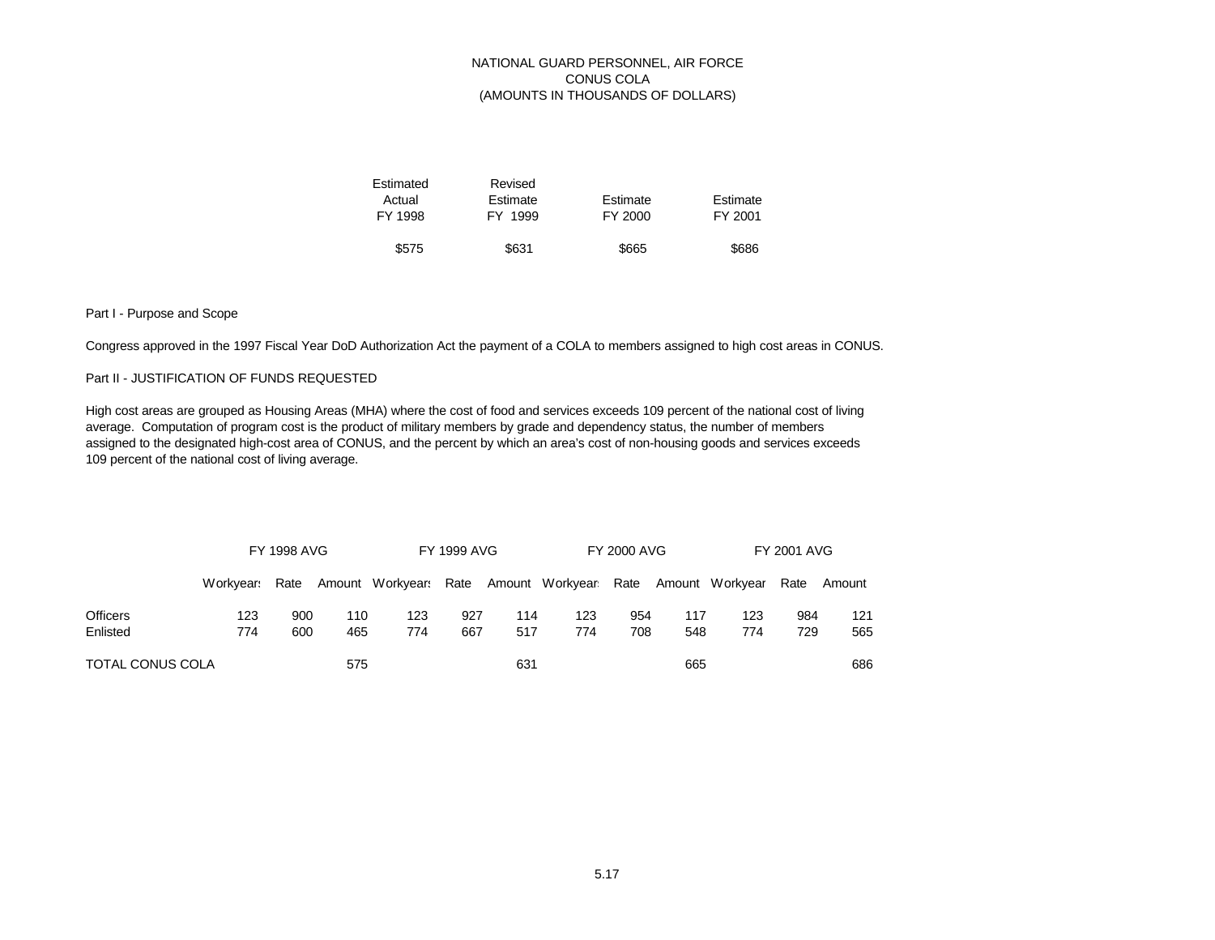# NATIONAL GUARD PERSONNEL, AIR FORCE
## CONUS COLA
### (AMOUNTS IN THOUSANDS OF DOLLARS)

| Estimated Actual FY 1998 | Revised Estimate FY 1999 | Estimate FY 2000 | Estimate FY 2001 |
|---|---|---|---|
| $575 | $631 | $665 | $686 |

Part I - Purpose and Scope

Congress approved in the 1997 Fiscal Year DoD Authorization Act the payment of a COLA to members assigned to high cost areas in CONUS.

Part II - JUSTIFICATION OF FUNDS REQUESTED

High cost areas are grouped as Housing Areas (MHA) where the cost of food and services exceeds 109 percent of the national cost of living average. Computation of program cost is the product of military members by grade and dependency status, the number of members assigned to the designated high-cost area of CONUS, and the percent by which an area's cost of non-housing goods and services exceeds 109 percent of the national cost of living average.

| | FY 1998 AVG | | | FY 1999 AVG | | | FY 2000 AVG | | | FY 2001 AVG | | |
|---|---|---|---|---|---|---|---|---|---|---|---|---|
| | Workyears | Rate | Amount | Workyears | Rate | Amount | Workyears | Rate | Amount | Workyear | Rate | Amount |
| Officers | 123 | 900 | 110 | 123 | 927 | 114 | 123 | 954 | 117 | 123 | 984 | 121 |
| Enlisted | 774 | 600 | 465 | 774 | 667 | 517 | 774 | 708 | 548 | 774 | 729 | 565 |
| TOTAL CONUS COLA | | | 575 | | | 631 | | | 665 | | | 686 |